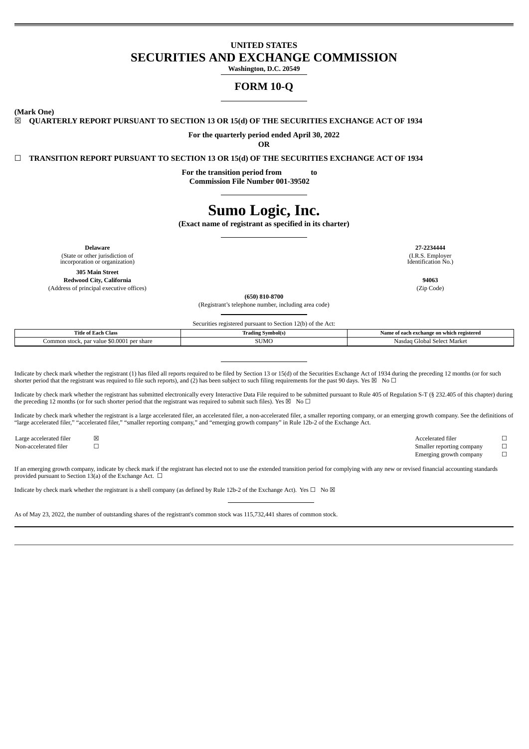**UNITED STATES**

# SECURITIES AND EXCHANGE COMMISSION

**Washington, D.C. 20549**

## FORM 10-Q

**(Mark One)**

☒ **QUARTERLY REPORT PURSUANT TO SECTION 13 OR 15(d) OF THE SECURITIES EXCHANGE ACT OF 1934**

**For the quarterly period ended April 30, 2022**

**OR**

☐ **TRANSITION REPORT PURSUANT TO SECTION 13 OR 15(d) OF THE SECURITIES EXCHANGE ACT OF 1934**

**For the transition period from to**

**Commission File Number 001-39502**

# Sumo Logic, Inc.

**(Exact name of registrant as specified in its charter)**

| | |
|---|---|
| **Delaware** | **27-2234444** |
| (State or other jurisdiction of incorporation or organization) | (I.R.S. Employer Identification No.) |
| **305 Main Street** **Redwood City, California** | **94063** |
| (Address of principal executive offices) | (Zip Code) |

**(650) 810-8700**

(Registrant's telephone number, including area code)

Securities registered pursuant to Section 12(b) of the Act:

| Title of Each Class | Trading Symbol(s) | Name of each exchange on which registered |
|---|---|---|
| Common stock, par value $0.0001 per share | SUMO | Nasdaq Global Select Market |

Indicate by check mark whether the registrant (1) has filed all reports required to be filed by Section 13 or 15(d) of the Securities Exchange Act of 1934 during the preceding 12 months (or for such shorter period that the registrant was required to file such reports), and (2) has been subject to such filing requirements for the past 90 days. Yes ☒ No ☐

Indicate by check mark whether the registrant has submitted electronically every Interactive Data File required to be submitted pursuant to Rule 405 of Regulation S-T (§ 232.405 of this chapter) during the preceding 12 months (or for such shorter period that the registrant was required to submit such files). Yes ☒ No ☐

Indicate by check mark whether the registrant is a large accelerated filer, an accelerated filer, a non-accelerated filer, a smaller reporting company, or an emerging growth company. See the definitions of "large accelerated filer," "accelerated filer," "smaller reporting company," and "emerging growth company" in Rule 12b-2 of the Exchange Act.

| | | | |
|---|---|---|---|
| Large accelerated filer | ☒ | Accelerated filer | ☐ |
| Non-accelerated filer | ☐ | Smaller reporting company | ☐ |
| | | Emerging growth company | ☐ |

If an emerging growth company, indicate by check mark if the registrant has elected not to use the extended transition period for complying with any new or revised financial accounting standards provided pursuant to Section 13(a) of the Exchange Act. ☐

Indicate by check mark whether the registrant is a shell company (as defined by Rule 12b-2 of the Exchange Act). Yes ☐ No ☒

As of May 23, 2022, the number of outstanding shares of the registrant's common stock was 115,732,441 shares of common stock.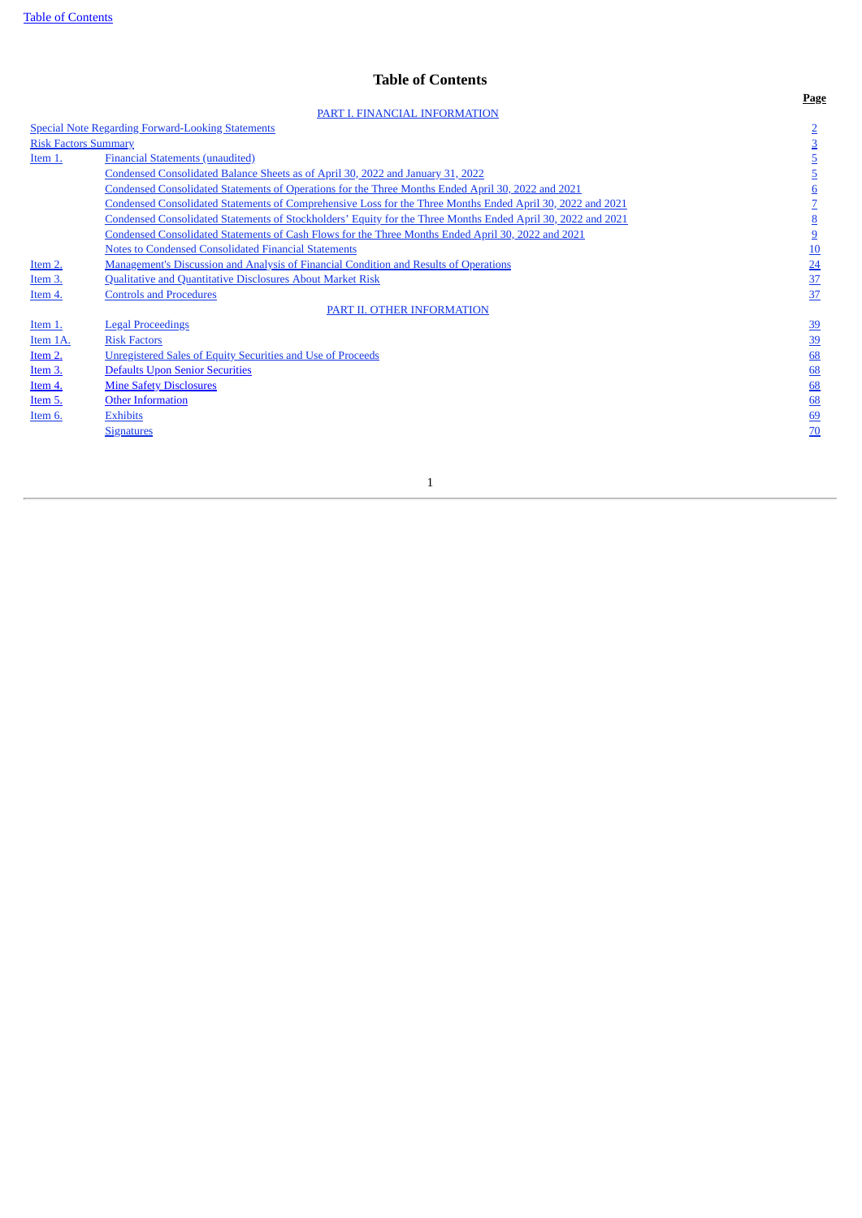# Table of Contents

| | | Page |
|---|---|---|
| | PART I. FINANCIAL INFORMATION | |
| Special Note Regarding Forward-Looking Statements | | 2 |
| Risk Factors Summary | | 3 |
| Item 1. | Financial Statements (unaudited) | 5 |
| | Condensed Consolidated Balance Sheets as of April 30, 2022 and January 31, 2022 | 5 |
| | Condensed Consolidated Statements of Operations for the Three Months Ended April 30, 2022 and 2021 | 6 |
| | Condensed Consolidated Statements of Comprehensive Loss for the Three Months Ended April 30, 2022 and 2021 | 7 |
| | Condensed Consolidated Statements of Stockholders' Equity for the Three Months Ended April 30, 2022 and 2021 | 8 |
| | Condensed Consolidated Statements of Cash Flows for the Three Months Ended April 30, 2022 and 2021 | 9 |
| | Notes to Condensed Consolidated Financial Statements | 10 |
| Item 2. | Management's Discussion and Analysis of Financial Condition and Results of Operations | 24 |
| Item 3. | Qualitative and Quantitative Disclosures About Market Risk | 37 |
| Item 4. | Controls and Procedures | 37 |
| | PART II. OTHER INFORMATION | |
| Item 1. | Legal Proceedings | 39 |
| Item 1A. | Risk Factors | 39 |
| Item 2. | Unregistered Sales of Equity Securities and Use of Proceeds | 68 |
| Item 3. | Defaults Upon Senior Securities | 68 |
| Item 4. | Mine Safety Disclosures | 68 |
| Item 5. | Other Information | 68 |
| Item 6. | Exhibits | 69 |
| | Signatures | 70 |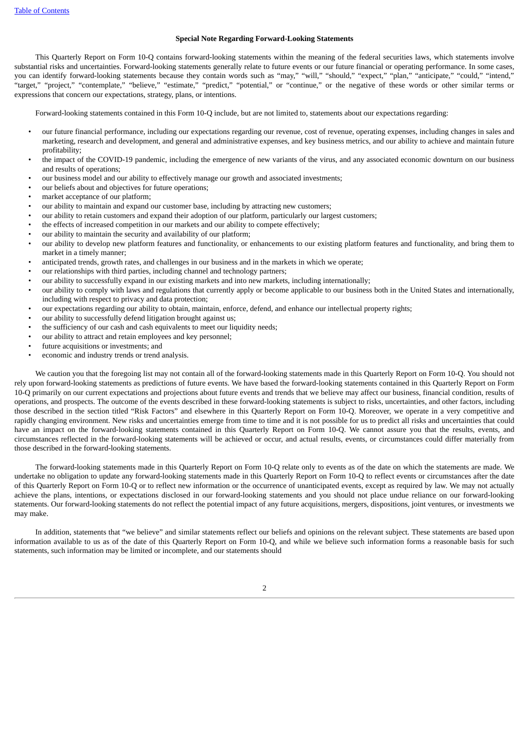### Special Note Regarding Forward-Looking Statements

This Quarterly Report on Form 10-Q contains forward-looking statements within the meaning of the federal securities laws, which statements involve substantial risks and uncertainties. Forward-looking statements generally relate to future events or our future financial or operating performance. In some cases, you can identify forward-looking statements because they contain words such as "may," "will," "should," "expect," "plan," "anticipate," "could," "intend," "target," "project," "contemplate," "believe," "estimate," "predict," "potential," or "continue," or the negative of these words or other similar terms or expressions that concern our expectations, strategy, plans, or intentions.

Forward-looking statements contained in this Form 10-Q include, but are not limited to, statements about our expectations regarding:

- our future financial performance, including our expectations regarding our revenue, cost of revenue, operating expenses, including changes in sales and marketing, research and development, and general and administrative expenses, and key business metrics, and our ability to achieve and maintain future profitability;
- the impact of the COVID-19 pandemic, including the emergence of new variants of the virus, and any associated economic downturn on our business and results of operations;
- our business model and our ability to effectively manage our growth and associated investments;
- our beliefs about and objectives for future operations;
- market acceptance of our platform;
- our ability to maintain and expand our customer base, including by attracting new customers;
- our ability to retain customers and expand their adoption of our platform, particularly our largest customers;
- the effects of increased competition in our markets and our ability to compete effectively;
- our ability to maintain the security and availability of our platform;
- our ability to develop new platform features and functionality, or enhancements to our existing platform features and functionality, and bring them to market in a timely manner;
- anticipated trends, growth rates, and challenges in our business and in the markets in which we operate;
- our relationships with third parties, including channel and technology partners;
- our ability to successfully expand in our existing markets and into new markets, including internationally;
- our ability to comply with laws and regulations that currently apply or become applicable to our business both in the United States and internationally, including with respect to privacy and data protection;
- our expectations regarding our ability to obtain, maintain, enforce, defend, and enhance our intellectual property rights;
- our ability to successfully defend litigation brought against us;
- the sufficiency of our cash and cash equivalents to meet our liquidity needs;
- our ability to attract and retain employees and key personnel;
- future acquisitions or investments; and
- economic and industry trends or trend analysis.

We caution you that the foregoing list may not contain all of the forward-looking statements made in this Quarterly Report on Form 10-Q. You should not rely upon forward-looking statements as predictions of future events. We have based the forward-looking statements contained in this Quarterly Report on Form 10-Q primarily on our current expectations and projections about future events and trends that we believe may affect our business, financial condition, results of operations, and prospects. The outcome of the events described in these forward-looking statements is subject to risks, uncertainties, and other factors, including those described in the section titled "Risk Factors" and elsewhere in this Quarterly Report on Form 10-Q. Moreover, we operate in a very competitive and rapidly changing environment. New risks and uncertainties emerge from time to time and it is not possible for us to predict all risks and uncertainties that could have an impact on the forward-looking statements contained in this Quarterly Report on Form 10-Q. We cannot assure you that the results, events, and circumstances reflected in the forward-looking statements will be achieved or occur, and actual results, events, or circumstances could differ materially from those described in the forward-looking statements.

The forward-looking statements made in this Quarterly Report on Form 10-Q relate only to events as of the date on which the statements are made. We undertake no obligation to update any forward-looking statements made in this Quarterly Report on Form 10-Q to reflect events or circumstances after the date of this Quarterly Report on Form 10-Q or to reflect new information or the occurrence of unanticipated events, except as required by law. We may not actually achieve the plans, intentions, or expectations disclosed in our forward-looking statements and you should not place undue reliance on our forward-looking statements. Our forward-looking statements do not reflect the potential impact of any future acquisitions, mergers, dispositions, joint ventures, or investments we may make.

In addition, statements that "we believe" and similar statements reflect our beliefs and opinions on the relevant subject. These statements are based upon information available to us as of the date of this Quarterly Report on Form 10-Q, and while we believe such information forms a reasonable basis for such statements, such information may be limited or incomplete, and our statements should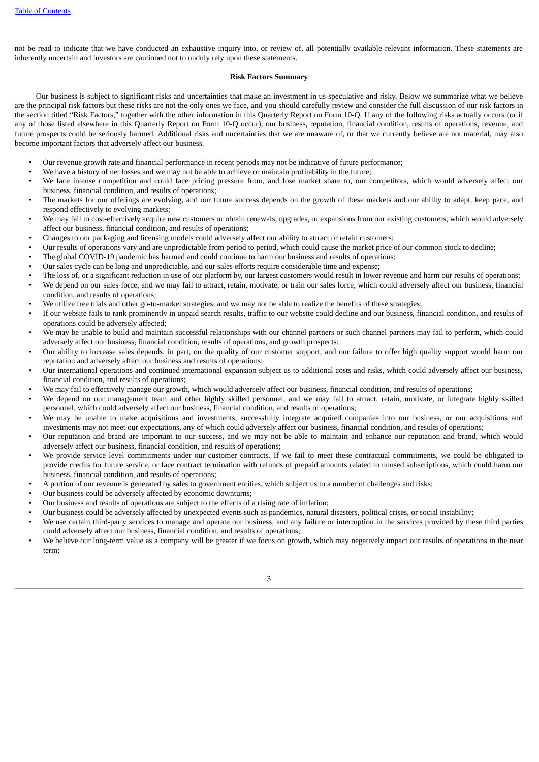not be read to indicate that we have conducted an exhaustive inquiry into, or review of, all potentially available relevant information. These statements are inherently uncertain and investors are cautioned not to unduly rely upon these statements.

**Risk Factors Summary**

Our business is subject to significant risks and uncertainties that make an investment in us speculative and risky. Below we summarize what we believe are the principal risk factors but these risks are not the only ones we face, and you should carefully review and consider the full discussion of our risk factors in the section titled "Risk Factors," together with the other information in this Quarterly Report on Form 10-Q. If any of the following risks actually occurs (or if any of those listed elsewhere in this Quarterly Report on Form 10-Q occur), our business, reputation, financial condition, results of operations, revenue, and future prospects could be seriously harmed. Additional risks and uncertainties that we are unaware of, or that we currently believe are not material, may also become important factors that adversely affect our business.

- Our revenue growth rate and financial performance in recent periods may not be indicative of future performance;
- We have a history of net losses and we may not be able to achieve or maintain profitability in the future;
- We face intense competition and could face pricing pressure from, and lose market share to, our competitors, which would adversely affect our business, financial condition, and results of operations;
- The markets for our offerings are evolving, and our future success depends on the growth of these markets and our ability to adapt, keep pace, and respond effectively to evolving markets;
- We may fail to cost-effectively acquire new customers or obtain renewals, upgrades, or expansions from our existing customers, which would adversely affect our business, financial condition, and results of operations;
- Changes to our packaging and licensing models could adversely affect our ability to attract or retain customers;
- Our results of operations vary and are unpredictable from period to period, which could cause the market price of our common stock to decline;
- The global COVID-19 pandemic has harmed and could continue to harm our business and results of operations;
- Our sales cycle can be long and unpredictable, and our sales efforts require considerable time and expense;
- The loss of, or a significant reduction in use of our platform by, our largest customers would result in lower revenue and harm our results of operations;
- We depend on our sales force, and we may fail to attract, retain, motivate, or train our sales force, which could adversely affect our business, financial condition, and results of operations;
- We utilize free trials and other go-to-market strategies, and we may not be able to realize the benefits of these strategies;
- If our website fails to rank prominently in unpaid search results, traffic to our website could decline and our business, financial condition, and results of operations could be adversely affected;
- We may be unable to build and maintain successful relationships with our channel partners or such channel partners may fail to perform, which could adversely affect our business, financial condition, results of operations, and growth prospects;
- Our ability to increase sales depends, in part, on the quality of our customer support, and our failure to offer high quality support would harm our reputation and adversely affect our business and results of operations;
- Our international operations and continued international expansion subject us to additional costs and risks, which could adversely affect our business, financial condition, and results of operations;
- We may fail to effectively manage our growth, which would adversely affect our business, financial condition, and results of operations;
- We depend on our management team and other highly skilled personnel, and we may fail to attract, retain, motivate, or integrate highly skilled personnel, which could adversely affect our business, financial condition, and results of operations;
- We may be unable to make acquisitions and investments, successfully integrate acquired companies into our business, or our acquisitions and investments may not meet our expectations, any of which could adversely affect our business, financial condition, and results of operations;
- Our reputation and brand are important to our success, and we may not be able to maintain and enhance our reputation and brand, which would adversely affect our business, financial condition, and results of operations;
- We provide service level commitments under our customer contracts. If we fail to meet these contractual commitments, we could be obligated to provide credits for future service, or face contract termination with refunds of prepaid amounts related to unused subscriptions, which could harm our business, financial condition, and results of operations;
- A portion of our revenue is generated by sales to government entities, which subject us to a number of challenges and risks;
- Our business could be adversely affected by economic downturns;
- Our business and results of operations are subject to the effects of a rising rate of inflation;
- Our business could be adversely affected by unexpected events such as pandemics, natural disasters, political crises, or social instability;
- We use certain third-party services to manage and operate our business, and any failure or interruption in the services provided by these third parties could adversely affect our business, financial condition, and results of operations;
- We believe our long-term value as a company will be greater if we focus on growth, which may negatively impact our results of operations in the near term;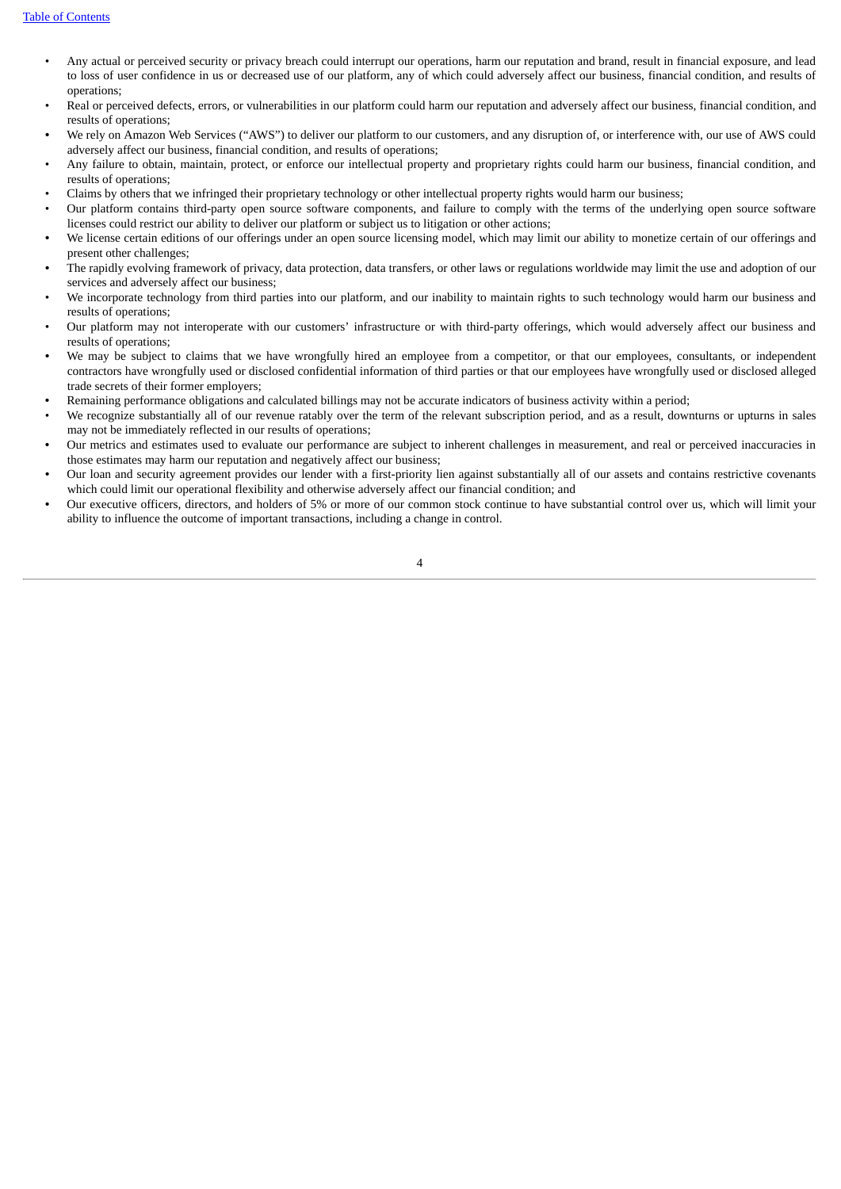- Any actual or perceived security or privacy breach could interrupt our operations, harm our reputation and brand, result in financial exposure, and lead to loss of user confidence in us or decreased use of our platform, any of which could adversely affect our business, financial condition, and results of operations;
- Real or perceived defects, errors, or vulnerabilities in our platform could harm our reputation and adversely affect our business, financial condition, and results of operations;
- We rely on Amazon Web Services ("AWS") to deliver our platform to our customers, and any disruption of, or interference with, our use of AWS could adversely affect our business, financial condition, and results of operations;
- Any failure to obtain, maintain, protect, or enforce our intellectual property and proprietary rights could harm our business, financial condition, and results of operations;
- Claims by others that we infringed their proprietary technology or other intellectual property rights would harm our business;
- Our platform contains third-party open source software components, and failure to comply with the terms of the underlying open source software licenses could restrict our ability to deliver our platform or subject us to litigation or other actions;
- We license certain editions of our offerings under an open source licensing model, which may limit our ability to monetize certain of our offerings and present other challenges;
- The rapidly evolving framework of privacy, data protection, data transfers, or other laws or regulations worldwide may limit the use and adoption of our services and adversely affect our business;
- We incorporate technology from third parties into our platform, and our inability to maintain rights to such technology would harm our business and results of operations;
- Our platform may not interoperate with our customers' infrastructure or with third-party offerings, which would adversely affect our business and results of operations;
- We may be subject to claims that we have wrongfully hired an employee from a competitor, or that our employees, consultants, or independent contractors have wrongfully used or disclosed confidential information of third parties or that our employees have wrongfully used or disclosed alleged trade secrets of their former employers;
- Remaining performance obligations and calculated billings may not be accurate indicators of business activity within a period;
- We recognize substantially all of our revenue ratably over the term of the relevant subscription period, and as a result, downturns or upturns in sales may not be immediately reflected in our results of operations;
- Our metrics and estimates used to evaluate our performance are subject to inherent challenges in measurement, and real or perceived inaccuracies in those estimates may harm our reputation and negatively affect our business;
- Our loan and security agreement provides our lender with a first-priority lien against substantially all of our assets and contains restrictive covenants which could limit our operational flexibility and otherwise adversely affect our financial condition; and
- Our executive officers, directors, and holders of 5% or more of our common stock continue to have substantial control over us, which will limit your ability to influence the outcome of important transactions, including a change in control.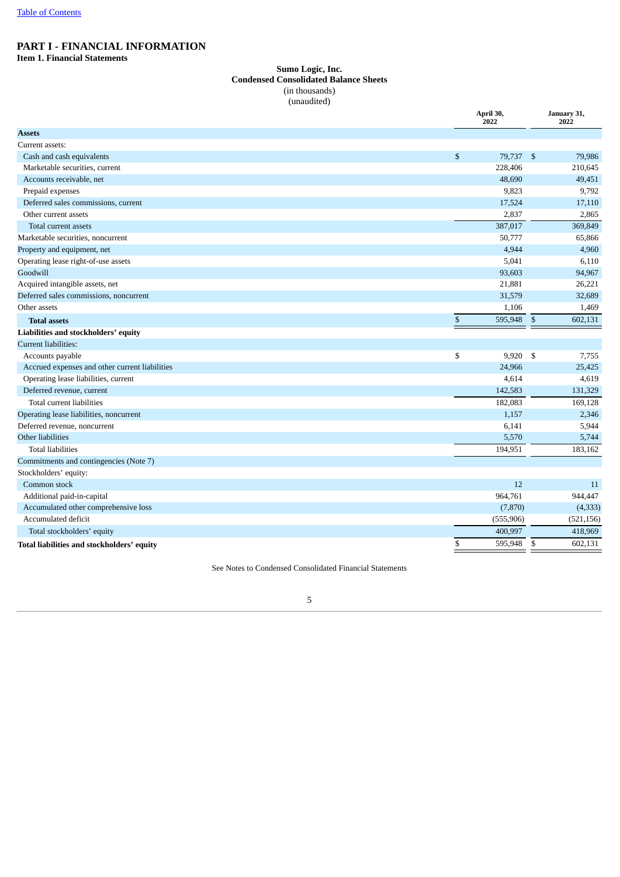# PART I - FINANCIAL INFORMATION

## Item 1. Financial Statements

**Sumo Logic, Inc.**
**Condensed Consolidated Balance Sheets**
(in thousands)
(unaudited)

| | April 30, 2022 | January 31, 2022 |
|---|---|---|
| **Assets** | | |
| Current assets: | | |
| Cash and cash equivalents | $ 79,737 | $ 79,986 |
| Marketable securities, current | 228,406 | 210,645 |
| Accounts receivable, net | 48,690 | 49,451 |
| Prepaid expenses | 9,823 | 9,792 |
| Deferred sales commissions, current | 17,524 | 17,110 |
| Other current assets | 2,837 | 2,865 |
| Total current assets | 387,017 | 369,849 |
| Marketable securities, noncurrent | 50,777 | 65,866 |
| Property and equipment, net | 4,944 | 4,960 |
| Operating lease right-of-use assets | 5,041 | 6,110 |
| Goodwill | 93,603 | 94,967 |
| Acquired intangible assets, net | 21,881 | 26,221 |
| Deferred sales commissions, noncurrent | 31,579 | 32,689 |
| Other assets | 1,106 | 1,469 |
| **Total assets** | $ 595,948 | $ 602,131 |
| **Liabilities and stockholders' equity** | | |
| Current liabilities: | | |
| Accounts payable | $ 9,920 | $ 7,755 |
| Accrued expenses and other current liabilities | 24,966 | 25,425 |
| Operating lease liabilities, current | 4,614 | 4,619 |
| Deferred revenue, current | 142,583 | 131,329 |
| Total current liabilities | 182,083 | 169,128 |
| Operating lease liabilities, noncurrent | 1,157 | 2,346 |
| Deferred revenue, noncurrent | 6,141 | 5,944 |
| Other liabilities | 5,570 | 5,744 |
| Total liabilities | 194,951 | 183,162 |
| Commitments and contingencies (Note 7) | | |
| Stockholders' equity: | | |
| Common stock | 12 | 11 |
| Additional paid-in-capital | 964,761 | 944,447 |
| Accumulated other comprehensive loss | (7,870) | (4,333) |
| Accumulated deficit | (555,906) | (521,156) |
| Total stockholders' equity | 400,997 | 418,969 |
| **Total liabilities and stockholders' equity** | $ 595,948 | $ 602,131 |

See Notes to Condensed Consolidated Financial Statements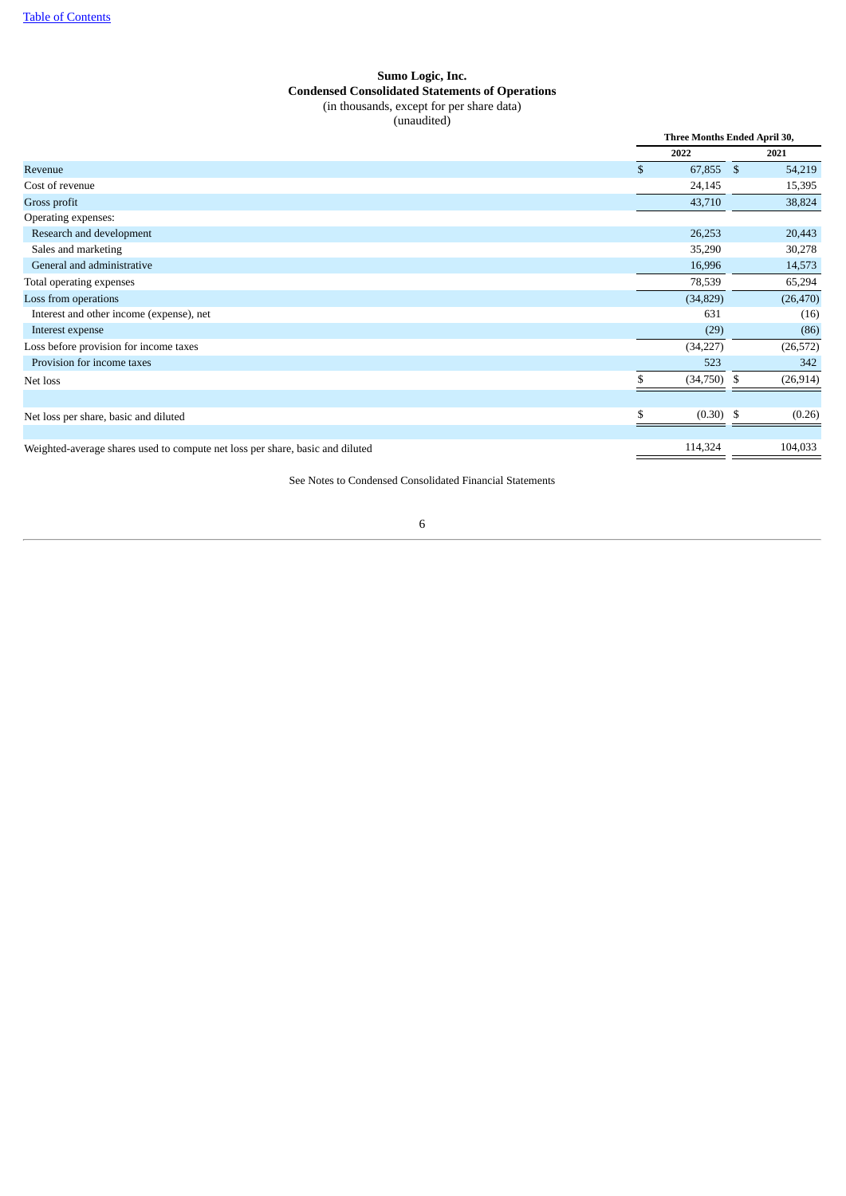# Sumo Logic, Inc.
## Condensed Consolidated Statements of Operations
(in thousands, except for per share data)
(unaudited)

| | Three Months Ended April 30, | |
|---|---|---|
| | 2022 | 2021 |
| Revenue | $ 67,855 | $ 54,219 |
| Cost of revenue | 24,145 | 15,395 |
| Gross profit | 43,710 | 38,824 |
| Operating expenses: | | |
| Research and development | 26,253 | 20,443 |
| Sales and marketing | 35,290 | 30,278 |
| General and administrative | 16,996 | 14,573 |
| Total operating expenses | 78,539 | 65,294 |
| Loss from operations | (34,829) | (26,470) |
| Interest and other income (expense), net | 631 | (16) |
| Interest expense | (29) | (86) |
| Loss before provision for income taxes | (34,227) | (26,572) |
| Provision for income taxes | 523 | 342 |
| Net loss | $ (34,750) | $ (26,914) |
| | | |
| Net loss per share, basic and diluted | $ (0.30) | $ (0.26) |
| | | |
| Weighted-average shares used to compute net loss per share, basic and diluted | 114,324 | 104,033 |

See Notes to Condensed Consolidated Financial Statements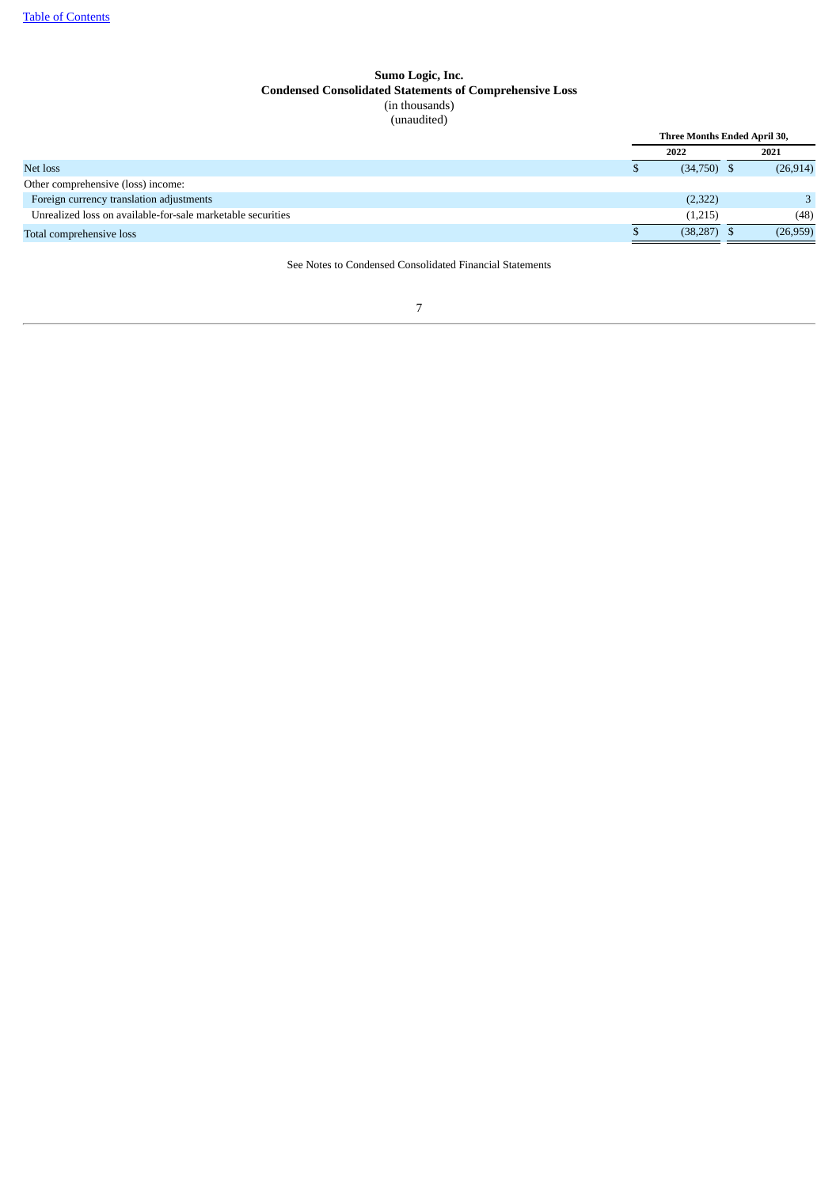Table of Contents

**Sumo Logic, Inc.**
**Condensed Consolidated Statements of Comprehensive Loss**
(in thousands)
(unaudited)

| | Three Months Ended April 30, | |
|---|---|---|
| | 2022 | 2021 |
| Net loss | $ (34,750) | $ (26,914) |
| Other comprehensive (loss) income: | | |
| Foreign currency translation adjustments | (2,322) | 3 |
| Unrealized loss on available-for-sale marketable securities | (1,215) | (48) |
| Total comprehensive loss | $ (38,287) | $ (26,959) |

See Notes to Condensed Consolidated Financial Statements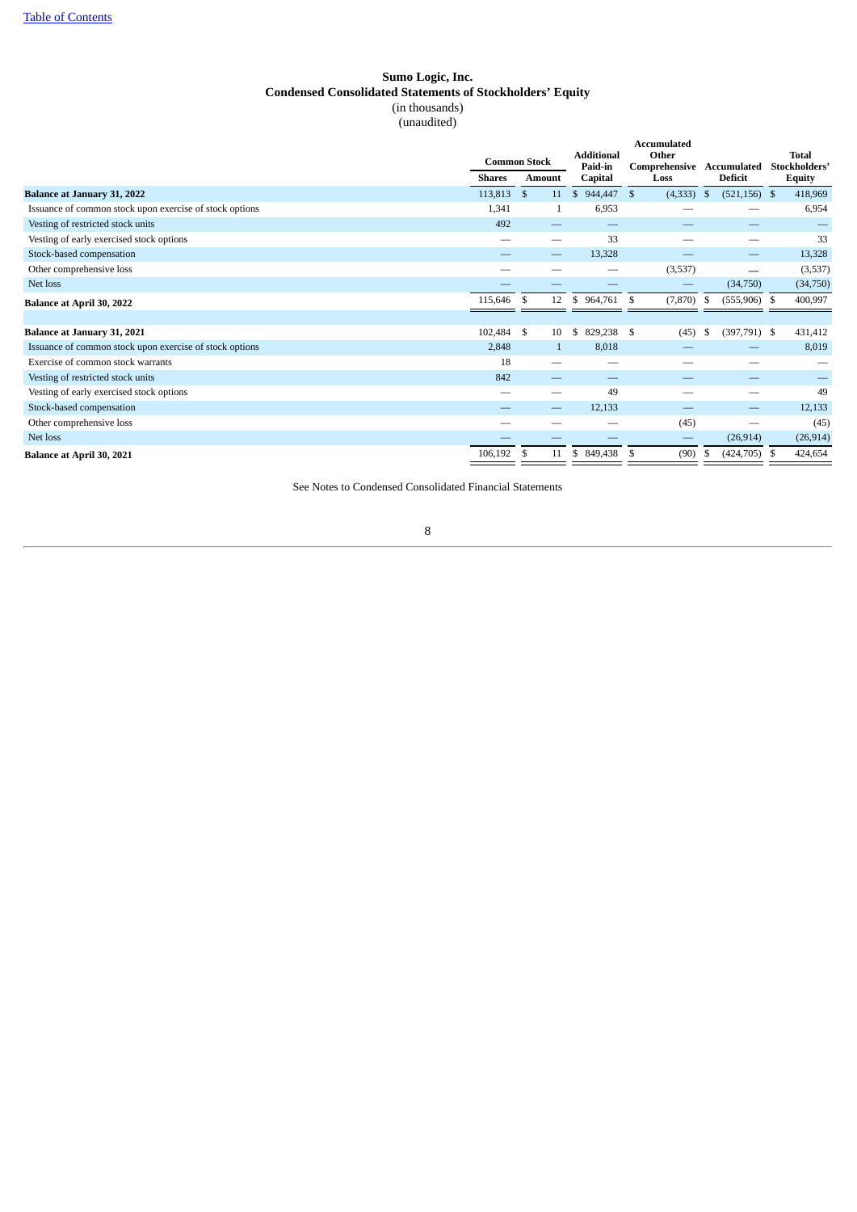# Sumo Logic, Inc.
## Condensed Consolidated Statements of Stockholders' Equity
(in thousands)
(unaudited)

| | Common Stock | | Additional Paid-in Capital | Accumulated Other Comprehensive Loss | Accumulated Deficit | Total Stockholders' Equity |
|---|---|---|---|---|---|---|
| | Shares | Amount | | | | |
| **Balance at January 31, 2022** | 113,813 | $ 11 | $ 944,447 | $ (4,333) | $ (521,156) | $ 418,969 |
| Issuance of common stock upon exercise of stock options | 1,341 | 1 | 6,953 | — | — | 6,954 |
| Vesting of restricted stock units | 492 | — | — | — | — | — |
| Vesting of early exercised stock options | — | — | 33 | — | — | 33 |
| Stock-based compensation | — | — | 13,328 | — | — | 13,328 |
| Other comprehensive loss | — | — | — | (3,537) | — | (3,537) |
| Net loss | — | — | — | — | (34,750) | (34,750) |
| **Balance at April 30, 2022** | 115,646 | $ 12 | $ 964,761 | $ (7,870) | $ (555,906) | $ 400,997 |
| | | | | | | |
| **Balance at January 31, 2021** | 102,484 | $ 10 | $ 829,238 | $ (45) | $ (397,791) | $ 431,412 |
| Issuance of common stock upon exercise of stock options | 2,848 | 1 | 8,018 | — | — | 8,019 |
| Exercise of common stock warrants | 18 | — | — | — | — | — |
| Vesting of restricted stock units | 842 | — | — | — | — | — |
| Vesting of early exercised stock options | — | — | 49 | — | — | 49 |
| Stock-based compensation | — | — | 12,133 | — | — | 12,133 |
| Other comprehensive loss | — | — | — | (45) | — | (45) |
| Net loss | — | — | — | — | (26,914) | (26,914) |
| **Balance at April 30, 2021** | 106,192 | $ 11 | $ 849,438 | $ (90) | $ (424,705) | $ 424,654 |

See Notes to Condensed Consolidated Financial Statements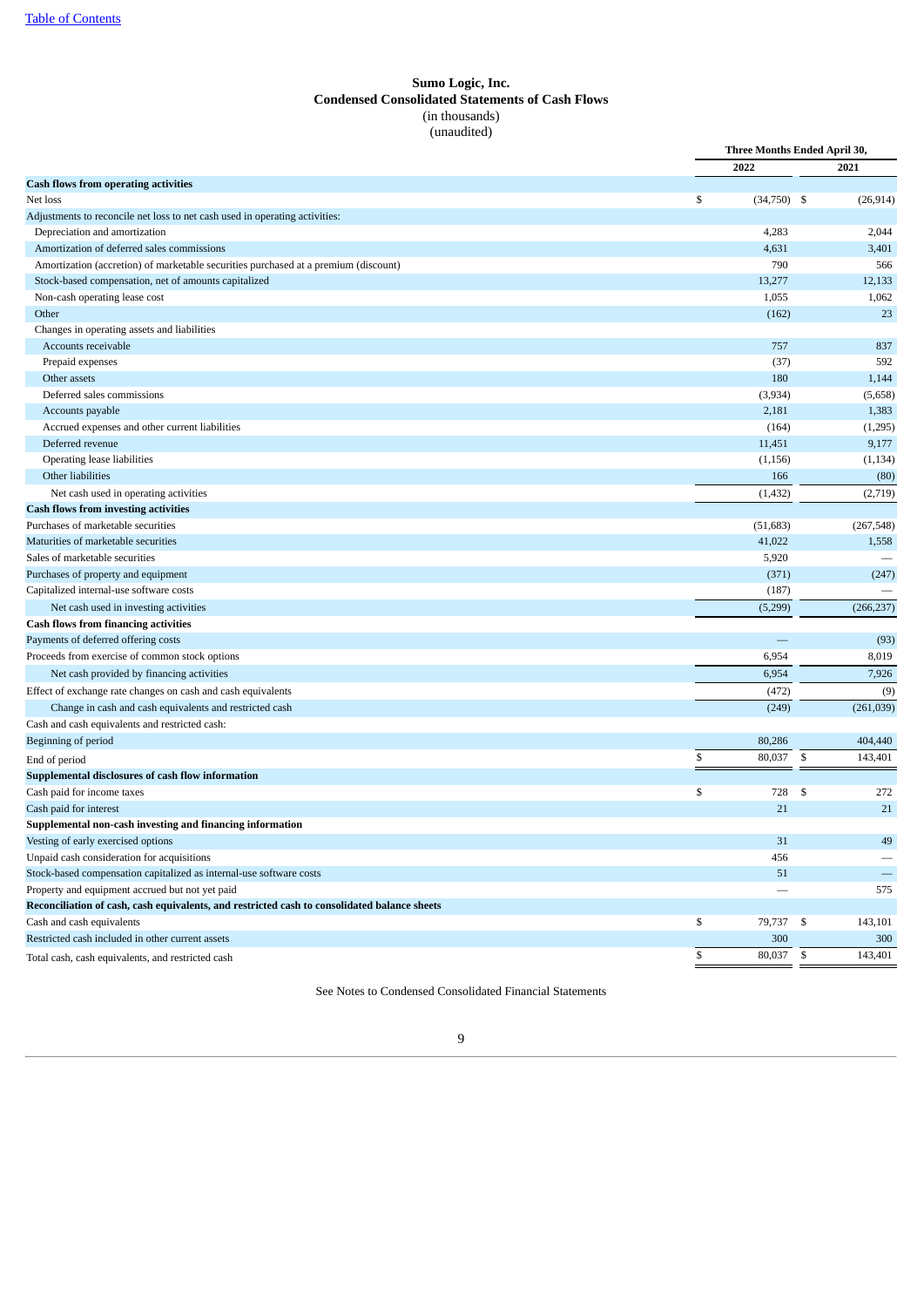[Table of Contents](#)

**Sumo Logic, Inc.**
**Condensed Consolidated Statements of Cash Flows**
(in thousands)
(unaudited)

| | Three Months Ended April 30, | |
|---|---|---|
| | 2022 | 2021 |
| **Cash flows from operating activities** | | |
| Net loss | $ (34,750) | $ (26,914) |
| Adjustments to reconcile net loss to net cash used in operating activities: | | |
| Depreciation and amortization | 4,283 | 2,044 |
| Amortization of deferred sales commissions | 4,631 | 3,401 |
| Amortization (accretion) of marketable securities purchased at a premium (discount) | 790 | 566 |
| Stock-based compensation, net of amounts capitalized | 13,277 | 12,133 |
| Non-cash operating lease cost | 1,055 | 1,062 |
| Other | (162) | 23 |
| Changes in operating assets and liabilities | | |
| Accounts receivable | 757 | 837 |
| Prepaid expenses | (37) | 592 |
| Other assets | 180 | 1,144 |
| Deferred sales commissions | (3,934) | (5,658) |
| Accounts payable | 2,181 | 1,383 |
| Accrued expenses and other current liabilities | (164) | (1,295) |
| Deferred revenue | 11,451 | 9,177 |
| Operating lease liabilities | (1,156) | (1,134) |
| Other liabilities | 166 | (80) |
| Net cash used in operating activities | (1,432) | (2,719) |
| **Cash flows from investing activities** | | |
| Purchases of marketable securities | (51,683) | (267,548) |
| Maturities of marketable securities | 41,022 | 1,558 |
| Sales of marketable securities | 5,920 | — |
| Purchases of property and equipment | (371) | (247) |
| Capitalized internal-use software costs | (187) | — |
| Net cash used in investing activities | (5,299) | (266,237) |
| **Cash flows from financing activities** | | |
| Payments of deferred offering costs | — | (93) |
| Proceeds from exercise of common stock options | 6,954 | 8,019 |
| Net cash provided by financing activities | 6,954 | 7,926 |
| Effect of exchange rate changes on cash and cash equivalents | (472) | (9) |
| Change in cash and cash equivalents and restricted cash | (249) | (261,039) |
| Cash and cash equivalents and restricted cash: | | |
| Beginning of period | 80,286 | 404,440 |
| End of period | $ 80,037 | $ 143,401 |
| **Supplemental disclosures of cash flow information** | | |
| Cash paid for income taxes | $ 728 | $ 272 |
| Cash paid for interest | 21 | 21 |
| **Supplemental non-cash investing and financing information** | | |
| Vesting of early exercised options | 31 | 49 |
| Unpaid cash consideration for acquisitions | 456 | — |
| Stock-based compensation capitalized as internal-use software costs | 51 | — |
| Property and equipment accrued but not yet paid | — | 575 |
| **Reconciliation of cash, cash equivalents, and restricted cash to consolidated balance sheets** | | |
| Cash and cash equivalents | $ 79,737 | $ 143,101 |
| Restricted cash included in other current assets | 300 | 300 |
| Total cash, cash equivalents, and restricted cash | $ 80,037 | $ 143,401 |

See Notes to Condensed Consolidated Financial Statements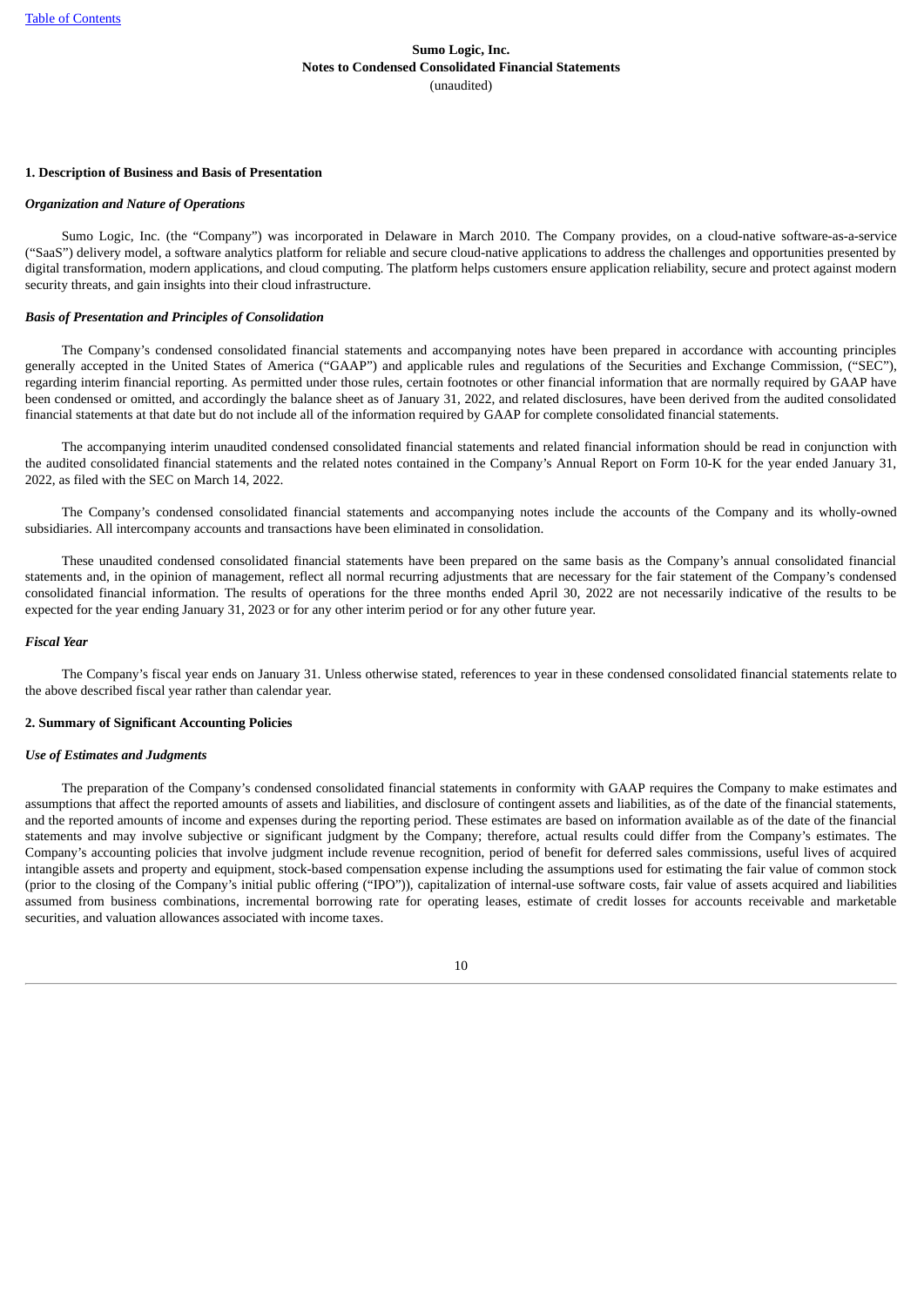**Sumo Logic, Inc.**
**Notes to Condensed Consolidated Financial Statements**
(unaudited)

## 1. Description of Business and Basis of Presentation

### *Organization and Nature of Operations*

Sumo Logic, Inc. (the "Company") was incorporated in Delaware in March 2010. The Company provides, on a cloud-native software-as-a-service ("SaaS") delivery model, a software analytics platform for reliable and secure cloud-native applications to address the challenges and opportunities presented by digital transformation, modern applications, and cloud computing. The platform helps customers ensure application reliability, secure and protect against modern security threats, and gain insights into their cloud infrastructure.

### *Basis of Presentation and Principles of Consolidation*

The Company's condensed consolidated financial statements and accompanying notes have been prepared in accordance with accounting principles generally accepted in the United States of America ("GAAP") and applicable rules and regulations of the Securities and Exchange Commission, ("SEC"), regarding interim financial reporting. As permitted under those rules, certain footnotes or other financial information that are normally required by GAAP have been condensed or omitted, and accordingly the balance sheet as of January 31, 2022, and related disclosures, have been derived from the audited consolidated financial statements at that date but do not include all of the information required by GAAP for complete consolidated financial statements.

The accompanying interim unaudited condensed consolidated financial statements and related financial information should be read in conjunction with the audited consolidated financial statements and the related notes contained in the Company's Annual Report on Form 10-K for the year ended January 31, 2022, as filed with the SEC on March 14, 2022.

The Company's condensed consolidated financial statements and accompanying notes include the accounts of the Company and its wholly-owned subsidiaries. All intercompany accounts and transactions have been eliminated in consolidation.

These unaudited condensed consolidated financial statements have been prepared on the same basis as the Company's annual consolidated financial statements and, in the opinion of management, reflect all normal recurring adjustments that are necessary for the fair statement of the Company's condensed consolidated financial information. The results of operations for the three months ended April 30, 2022 are not necessarily indicative of the results to be expected for the year ending January 31, 2023 or for any other interim period or for any other future year.

### *Fiscal Year*

The Company's fiscal year ends on January 31. Unless otherwise stated, references to year in these condensed consolidated financial statements relate to the above described fiscal year rather than calendar year.

## 2. Summary of Significant Accounting Policies

### *Use of Estimates and Judgments*

The preparation of the Company's condensed consolidated financial statements in conformity with GAAP requires the Company to make estimates and assumptions that affect the reported amounts of assets and liabilities, and disclosure of contingent assets and liabilities, as of the date of the financial statements, and the reported amounts of income and expenses during the reporting period. These estimates are based on information available as of the date of the financial statements and may involve subjective or significant judgment by the Company; therefore, actual results could differ from the Company's estimates. The Company's accounting policies that involve judgment include revenue recognition, period of benefit for deferred sales commissions, useful lives of acquired intangible assets and property and equipment, stock-based compensation expense including the assumptions used for estimating the fair value of common stock (prior to the closing of the Company's initial public offering ("IPO")), capitalization of internal-use software costs, fair value of assets acquired and liabilities assumed from business combinations, incremental borrowing rate for operating leases, estimate of credit losses for accounts receivable and marketable securities, and valuation allowances associated with income taxes.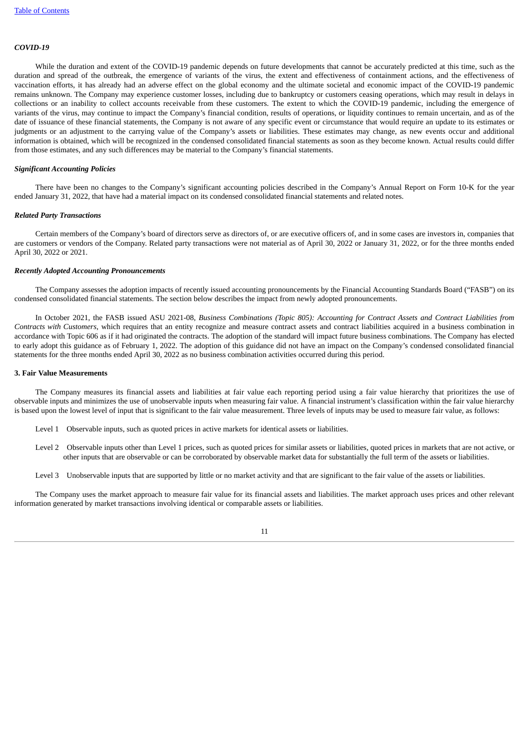### *COVID-19*

While the duration and extent of the COVID-19 pandemic depends on future developments that cannot be accurately predicted at this time, such as the duration and spread of the outbreak, the emergence of variants of the virus, the extent and effectiveness of containment actions, and the effectiveness of vaccination efforts, it has already had an adverse effect on the global economy and the ultimate societal and economic impact of the COVID-19 pandemic remains unknown. The Company may experience customer losses, including due to bankruptcy or customers ceasing operations, which may result in delays in collections or an inability to collect accounts receivable from these customers. The extent to which the COVID-19 pandemic, including the emergence of variants of the virus, may continue to impact the Company's financial condition, results of operations, or liquidity continues to remain uncertain, and as of the date of issuance of these financial statements, the Company is not aware of any specific event or circumstance that would require an update to its estimates or judgments or an adjustment to the carrying value of the Company's assets or liabilities. These estimates may change, as new events occur and additional information is obtained, which will be recognized in the condensed consolidated financial statements as soon as they become known. Actual results could differ from those estimates, and any such differences may be material to the Company's financial statements.

### *Significant Accounting Policies*

There have been no changes to the Company's significant accounting policies described in the Company's Annual Report on Form 10-K for the year ended January 31, 2022, that have had a material impact on its condensed consolidated financial statements and related notes.

### *Related Party Transactions*

Certain members of the Company's board of directors serve as directors of, or are executive officers of, and in some cases are investors in, companies that are customers or vendors of the Company. Related party transactions were not material as of April 30, 2022 or January 31, 2022, or for the three months ended April 30, 2022 or 2021.

### *Recently Adopted Accounting Pronouncements*

The Company assesses the adoption impacts of recently issued accounting pronouncements by the Financial Accounting Standards Board ("FASB") on its condensed consolidated financial statements. The section below describes the impact from newly adopted pronouncements.

In October 2021, the FASB issued ASU 2021-08, *Business Combinations (Topic 805): Accounting for Contract Assets and Contract Liabilities from Contracts with Customers*, which requires that an entity recognize and measure contract assets and contract liabilities acquired in a business combination in accordance with Topic 606 as if it had originated the contracts. The adoption of the standard will impact future business combinations. The Company has elected to early adopt this guidance as of February 1, 2022. The adoption of this guidance did not have an impact on the Company's condensed consolidated financial statements for the three months ended April 30, 2022 as no business combination activities occurred during this period.

## 3. Fair Value Measurements

The Company measures its financial assets and liabilities at fair value each reporting period using a fair value hierarchy that prioritizes the use of observable inputs and minimizes the use of unobservable inputs when measuring fair value. A financial instrument's classification within the fair value hierarchy is based upon the lowest level of input that is significant to the fair value measurement. Three levels of inputs may be used to measure fair value, as follows:

- Level 1 Observable inputs, such as quoted prices in active markets for identical assets or liabilities.
- Level 2 Observable inputs other than Level 1 prices, such as quoted prices for similar assets or liabilities, quoted prices in markets that are not active, or other inputs that are observable or can be corroborated by observable market data for substantially the full term of the assets or liabilities.
- Level 3 Unobservable inputs that are supported by little or no market activity and that are significant to the fair value of the assets or liabilities.

The Company uses the market approach to measure fair value for its financial assets and liabilities. The market approach uses prices and other relevant information generated by market transactions involving identical or comparable assets or liabilities.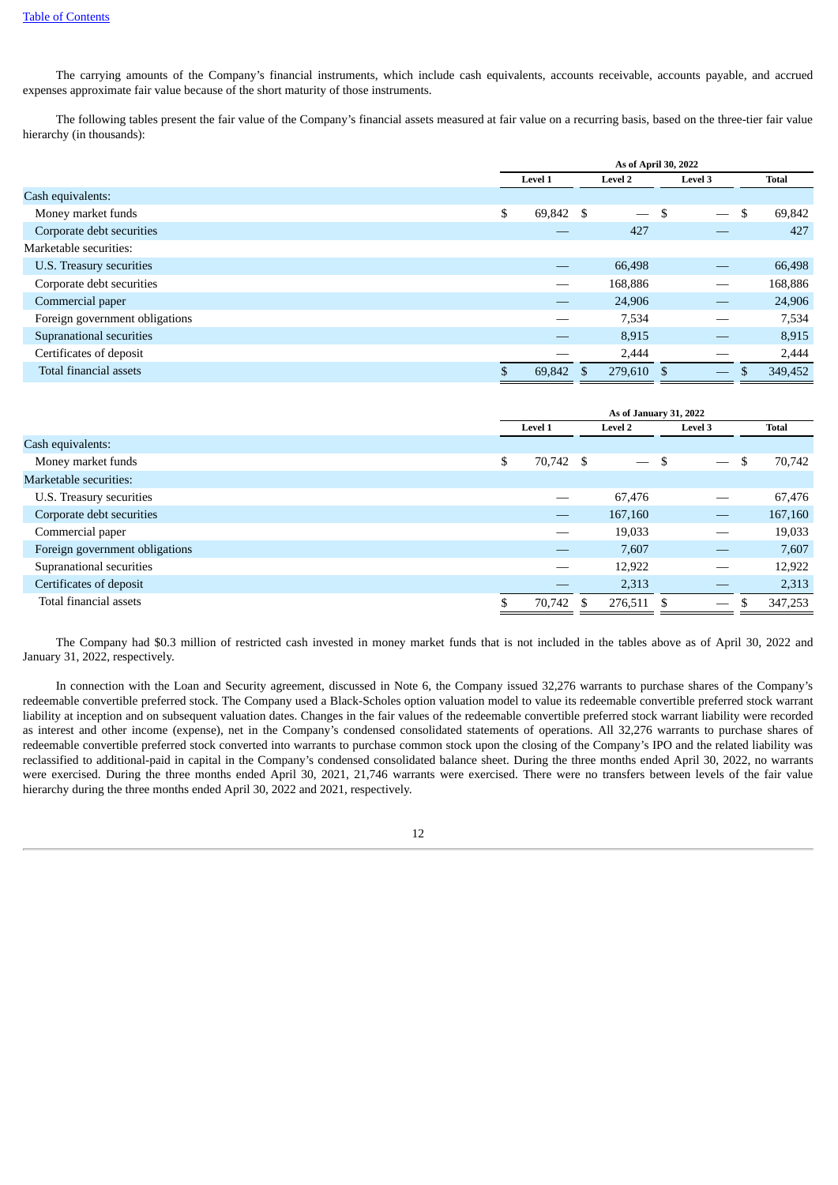The carrying amounts of the Company's financial instruments, which include cash equivalents, accounts receivable, accounts payable, and accrued expenses approximate fair value because of the short maturity of those instruments.

The following tables present the fair value of the Company's financial assets measured at fair value on a recurring basis, based on the three-tier fair value hierarchy (in thousands):

| | As of April 30, 2022 | | | |
|---|---|---|---|---|
| | Level 1 | Level 2 | Level 3 | Total |
| Cash equivalents: | | | | |
| Money market funds | $ 69,842 | $ — | $ — | $ 69,842 |
| Corporate debt securities | — | 427 | — | 427 |
| Marketable securities: | | | | |
| U.S. Treasury securities | — | 66,498 | — | 66,498 |
| Corporate debt securities | — | 168,886 | — | 168,886 |
| Commercial paper | — | 24,906 | — | 24,906 |
| Foreign government obligations | — | 7,534 | — | 7,534 |
| Supranational securities | — | 8,915 | — | 8,915 |
| Certificates of deposit | — | 2,444 | — | 2,444 |
| Total financial assets | $ 69,842 | $ 279,610 | $ — | $ 349,452 |

| | As of January 31, 2022 | | | |
|---|---|---|---|---|
| | Level 1 | Level 2 | Level 3 | Total |
| Cash equivalents: | | | | |
| Money market funds | $ 70,742 | $ — | $ — | $ 70,742 |
| Marketable securities: | | | | |
| U.S. Treasury securities | — | 67,476 | — | 67,476 |
| Corporate debt securities | — | 167,160 | — | 167,160 |
| Commercial paper | — | 19,033 | — | 19,033 |
| Foreign government obligations | — | 7,607 | — | 7,607 |
| Supranational securities | — | 12,922 | — | 12,922 |
| Certificates of deposit | — | 2,313 | — | 2,313 |
| Total financial assets | $ 70,742 | $ 276,511 | $ — | $ 347,253 |

The Company had $0.3 million of restricted cash invested in money market funds that is not included in the tables above as of April 30, 2022 and January 31, 2022, respectively.

In connection with the Loan and Security agreement, discussed in Note 6, the Company issued 32,276 warrants to purchase shares of the Company's redeemable convertible preferred stock. The Company used a Black-Scholes option valuation model to value its redeemable convertible preferred stock warrant liability at inception and on subsequent valuation dates. Changes in the fair values of the redeemable convertible preferred stock warrant liability were recorded as interest and other income (expense), net in the Company's condensed consolidated statements of operations. All 32,276 warrants to purchase shares of redeemable convertible preferred stock converted into warrants to purchase common stock upon the closing of the Company's IPO and the related liability was reclassified to additional-paid in capital in the Company's condensed consolidated balance sheet. During the three months ended April 30, 2022, no warrants were exercised. During the three months ended April 30, 2021, 21,746 warrants were exercised. There were no transfers between levels of the fair value hierarchy during the three months ended April 30, 2022 and 2021, respectively.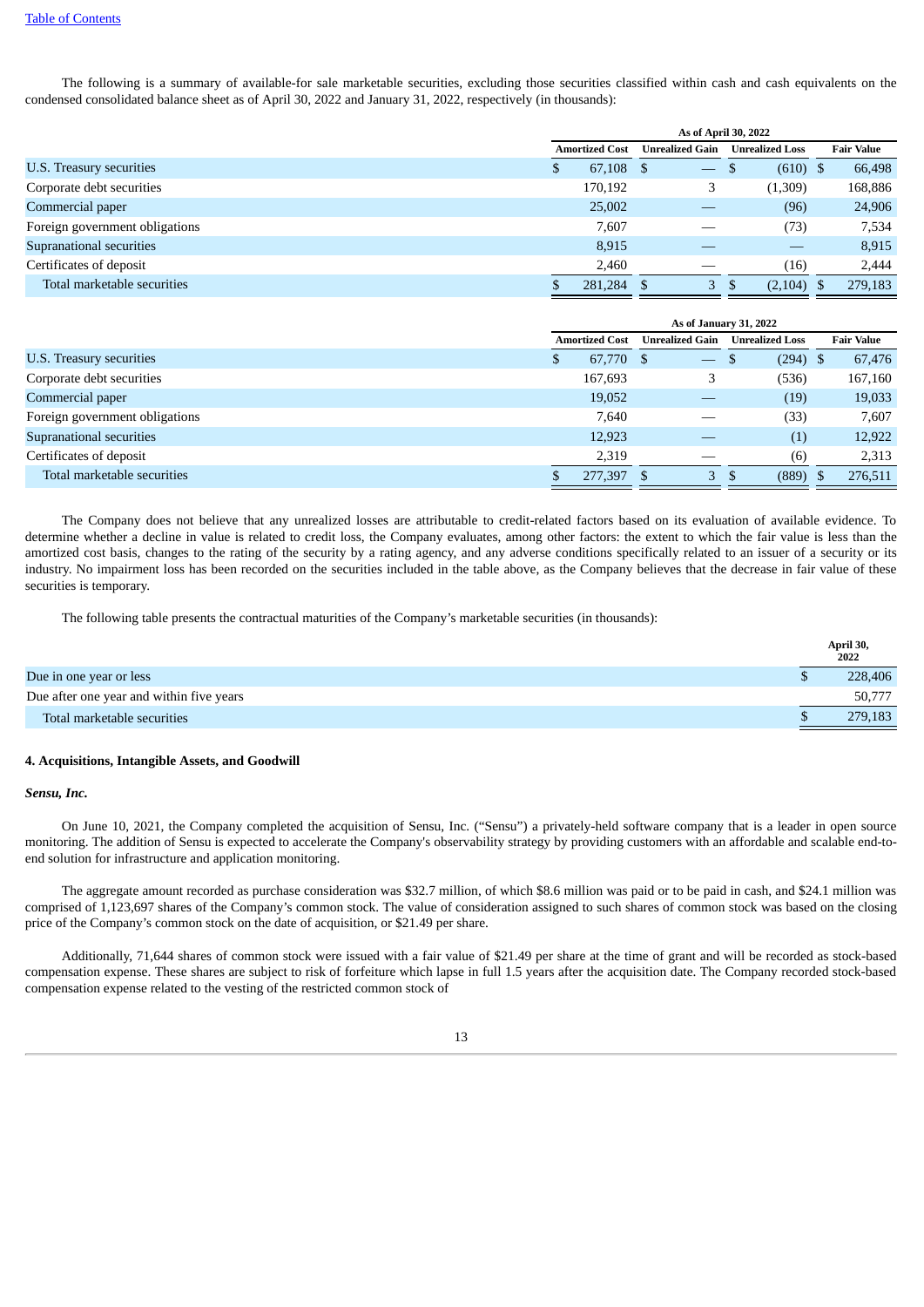The following is a summary of available-for sale marketable securities, excluding those securities classified within cash and cash equivalents on the condensed consolidated balance sheet as of April 30, 2022 and January 31, 2022, respectively (in thousands):

| | As of April 30, 2022 | | | |
|---|---|---|---|---|
| | Amortized Cost | Unrealized Gain | Unrealized Loss | Fair Value |
| U.S. Treasury securities | $ 67,108 | $ — | $ (610) | $ 66,498 |
| Corporate debt securities | 170,192 | 3 | (1,309) | 168,886 |
| Commercial paper | 25,002 | — | (96) | 24,906 |
| Foreign government obligations | 7,607 | — | (73) | 7,534 |
| Supranational securities | 8,915 | — | — | 8,915 |
| Certificates of deposit | 2,460 | — | (16) | 2,444 |
| Total marketable securities | $ 281,284 | $ 3 | $ (2,104) | $ 279,183 |

| | As of January 31, 2022 | | | |
|---|---|---|---|---|
| | Amortized Cost | Unrealized Gain | Unrealized Loss | Fair Value |
| U.S. Treasury securities | $ 67,770 | $ — | $ (294) | $ 67,476 |
| Corporate debt securities | 167,693 | 3 | (536) | 167,160 |
| Commercial paper | 19,052 | — | (19) | 19,033 |
| Foreign government obligations | 7,640 | — | (33) | 7,607 |
| Supranational securities | 12,923 | — | (1) | 12,922 |
| Certificates of deposit | 2,319 | — | (6) | 2,313 |
| Total marketable securities | $ 277,397 | $ 3 | $ (889) | $ 276,511 |

The Company does not believe that any unrealized losses are attributable to credit-related factors based on its evaluation of available evidence. To determine whether a decline in value is related to credit loss, the Company evaluates, among other factors: the extent to which the fair value is less than the amortized cost basis, changes to the rating of the security by a rating agency, and any adverse conditions specifically related to an issuer of a security or its industry. No impairment loss has been recorded on the securities included in the table above, as the Company believes that the decrease in fair value of these securities is temporary.

The following table presents the contractual maturities of the Company's marketable securities (in thousands):

| | April 30, 2022 |
|---|---|
| Due in one year or less | $ 228,406 |
| Due after one year and within five years | 50,777 |
| Total marketable securities | $ 279,183 |

## 4. Acquisitions, Intangible Assets, and Goodwill

***Sensu, Inc.***

On June 10, 2021, the Company completed the acquisition of Sensu, Inc. ("Sensu") a privately-held software company that is a leader in open source monitoring. The addition of Sensu is expected to accelerate the Company's observability strategy by providing customers with an affordable and scalable end-to-end solution for infrastructure and application monitoring.

The aggregate amount recorded as purchase consideration was $32.7 million, of which $8.6 million was paid or to be paid in cash, and $24.1 million was comprised of 1,123,697 shares of the Company's common stock. The value of consideration assigned to such shares of common stock was based on the closing price of the Company's common stock on the date of acquisition, or $21.49 per share.

Additionally, 71,644 shares of common stock were issued with a fair value of $21.49 per share at the time of grant and will be recorded as stock-based compensation expense. These shares are subject to risk of forfeiture which lapse in full 1.5 years after the acquisition date. The Company recorded stock-based compensation expense related to the vesting of the restricted common stock of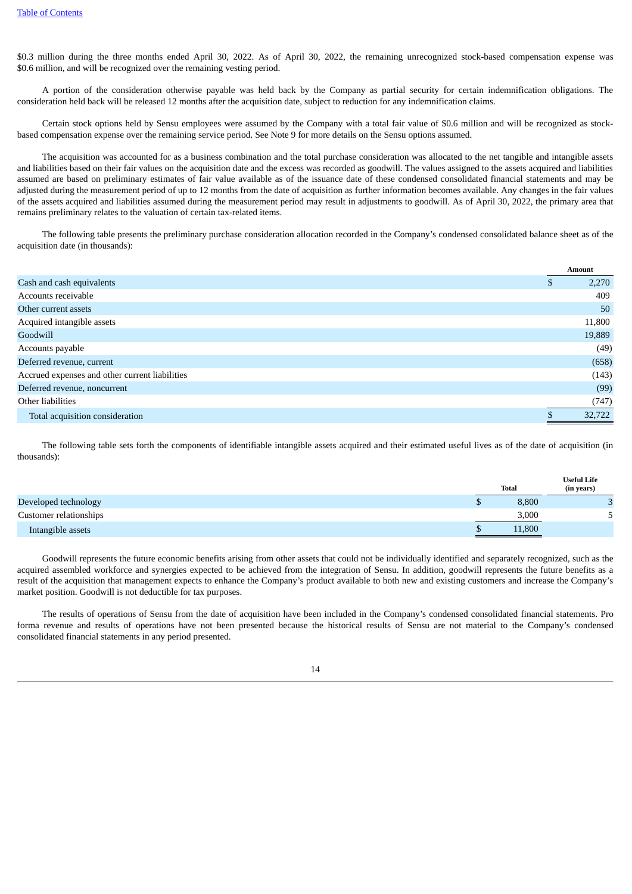$0.3 million during the three months ended April 30, 2022. As of April 30, 2022, the remaining unrecognized stock-based compensation expense was $0.6 million, and will be recognized over the remaining vesting period.

A portion of the consideration otherwise payable was held back by the Company as partial security for certain indemnification obligations. The consideration held back will be released 12 months after the acquisition date, subject to reduction for any indemnification claims.

Certain stock options held by Sensu employees were assumed by the Company with a total fair value of $0.6 million and will be recognized as stock-based compensation expense over the remaining service period. See Note 9 for more details on the Sensu options assumed.

The acquisition was accounted for as a business combination and the total purchase consideration was allocated to the net tangible and intangible assets and liabilities based on their fair values on the acquisition date and the excess was recorded as goodwill. The values assigned to the assets acquired and liabilities assumed are based on preliminary estimates of fair value available as of the issuance date of these condensed consolidated financial statements and may be adjusted during the measurement period of up to 12 months from the date of acquisition as further information becomes available. Any changes in the fair values of the assets acquired and liabilities assumed during the measurement period may result in adjustments to goodwill. As of April 30, 2022, the primary area that remains preliminary relates to the valuation of certain tax-related items.

The following table presents the preliminary purchase consideration allocation recorded in the Company's condensed consolidated balance sheet as of the acquisition date (in thousands):

| | Amount |
|---|---|
| Cash and cash equivalents | $ 2,270 |
| Accounts receivable | 409 |
| Other current assets | 50 |
| Acquired intangible assets | 11,800 |
| Goodwill | 19,889 |
| Accounts payable | (49) |
| Deferred revenue, current | (658) |
| Accrued expenses and other current liabilities | (143) |
| Deferred revenue, noncurrent | (99) |
| Other liabilities | (747) |
| Total acquisition consideration | $ 32,722 |

The following table sets forth the components of identifiable intangible assets acquired and their estimated useful lives as of the date of acquisition (in thousands):

| | Total | Useful Life (in years) |
|---|---|---|
| Developed technology | $ 8,800 | 3 |
| Customer relationships | 3,000 | 5 |
| Intangible assets | $ 11,800 | |

Goodwill represents the future economic benefits arising from other assets that could not be individually identified and separately recognized, such as the acquired assembled workforce and synergies expected to be achieved from the integration of Sensu. In addition, goodwill represents the future benefits as a result of the acquisition that management expects to enhance the Company's product available to both new and existing customers and increase the Company's market position. Goodwill is not deductible for tax purposes.

The results of operations of Sensu from the date of acquisition have been included in the Company's condensed consolidated financial statements. Pro forma revenue and results of operations have not been presented because the historical results of Sensu are not material to the Company's condensed consolidated financial statements in any period presented.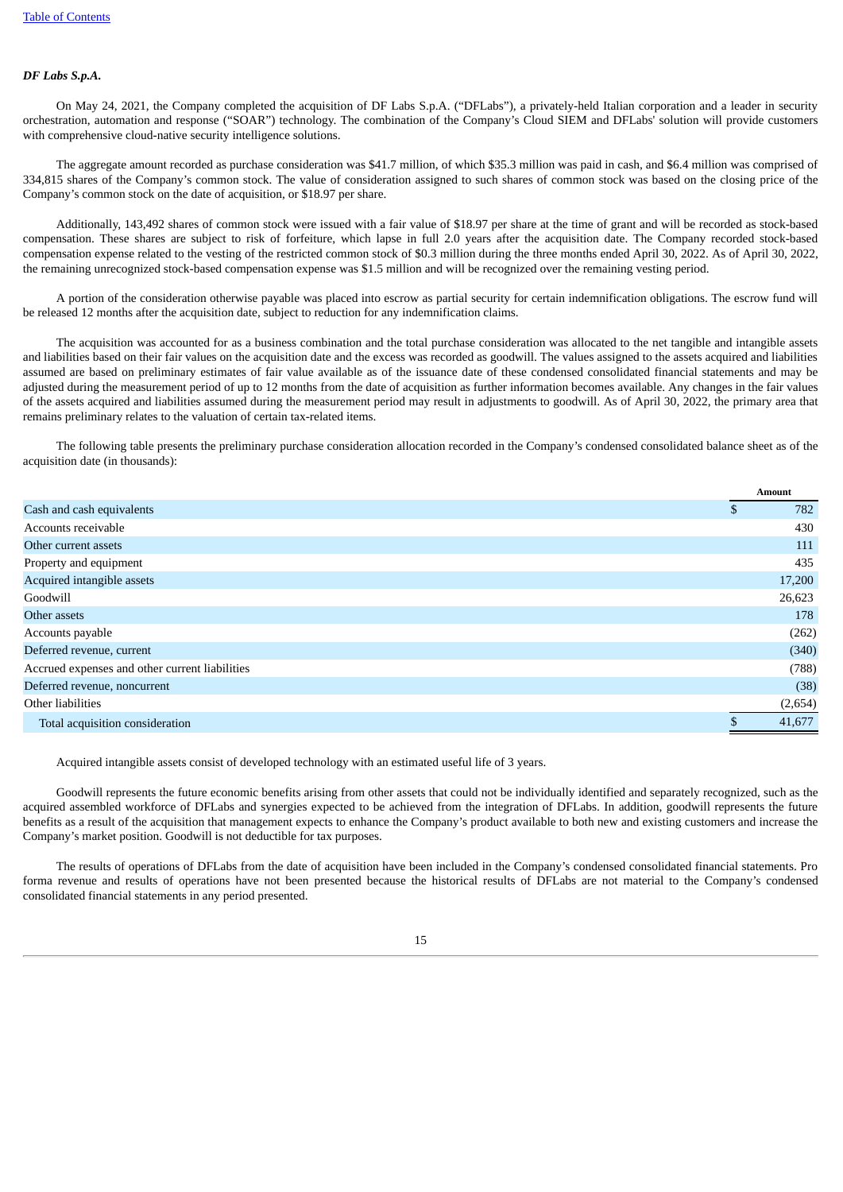***DF Labs S.p.A.***

On May 24, 2021, the Company completed the acquisition of DF Labs S.p.A. ("DFLabs"), a privately-held Italian corporation and a leader in security orchestration, automation and response ("SOAR") technology. The combination of the Company's Cloud SIEM and DFLabs' solution will provide customers with comprehensive cloud-native security intelligence solutions.

The aggregate amount recorded as purchase consideration was $41.7 million, of which $35.3 million was paid in cash, and $6.4 million was comprised of 334,815 shares of the Company's common stock. The value of consideration assigned to such shares of common stock was based on the closing price of the Company's common stock on the date of acquisition, or $18.97 per share.

Additionally, 143,492 shares of common stock were issued with a fair value of $18.97 per share at the time of grant and will be recorded as stock-based compensation. These shares are subject to risk of forfeiture, which lapse in full 2.0 years after the acquisition date. The Company recorded stock-based compensation expense related to the vesting of the restricted common stock of $0.3 million during the three months ended April 30, 2022. As of April 30, 2022, the remaining unrecognized stock-based compensation expense was $1.5 million and will be recognized over the remaining vesting period.

A portion of the consideration otherwise payable was placed into escrow as partial security for certain indemnification obligations. The escrow fund will be released 12 months after the acquisition date, subject to reduction for any indemnification claims.

The acquisition was accounted for as a business combination and the total purchase consideration was allocated to the net tangible and intangible assets and liabilities based on their fair values on the acquisition date and the excess was recorded as goodwill. The values assigned to the assets acquired and liabilities assumed are based on preliminary estimates of fair value available as of the issuance date of these condensed consolidated financial statements and may be adjusted during the measurement period of up to 12 months from the date of acquisition as further information becomes available. Any changes in the fair values of the assets acquired and liabilities assumed during the measurement period may result in adjustments to goodwill. As of April 30, 2022, the primary area that remains preliminary relates to the valuation of certain tax-related items.

The following table presents the preliminary purchase consideration allocation recorded in the Company's condensed consolidated balance sheet as of the acquisition date (in thousands):

| | Amount |
|---|---|
| Cash and cash equivalents | $ 782 |
| Accounts receivable | 430 |
| Other current assets | 111 |
| Property and equipment | 435 |
| Acquired intangible assets | 17,200 |
| Goodwill | 26,623 |
| Other assets | 178 |
| Accounts payable | (262) |
| Deferred revenue, current | (340) |
| Accrued expenses and other current liabilities | (788) |
| Deferred revenue, noncurrent | (38) |
| Other liabilities | (2,654) |
| Total acquisition consideration | $ 41,677 |

Acquired intangible assets consist of developed technology with an estimated useful life of 3 years.

Goodwill represents the future economic benefits arising from other assets that could not be individually identified and separately recognized, such as the acquired assembled workforce of DFLabs and synergies expected to be achieved from the integration of DFLabs. In addition, goodwill represents the future benefits as a result of the acquisition that management expects to enhance the Company's product available to both new and existing customers and increase the Company's market position. Goodwill is not deductible for tax purposes.

The results of operations of DFLabs from the date of acquisition have been included in the Company's condensed consolidated financial statements. Pro forma revenue and results of operations have not been presented because the historical results of DFLabs are not material to the Company's condensed consolidated financial statements in any period presented.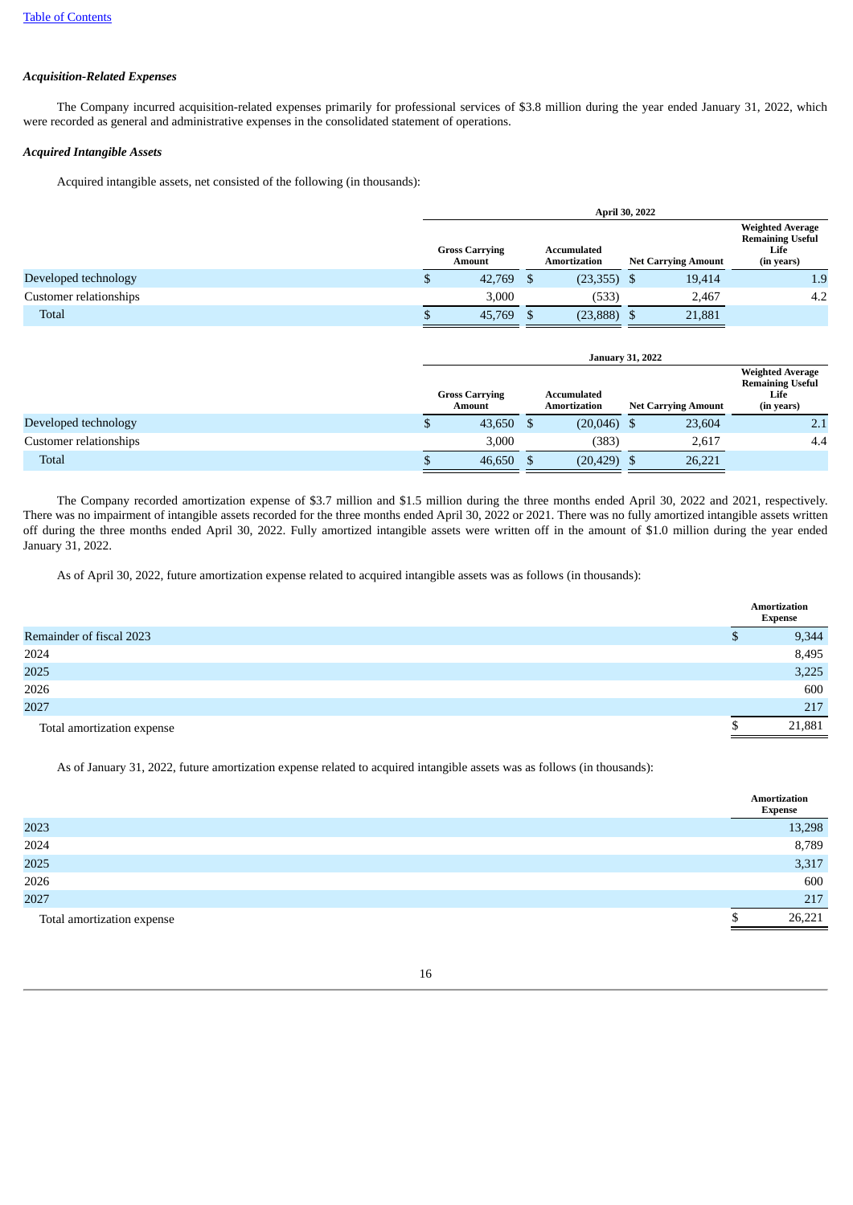### *Acquisition-Related Expenses*

The Company incurred acquisition-related expenses primarily for professional services of $3.8 million during the year ended January 31, 2022, which were recorded as general and administrative expenses in the consolidated statement of operations.

### *Acquired Intangible Assets*

Acquired intangible assets, net consisted of the following (in thousands):

| | April 30, 2022 | | | |
|---|---|---|---|---|
| | Gross Carrying Amount | Accumulated Amortization | Net Carrying Amount | Weighted Average Remaining Useful Life (in years) |
| Developed technology | $ 42,769 | $ (23,355) | $ 19,414 | 1.9 |
| Customer relationships | 3,000 | (533) | 2,467 | 4.2 |
| Total | $ 45,769 | $ (23,888) | $ 21,881 | |

| | January 31, 2022 | | | |
|---|---|---|---|---|
| | Gross Carrying Amount | Accumulated Amortization | Net Carrying Amount | Weighted Average Remaining Useful Life (in years) |
| Developed technology | $ 43,650 | $ (20,046) | $ 23,604 | 2.1 |
| Customer relationships | 3,000 | (383) | 2,617 | 4.4 |
| Total | $ 46,650 | $ (20,429) | $ 26,221 | |

The Company recorded amortization expense of $3.7 million and $1.5 million during the three months ended April 30, 2022 and 2021, respectively. There was no impairment of intangible assets recorded for the three months ended April 30, 2022 or 2021. There was no fully amortized intangible assets written off during the three months ended April 30, 2022. Fully amortized intangible assets were written off in the amount of $1.0 million during the year ended January 31, 2022.

As of April 30, 2022, future amortization expense related to acquired intangible assets was as follows (in thousands):

| | Amortization Expense |
|---|---|
| Remainder of fiscal 2023 | $ 9,344 |
| 2024 | 8,495 |
| 2025 | 3,225 |
| 2026 | 600 |
| 2027 | 217 |
| Total amortization expense | $ 21,881 |

As of January 31, 2022, future amortization expense related to acquired intangible assets was as follows (in thousands):

| | Amortization Expense |
|---|---|
| 2023 | 13,298 |
| 2024 | 8,789 |
| 2025 | 3,317 |
| 2026 | 600 |
| 2027 | 217 |
| Total amortization expense | $ 26,221 |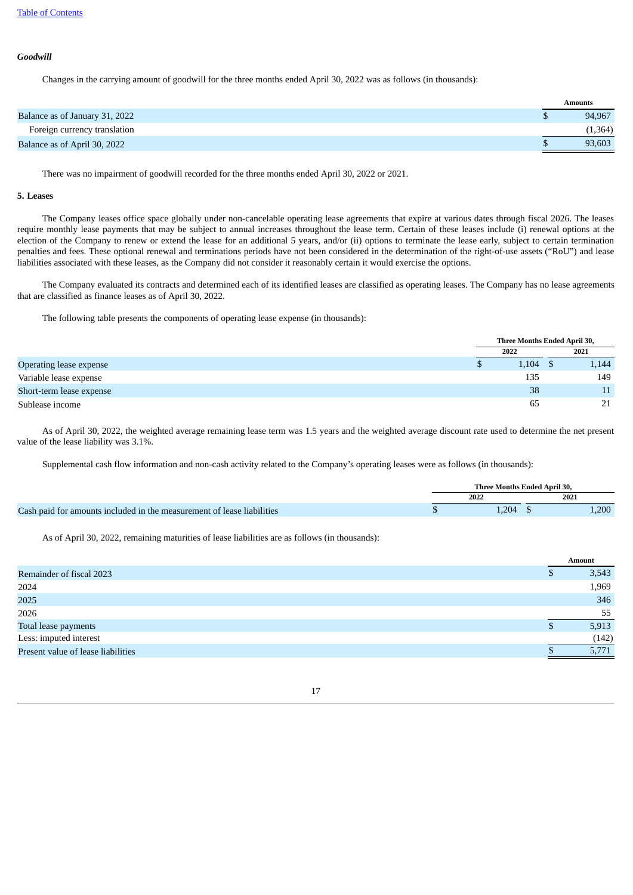*Goodwill*

Changes in the carrying amount of goodwill for the three months ended April 30, 2022 was as follows (in thousands):

| | Amounts |
|---|---|
| Balance as of January 31, 2022 | $ 94,967 |
| Foreign currency translation | (1,364) |
| Balance as of April 30, 2022 | $ 93,603 |

There was no impairment of goodwill recorded for the three months ended April 30, 2022 or 2021.

**5. Leases**

The Company leases office space globally under non-cancelable operating lease agreements that expire at various dates through fiscal 2026. The leases require monthly lease payments that may be subject to annual increases throughout the lease term. Certain of these leases include (i) renewal options at the election of the Company to renew or extend the lease for an additional 5 years, and/or (ii) options to terminate the lease early, subject to certain termination penalties and fees. These optional renewal and terminations periods have not been considered in the determination of the right-of-use assets ("RoU") and lease liabilities associated with these leases, as the Company did not consider it reasonably certain it would exercise the options.

The Company evaluated its contracts and determined each of its identified leases are classified as operating leases. The Company has no lease agreements that are classified as finance leases as of April 30, 2022.

The following table presents the components of operating lease expense (in thousands):

| | Three Months Ended April 30, | |
|---|---|---|
| | 2022 | 2021 |
| Operating lease expense | $ 1,104 | $ 1,144 |
| Variable lease expense | 135 | 149 |
| Short-term lease expense | 38 | 11 |
| Sublease income | 65 | 21 |

As of April 30, 2022, the weighted average remaining lease term was 1.5 years and the weighted average discount rate used to determine the net present value of the lease liability was 3.1%.

Supplemental cash flow information and non-cash activity related to the Company's operating leases were as follows (in thousands):

| | Three Months Ended April 30, | |
|---|---|---|
| | 2022 | 2021 |
| Cash paid for amounts included in the measurement of lease liabilities | $ 1,204 | $ 1,200 |

As of April 30, 2022, remaining maturities of lease liabilities are as follows (in thousands):

| | Amount |
|---|---|
| Remainder of fiscal 2023 | $ 3,543 |
| 2024 | 1,969 |
| 2025 | 346 |
| 2026 | 55 |
| Total lease payments | $ 5,913 |
| Less: imputed interest | (142) |
| Present value of lease liabilities | $ 5,771 |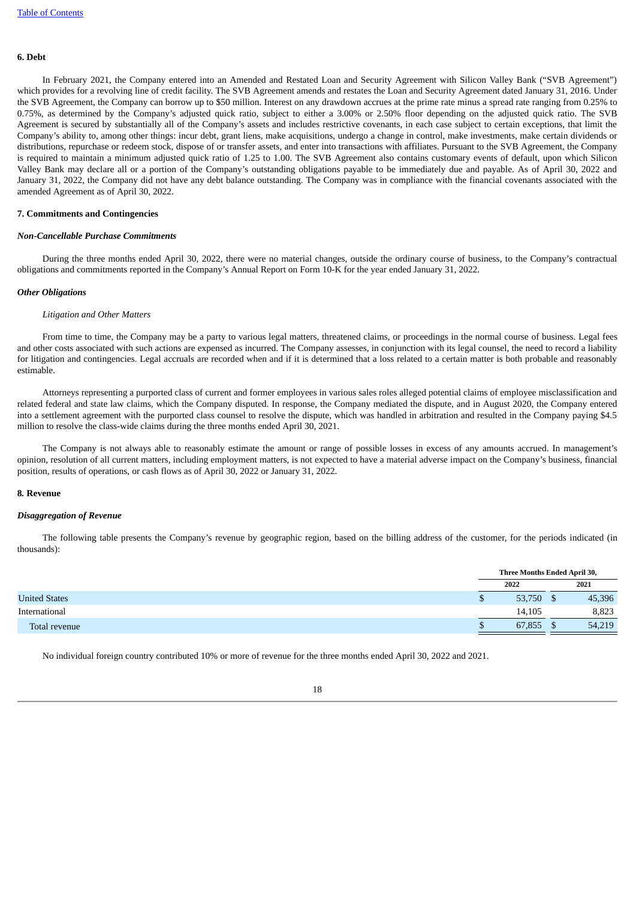### 6. Debt

In February 2021, the Company entered into an Amended and Restated Loan and Security Agreement with Silicon Valley Bank ("SVB Agreement") which provides for a revolving line of credit facility. The SVB Agreement amends and restates the Loan and Security Agreement dated January 31, 2016. Under the SVB Agreement, the Company can borrow up to $50 million. Interest on any drawdown accrues at the prime rate minus a spread rate ranging from 0.25% to 0.75%, as determined by the Company's adjusted quick ratio, subject to either a 3.00% or 2.50% floor depending on the adjusted quick ratio. The SVB Agreement is secured by substantially all of the Company's assets and includes restrictive covenants, in each case subject to certain exceptions, that limit the Company's ability to, among other things: incur debt, grant liens, make acquisitions, undergo a change in control, make investments, make certain dividends or distributions, repurchase or redeem stock, dispose of or transfer assets, and enter into transactions with affiliates. Pursuant to the SVB Agreement, the Company is required to maintain a minimum adjusted quick ratio of 1.25 to 1.00. The SVB Agreement also contains customary events of default, upon which Silicon Valley Bank may declare all or a portion of the Company's outstanding obligations payable to be immediately due and payable. As of April 30, 2022 and January 31, 2022, the Company did not have any debt balance outstanding. The Company was in compliance with the financial covenants associated with the amended Agreement as of April 30, 2022.

### 7. Commitments and Contingencies

***Non-Cancellable Purchase Commitments***

During the three months ended April 30, 2022, there were no material changes, outside the ordinary course of business, to the Company's contractual obligations and commitments reported in the Company's Annual Report on Form 10-K for the year ended January 31, 2022.

***Other Obligations***

*Litigation and Other Matters*

From time to time, the Company may be a party to various legal matters, threatened claims, or proceedings in the normal course of business. Legal fees and other costs associated with such actions are expensed as incurred. The Company assesses, in conjunction with its legal counsel, the need to record a liability for litigation and contingencies. Legal accruals are recorded when and if it is determined that a loss related to a certain matter is both probable and reasonably estimable.

Attorneys representing a purported class of current and former employees in various sales roles alleged potential claims of employee misclassification and related federal and state law claims, which the Company disputed. In response, the Company mediated the dispute, and in August 2020, the Company entered into a settlement agreement with the purported class counsel to resolve the dispute, which was handled in arbitration and resulted in the Company paying $4.5 million to resolve the class-wide claims during the three months ended April 30, 2021.

The Company is not always able to reasonably estimate the amount or range of possible losses in excess of any amounts accrued. In management's opinion, resolution of all current matters, including employment matters, is not expected to have a material adverse impact on the Company's business, financial position, results of operations, or cash flows as of April 30, 2022 or January 31, 2022.

### 8. Revenue

***Disaggregation of Revenue***

The following table presents the Company's revenue by geographic region, based on the billing address of the customer, for the periods indicated (in thousands):

| | Three Months Ended April 30, | |
|---|---|---|
| | 2022 | 2021 |
| United States | $ 53,750 | $ 45,396 |
| International | 14,105 | 8,823 |
| Total revenue | $ 67,855 | $ 54,219 |

No individual foreign country contributed 10% or more of revenue for the three months ended April 30, 2022 and 2021.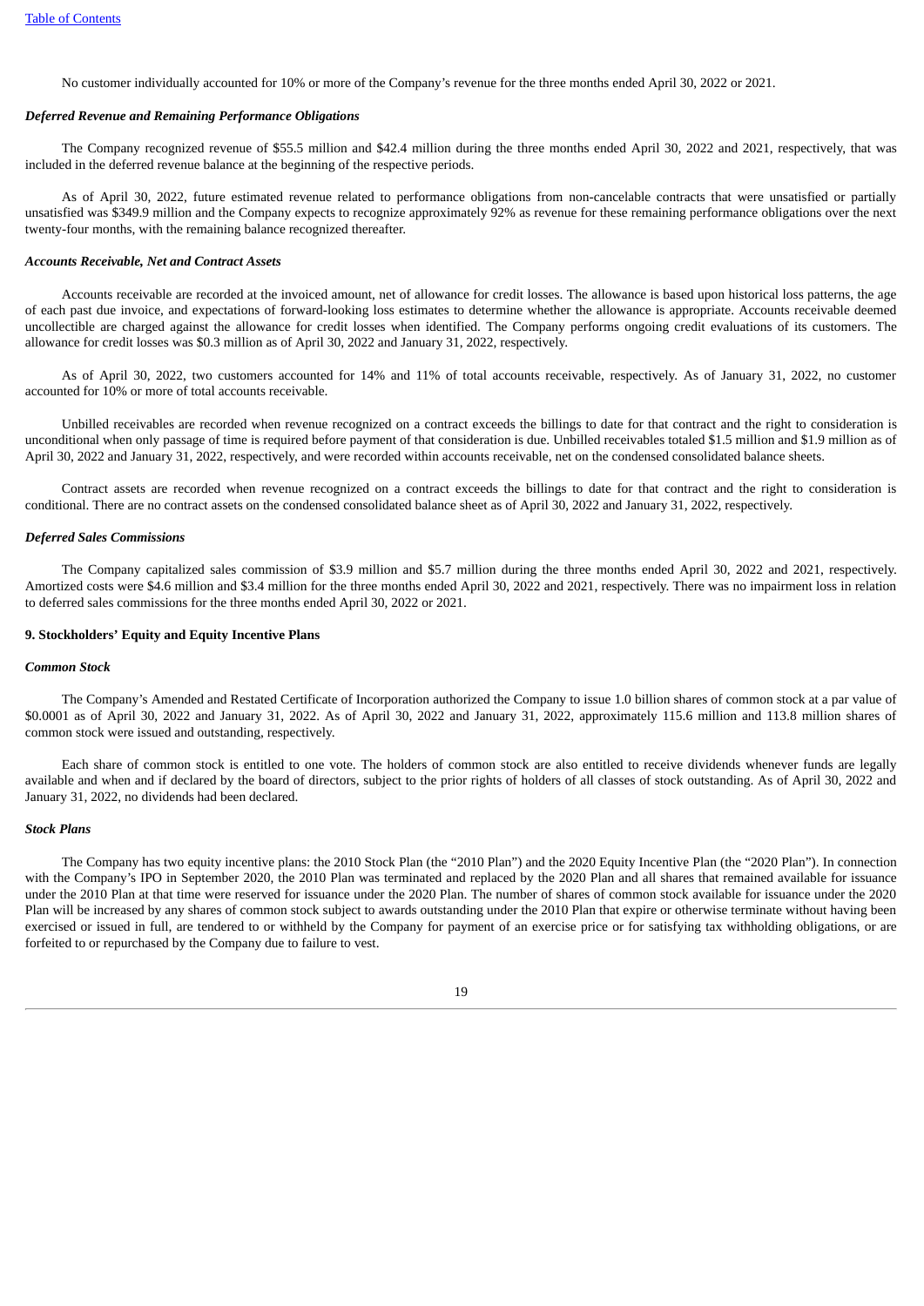No customer individually accounted for 10% or more of the Company's revenue for the three months ended April 30, 2022 or 2021.

*Deferred Revenue and Remaining Performance Obligations*

The Company recognized revenue of $55.5 million and $42.4 million during the three months ended April 30, 2022 and 2021, respectively, that was included in the deferred revenue balance at the beginning of the respective periods.

As of April 30, 2022, future estimated revenue related to performance obligations from non-cancelable contracts that were unsatisfied or partially unsatisfied was $349.9 million and the Company expects to recognize approximately 92% as revenue for these remaining performance obligations over the next twenty-four months, with the remaining balance recognized thereafter.

*Accounts Receivable, Net and Contract Assets*

Accounts receivable are recorded at the invoiced amount, net of allowance for credit losses. The allowance is based upon historical loss patterns, the age of each past due invoice, and expectations of forward-looking loss estimates to determine whether the allowance is appropriate. Accounts receivable deemed uncollectible are charged against the allowance for credit losses when identified. The Company performs ongoing credit evaluations of its customers. The allowance for credit losses was $0.3 million as of April 30, 2022 and January 31, 2022, respectively.

As of April 30, 2022, two customers accounted for 14% and 11% of total accounts receivable, respectively. As of January 31, 2022, no customer accounted for 10% or more of total accounts receivable.

Unbilled receivables are recorded when revenue recognized on a contract exceeds the billings to date for that contract and the right to consideration is unconditional when only passage of time is required before payment of that consideration is due. Unbilled receivables totaled $1.5 million and $1.9 million as of April 30, 2022 and January 31, 2022, respectively, and were recorded within accounts receivable, net on the condensed consolidated balance sheets.

Contract assets are recorded when revenue recognized on a contract exceeds the billings to date for that contract and the right to consideration is conditional. There are no contract assets on the condensed consolidated balance sheet as of April 30, 2022 and January 31, 2022, respectively.

*Deferred Sales Commissions*

The Company capitalized sales commission of $3.9 million and $5.7 million during the three months ended April 30, 2022 and 2021, respectively. Amortized costs were $4.6 million and $3.4 million for the three months ended April 30, 2022 and 2021, respectively. There was no impairment loss in relation to deferred sales commissions for the three months ended April 30, 2022 or 2021.

**9. Stockholders' Equity and Equity Incentive Plans**

***Common Stock***

The Company's Amended and Restated Certificate of Incorporation authorized the Company to issue 1.0 billion shares of common stock at a par value of $0.0001 as of April 30, 2022 and January 31, 2022. As of April 30, 2022 and January 31, 2022, approximately 115.6 million and 113.8 million shares of common stock were issued and outstanding, respectively.

Each share of common stock is entitled to one vote. The holders of common stock are also entitled to receive dividends whenever funds are legally available and when and if declared by the board of directors, subject to the prior rights of holders of all classes of stock outstanding. As of April 30, 2022 and January 31, 2022, no dividends had been declared.

***Stock Plans***

The Company has two equity incentive plans: the 2010 Stock Plan (the "2010 Plan") and the 2020 Equity Incentive Plan (the "2020 Plan"). In connection with the Company's IPO in September 2020, the 2010 Plan was terminated and replaced by the 2020 Plan and all shares that remained available for issuance under the 2010 Plan at that time were reserved for issuance under the 2020 Plan. The number of shares of common stock available for issuance under the 2020 Plan will be increased by any shares of common stock subject to awards outstanding under the 2010 Plan that expire or otherwise terminate without having been exercised or issued in full, are tendered to or withheld by the Company for payment of an exercise price or for satisfying tax withholding obligations, or are forfeited to or repurchased by the Company due to failure to vest.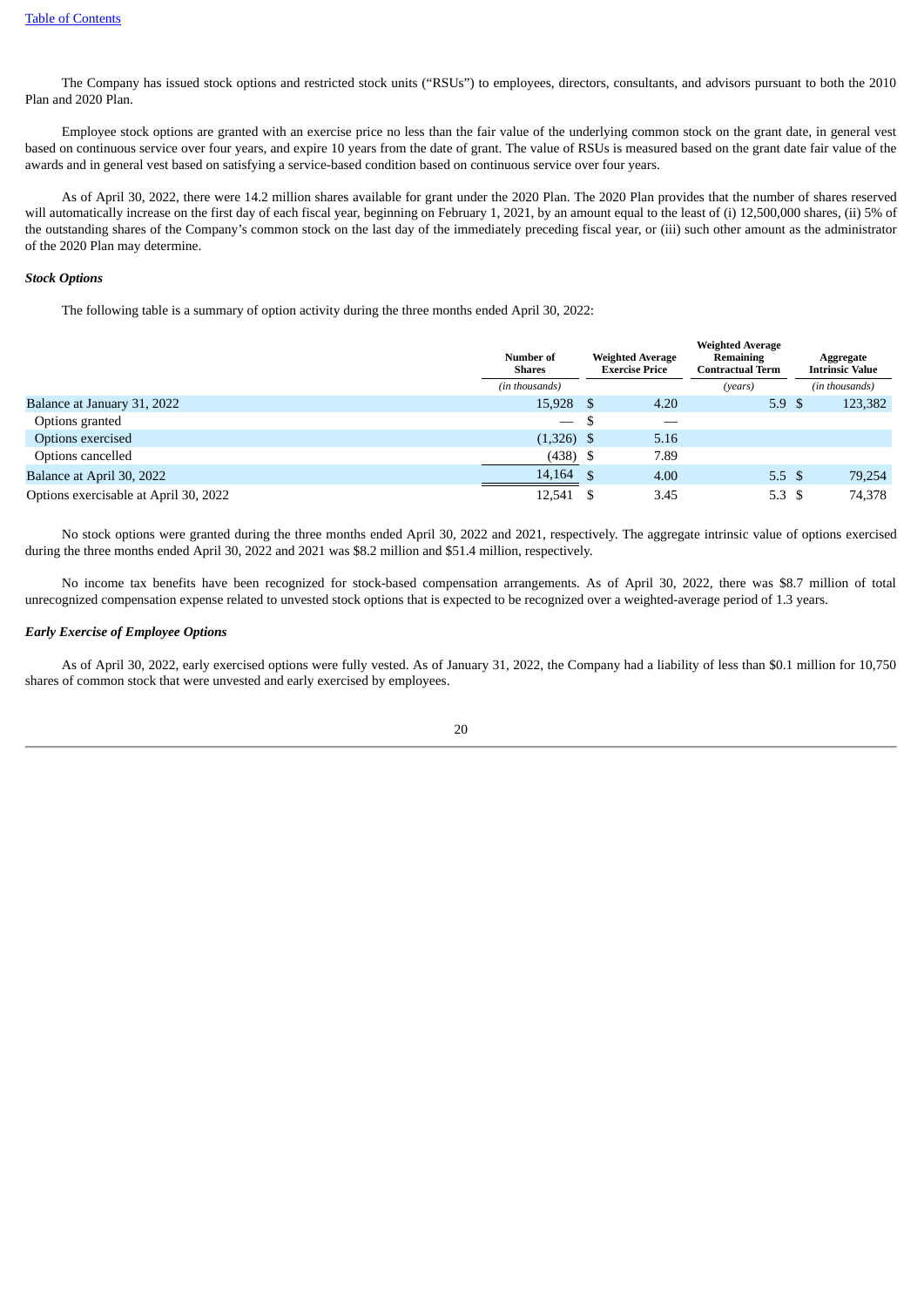The Company has issued stock options and restricted stock units ("RSUs") to employees, directors, consultants, and advisors pursuant to both the 2010 Plan and 2020 Plan.

Employee stock options are granted with an exercise price no less than the fair value of the underlying common stock on the grant date, in general vest based on continuous service over four years, and expire 10 years from the date of grant. The value of RSUs is measured based on the grant date fair value of the awards and in general vest based on satisfying a service-based condition based on continuous service over four years.

As of April 30, 2022, there were 14.2 million shares available for grant under the 2020 Plan. The 2020 Plan provides that the number of shares reserved will automatically increase on the first day of each fiscal year, beginning on February 1, 2021, by an amount equal to the least of (i) 12,500,000 shares, (ii) 5% of the outstanding shares of the Company's common stock on the last day of the immediately preceding fiscal year, or (iii) such other amount as the administrator of the 2020 Plan may determine.

***Stock Options***

The following table is a summary of option activity during the three months ended April 30, 2022:

| | Number of Shares | Weighted Average Exercise Price | Weighted Average Remaining Contractual Term | Aggregate Intrinsic Value |
|---|---|---|---|---|
| | *(in thousands)* | | *(years)* | *(in thousands)* |
| Balance at January 31, 2022 | 15,928 | $ 4.20 | 5.9 | $ 123,382 |
| Options granted | — | $ — | | |
| Options exercised | (1,326) | $ 5.16 | | |
| Options cancelled | (438) | $ 7.89 | | |
| Balance at April 30, 2022 | 14,164 | $ 4.00 | 5.5 | $ 79,254 |
| Options exercisable at April 30, 2022 | 12,541 | $ 3.45 | 5.3 | $ 74,378 |

No stock options were granted during the three months ended April 30, 2022 and 2021, respectively. The aggregate intrinsic value of options exercised during the three months ended April 30, 2022 and 2021 was $8.2 million and $51.4 million, respectively.

No income tax benefits have been recognized for stock-based compensation arrangements. As of April 30, 2022, there was $8.7 million of total unrecognized compensation expense related to unvested stock options that is expected to be recognized over a weighted-average period of 1.3 years.

***Early Exercise of Employee Options***

As of April 30, 2022, early exercised options were fully vested. As of January 31, 2022, the Company had a liability of less than $0.1 million for 10,750 shares of common stock that were unvested and early exercised by employees.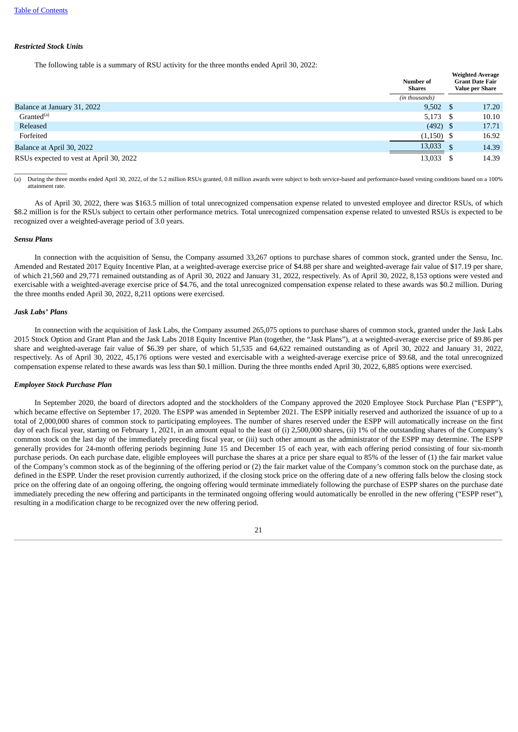### *Restricted Stock Units*

The following table is a summary of RSU activity for the three months ended April 30, 2022:

| | Number of Shares | Weighted Average Grant Date Fair Value per Share |
|---|---|---|
| | *(in thousands)* | |
| Balance at January 31, 2022 | 9,502 | $ 17.20 |
| Granted[(a)] | 5,173 | $ 10.10 |
| Released | (492) | $ 17.71 |
| Forfeited | (1,150) | $ 16.92 |
| Balance at April 30, 2022 | 13,033 | $ 14.39 |
| RSUs expected to vest at April 30, 2022 | 13,033 | $ 14.39 |

(a) During the three months ended April 30, 2022, of the 5.2 million RSUs granted, 0.8 million awards were subject to both service-based and performance-based vesting conditions based on a 100% attainment rate.

As of April 30, 2022, there was $163.5 million of total unrecognized compensation expense related to unvested employee and director RSUs, of which $8.2 million is for the RSUs subject to certain other performance metrics. Total unrecognized compensation expense related to unvested RSUs is expected to be recognized over a weighted-average period of 3.0 years.

### *Sensu Plans*

In connection with the acquisition of Sensu, the Company assumed 33,267 options to purchase shares of common stock, granted under the Sensu, Inc. Amended and Restated 2017 Equity Incentive Plan, at a weighted-average exercise price of $4.88 per share and weighted-average fair value of $17.19 per share, of which 21,560 and 29,771 remained outstanding as of April 30, 2022 and January 31, 2022, respectively. As of April 30, 2022, 8,153 options were vested and exercisable with a weighted-average exercise price of $4.76, and the total unrecognized compensation expense related to these awards was $0.2 million. During the three months ended April 30, 2022, 8,211 options were exercised.

### *Jask Labs' Plans*

In connection with the acquisition of Jask Labs, the Company assumed 265,075 options to purchase shares of common stock, granted under the Jask Labs 2015 Stock Option and Grant Plan and the Jask Labs 2018 Equity Incentive Plan (together, the "Jask Plans"), at a weighted-average exercise price of $9.86 per share and weighted-average fair value of $6.39 per share, of which 51,535 and 64,622 remained outstanding as of April 30, 2022 and January 31, 2022, respectively. As of April 30, 2022, 45,176 options were vested and exercisable with a weighted-average exercise price of $9.68, and the total unrecognized compensation expense related to these awards was less than $0.1 million. During the three months ended April 30, 2022, 6,885 options were exercised.

### *Employee Stock Purchase Plan*

In September 2020, the board of directors adopted and the stockholders of the Company approved the 2020 Employee Stock Purchase Plan ("ESPP"), which became effective on September 17, 2020. The ESPP was amended in September 2021. The ESPP initially reserved and authorized the issuance of up to a total of 2,000,000 shares of common stock to participating employees. The number of shares reserved under the ESPP will automatically increase on the first day of each fiscal year, starting on February 1, 2021, in an amount equal to the least of (i) 2,500,000 shares, (ii) 1% of the outstanding shares of the Company's common stock on the last day of the immediately preceding fiscal year, or (iii) such other amount as the administrator of the ESPP may determine. The ESPP generally provides for 24-month offering periods beginning June 15 and December 15 of each year, with each offering period consisting of four six-month purchase periods. On each purchase date, eligible employees will purchase the shares at a price per share equal to 85% of the lesser of (1) the fair market value of the Company's common stock as of the beginning of the offering period or (2) the fair market value of the Company's common stock on the purchase date, as defined in the ESPP. Under the reset provision currently authorized, if the closing stock price on the offering date of a new offering falls below the closing stock price on the offering date of an ongoing offering, the ongoing offering would terminate immediately following the purchase of ESPP shares on the purchase date immediately preceding the new offering and participants in the terminated ongoing offering would automatically be enrolled in the new offering ("ESPP reset"), resulting in a modification charge to be recognized over the new offering period.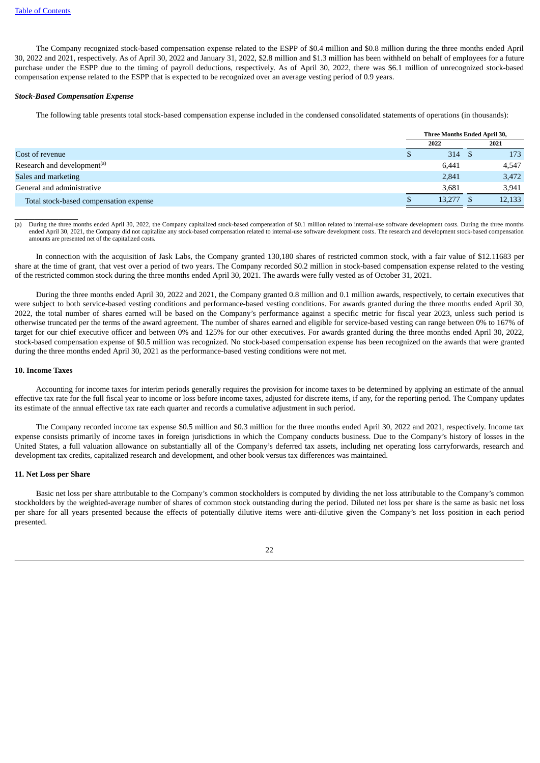The Company recognized stock-based compensation expense related to the ESPP of $0.4 million and $0.8 million during the three months ended April 30, 2022 and 2021, respectively. As of April 30, 2022 and January 31, 2022, $2.8 million and $1.3 million has been withheld on behalf of employees for a future purchase under the ESPP due to the timing of payroll deductions, respectively. As of April 30, 2022, there was $6.1 million of unrecognized stock-based compensation expense related to the ESPP that is expected to be recognized over an average vesting period of 0.9 years.

***Stock-Based Compensation Expense***

The following table presents total stock-based compensation expense included in the condensed consolidated statements of operations (in thousands):

| | Three Months Ended April 30, | |
|---|---|---|
| | 2022 | 2021 |
| Cost of revenue | $ 314 | $ 173 |
| Research and development[(a)] | 6,441 | 4,547 |
| Sales and marketing | 2,841 | 3,472 |
| General and administrative | 3,681 | 3,941 |
| Total stock-based compensation expense | $ 13,277 | $ 12,133 |

(a) During the three months ended April 30, 2022, the Company capitalized stock-based compensation of $0.1 million related to internal-use software development costs. During the three months ended April 30, 2021, the Company did not capitalize any stock-based compensation related to internal-use software development costs. The research and development stock-based compensation amounts are presented net of the capitalized costs.

In connection with the acquisition of Jask Labs, the Company granted 130,180 shares of restricted common stock, with a fair value of $12.11683 per share at the time of grant, that vest over a period of two years. The Company recorded $0.2 million in stock-based compensation expense related to the vesting of the restricted common stock during the three months ended April 30, 2021. The awards were fully vested as of October 31, 2021.

During the three months ended April 30, 2022 and 2021, the Company granted 0.8 million and 0.1 million awards, respectively, to certain executives that were subject to both service-based vesting conditions and performance-based vesting conditions. For awards granted during the three months ended April 30, 2022, the total number of shares earned will be based on the Company's performance against a specific metric for fiscal year 2023, unless such period is otherwise truncated per the terms of the award agreement. The number of shares earned and eligible for service-based vesting can range between 0% to 167% of target for our chief executive officer and between 0% and 125% for our other executives. For awards granted during the three months ended April 30, 2022, stock-based compensation expense of $0.5 million was recognized. No stock-based compensation expense has been recognized on the awards that were granted during the three months ended April 30, 2021 as the performance-based vesting conditions were not met.

#### 10. Income Taxes

Accounting for income taxes for interim periods generally requires the provision for income taxes to be determined by applying an estimate of the annual effective tax rate for the full fiscal year to income or loss before income taxes, adjusted for discrete items, if any, for the reporting period. The Company updates its estimate of the annual effective tax rate each quarter and records a cumulative adjustment in such period.

The Company recorded income tax expense $0.5 million and $0.3 million for the three months ended April 30, 2022 and 2021, respectively. Income tax expense consists primarily of income taxes in foreign jurisdictions in which the Company conducts business. Due to the Company's history of losses in the United States, a full valuation allowance on substantially all of the Company's deferred tax assets, including net operating loss carryforwards, research and development tax credits, capitalized research and development, and other book versus tax differences was maintained.

#### 11. Net Loss per Share

Basic net loss per share attributable to the Company's common stockholders is computed by dividing the net loss attributable to the Company's common stockholders by the weighted-average number of shares of common stock outstanding during the period. Diluted net loss per share is the same as basic net loss per share for all years presented because the effects of potentially dilutive items were anti-dilutive given the Company's net loss position in each period presented.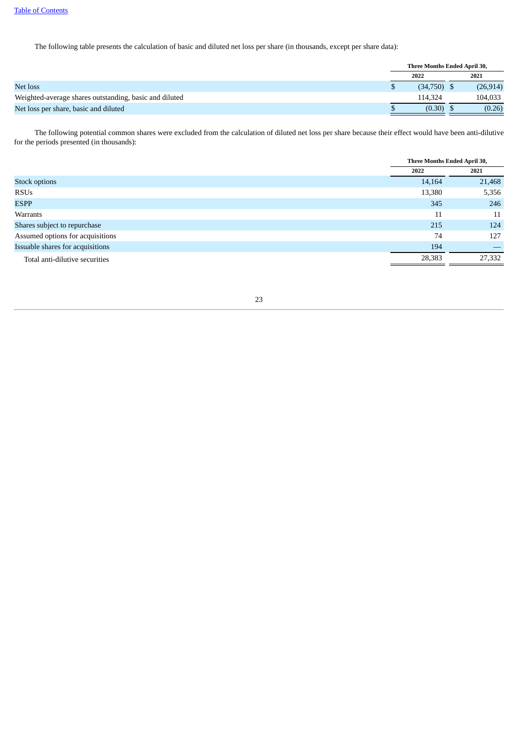The following table presents the calculation of basic and diluted net loss per share (in thousands, except per share data):

| | Three Months Ended April 30, | |
|---|---|---|
| | 2022 | 2021 |
| Net loss | $ (34,750) | $ (26,914) |
| Weighted-average shares outstanding, basic and diluted | 114,324 | 104,033 |
| Net loss per share, basic and diluted | $ (0.30) | $ (0.26) |

The following potential common shares were excluded from the calculation of diluted net loss per share because their effect would have been anti-dilutive for the periods presented (in thousands):

| | Three Months Ended April 30, | |
|---|---|---|
| | 2022 | 2021 |
| Stock options | 14,164 | 21,468 |
| RSUs | 13,380 | 5,356 |
| ESPP | 345 | 246 |
| Warrants | 11 | 11 |
| Shares subject to repurchase | 215 | 124 |
| Assumed options for acquisitions | 74 | 127 |
| Issuable shares for acquisitions | 194 | — |
| Total anti-dilutive securities | 28,383 | 27,332 |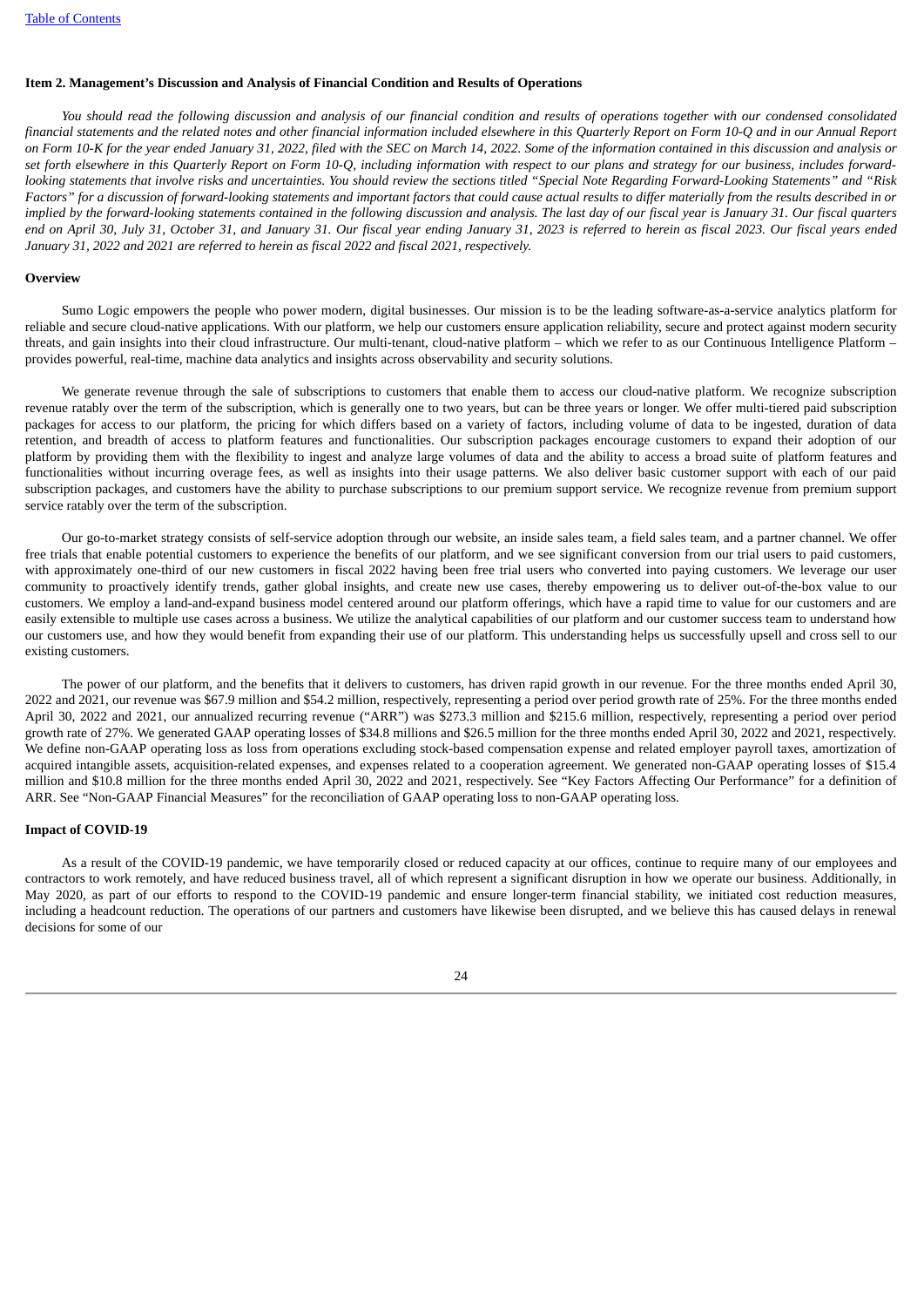### Item 2. Management's Discussion and Analysis of Financial Condition and Results of Operations

*You should read the following discussion and analysis of our financial condition and results of operations together with our condensed consolidated financial statements and the related notes and other financial information included elsewhere in this Quarterly Report on Form 10-Q and in our Annual Report on Form 10-K for the year ended January 31, 2022, filed with the SEC on March 14, 2022. Some of the information contained in this discussion and analysis or set forth elsewhere in this Quarterly Report on Form 10-Q, including information with respect to our plans and strategy for our business, includes forward-looking statements that involve risks and uncertainties. You should review the sections titled "Special Note Regarding Forward-Looking Statements" and "Risk Factors" for a discussion of forward-looking statements and important factors that could cause actual results to differ materially from the results described in or implied by the forward-looking statements contained in the following discussion and analysis. The last day of our fiscal year is January 31. Our fiscal quarters end on April 30, July 31, October 31, and January 31. Our fiscal year ending January 31, 2023 is referred to herein as fiscal 2023. Our fiscal years ended January 31, 2022 and 2021 are referred to herein as fiscal 2022 and fiscal 2021, respectively.*

#### Overview

Sumo Logic empowers the people who power modern, digital businesses. Our mission is to be the leading software-as-a-service analytics platform for reliable and secure cloud-native applications. With our platform, we help our customers ensure application reliability, secure and protect against modern security threats, and gain insights into their cloud infrastructure. Our multi-tenant, cloud-native platform – which we refer to as our Continuous Intelligence Platform – provides powerful, real-time, machine data analytics and insights across observability and security solutions.

We generate revenue through the sale of subscriptions to customers that enable them to access our cloud-native platform. We recognize subscription revenue ratably over the term of the subscription, which is generally one to two years, but can be three years or longer. We offer multi-tiered paid subscription packages for access to our platform, the pricing for which differs based on a variety of factors, including volume of data to be ingested, duration of data retention, and breadth of access to platform features and functionalities. Our subscription packages encourage customers to expand their adoption of our platform by providing them with the flexibility to ingest and analyze large volumes of data and the ability to access a broad suite of platform features and functionalities without incurring overage fees, as well as insights into their usage patterns. We also deliver basic customer support with each of our paid subscription packages, and customers have the ability to purchase subscriptions to our premium support service. We recognize revenue from premium support service ratably over the term of the subscription.

Our go-to-market strategy consists of self-service adoption through our website, an inside sales team, a field sales team, and a partner channel. We offer free trials that enable potential customers to experience the benefits of our platform, and we see significant conversion from our trial users to paid customers, with approximately one-third of our new customers in fiscal 2022 having been free trial users who converted into paying customers. We leverage our user community to proactively identify trends, gather global insights, and create new use cases, thereby empowering us to deliver out-of-the-box value to our customers. We employ a land-and-expand business model centered around our platform offerings, which have a rapid time to value for our customers and are easily extensible to multiple use cases across a business. We utilize the analytical capabilities of our platform and our customer success team to understand how our customers use, and how they would benefit from expanding their use of our platform. This understanding helps us successfully upsell and cross sell to our existing customers.

The power of our platform, and the benefits that it delivers to customers, has driven rapid growth in our revenue. For the three months ended April 30, 2022 and 2021, our revenue was $67.9 million and $54.2 million, respectively, representing a period over period growth rate of 25%. For the three months ended April 30, 2022 and 2021, our annualized recurring revenue ("ARR") was $273.3 million and $215.6 million, respectively, representing a period over period growth rate of 27%. We generated GAAP operating losses of $34.8 millions and $26.5 million for the three months ended April 30, 2022 and 2021, respectively. We define non-GAAP operating loss as loss from operations excluding stock-based compensation expense and related employer payroll taxes, amortization of acquired intangible assets, acquisition-related expenses, and expenses related to a cooperation agreement. We generated non-GAAP operating losses of $15.4 million and $10.8 million for the three months ended April 30, 2022 and 2021, respectively. See "Key Factors Affecting Our Performance" for a definition of ARR. See "Non-GAAP Financial Measures" for the reconciliation of GAAP operating loss to non-GAAP operating loss.

#### Impact of COVID-19

As a result of the COVID-19 pandemic, we have temporarily closed or reduced capacity at our offices, continue to require many of our employees and contractors to work remotely, and have reduced business travel, all of which represent a significant disruption in how we operate our business. Additionally, in May 2020, as part of our efforts to respond to the COVID-19 pandemic and ensure longer-term financial stability, we initiated cost reduction measures, including a headcount reduction. The operations of our partners and customers have likewise been disrupted, and we believe this has caused delays in renewal decisions for some of our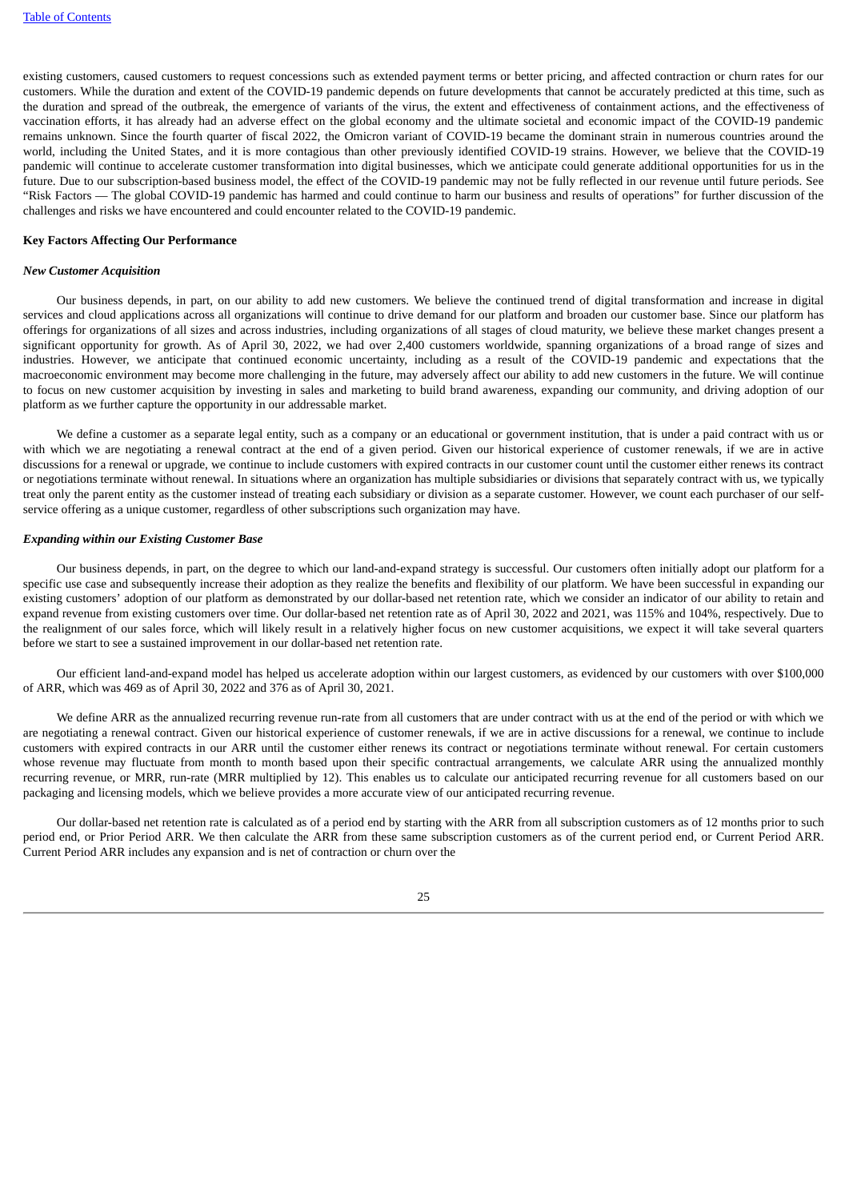existing customers, caused customers to request concessions such as extended payment terms or better pricing, and affected contraction or churn rates for our customers. While the duration and extent of the COVID-19 pandemic depends on future developments that cannot be accurately predicted at this time, such as the duration and spread of the outbreak, the emergence of variants of the virus, the extent and effectiveness of containment actions, and the effectiveness of vaccination efforts, it has already had an adverse effect on the global economy and the ultimate societal and economic impact of the COVID-19 pandemic remains unknown. Since the fourth quarter of fiscal 2022, the Omicron variant of COVID-19 became the dominant strain in numerous countries around the world, including the United States, and it is more contagious than other previously identified COVID-19 strains. However, we believe that the COVID-19 pandemic will continue to accelerate customer transformation into digital businesses, which we anticipate could generate additional opportunities for us in the future. Due to our subscription-based business model, the effect of the COVID-19 pandemic may not be fully reflected in our revenue until future periods. See "Risk Factors — The global COVID-19 pandemic has harmed and could continue to harm our business and results of operations" for further discussion of the challenges and risks we have encountered and could encounter related to the COVID-19 pandemic.

**Key Factors Affecting Our Performance**

***New Customer Acquisition***

Our business depends, in part, on our ability to add new customers. We believe the continued trend of digital transformation and increase in digital services and cloud applications across all organizations will continue to drive demand for our platform and broaden our customer base. Since our platform has offerings for organizations of all sizes and across industries, including organizations of all stages of cloud maturity, we believe these market changes present a significant opportunity for growth. As of April 30, 2022, we had over 2,400 customers worldwide, spanning organizations of a broad range of sizes and industries. However, we anticipate that continued economic uncertainty, including as a result of the COVID-19 pandemic and expectations that the macroeconomic environment may become more challenging in the future, may adversely affect our ability to add new customers in the future. We will continue to focus on new customer acquisition by investing in sales and marketing to build brand awareness, expanding our community, and driving adoption of our platform as we further capture the opportunity in our addressable market.

We define a customer as a separate legal entity, such as a company or an educational or government institution, that is under a paid contract with us or with which we are negotiating a renewal contract at the end of a given period. Given our historical experience of customer renewals, if we are in active discussions for a renewal or upgrade, we continue to include customers with expired contracts in our customer count until the customer either renews its contract or negotiations terminate without renewal. In situations where an organization has multiple subsidiaries or divisions that separately contract with us, we typically treat only the parent entity as the customer instead of treating each subsidiary or division as a separate customer. However, we count each purchaser of our self-service offering as a unique customer, regardless of other subscriptions such organization may have.

***Expanding within our Existing Customer Base***

Our business depends, in part, on the degree to which our land-and-expand strategy is successful. Our customers often initially adopt our platform for a specific use case and subsequently increase their adoption as they realize the benefits and flexibility of our platform. We have been successful in expanding our existing customers' adoption of our platform as demonstrated by our dollar-based net retention rate, which we consider an indicator of our ability to retain and expand revenue from existing customers over time. Our dollar-based net retention rate as of April 30, 2022 and 2021, was 115% and 104%, respectively. Due to the realignment of our sales force, which will likely result in a relatively higher focus on new customer acquisitions, we expect it will take several quarters before we start to see a sustained improvement in our dollar-based net retention rate.

Our efficient land-and-expand model has helped us accelerate adoption within our largest customers, as evidenced by our customers with over $100,000 of ARR, which was 469 as of April 30, 2022 and 376 as of April 30, 2021.

We define ARR as the annualized recurring revenue run-rate from all customers that are under contract with us at the end of the period or with which we are negotiating a renewal contract. Given our historical experience of customer renewals, if we are in active discussions for a renewal, we continue to include customers with expired contracts in our ARR until the customer either renews its contract or negotiations terminate without renewal. For certain customers whose revenue may fluctuate from month to month based upon their specific contractual arrangements, we calculate ARR using the annualized monthly recurring revenue, or MRR, run-rate (MRR multiplied by 12). This enables us to calculate our anticipated recurring revenue for all customers based on our packaging and licensing models, which we believe provides a more accurate view of our anticipated recurring revenue.

Our dollar-based net retention rate is calculated as of a period end by starting with the ARR from all subscription customers as of 12 months prior to such period end, or Prior Period ARR. We then calculate the ARR from these same subscription customers as of the current period end, or Current Period ARR. Current Period ARR includes any expansion and is net of contraction or churn over the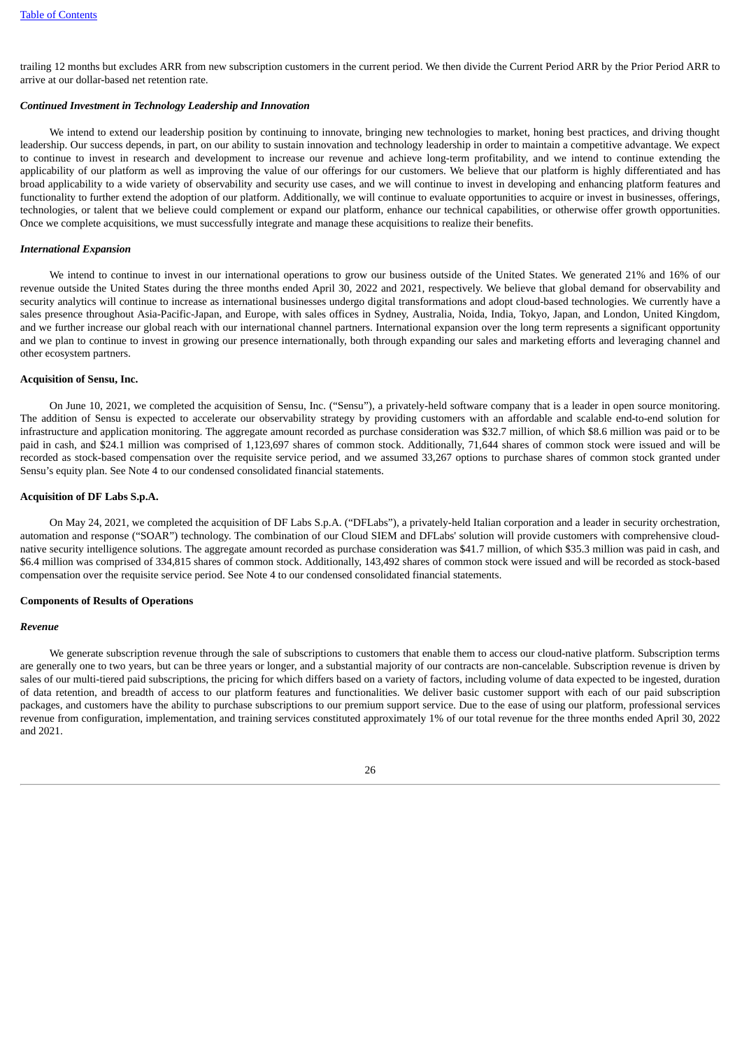trailing 12 months but excludes ARR from new subscription customers in the current period. We then divide the Current Period ARR by the Prior Period ARR to arrive at our dollar-based net retention rate.

***Continued Investment in Technology Leadership and Innovation***

We intend to extend our leadership position by continuing to innovate, bringing new technologies to market, honing best practices, and driving thought leadership. Our success depends, in part, on our ability to sustain innovation and technology leadership in order to maintain a competitive advantage. We expect to continue to invest in research and development to increase our revenue and achieve long-term profitability, and we intend to continue extending the applicability of our platform as well as improving the value of our offerings for our customers. We believe that our platform is highly differentiated and has broad applicability to a wide variety of observability and security use cases, and we will continue to invest in developing and enhancing platform features and functionality to further extend the adoption of our platform. Additionally, we will continue to evaluate opportunities to acquire or invest in businesses, offerings, technologies, or talent that we believe could complement or expand our platform, enhance our technical capabilities, or otherwise offer growth opportunities. Once we complete acquisitions, we must successfully integrate and manage these acquisitions to realize their benefits.

***International Expansion***

We intend to continue to invest in our international operations to grow our business outside of the United States. We generated 21% and 16% of our revenue outside the United States during the three months ended April 30, 2022 and 2021, respectively. We believe that global demand for observability and security analytics will continue to increase as international businesses undergo digital transformations and adopt cloud-based technologies. We currently have a sales presence throughout Asia-Pacific-Japan, and Europe, with sales offices in Sydney, Australia, Noida, India, Tokyo, Japan, and London, United Kingdom, and we further increase our global reach with our international channel partners. International expansion over the long term represents a significant opportunity and we plan to continue to invest in growing our presence internationally, both through expanding our sales and marketing efforts and leveraging channel and other ecosystem partners.

**Acquisition of Sensu, Inc.**

On June 10, 2021, we completed the acquisition of Sensu, Inc. ("Sensu"), a privately-held software company that is a leader in open source monitoring. The addition of Sensu is expected to accelerate our observability strategy by providing customers with an affordable and scalable end-to-end solution for infrastructure and application monitoring. The aggregate amount recorded as purchase consideration was $32.7 million, of which $8.6 million was paid or to be paid in cash, and $24.1 million was comprised of 1,123,697 shares of common stock. Additionally, 71,644 shares of common stock were issued and will be recorded as stock-based compensation over the requisite service period, and we assumed 33,267 options to purchase shares of common stock granted under Sensu's equity plan. See Note 4 to our condensed consolidated financial statements.

**Acquisition of DF Labs S.p.A.**

On May 24, 2021, we completed the acquisition of DF Labs S.p.A. ("DFLabs"), a privately-held Italian corporation and a leader in security orchestration, automation and response ("SOAR") technology. The combination of our Cloud SIEM and DFLabs' solution will provide customers with comprehensive cloud-native security intelligence solutions. The aggregate amount recorded as purchase consideration was $41.7 million, of which $35.3 million was paid in cash, and $6.4 million was comprised of 334,815 shares of common stock. Additionally, 143,492 shares of common stock were issued and will be recorded as stock-based compensation over the requisite service period. See Note 4 to our condensed consolidated financial statements.

**Components of Results of Operations**

***Revenue***

We generate subscription revenue through the sale of subscriptions to customers that enable them to access our cloud-native platform. Subscription terms are generally one to two years, but can be three years or longer, and a substantial majority of our contracts are non-cancelable. Subscription revenue is driven by sales of our multi-tiered paid subscriptions, the pricing for which differs based on a variety of factors, including volume of data expected to be ingested, duration of data retention, and breadth of access to our platform features and functionalities. We deliver basic customer support with each of our paid subscription packages, and customers have the ability to purchase subscriptions to our premium support service. Due to the ease of using our platform, professional services revenue from configuration, implementation, and training services constituted approximately 1% of our total revenue for the three months ended April 30, 2022 and 2021.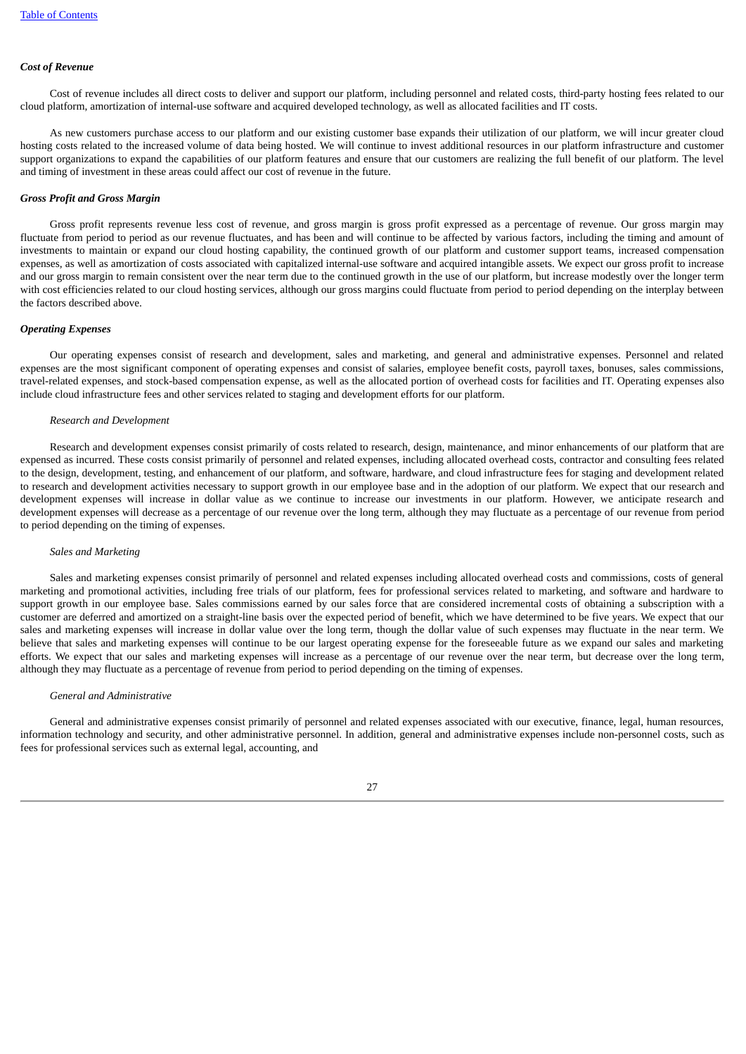***Cost of Revenue***

Cost of revenue includes all direct costs to deliver and support our platform, including personnel and related costs, third-party hosting fees related to our cloud platform, amortization of internal-use software and acquired developed technology, as well as allocated facilities and IT costs.

As new customers purchase access to our platform and our existing customer base expands their utilization of our platform, we will incur greater cloud hosting costs related to the increased volume of data being hosted. We will continue to invest additional resources in our platform infrastructure and customer support organizations to expand the capabilities of our platform features and ensure that our customers are realizing the full benefit of our platform. The level and timing of investment in these areas could affect our cost of revenue in the future.

***Gross Profit and Gross Margin***

Gross profit represents revenue less cost of revenue, and gross margin is gross profit expressed as a percentage of revenue. Our gross margin may fluctuate from period to period as our revenue fluctuates, and has been and will continue to be affected by various factors, including the timing and amount of investments to maintain or expand our cloud hosting capability, the continued growth of our platform and customer support teams, increased compensation expenses, as well as amortization of costs associated with capitalized internal-use software and acquired intangible assets. We expect our gross profit to increase and our gross margin to remain consistent over the near term due to the continued growth in the use of our platform, but increase modestly over the longer term with cost efficiencies related to our cloud hosting services, although our gross margins could fluctuate from period to period depending on the interplay between the factors described above.

***Operating Expenses***

Our operating expenses consist of research and development, sales and marketing, and general and administrative expenses. Personnel and related expenses are the most significant component of operating expenses and consist of salaries, employee benefit costs, payroll taxes, bonuses, sales commissions, travel-related expenses, and stock-based compensation expense, as well as the allocated portion of overhead costs for facilities and IT. Operating expenses also include cloud infrastructure fees and other services related to staging and development efforts for our platform.

*Research and Development*

Research and development expenses consist primarily of costs related to research, design, maintenance, and minor enhancements of our platform that are expensed as incurred. These costs consist primarily of personnel and related expenses, including allocated overhead costs, contractor and consulting fees related to the design, development, testing, and enhancement of our platform, and software, hardware, and cloud infrastructure fees for staging and development related to research and development activities necessary to support growth in our employee base and in the adoption of our platform. We expect that our research and development expenses will increase in dollar value as we continue to increase our investments in our platform. However, we anticipate research and development expenses will decrease as a percentage of our revenue over the long term, although they may fluctuate as a percentage of our revenue from period to period depending on the timing of expenses.

*Sales and Marketing*

Sales and marketing expenses consist primarily of personnel and related expenses including allocated overhead costs and commissions, costs of general marketing and promotional activities, including free trials of our platform, fees for professional services related to marketing, and software and hardware to support growth in our employee base. Sales commissions earned by our sales force that are considered incremental costs of obtaining a subscription with a customer are deferred and amortized on a straight-line basis over the expected period of benefit, which we have determined to be five years. We expect that our sales and marketing expenses will increase in dollar value over the long term, though the dollar value of such expenses may fluctuate in the near term. We believe that sales and marketing expenses will continue to be our largest operating expense for the foreseeable future as we expand our sales and marketing efforts. We expect that our sales and marketing expenses will increase as a percentage of our revenue over the near term, but decrease over the long term, although they may fluctuate as a percentage of revenue from period to period depending on the timing of expenses.

*General and Administrative*

General and administrative expenses consist primarily of personnel and related expenses associated with our executive, finance, legal, human resources, information technology and security, and other administrative personnel. In addition, general and administrative expenses include non-personnel costs, such as fees for professional services such as external legal, accounting, and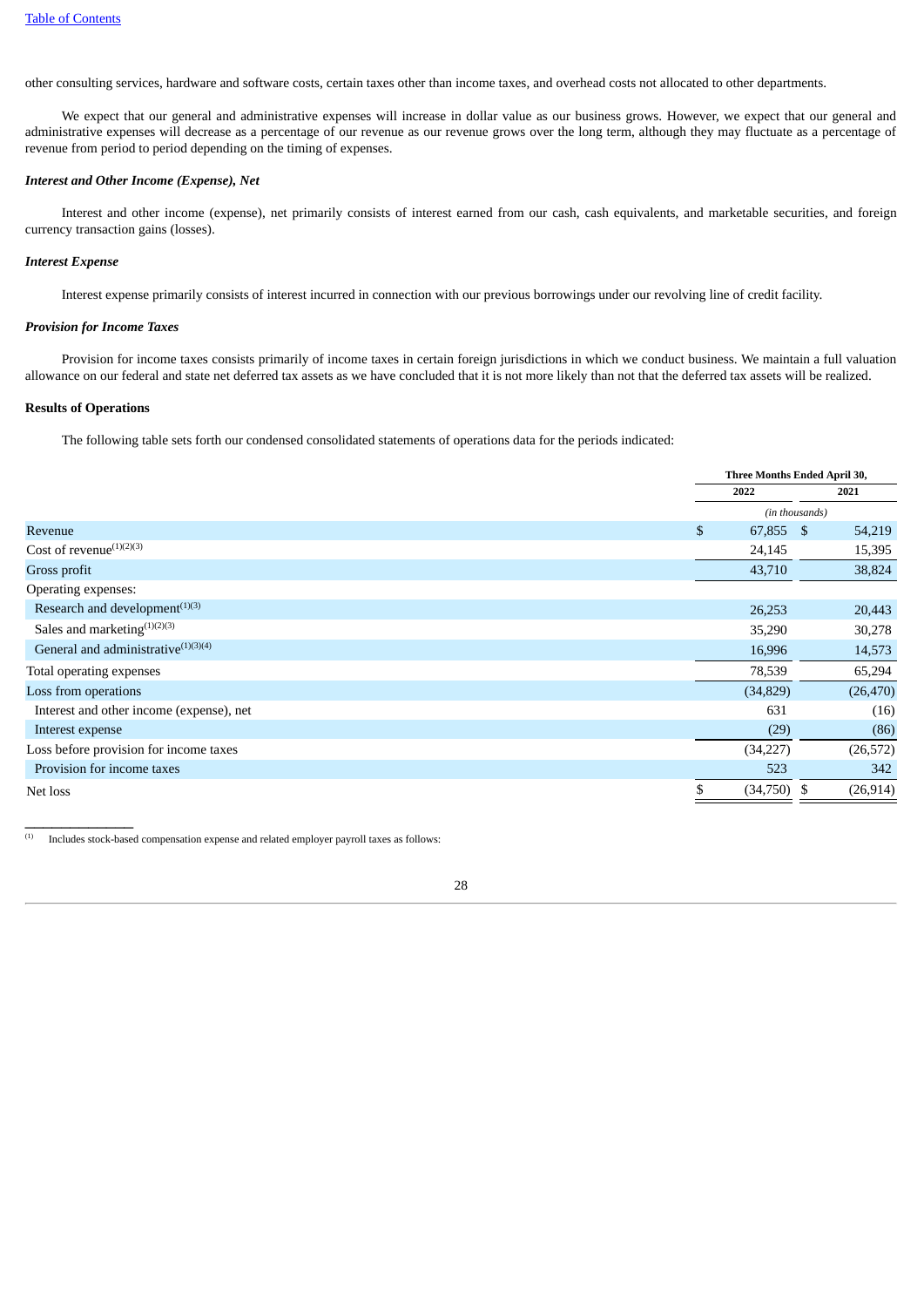other consulting services, hardware and software costs, certain taxes other than income taxes, and overhead costs not allocated to other departments.

We expect that our general and administrative expenses will increase in dollar value as our business grows. However, we expect that our general and administrative expenses will decrease as a percentage of our revenue as our revenue grows over the long term, although they may fluctuate as a percentage of revenue from period to period depending on the timing of expenses.

***Interest and Other Income (Expense), Net***

Interest and other income (expense), net primarily consists of interest earned from our cash, cash equivalents, and marketable securities, and foreign currency transaction gains (losses).

***Interest Expense***

Interest expense primarily consists of interest incurred in connection with our previous borrowings under our revolving line of credit facility.

***Provision for Income Taxes***

Provision for income taxes consists primarily of income taxes in certain foreign jurisdictions in which we conduct business. We maintain a full valuation allowance on our federal and state net deferred tax assets as we have concluded that it is not more likely than not that the deferred tax assets will be realized.

**Results of Operations**

The following table sets forth our condensed consolidated statements of operations data for the periods indicated:

| | Three Months Ended April 30, | |
|---|---|---|
| | 2022 | 2021 |
| | *(in thousands)* | |
| Revenue | $ 67,855 | $ 54,219 |
| Cost of revenue[(1)(2)(3)] | 24,145 | 15,395 |
| Gross profit | 43,710 | 38,824 |
| Operating expenses: | | |
| Research and development[(1)(3)] | 26,253 | 20,443 |
| Sales and marketing[(1)(2)(3)] | 35,290 | 30,278 |
| General and administrative[(1)(3)(4)] | 16,996 | 14,573 |
| Total operating expenses | 78,539 | 65,294 |
| Loss from operations | (34,829) | (26,470) |
| Interest and other income (expense), net | 631 | (16) |
| Interest expense | (29) | (86) |
| Loss before provision for income taxes | (34,227) | (26,572) |
| Provision for income taxes | 523 | 342 |
| Net loss | $ (34,750) | $ (26,914) |

(1) Includes stock-based compensation expense and related employer payroll taxes as follows: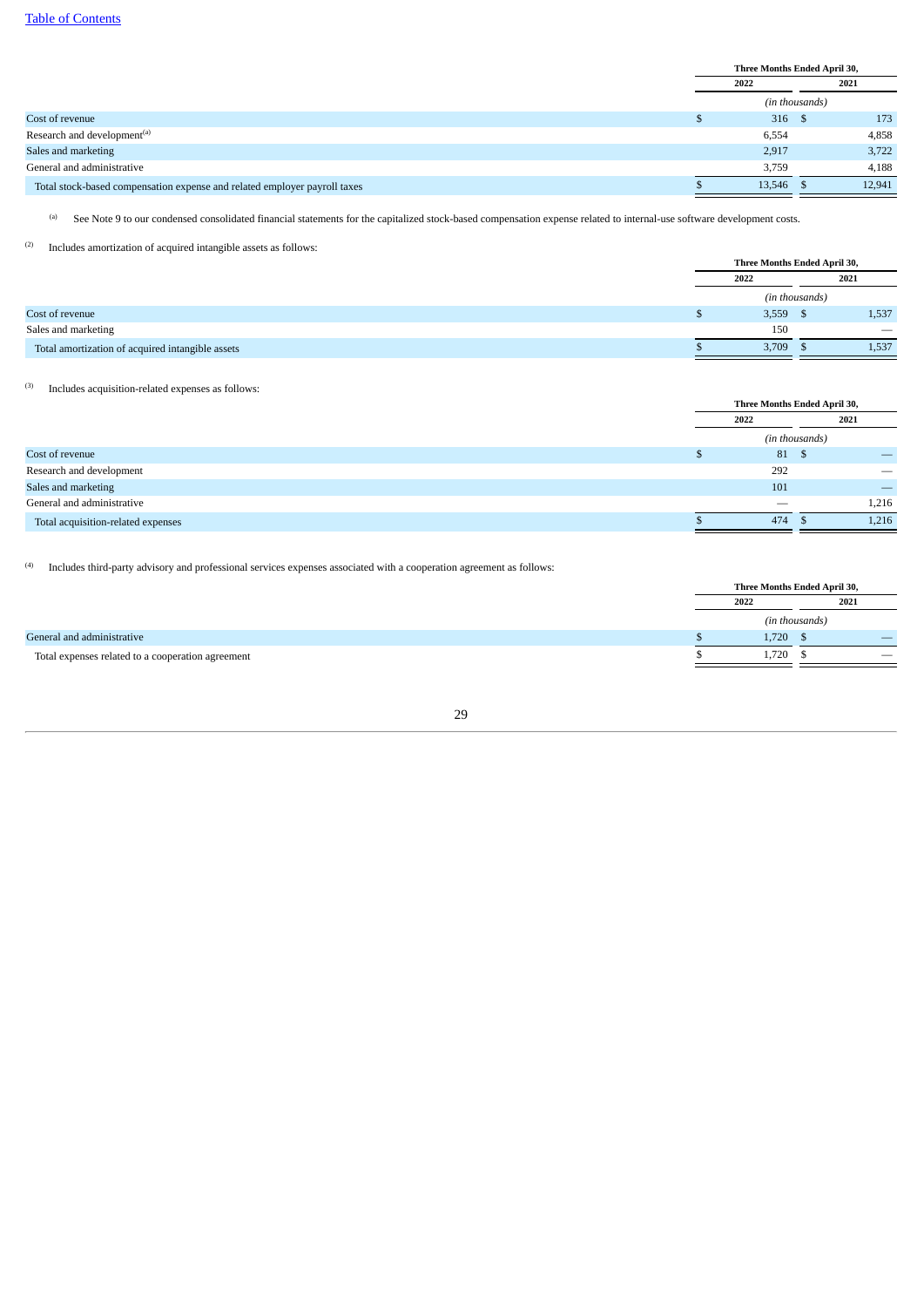| | Three Months Ended April 30, | |
|---|---|---|
| | 2022 | 2021 |
| | *(in thousands)* | |
| Cost of revenue | $ 316 | $ 173 |
| Research and development[(a)] | 6,554 | 4,858 |
| Sales and marketing | 2,917 | 3,722 |
| General and administrative | 3,759 | 4,188 |
| Total stock-based compensation expense and related employer payroll taxes | $ 13,546 | $ 12,941 |

[(a)] See Note 9 to our condensed consolidated financial statements for the capitalized stock-based compensation expense related to internal-use software development costs.

[(2)] Includes amortization of acquired intangible assets as follows:

| | Three Months Ended April 30, | |
|---|---|---|
| | 2022 | 2021 |
| | *(in thousands)* | |
| Cost of revenue | $ 3,559 | $ 1,537 |
| Sales and marketing | 150 | — |
| Total amortization of acquired intangible assets | $ 3,709 | $ 1,537 |

[(3)] Includes acquisition-related expenses as follows:

| | Three Months Ended April 30, | |
|---|---|---|
| | 2022 | 2021 |
| | *(in thousands)* | |
| Cost of revenue | $ 81 | $ — |
| Research and development | 292 | — |
| Sales and marketing | 101 | — |
| General and administrative | — | 1,216 |
| Total acquisition-related expenses | $ 474 | $ 1,216 |

[(4)] Includes third-party advisory and professional services expenses associated with a cooperation agreement as follows:

| | Three Months Ended April 30, | |
|---|---|---|
| | 2022 | 2021 |
| | *(in thousands)* | |
| General and administrative | $ 1,720 | $ — |
| Total expenses related to a cooperation agreement | $ 1,720 | $ — |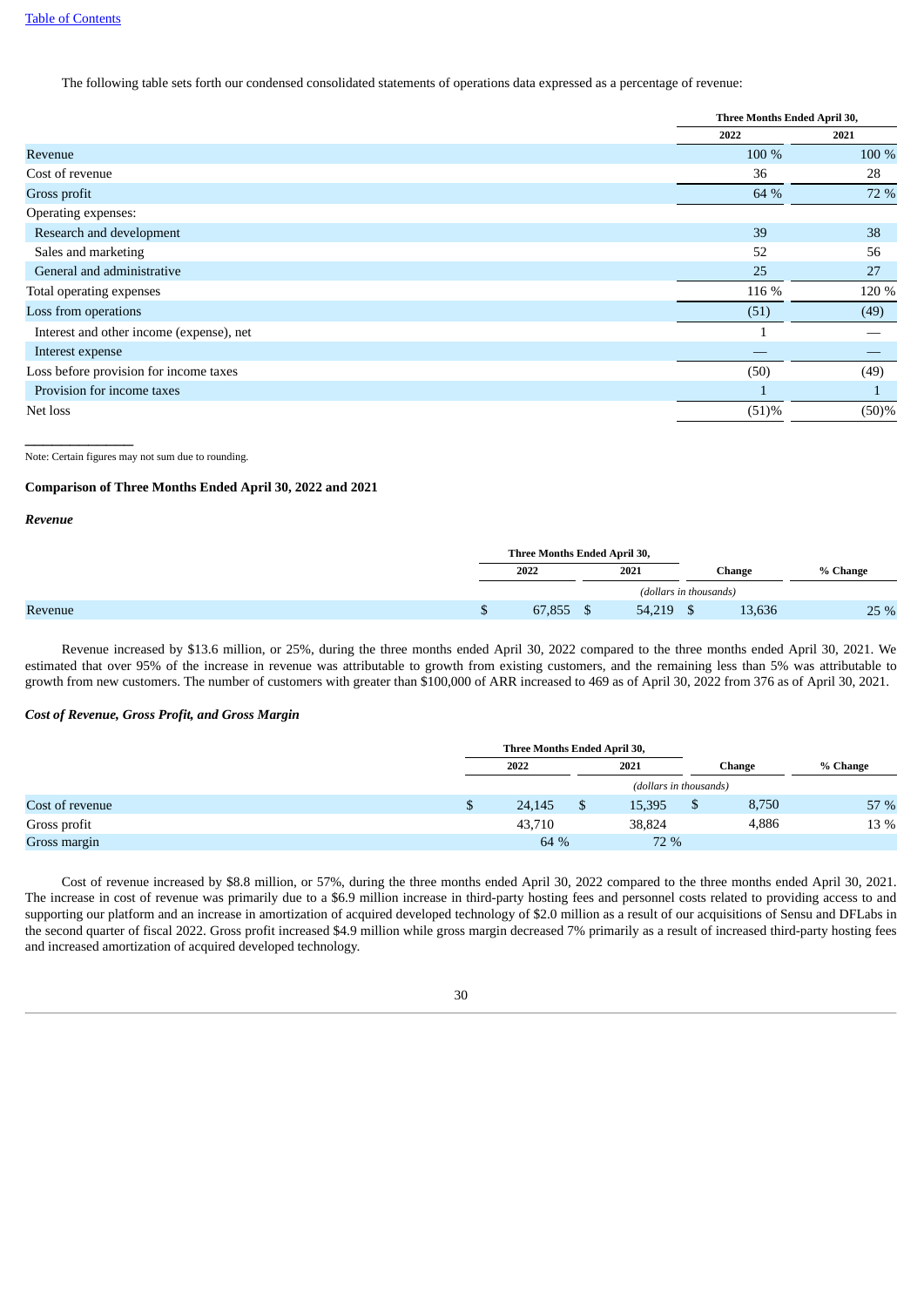The following table sets forth our condensed consolidated statements of operations data expressed as a percentage of revenue:

| | Three Months Ended April 30, | |
|---|---|---|
| | 2022 | 2021 |
| Revenue | 100 % | 100 % |
| Cost of revenue | 36 | 28 |
| Gross profit | 64 % | 72 % |
| Operating expenses: | | |
| Research and development | 39 | 38 |
| Sales and marketing | 52 | 56 |
| General and administrative | 25 | 27 |
| Total operating expenses | 116 % | 120 % |
| Loss from operations | (51) | (49) |
| Interest and other income (expense), net | 1 | — |
| Interest expense | — | — |
| Loss before provision for income taxes | (50) | (49) |
| Provision for income taxes | 1 | 1 |
| Net loss | (51)% | (50)% |

Note: Certain figures may not sum due to rounding.

### Comparison of Three Months Ended April 30, 2022 and 2021

***Revenue***

| | Three Months Ended April 30, | | | |
|---|---|---|---|---|
| | 2022 | 2021 | Change | % Change |
| | *(dollars in thousands)* | | | |
| Revenue | $ 67,855 | $ 54,219 | $ 13,636 | 25 % |

Revenue increased by $13.6 million, or 25%, during the three months ended April 30, 2022 compared to the three months ended April 30, 2021. We estimated that over 95% of the increase in revenue was attributable to growth from existing customers, and the remaining less than 5% was attributable to growth from new customers. The number of customers with greater than $100,000 of ARR increased to 469 as of April 30, 2022 from 376 as of April 30, 2021.

***Cost of Revenue, Gross Profit, and Gross Margin***

| | Three Months Ended April 30, | | | |
|---|---|---|---|---|
| | 2022 | 2021 | Change | % Change |
| | *(dollars in thousands)* | | | |
| Cost of revenue | $ 24,145 | $ 15,395 | $ 8,750 | 57 % |
| Gross profit | 43,710 | 38,824 | 4,886 | 13 % |
| Gross margin | 64 % | 72 % | | |

Cost of revenue increased by $8.8 million, or 57%, during the three months ended April 30, 2022 compared to the three months ended April 30, 2021. The increase in cost of revenue was primarily due to a $6.9 million increase in third-party hosting fees and personnel costs related to providing access to and supporting our platform and an increase in amortization of acquired developed technology of $2.0 million as a result of our acquisitions of Sensu and DFLabs in the second quarter of fiscal 2022. Gross profit increased $4.9 million while gross margin decreased 7% primarily as a result of increased third-party hosting fees and increased amortization of acquired developed technology.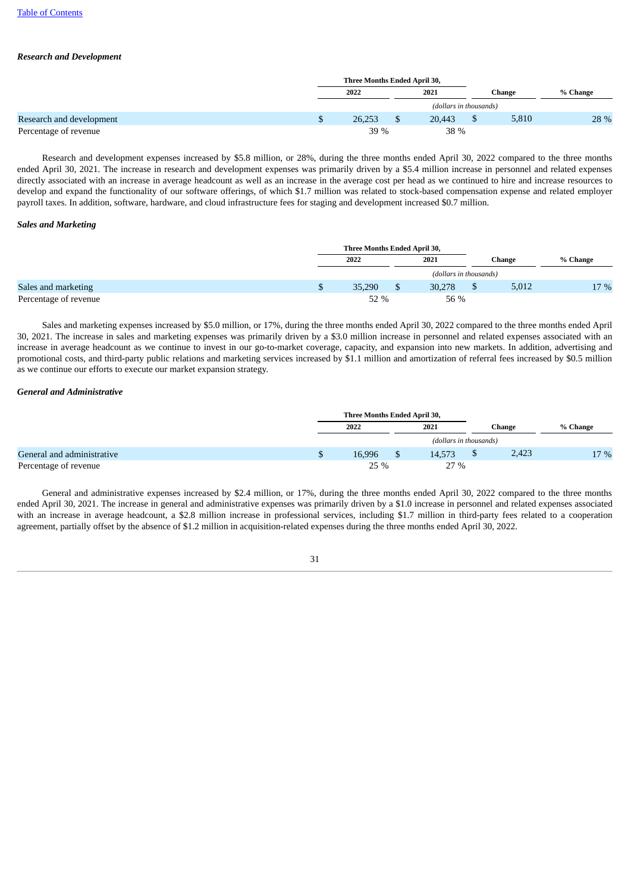***Research and Development***

| | Three Months Ended April 30, | | | |
|---|---|---|---|---|
| | 2022 | 2021 | Change | % Change |
| | *(dollars in thousands)* | | | |
| Research and development | $ 26,253 | $ 20,443 | $ 5,810 | 28 % |
| Percentage of revenue | 39 % | 38 % | | |

Research and development expenses increased by $5.8 million, or 28%, during the three months ended April 30, 2022 compared to the three months ended April 30, 2021. The increase in research and development expenses was primarily driven by a $5.4 million increase in personnel and related expenses directly associated with an increase in average headcount as well as an increase in the average cost per head as we continued to hire and increase resources to develop and expand the functionality of our software offerings, of which $1.7 million was related to stock-based compensation expense and related employer payroll taxes. In addition, software, hardware, and cloud infrastructure fees for staging and development increased $0.7 million.

***Sales and Marketing***

| | Three Months Ended April 30, | | | |
|---|---|---|---|---|
| | 2022 | 2021 | Change | % Change |
| | *(dollars in thousands)* | | | |
| Sales and marketing | $ 35,290 | $ 30,278 | $ 5,012 | 17 % |
| Percentage of revenue | 52 % | 56 % | | |

Sales and marketing expenses increased by $5.0 million, or 17%, during the three months ended April 30, 2022 compared to the three months ended April 30, 2021. The increase in sales and marketing expenses was primarily driven by a $3.0 million increase in personnel and related expenses associated with an increase in average headcount as we continue to invest in our go-to-market coverage, capacity, and expansion into new markets. In addition, advertising and promotional costs, and third-party public relations and marketing services increased by $1.1 million and amortization of referral fees increased by $0.5 million as we continue our efforts to execute our market expansion strategy.

***General and Administrative***

| | Three Months Ended April 30, | | | |
|---|---|---|---|---|
| | 2022 | 2021 | Change | % Change |
| | *(dollars in thousands)* | | | |
| General and administrative | $ 16,996 | $ 14,573 | $ 2,423 | 17 % |
| Percentage of revenue | 25 % | 27 % | | |

General and administrative expenses increased by $2.4 million, or 17%, during the three months ended April 30, 2022 compared to the three months ended April 30, 2021. The increase in general and administrative expenses was primarily driven by a $1.0 increase in personnel and related expenses associated with an increase in average headcount, a $2.8 million increase in professional services, including $1.7 million in third-party fees related to a cooperation agreement, partially offset by the absence of $1.2 million in acquisition-related expenses during the three months ended April 30, 2022.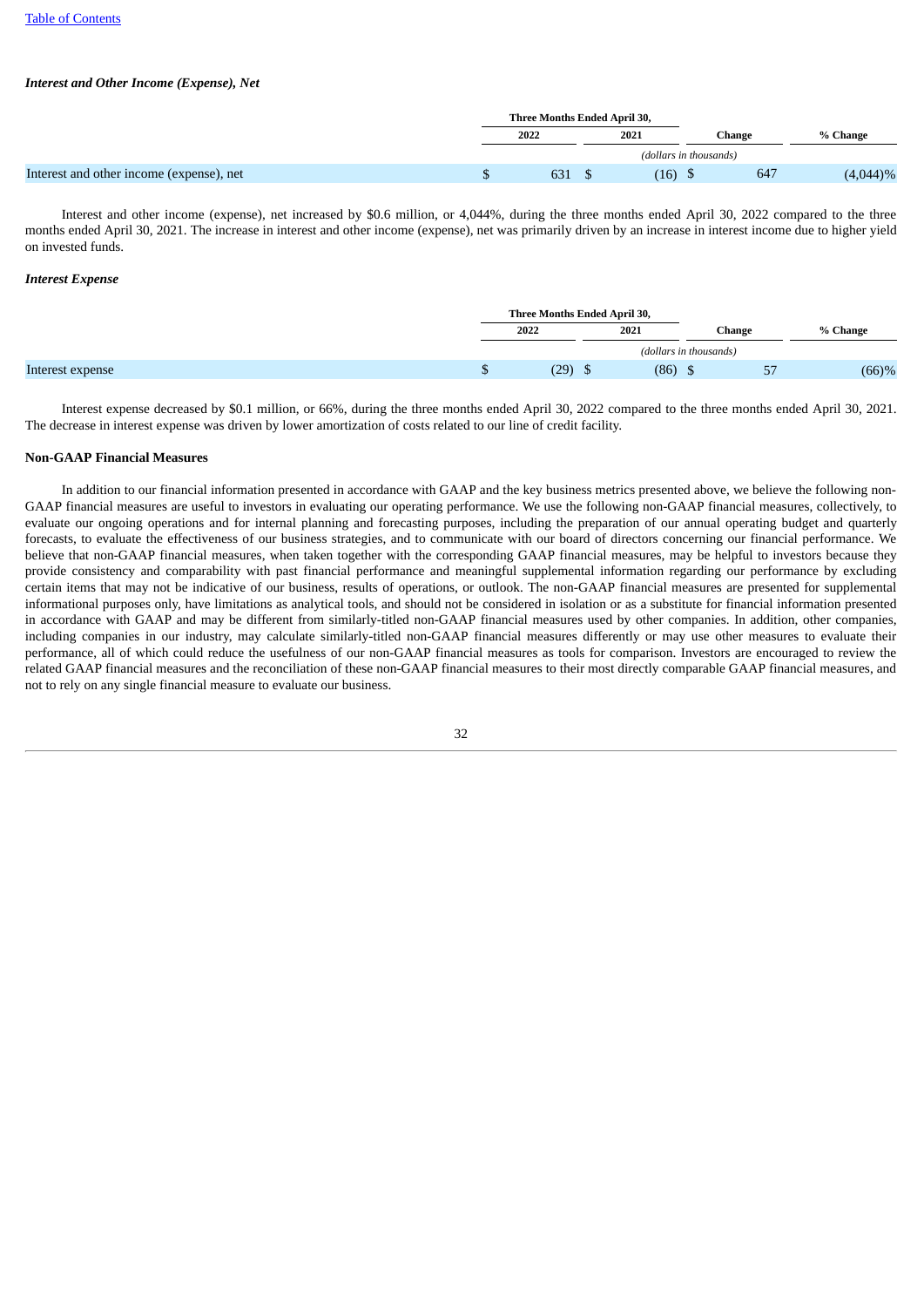*Interest and Other Income (Expense), Net*

| | Three Months Ended April 30, | | | |
|---|---|---|---|---|
| | 2022 | 2021 | Change | % Change |
| | *(dollars in thousands)* | | | |
| Interest and other income (expense), net | $ 631 | $ (16) | $ 647 | (4,044)% |

Interest and other income (expense), net increased by $0.6 million, or 4,044%, during the three months ended April 30, 2022 compared to the three months ended April 30, 2021. The increase in interest and other income (expense), net was primarily driven by an increase in interest income due to higher yield on invested funds.

*Interest Expense*

| | Three Months Ended April 30, | | | |
|---|---|---|---|---|
| | 2022 | 2021 | Change | % Change |
| | *(dollars in thousands)* | | | |
| Interest expense | $ (29) | $ (86) | $ 57 | (66)% |

Interest expense decreased by $0.1 million, or 66%, during the three months ended April 30, 2022 compared to the three months ended April 30, 2021. The decrease in interest expense was driven by lower amortization of costs related to our line of credit facility.

**Non-GAAP Financial Measures**

In addition to our financial information presented in accordance with GAAP and the key business metrics presented above, we believe the following non-GAAP financial measures are useful to investors in evaluating our operating performance. We use the following non-GAAP financial measures, collectively, to evaluate our ongoing operations and for internal planning and forecasting purposes, including the preparation of our annual operating budget and quarterly forecasts, to evaluate the effectiveness of our business strategies, and to communicate with our board of directors concerning our financial performance. We believe that non-GAAP financial measures, when taken together with the corresponding GAAP financial measures, may be helpful to investors because they provide consistency and comparability with past financial performance and meaningful supplemental information regarding our performance by excluding certain items that may not be indicative of our business, results of operations, or outlook. The non-GAAP financial measures are presented for supplemental informational purposes only, have limitations as analytical tools, and should not be considered in isolation or as a substitute for financial information presented in accordance with GAAP and may be different from similarly-titled non-GAAP financial measures used by other companies. In addition, other companies, including companies in our industry, may calculate similarly-titled non-GAAP financial measures differently or may use other measures to evaluate their performance, all of which could reduce the usefulness of our non-GAAP financial measures as tools for comparison. Investors are encouraged to review the related GAAP financial measures and the reconciliation of these non-GAAP financial measures to their most directly comparable GAAP financial measures, and not to rely on any single financial measure to evaluate our business.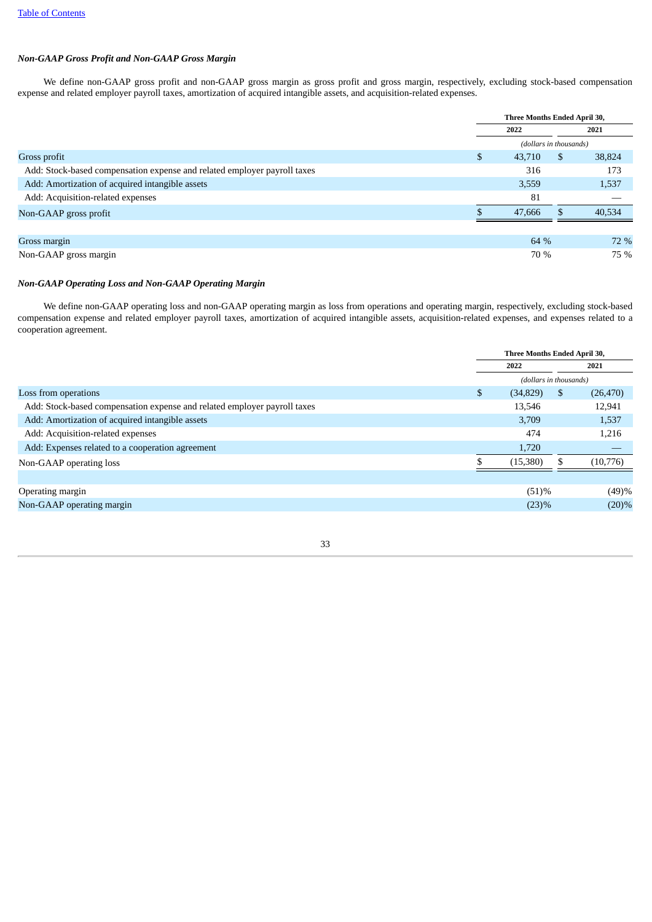*Non-GAAP Gross Profit and Non-GAAP Gross Margin*

We define non-GAAP gross profit and non-GAAP gross margin as gross profit and gross margin, respectively, excluding stock-based compensation expense and related employer payroll taxes, amortization of acquired intangible assets, and acquisition-related expenses.

| | Three Months Ended April 30, | |
|---|---|---|
| | 2022 | 2021 |
| | *(dollars in thousands)* | |
| Gross profit | $ 43,710 | $ 38,824 |
| Add: Stock-based compensation expense and related employer payroll taxes | 316 | 173 |
| Add: Amortization of acquired intangible assets | 3,559 | 1,537 |
| Add: Acquisition-related expenses | 81 | — |
| Non-GAAP gross profit | $ 47,666 | $ 40,534 |
| | | |
| Gross margin | 64 % | 72 % |
| Non-GAAP gross margin | 70 % | 75 % |

*Non-GAAP Operating Loss and Non-GAAP Operating Margin*

We define non-GAAP operating loss and non-GAAP operating margin as loss from operations and operating margin, respectively, excluding stock-based compensation expense and related employer payroll taxes, amortization of acquired intangible assets, acquisition-related expenses, and expenses related to a cooperation agreement.

| | Three Months Ended April 30, | |
|---|---|---|
| | 2022 | 2021 |
| | *(dollars in thousands)* | |
| Loss from operations | $ (34,829) | $ (26,470) |
| Add: Stock-based compensation expense and related employer payroll taxes | 13,546 | 12,941 |
| Add: Amortization of acquired intangible assets | 3,709 | 1,537 |
| Add: Acquisition-related expenses | 474 | 1,216 |
| Add: Expenses related to a cooperation agreement | 1,720 | — |
| Non-GAAP operating loss | $ (15,380) | $ (10,776) |
| | | |
| Operating margin | (51)% | (49)% |
| Non-GAAP operating margin | (23)% | (20)% |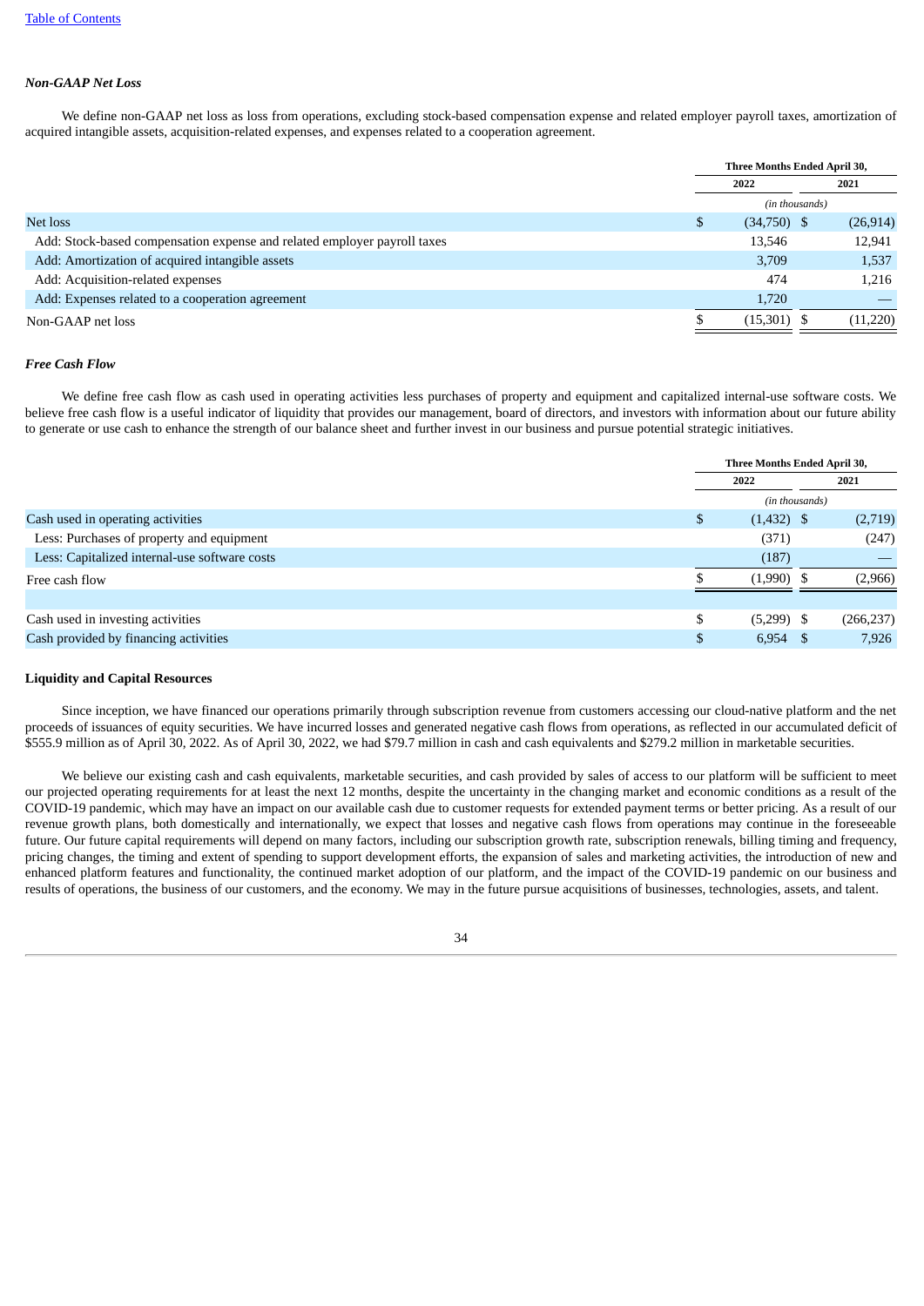### *Non-GAAP Net Loss*

We define non-GAAP net loss as loss from operations, excluding stock-based compensation expense and related employer payroll taxes, amortization of acquired intangible assets, acquisition-related expenses, and expenses related to a cooperation agreement.

| | Three Months Ended April 30, | |
|---|---|---|
| | 2022 | 2021 |
| | *(in thousands)* | |
| Net loss | $ (34,750) | $ (26,914) |
| Add: Stock-based compensation expense and related employer payroll taxes | 13,546 | 12,941 |
| Add: Amortization of acquired intangible assets | 3,709 | 1,537 |
| Add: Acquisition-related expenses | 474 | 1,216 |
| Add: Expenses related to a cooperation agreement | 1,720 | — |
| Non-GAAP net loss | $ (15,301) | $ (11,220) |

### *Free Cash Flow*

We define free cash flow as cash used in operating activities less purchases of property and equipment and capitalized internal-use software costs. We believe free cash flow is a useful indicator of liquidity that provides our management, board of directors, and investors with information about our future ability to generate or use cash to enhance the strength of our balance sheet and further invest in our business and pursue potential strategic initiatives.

| | Three Months Ended April 30, | |
|---|---|---|
| | 2022 | 2021 |
| | *(in thousands)* | |
| Cash used in operating activities | $ (1,432) | $ (2,719) |
| Less: Purchases of property and equipment | (371) | (247) |
| Less: Capitalized internal-use software costs | (187) | — |
| Free cash flow | $ (1,990) | $ (2,966) |
| | | |
| Cash used in investing activities | $ (5,299) | $ (266,237) |
| Cash provided by financing activities | $ 6,954 | $ 7,926 |

## Liquidity and Capital Resources

Since inception, we have financed our operations primarily through subscription revenue from customers accessing our cloud-native platform and the net proceeds of issuances of equity securities. We have incurred losses and generated negative cash flows from operations, as reflected in our accumulated deficit of $555.9 million as of April 30, 2022. As of April 30, 2022, we had $79.7 million in cash and cash equivalents and $279.2 million in marketable securities.

We believe our existing cash and cash equivalents, marketable securities, and cash provided by sales of access to our platform will be sufficient to meet our projected operating requirements for at least the next 12 months, despite the uncertainty in the changing market and economic conditions as a result of the COVID-19 pandemic, which may have an impact on our available cash due to customer requests for extended payment terms or better pricing. As a result of our revenue growth plans, both domestically and internationally, we expect that losses and negative cash flows from operations may continue in the foreseeable future. Our future capital requirements will depend on many factors, including our subscription growth rate, subscription renewals, billing timing and frequency, pricing changes, the timing and extent of spending to support development efforts, the expansion of sales and marketing activities, the introduction of new and enhanced platform features and functionality, the continued market adoption of our platform, and the impact of the COVID-19 pandemic on our business and results of operations, the business of our customers, and the economy. We may in the future pursue acquisitions of businesses, technologies, assets, and talent.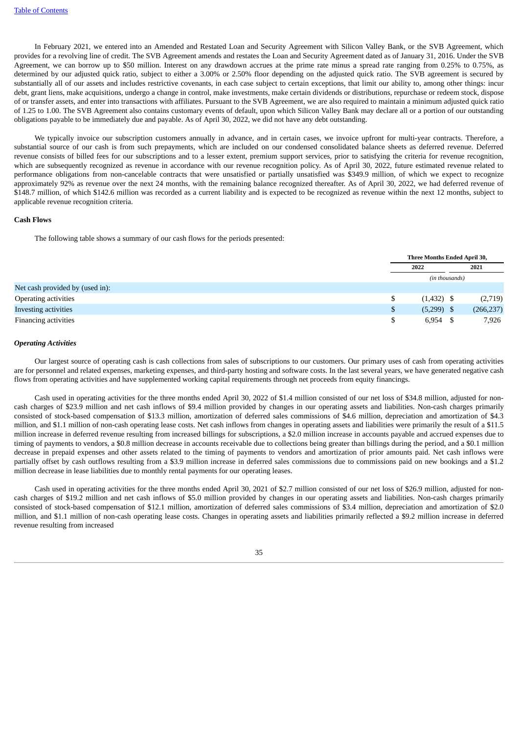In February 2021, we entered into an Amended and Restated Loan and Security Agreement with Silicon Valley Bank, or the SVB Agreement, which provides for a revolving line of credit. The SVB Agreement amends and restates the Loan and Security Agreement dated as of January 31, 2016. Under the SVB Agreement, we can borrow up to $50 million. Interest on any drawdown accrues at the prime rate minus a spread rate ranging from 0.25% to 0.75%, as determined by our adjusted quick ratio, subject to either a 3.00% or 2.50% floor depending on the adjusted quick ratio. The SVB agreement is secured by substantially all of our assets and includes restrictive covenants, in each case subject to certain exceptions, that limit our ability to, among other things: incur debt, grant liens, make acquisitions, undergo a change in control, make investments, make certain dividends or distributions, repurchase or redeem stock, dispose of or transfer assets, and enter into transactions with affiliates. Pursuant to the SVB Agreement, we are also required to maintain a minimum adjusted quick ratio of 1.25 to 1.00. The SVB Agreement also contains customary events of default, upon which Silicon Valley Bank may declare all or a portion of our outstanding obligations payable to be immediately due and payable. As of April 30, 2022, we did not have any debt outstanding.

We typically invoice our subscription customers annually in advance, and in certain cases, we invoice upfront for multi-year contracts. Therefore, a substantial source of our cash is from such prepayments, which are included on our condensed consolidated balance sheets as deferred revenue. Deferred revenue consists of billed fees for our subscriptions and to a lesser extent, premium support services, prior to satisfying the criteria for revenue recognition, which are subsequently recognized as revenue in accordance with our revenue recognition policy. As of April 30, 2022, future estimated revenue related to performance obligations from non-cancelable contracts that were unsatisfied or partially unsatisfied was $349.9 million, of which we expect to recognize approximately 92% as revenue over the next 24 months, with the remaining balance recognized thereafter. As of April 30, 2022, we had deferred revenue of $148.7 million, of which $142.6 million was recorded as a current liability and is expected to be recognized as revenue within the next 12 months, subject to applicable revenue recognition criteria.

**Cash Flows**

The following table shows a summary of our cash flows for the periods presented:

| | Three Months Ended April 30, | |
|---|---|---|
| | 2022 | 2021 |
| | (in thousands) | |
| Net cash provided by (used in): | | |
| Operating activities | $ (1,432) | $ (2,719) |
| Investing activities | $ (5,299) | $ (266,237) |
| Financing activities | $ 6,954 | $ 7,926 |

***Operating Activities***

Our largest source of operating cash is cash collections from sales of subscriptions to our customers. Our primary uses of cash from operating activities are for personnel and related expenses, marketing expenses, and third-party hosting and software costs. In the last several years, we have generated negative cash flows from operating activities and have supplemented working capital requirements through net proceeds from equity financings.

Cash used in operating activities for the three months ended April 30, 2022 of $1.4 million consisted of our net loss of $34.8 million, adjusted for non-cash charges of $23.9 million and net cash inflows of $9.4 million provided by changes in our operating assets and liabilities. Non-cash charges primarily consisted of stock-based compensation of $13.3 million, amortization of deferred sales commissions of $4.6 million, depreciation and amortization of $4.3 million, and $1.1 million of non-cash operating lease costs. Net cash inflows from changes in operating assets and liabilities were primarily the result of a $11.5 million increase in deferred revenue resulting from increased billings for subscriptions, a $2.0 million increase in accounts payable and accrued expenses due to timing of payments to vendors, a $0.8 million decrease in accounts receivable due to collections being greater than billings during the period, and a $0.1 million decrease in prepaid expenses and other assets related to the timing of payments to vendors and amortization of prior amounts paid. Net cash inflows were partially offset by cash outflows resulting from a $3.9 million increase in deferred sales commissions due to commissions paid on new bookings and a $1.2 million decrease in lease liabilities due to monthly rental payments for our operating leases.

Cash used in operating activities for the three months ended April 30, 2021 of $2.7 million consisted of our net loss of $26.9 million, adjusted for non-cash charges of $19.2 million and net cash inflows of $5.0 million provided by changes in our operating assets and liabilities. Non-cash charges primarily consisted of stock-based compensation of $12.1 million, amortization of deferred sales commissions of $3.4 million, depreciation and amortization of $2.0 million, and $1.1 million of non-cash operating lease costs. Changes in operating assets and liabilities primarily reflected a $9.2 million increase in deferred revenue resulting from increased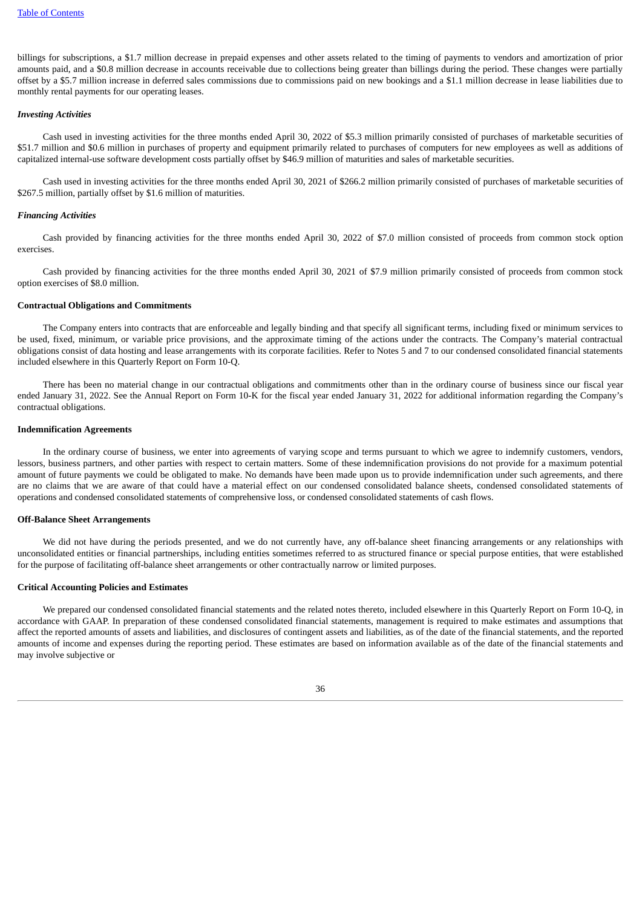billings for subscriptions, a $1.7 million decrease in prepaid expenses and other assets related to the timing of payments to vendors and amortization of prior amounts paid, and a $0.8 million decrease in accounts receivable due to collections being greater than billings during the period. These changes were partially offset by a $5.7 million increase in deferred sales commissions due to commissions paid on new bookings and a $1.1 million decrease in lease liabilities due to monthly rental payments for our operating leases.

*Investing Activities*

Cash used in investing activities for the three months ended April 30, 2022 of $5.3 million primarily consisted of purchases of marketable securities of $51.7 million and $0.6 million in purchases of property and equipment primarily related to purchases of computers for new employees as well as additions of capitalized internal-use software development costs partially offset by $46.9 million of maturities and sales of marketable securities.

Cash used in investing activities for the three months ended April 30, 2021 of $266.2 million primarily consisted of purchases of marketable securities of $267.5 million, partially offset by $1.6 million of maturities.

*Financing Activities*

Cash provided by financing activities for the three months ended April 30, 2022 of $7.0 million consisted of proceeds from common stock option exercises.

Cash provided by financing activities for the three months ended April 30, 2021 of $7.9 million primarily consisted of proceeds from common stock option exercises of $8.0 million.

**Contractual Obligations and Commitments**

The Company enters into contracts that are enforceable and legally binding and that specify all significant terms, including fixed or minimum services to be used, fixed, minimum, or variable price provisions, and the approximate timing of the actions under the contracts. The Company's material contractual obligations consist of data hosting and lease arrangements with its corporate facilities. Refer to Notes 5 and 7 to our condensed consolidated financial statements included elsewhere in this Quarterly Report on Form 10-Q.

There has been no material change in our contractual obligations and commitments other than in the ordinary course of business since our fiscal year ended January 31, 2022. See the Annual Report on Form 10-K for the fiscal year ended January 31, 2022 for additional information regarding the Company's contractual obligations.

**Indemnification Agreements**

In the ordinary course of business, we enter into agreements of varying scope and terms pursuant to which we agree to indemnify customers, vendors, lessors, business partners, and other parties with respect to certain matters. Some of these indemnification provisions do not provide for a maximum potential amount of future payments we could be obligated to make. No demands have been made upon us to provide indemnification under such agreements, and there are no claims that we are aware of that could have a material effect on our condensed consolidated balance sheets, condensed consolidated statements of operations and condensed consolidated statements of comprehensive loss, or condensed consolidated statements of cash flows.

**Off-Balance Sheet Arrangements**

We did not have during the periods presented, and we do not currently have, any off-balance sheet financing arrangements or any relationships with unconsolidated entities or financial partnerships, including entities sometimes referred to as structured finance or special purpose entities, that were established for the purpose of facilitating off-balance sheet arrangements or other contractually narrow or limited purposes.

**Critical Accounting Policies and Estimates**

We prepared our condensed consolidated financial statements and the related notes thereto, included elsewhere in this Quarterly Report on Form 10-Q, in accordance with GAAP. In preparation of these condensed consolidated financial statements, management is required to make estimates and assumptions that affect the reported amounts of assets and liabilities, and disclosures of contingent assets and liabilities, as of the date of the financial statements, and the reported amounts of income and expenses during the reporting period. These estimates are based on information available as of the date of the financial statements and may involve subjective or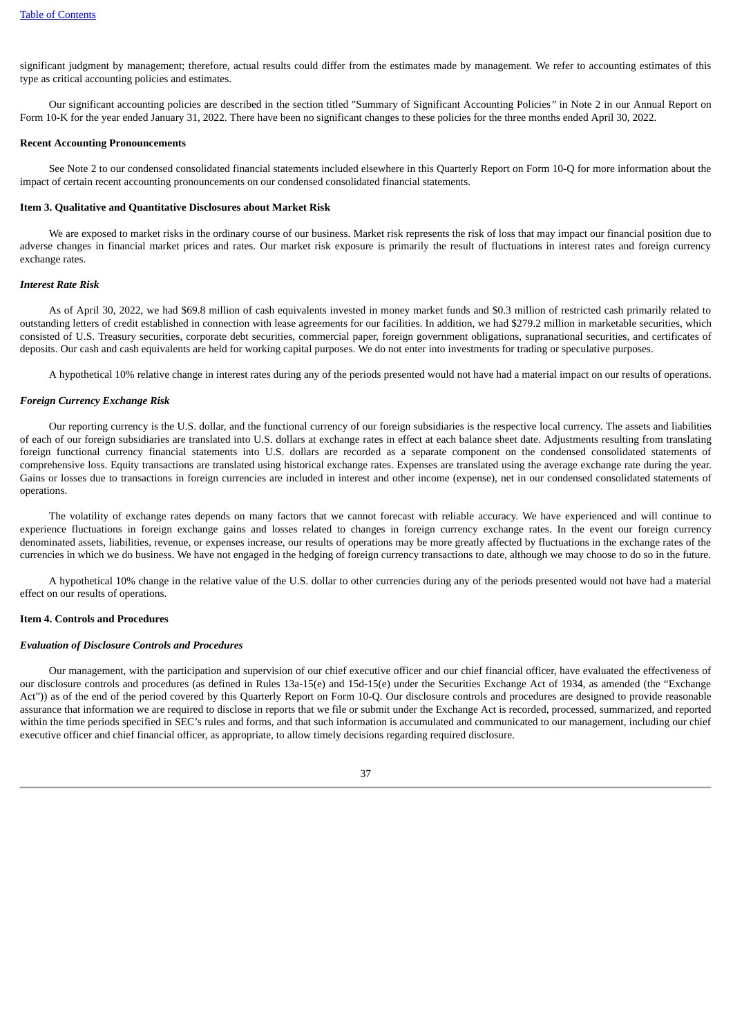significant judgment by management; therefore, actual results could differ from the estimates made by management. We refer to accounting estimates of this type as critical accounting policies and estimates.

Our significant accounting policies are described in the section titled "Summary of Significant Accounting Policies" in Note 2 in our Annual Report on Form 10-K for the year ended January 31, 2022. There have been no significant changes to these policies for the three months ended April 30, 2022.

**Recent Accounting Pronouncements**

See Note 2 to our condensed consolidated financial statements included elsewhere in this Quarterly Report on Form 10-Q for more information about the impact of certain recent accounting pronouncements on our condensed consolidated financial statements.

**Item 3. Qualitative and Quantitative Disclosures about Market Risk**

We are exposed to market risks in the ordinary course of our business. Market risk represents the risk of loss that may impact our financial position due to adverse changes in financial market prices and rates. Our market risk exposure is primarily the result of fluctuations in interest rates and foreign currency exchange rates.

***Interest Rate Risk***

As of April 30, 2022, we had $69.8 million of cash equivalents invested in money market funds and $0.3 million of restricted cash primarily related to outstanding letters of credit established in connection with lease agreements for our facilities. In addition, we had $279.2 million in marketable securities, which consisted of U.S. Treasury securities, corporate debt securities, commercial paper, foreign government obligations, supranational securities, and certificates of deposits. Our cash and cash equivalents are held for working capital purposes. We do not enter into investments for trading or speculative purposes.

A hypothetical 10% relative change in interest rates during any of the periods presented would not have had a material impact on our results of operations.

***Foreign Currency Exchange Risk***

Our reporting currency is the U.S. dollar, and the functional currency of our foreign subsidiaries is the respective local currency. The assets and liabilities of each of our foreign subsidiaries are translated into U.S. dollars at exchange rates in effect at each balance sheet date. Adjustments resulting from translating foreign functional currency financial statements into U.S. dollars are recorded as a separate component on the condensed consolidated statements of comprehensive loss. Equity transactions are translated using historical exchange rates. Expenses are translated using the average exchange rate during the year. Gains or losses due to transactions in foreign currencies are included in interest and other income (expense), net in our condensed consolidated statements of operations.

The volatility of exchange rates depends on many factors that we cannot forecast with reliable accuracy. We have experienced and will continue to experience fluctuations in foreign exchange gains and losses related to changes in foreign currency exchange rates. In the event our foreign currency denominated assets, liabilities, revenue, or expenses increase, our results of operations may be more greatly affected by fluctuations in the exchange rates of the currencies in which we do business. We have not engaged in the hedging of foreign currency transactions to date, although we may choose to do so in the future.

A hypothetical 10% change in the relative value of the U.S. dollar to other currencies during any of the periods presented would not have had a material effect on our results of operations.

**Item 4. Controls and Procedures**

***Evaluation of Disclosure Controls and Procedures***

Our management, with the participation and supervision of our chief executive officer and our chief financial officer, have evaluated the effectiveness of our disclosure controls and procedures (as defined in Rules 13a-15(e) and 15d-15(e) under the Securities Exchange Act of 1934, as amended (the "Exchange Act")) as of the end of the period covered by this Quarterly Report on Form 10-Q. Our disclosure controls and procedures are designed to provide reasonable assurance that information we are required to disclose in reports that we file or submit under the Exchange Act is recorded, processed, summarized, and reported within the time periods specified in SEC's rules and forms, and that such information is accumulated and communicated to our management, including our chief executive officer and chief financial officer, as appropriate, to allow timely decisions regarding required disclosure.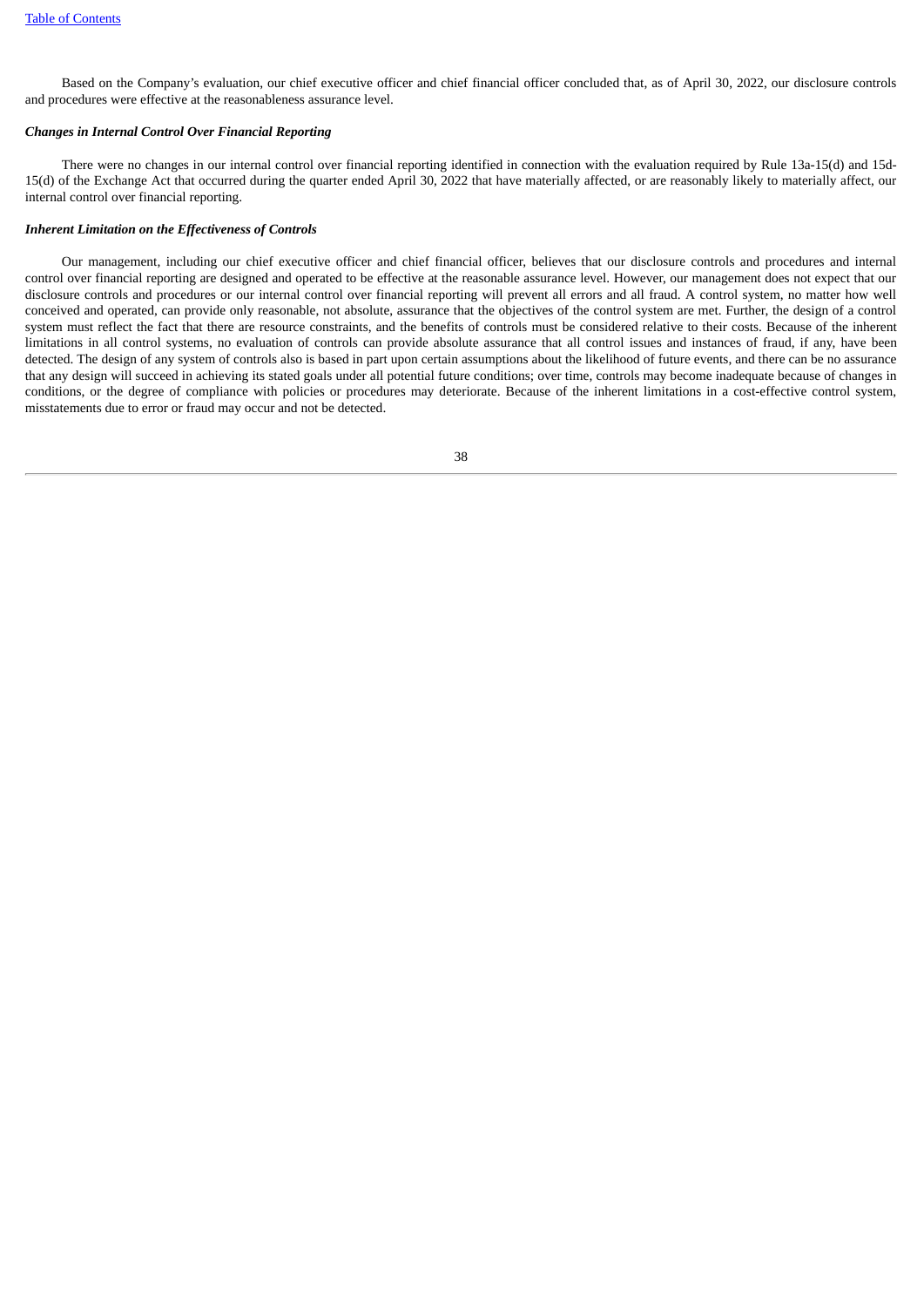Based on the Company's evaluation, our chief executive officer and chief financial officer concluded that, as of April 30, 2022, our disclosure controls and procedures were effective at the reasonableness assurance level.

***Changes in Internal Control Over Financial Reporting***

There were no changes in our internal control over financial reporting identified in connection with the evaluation required by Rule 13a-15(d) and 15d-15(d) of the Exchange Act that occurred during the quarter ended April 30, 2022 that have materially affected, or are reasonably likely to materially affect, our internal control over financial reporting.

***Inherent Limitation on the Effectiveness of Controls***

Our management, including our chief executive officer and chief financial officer, believes that our disclosure controls and procedures and internal control over financial reporting are designed and operated to be effective at the reasonable assurance level. However, our management does not expect that our disclosure controls and procedures or our internal control over financial reporting will prevent all errors and all fraud. A control system, no matter how well conceived and operated, can provide only reasonable, not absolute, assurance that the objectives of the control system are met. Further, the design of a control system must reflect the fact that there are resource constraints, and the benefits of controls must be considered relative to their costs. Because of the inherent limitations in all control systems, no evaluation of controls can provide absolute assurance that all control issues and instances of fraud, if any, have been detected. The design of any system of controls also is based in part upon certain assumptions about the likelihood of future events, and there can be no assurance that any design will succeed in achieving its stated goals under all potential future conditions; over time, controls may become inadequate because of changes in conditions, or the degree of compliance with policies or procedures may deteriorate. Because of the inherent limitations in a cost-effective control system, misstatements due to error or fraud may occur and not be detected.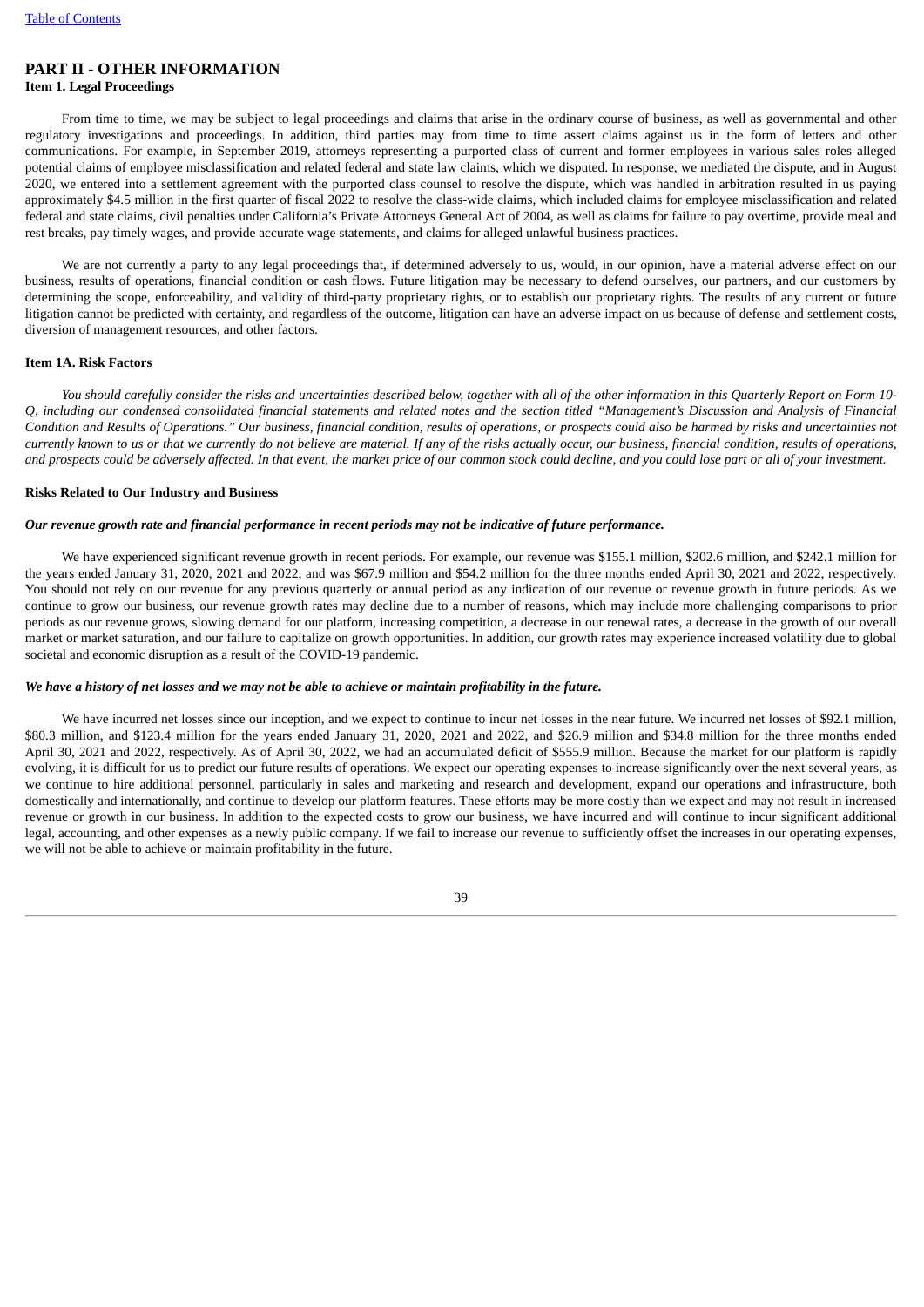# PART II - OTHER INFORMATION

## Item 1. Legal Proceedings

From time to time, we may be subject to legal proceedings and claims that arise in the ordinary course of business, as well as governmental and other regulatory investigations and proceedings. In addition, third parties may from time to time assert claims against us in the form of letters and other communications. For example, in September 2019, attorneys representing a purported class of current and former employees in various sales roles alleged potential claims of employee misclassification and related federal and state law claims, which we disputed. In response, we mediated the dispute, and in August 2020, we entered into a settlement agreement with the purported class counsel to resolve the dispute, which was handled in arbitration resulted in us paying approximately $4.5 million in the first quarter of fiscal 2022 to resolve the class-wide claims, which included claims for employee misclassification and related federal and state claims, civil penalties under California's Private Attorneys General Act of 2004, as well as claims for failure to pay overtime, provide meal and rest breaks, pay timely wages, and provide accurate wage statements, and claims for alleged unlawful business practices.

We are not currently a party to any legal proceedings that, if determined adversely to us, would, in our opinion, have a material adverse effect on our business, results of operations, financial condition or cash flows. Future litigation may be necessary to defend ourselves, our partners, and our customers by determining the scope, enforceability, and validity of third-party proprietary rights, or to establish our proprietary rights. The results of any current or future litigation cannot be predicted with certainty, and regardless of the outcome, litigation can have an adverse impact on us because of defense and settlement costs, diversion of management resources, and other factors.

## Item 1A. Risk Factors

*You should carefully consider the risks and uncertainties described below, together with all of the other information in this Quarterly Report on Form 10-Q, including our condensed consolidated financial statements and related notes and the section titled "Management's Discussion and Analysis of Financial Condition and Results of Operations." Our business, financial condition, results of operations, or prospects could also be harmed by risks and uncertainties not currently known to us or that we currently do not believe are material. If any of the risks actually occur, our business, financial condition, results of operations, and prospects could be adversely affected. In that event, the market price of our common stock could decline, and you could lose part or all of your investment.*

### Risks Related to Our Industry and Business

***Our revenue growth rate and financial performance in recent periods may not be indicative of future performance.***

We have experienced significant revenue growth in recent periods. For example, our revenue was $155.1 million, $202.6 million, and $242.1 million for the years ended January 31, 2020, 2021 and 2022, and was $67.9 million and $54.2 million for the three months ended April 30, 2021 and 2022, respectively. You should not rely on our revenue for any previous quarterly or annual period as any indication of our revenue or revenue growth in future periods. As we continue to grow our business, our revenue growth rates may decline due to a number of reasons, which may include more challenging comparisons to prior periods as our revenue grows, slowing demand for our platform, increasing competition, a decrease in our renewal rates, a decrease in the growth of our overall market or market saturation, and our failure to capitalize on growth opportunities. In addition, our growth rates may experience increased volatility due to global societal and economic disruption as a result of the COVID-19 pandemic.

***We have a history of net losses and we may not be able to achieve or maintain profitability in the future.***

We have incurred net losses since our inception, and we expect to continue to incur net losses in the near future. We incurred net losses of $92.1 million, $80.3 million, and $123.4 million for the years ended January 31, 2020, 2021 and 2022, and $26.9 million and $34.8 million for the three months ended April 30, 2021 and 2022, respectively. As of April 30, 2022, we had an accumulated deficit of $555.9 million. Because the market for our platform is rapidly evolving, it is difficult for us to predict our future results of operations. We expect our operating expenses to increase significantly over the next several years, as we continue to hire additional personnel, particularly in sales and marketing and research and development, expand our operations and infrastructure, both domestically and internationally, and continue to develop our platform features. These efforts may be more costly than we expect and may not result in increased revenue or growth in our business. In addition to the expected costs to grow our business, we have incurred and will continue to incur significant additional legal, accounting, and other expenses as a newly public company. If we fail to increase our revenue to sufficiently offset the increases in our operating expenses, we will not be able to achieve or maintain profitability in the future.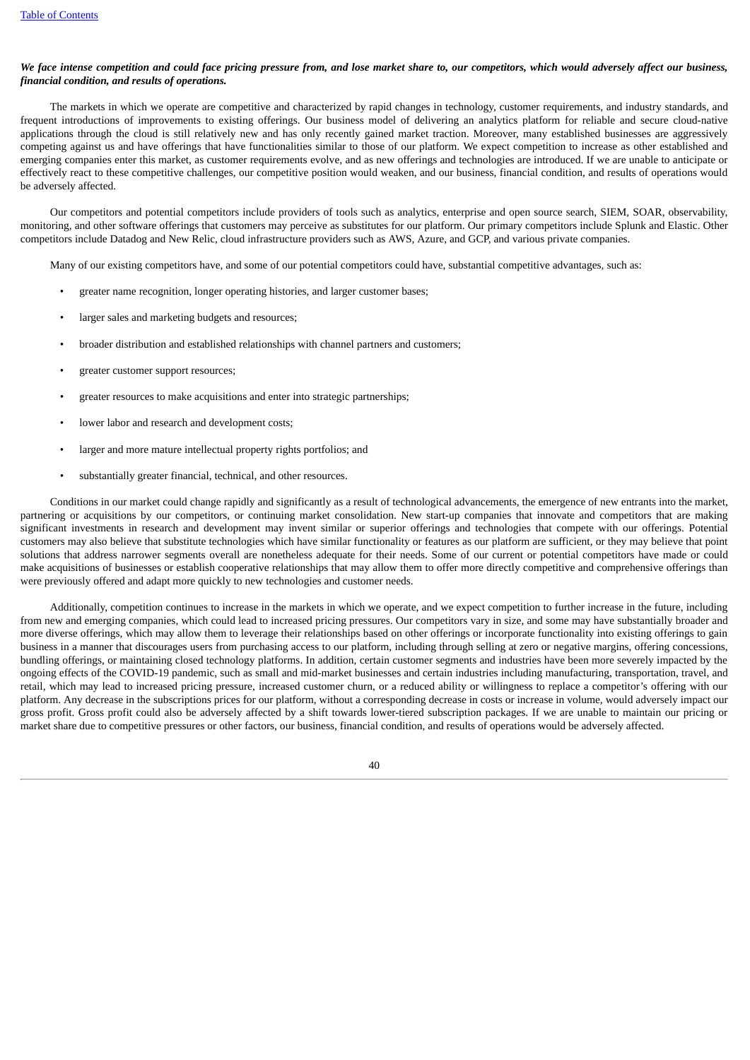***We face intense competition and could face pricing pressure from, and lose market share to, our competitors, which would adversely affect our business, financial condition, and results of operations.***

The markets in which we operate are competitive and characterized by rapid changes in technology, customer requirements, and industry standards, and frequent introductions of improvements to existing offerings. Our business model of delivering an analytics platform for reliable and secure cloud-native applications through the cloud is still relatively new and has only recently gained market traction. Moreover, many established businesses are aggressively competing against us and have offerings that have functionalities similar to those of our platform. We expect competition to increase as other established and emerging companies enter this market, as customer requirements evolve, and as new offerings and technologies are introduced. If we are unable to anticipate or effectively react to these competitive challenges, our competitive position would weaken, and our business, financial condition, and results of operations would be adversely affected.

Our competitors and potential competitors include providers of tools such as analytics, enterprise and open source search, SIEM, SOAR, observability, monitoring, and other software offerings that customers may perceive as substitutes for our platform. Our primary competitors include Splunk and Elastic. Other competitors include Datadog and New Relic, cloud infrastructure providers such as AWS, Azure, and GCP, and various private companies.

Many of our existing competitors have, and some of our potential competitors could have, substantial competitive advantages, such as:

- greater name recognition, longer operating histories, and larger customer bases;
- larger sales and marketing budgets and resources;
- broader distribution and established relationships with channel partners and customers;
- greater customer support resources;
- greater resources to make acquisitions and enter into strategic partnerships;
- lower labor and research and development costs;
- larger and more mature intellectual property rights portfolios; and
- substantially greater financial, technical, and other resources.

Conditions in our market could change rapidly and significantly as a result of technological advancements, the emergence of new entrants into the market, partnering or acquisitions by our competitors, or continuing market consolidation. New start-up companies that innovate and competitors that are making significant investments in research and development may invent similar or superior offerings and technologies that compete with our offerings. Potential customers may also believe that substitute technologies which have similar functionality or features as our platform are sufficient, or they may believe that point solutions that address narrower segments overall are nonetheless adequate for their needs. Some of our current or potential competitors have made or could make acquisitions of businesses or establish cooperative relationships that may allow them to offer more directly competitive and comprehensive offerings than were previously offered and adapt more quickly to new technologies and customer needs.

Additionally, competition continues to increase in the markets in which we operate, and we expect competition to further increase in the future, including from new and emerging companies, which could lead to increased pricing pressures. Our competitors vary in size, and some may have substantially broader and more diverse offerings, which may allow them to leverage their relationships based on other offerings or incorporate functionality into existing offerings to gain business in a manner that discourages users from purchasing access to our platform, including through selling at zero or negative margins, offering concessions, bundling offerings, or maintaining closed technology platforms. In addition, certain customer segments and industries have been more severely impacted by the ongoing effects of the COVID-19 pandemic, such as small and mid-market businesses and certain industries including manufacturing, transportation, travel, and retail, which may lead to increased pricing pressure, increased customer churn, or a reduced ability or willingness to replace a competitor's offering with our platform. Any decrease in the subscriptions prices for our platform, without a corresponding decrease in costs or increase in volume, would adversely impact our gross profit. Gross profit could also be adversely affected by a shift towards lower-tiered subscription packages. If we are unable to maintain our pricing or market share due to competitive pressures or other factors, our business, financial condition, and results of operations would be adversely affected.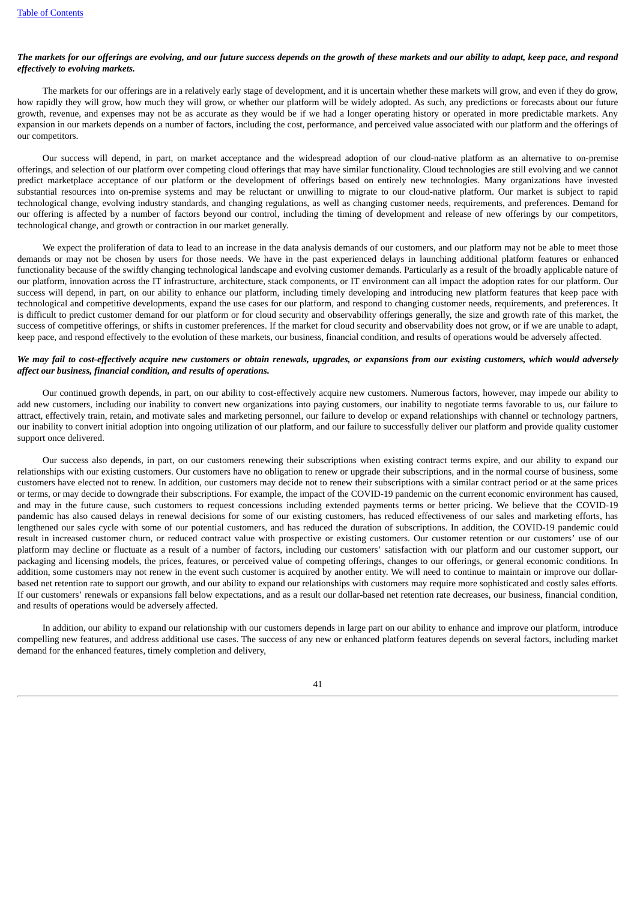***The markets for our offerings are evolving, and our future success depends on the growth of these markets and our ability to adapt, keep pace, and respond effectively to evolving markets.***

The markets for our offerings are in a relatively early stage of development, and it is uncertain whether these markets will grow, and even if they do grow, how rapidly they will grow, how much they will grow, or whether our platform will be widely adopted. As such, any predictions or forecasts about our future growth, revenue, and expenses may not be as accurate as they would be if we had a longer operating history or operated in more predictable markets. Any expansion in our markets depends on a number of factors, including the cost, performance, and perceived value associated with our platform and the offerings of our competitors.

Our success will depend, in part, on market acceptance and the widespread adoption of our cloud-native platform as an alternative to on-premise offerings, and selection of our platform over competing cloud offerings that may have similar functionality. Cloud technologies are still evolving and we cannot predict marketplace acceptance of our platform or the development of offerings based on entirely new technologies. Many organizations have invested substantial resources into on-premise systems and may be reluctant or unwilling to migrate to our cloud-native platform. Our market is subject to rapid technological change, evolving industry standards, and changing regulations, as well as changing customer needs, requirements, and preferences. Demand for our offering is affected by a number of factors beyond our control, including the timing of development and release of new offerings by our competitors, technological change, and growth or contraction in our market generally.

We expect the proliferation of data to lead to an increase in the data analysis demands of our customers, and our platform may not be able to meet those demands or may not be chosen by users for those needs. We have in the past experienced delays in launching additional platform features or enhanced functionality because of the swiftly changing technological landscape and evolving customer demands. Particularly as a result of the broadly applicable nature of our platform, innovation across the IT infrastructure, architecture, stack components, or IT environment can all impact the adoption rates for our platform. Our success will depend, in part, on our ability to enhance our platform, including timely developing and introducing new platform features that keep pace with technological and competitive developments, expand the use cases for our platform, and respond to changing customer needs, requirements, and preferences. It is difficult to predict customer demand for our platform or for cloud security and observability offerings generally, the size and growth rate of this market, the success of competitive offerings, or shifts in customer preferences. If the market for cloud security and observability does not grow, or if we are unable to adapt, keep pace, and respond effectively to the evolution of these markets, our business, financial condition, and results of operations would be adversely affected.

***We may fail to cost-effectively acquire new customers or obtain renewals, upgrades, or expansions from our existing customers, which would adversely affect our business, financial condition, and results of operations.***

Our continued growth depends, in part, on our ability to cost-effectively acquire new customers. Numerous factors, however, may impede our ability to add new customers, including our inability to convert new organizations into paying customers, our inability to negotiate terms favorable to us, our failure to attract, effectively train, retain, and motivate sales and marketing personnel, our failure to develop or expand relationships with channel or technology partners, our inability to convert initial adoption into ongoing utilization of our platform, and our failure to successfully deliver our platform and provide quality customer support once delivered.

Our success also depends, in part, on our customers renewing their subscriptions when existing contract terms expire, and our ability to expand our relationships with our existing customers. Our customers have no obligation to renew or upgrade their subscriptions, and in the normal course of business, some customers have elected not to renew. In addition, our customers may decide not to renew their subscriptions with a similar contract period or at the same prices or terms, or may decide to downgrade their subscriptions. For example, the impact of the COVID-19 pandemic on the current economic environment has caused, and may in the future cause, such customers to request concessions including extended payments terms or better pricing. We believe that the COVID-19 pandemic has also caused delays in renewal decisions for some of our existing customers, has reduced effectiveness of our sales and marketing efforts, has lengthened our sales cycle with some of our potential customers, and has reduced the duration of subscriptions. In addition, the COVID-19 pandemic could result in increased customer churn, or reduced contract value with prospective or existing customers. Our customer retention or our customers' use of our platform may decline or fluctuate as a result of a number of factors, including our customers' satisfaction with our platform and our customer support, our packaging and licensing models, the prices, features, or perceived value of competing offerings, changes to our offerings, or general economic conditions. In addition, some customers may not renew in the event such customer is acquired by another entity. We will need to continue to maintain or improve our dollar-based net retention rate to support our growth, and our ability to expand our relationships with customers may require more sophisticated and costly sales efforts. If our customers' renewals or expansions fall below expectations, and as a result our dollar-based net retention rate decreases, our business, financial condition, and results of operations would be adversely affected.

In addition, our ability to expand our relationship with our customers depends in large part on our ability to enhance and improve our platform, introduce compelling new features, and address additional use cases. The success of any new or enhanced platform features depends on several factors, including market demand for the enhanced features, timely completion and delivery,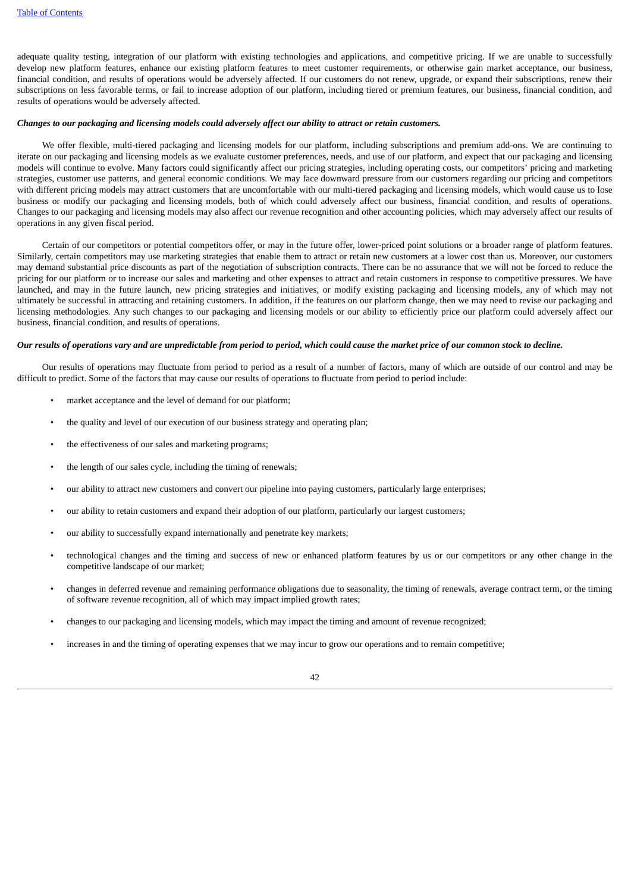adequate quality testing, integration of our platform with existing technologies and applications, and competitive pricing. If we are unable to successfully develop new platform features, enhance our existing platform features to meet customer requirements, or otherwise gain market acceptance, our business, financial condition, and results of operations would be adversely affected. If our customers do not renew, upgrade, or expand their subscriptions, renew their subscriptions on less favorable terms, or fail to increase adoption of our platform, including tiered or premium features, our business, financial condition, and results of operations would be adversely affected.

***Changes to our packaging and licensing models could adversely affect our ability to attract or retain customers.***

We offer flexible, multi-tiered packaging and licensing models for our platform, including subscriptions and premium add-ons. We are continuing to iterate on our packaging and licensing models as we evaluate customer preferences, needs, and use of our platform, and expect that our packaging and licensing models will continue to evolve. Many factors could significantly affect our pricing strategies, including operating costs, our competitors' pricing and marketing strategies, customer use patterns, and general economic conditions. We may face downward pressure from our customers regarding our pricing and competitors with different pricing models may attract customers that are uncomfortable with our multi-tiered packaging and licensing models, which would cause us to lose business or modify our packaging and licensing models, both of which could adversely affect our business, financial condition, and results of operations. Changes to our packaging and licensing models may also affect our revenue recognition and other accounting policies, which may adversely affect our results of operations in any given fiscal period.

Certain of our competitors or potential competitors offer, or may in the future offer, lower-priced point solutions or a broader range of platform features. Similarly, certain competitors may use marketing strategies that enable them to attract or retain new customers at a lower cost than us. Moreover, our customers may demand substantial price discounts as part of the negotiation of subscription contracts. There can be no assurance that we will not be forced to reduce the pricing for our platform or to increase our sales and marketing and other expenses to attract and retain customers in response to competitive pressures. We have launched, and may in the future launch, new pricing strategies and initiatives, or modify existing packaging and licensing models, any of which may not ultimately be successful in attracting and retaining customers. In addition, if the features on our platform change, then we may need to revise our packaging and licensing methodologies. Any such changes to our packaging and licensing models or our ability to efficiently price our platform could adversely affect our business, financial condition, and results of operations.

***Our results of operations vary and are unpredictable from period to period, which could cause the market price of our common stock to decline.***

Our results of operations may fluctuate from period to period as a result of a number of factors, many of which are outside of our control and may be difficult to predict. Some of the factors that may cause our results of operations to fluctuate from period to period include:

- market acceptance and the level of demand for our platform;
- the quality and level of our execution of our business strategy and operating plan;
- the effectiveness of our sales and marketing programs;
- the length of our sales cycle, including the timing of renewals;
- our ability to attract new customers and convert our pipeline into paying customers, particularly large enterprises;
- our ability to retain customers and expand their adoption of our platform, particularly our largest customers;
- our ability to successfully expand internationally and penetrate key markets;
- technological changes and the timing and success of new or enhanced platform features by us or our competitors or any other change in the competitive landscape of our market;
- changes in deferred revenue and remaining performance obligations due to seasonality, the timing of renewals, average contract term, or the timing of software revenue recognition, all of which may impact implied growth rates;
- changes to our packaging and licensing models, which may impact the timing and amount of revenue recognized;
- increases in and the timing of operating expenses that we may incur to grow our operations and to remain competitive;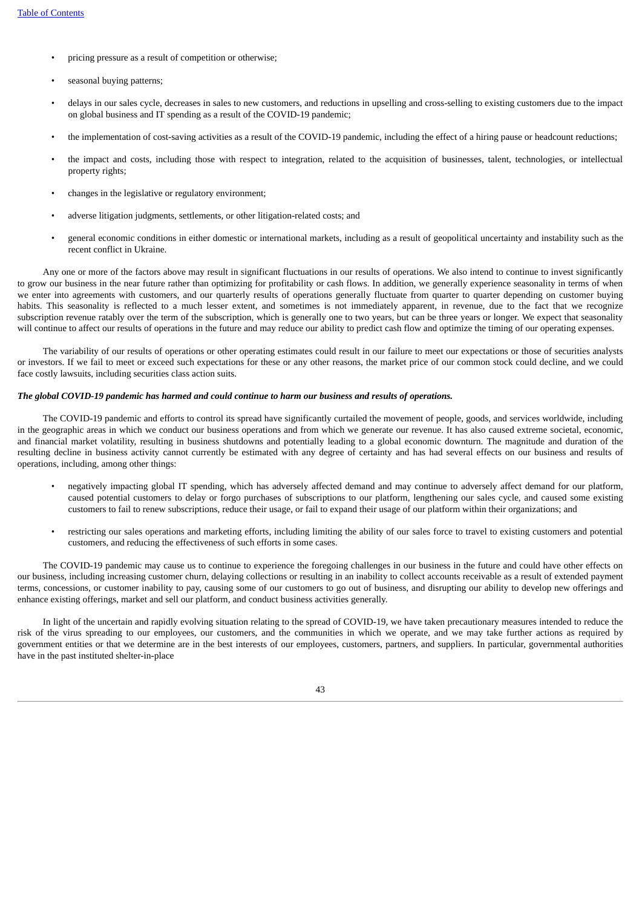- pricing pressure as a result of competition or otherwise;
- seasonal buying patterns;
- delays in our sales cycle, decreases in sales to new customers, and reductions in upselling and cross-selling to existing customers due to the impact on global business and IT spending as a result of the COVID-19 pandemic;
- the implementation of cost-saving activities as a result of the COVID-19 pandemic, including the effect of a hiring pause or headcount reductions;
- the impact and costs, including those with respect to integration, related to the acquisition of businesses, talent, technologies, or intellectual property rights;
- changes in the legislative or regulatory environment;
- adverse litigation judgments, settlements, or other litigation-related costs; and
- general economic conditions in either domestic or international markets, including as a result of geopolitical uncertainty and instability such as the recent conflict in Ukraine.

Any one or more of the factors above may result in significant fluctuations in our results of operations. We also intend to continue to invest significantly to grow our business in the near future rather than optimizing for profitability or cash flows. In addition, we generally experience seasonality in terms of when we enter into agreements with customers, and our quarterly results of operations generally fluctuate from quarter to quarter depending on customer buying habits. This seasonality is reflected to a much lesser extent, and sometimes is not immediately apparent, in revenue, due to the fact that we recognize subscription revenue ratably over the term of the subscription, which is generally one to two years, but can be three years or longer. We expect that seasonality will continue to affect our results of operations in the future and may reduce our ability to predict cash flow and optimize the timing of our operating expenses.

The variability of our results of operations or other operating estimates could result in our failure to meet our expectations or those of securities analysts or investors. If we fail to meet or exceed such expectations for these or any other reasons, the market price of our common stock could decline, and we could face costly lawsuits, including securities class action suits.

***The global COVID-19 pandemic has harmed and could continue to harm our business and results of operations.***

The COVID-19 pandemic and efforts to control its spread have significantly curtailed the movement of people, goods, and services worldwide, including in the geographic areas in which we conduct our business operations and from which we generate our revenue. It has also caused extreme societal, economic, and financial market volatility, resulting in business shutdowns and potentially leading to a global economic downturn. The magnitude and duration of the resulting decline in business activity cannot currently be estimated with any degree of certainty and has had several effects on our business and results of operations, including, among other things:

- negatively impacting global IT spending, which has adversely affected demand and may continue to adversely affect demand for our platform, caused potential customers to delay or forgo purchases of subscriptions to our platform, lengthening our sales cycle, and caused some existing customers to fail to renew subscriptions, reduce their usage, or fail to expand their usage of our platform within their organizations; and
- restricting our sales operations and marketing efforts, including limiting the ability of our sales force to travel to existing customers and potential customers, and reducing the effectiveness of such efforts in some cases.

The COVID-19 pandemic may cause us to continue to experience the foregoing challenges in our business in the future and could have other effects on our business, including increasing customer churn, delaying collections or resulting in an inability to collect accounts receivable as a result of extended payment terms, concessions, or customer inability to pay, causing some of our customers to go out of business, and disrupting our ability to develop new offerings and enhance existing offerings, market and sell our platform, and conduct business activities generally.

In light of the uncertain and rapidly evolving situation relating to the spread of COVID-19, we have taken precautionary measures intended to reduce the risk of the virus spreading to our employees, our customers, and the communities in which we operate, and we may take further actions as required by government entities or that we determine are in the best interests of our employees, customers, partners, and suppliers. In particular, governmental authorities have in the past instituted shelter-in-place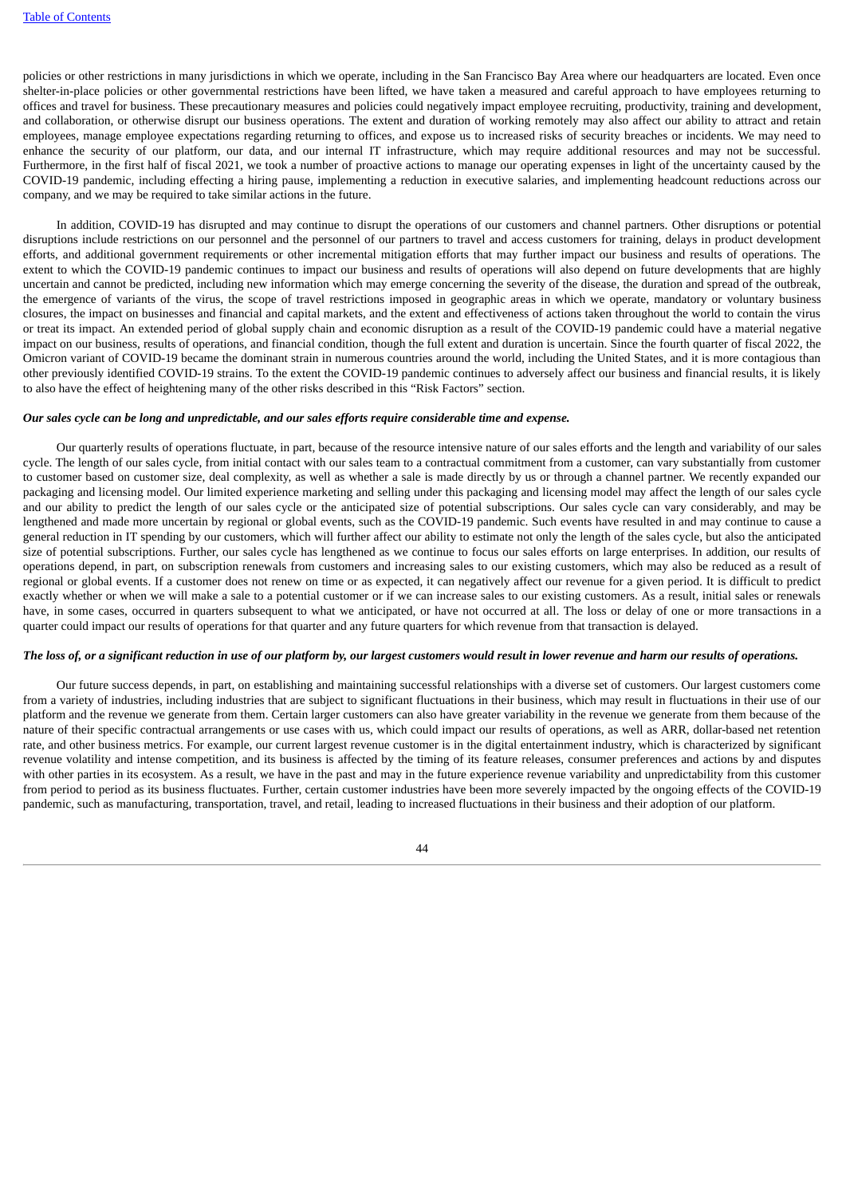policies or other restrictions in many jurisdictions in which we operate, including in the San Francisco Bay Area where our headquarters are located. Even once shelter-in-place policies or other governmental restrictions have been lifted, we have taken a measured and careful approach to have employees returning to offices and travel for business. These precautionary measures and policies could negatively impact employee recruiting, productivity, training and development, and collaboration, or otherwise disrupt our business operations. The extent and duration of working remotely may also affect our ability to attract and retain employees, manage employee expectations regarding returning to offices, and expose us to increased risks of security breaches or incidents. We may need to enhance the security of our platform, our data, and our internal IT infrastructure, which may require additional resources and may not be successful. Furthermore, in the first half of fiscal 2021, we took a number of proactive actions to manage our operating expenses in light of the uncertainty caused by the COVID-19 pandemic, including effecting a hiring pause, implementing a reduction in executive salaries, and implementing headcount reductions across our company, and we may be required to take similar actions in the future.

In addition, COVID-19 has disrupted and may continue to disrupt the operations of our customers and channel partners. Other disruptions or potential disruptions include restrictions on our personnel and the personnel of our partners to travel and access customers for training, delays in product development efforts, and additional government requirements or other incremental mitigation efforts that may further impact our business and results of operations. The extent to which the COVID-19 pandemic continues to impact our business and results of operations will also depend on future developments that are highly uncertain and cannot be predicted, including new information which may emerge concerning the severity of the disease, the duration and spread of the outbreak, the emergence of variants of the virus, the scope of travel restrictions imposed in geographic areas in which we operate, mandatory or voluntary business closures, the impact on businesses and financial and capital markets, and the extent and effectiveness of actions taken throughout the world to contain the virus or treat its impact. An extended period of global supply chain and economic disruption as a result of the COVID-19 pandemic could have a material negative impact on our business, results of operations, and financial condition, though the full extent and duration is uncertain. Since the fourth quarter of fiscal 2022, the Omicron variant of COVID-19 became the dominant strain in numerous countries around the world, including the United States, and it is more contagious than other previously identified COVID-19 strains. To the extent the COVID-19 pandemic continues to adversely affect our business and financial results, it is likely to also have the effect of heightening many of the other risks described in this "Risk Factors" section.

***Our sales cycle can be long and unpredictable, and our sales efforts require considerable time and expense.***

Our quarterly results of operations fluctuate, in part, because of the resource intensive nature of our sales efforts and the length and variability of our sales cycle. The length of our sales cycle, from initial contact with our sales team to a contractual commitment from a customer, can vary substantially from customer to customer based on customer size, deal complexity, as well as whether a sale is made directly by us or through a channel partner. We recently expanded our packaging and licensing model. Our limited experience marketing and selling under this packaging and licensing model may affect the length of our sales cycle and our ability to predict the length of our sales cycle or the anticipated size of potential subscriptions. Our sales cycle can vary considerably, and may be lengthened and made more uncertain by regional or global events, such as the COVID-19 pandemic. Such events have resulted in and may continue to cause a general reduction in IT spending by our customers, which will further affect our ability to estimate not only the length of the sales cycle, but also the anticipated size of potential subscriptions. Further, our sales cycle has lengthened as we continue to focus our sales efforts on large enterprises. In addition, our results of operations depend, in part, on subscription renewals from customers and increasing sales to our existing customers, which may also be reduced as a result of regional or global events. If a customer does not renew on time or as expected, it can negatively affect our revenue for a given period. It is difficult to predict exactly whether or when we will make a sale to a potential customer or if we can increase sales to our existing customers. As a result, initial sales or renewals have, in some cases, occurred in quarters subsequent to what we anticipated, or have not occurred at all. The loss or delay of one or more transactions in a quarter could impact our results of operations for that quarter and any future quarters for which revenue from that transaction is delayed.

***The loss of, or a significant reduction in use of our platform by, our largest customers would result in lower revenue and harm our results of operations.***

Our future success depends, in part, on establishing and maintaining successful relationships with a diverse set of customers. Our largest customers come from a variety of industries, including industries that are subject to significant fluctuations in their business, which may result in fluctuations in their use of our platform and the revenue we generate from them. Certain larger customers can also have greater variability in the revenue we generate from them because of the nature of their specific contractual arrangements or use cases with us, which could impact our results of operations, as well as ARR, dollar-based net retention rate, and other business metrics. For example, our current largest revenue customer is in the digital entertainment industry, which is characterized by significant revenue volatility and intense competition, and its business is affected by the timing of its feature releases, consumer preferences and actions by and disputes with other parties in its ecosystem. As a result, we have in the past and may in the future experience revenue variability and unpredictability from this customer from period to period as its business fluctuates. Further, certain customer industries have been more severely impacted by the ongoing effects of the COVID-19 pandemic, such as manufacturing, transportation, travel, and retail, leading to increased fluctuations in their business and their adoption of our platform.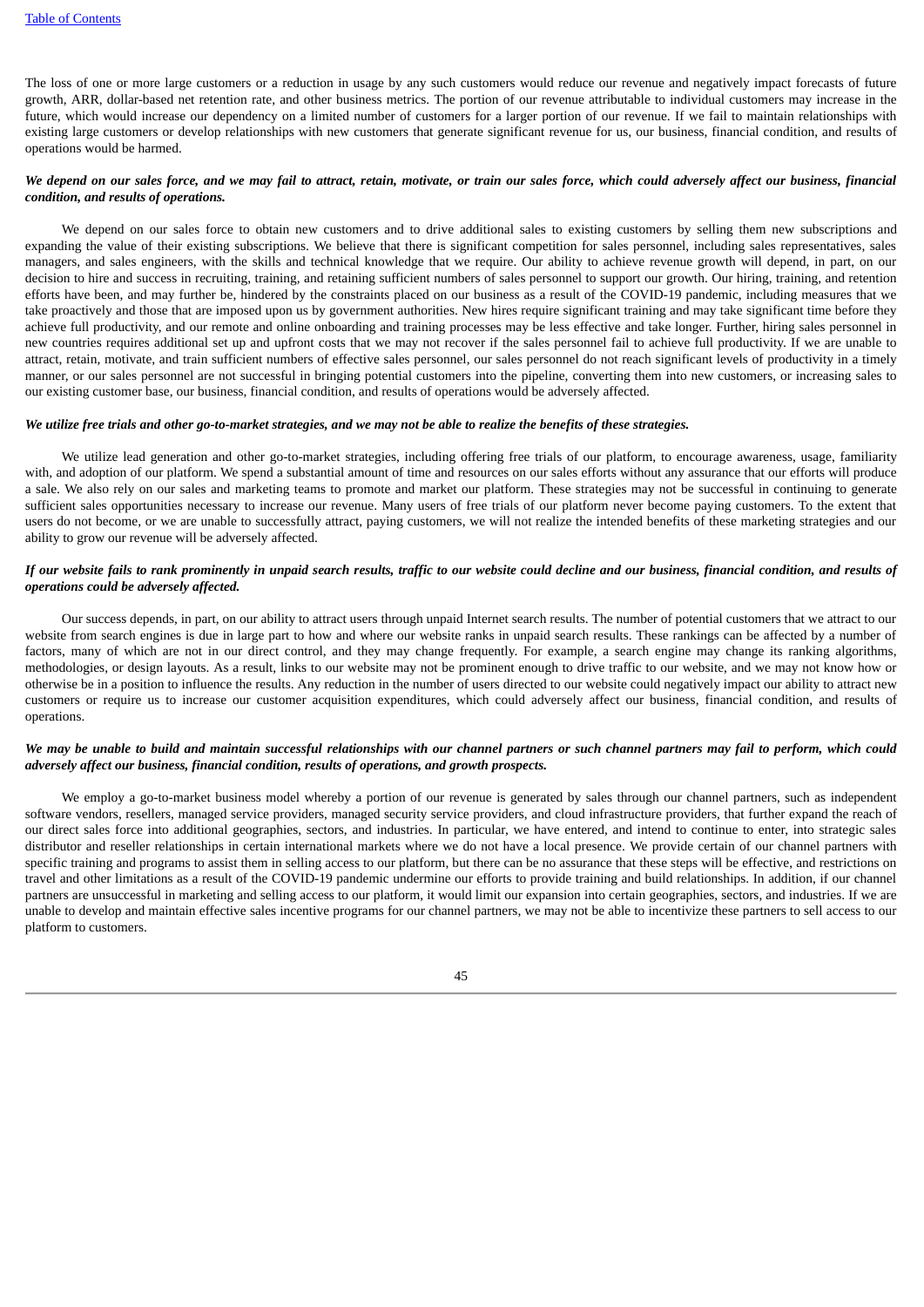The loss of one or more large customers or a reduction in usage by any such customers would reduce our revenue and negatively impact forecasts of future growth, ARR, dollar-based net retention rate, and other business metrics. The portion of our revenue attributable to individual customers may increase in the future, which would increase our dependency on a limited number of customers for a larger portion of our revenue. If we fail to maintain relationships with existing large customers or develop relationships with new customers that generate significant revenue for us, our business, financial condition, and results of operations would be harmed.

***We depend on our sales force, and we may fail to attract, retain, motivate, or train our sales force, which could adversely affect our business, financial condition, and results of operations.***

We depend on our sales force to obtain new customers and to drive additional sales to existing customers by selling them new subscriptions and expanding the value of their existing subscriptions. We believe that there is significant competition for sales personnel, including sales representatives, sales managers, and sales engineers, with the skills and technical knowledge that we require. Our ability to achieve revenue growth will depend, in part, on our decision to hire and success in recruiting, training, and retaining sufficient numbers of sales personnel to support our growth. Our hiring, training, and retention efforts have been, and may further be, hindered by the constraints placed on our business as a result of the COVID-19 pandemic, including measures that we take proactively and those that are imposed upon us by government authorities. New hires require significant training and may take significant time before they achieve full productivity, and our remote and online onboarding and training processes may be less effective and take longer. Further, hiring sales personnel in new countries requires additional set up and upfront costs that we may not recover if the sales personnel fail to achieve full productivity. If we are unable to attract, retain, motivate, and train sufficient numbers of effective sales personnel, our sales personnel do not reach significant levels of productivity in a timely manner, or our sales personnel are not successful in bringing potential customers into the pipeline, converting them into new customers, or increasing sales to our existing customer base, our business, financial condition, and results of operations would be adversely affected.

***We utilize free trials and other go-to-market strategies, and we may not be able to realize the benefits of these strategies.***

We utilize lead generation and other go-to-market strategies, including offering free trials of our platform, to encourage awareness, usage, familiarity with, and adoption of our platform. We spend a substantial amount of time and resources on our sales efforts without any assurance that our efforts will produce a sale. We also rely on our sales and marketing teams to promote and market our platform. These strategies may not be successful in continuing to generate sufficient sales opportunities necessary to increase our revenue. Many users of free trials of our platform never become paying customers. To the extent that users do not become, or we are unable to successfully attract, paying customers, we will not realize the intended benefits of these marketing strategies and our ability to grow our revenue will be adversely affected.

***If our website fails to rank prominently in unpaid search results, traffic to our website could decline and our business, financial condition, and results of operations could be adversely affected.***

Our success depends, in part, on our ability to attract users through unpaid Internet search results. The number of potential customers that we attract to our website from search engines is due in large part to how and where our website ranks in unpaid search results. These rankings can be affected by a number of factors, many of which are not in our direct control, and they may change frequently. For example, a search engine may change its ranking algorithms, methodologies, or design layouts. As a result, links to our website may not be prominent enough to drive traffic to our website, and we may not know how or otherwise be in a position to influence the results. Any reduction in the number of users directed to our website could negatively impact our ability to attract new customers or require us to increase our customer acquisition expenditures, which could adversely affect our business, financial condition, and results of operations.

***We may be unable to build and maintain successful relationships with our channel partners or such channel partners may fail to perform, which could adversely affect our business, financial condition, results of operations, and growth prospects.***

We employ a go-to-market business model whereby a portion of our revenue is generated by sales through our channel partners, such as independent software vendors, resellers, managed service providers, managed security service providers, and cloud infrastructure providers, that further expand the reach of our direct sales force into additional geographies, sectors, and industries. In particular, we have entered, and intend to continue to enter, into strategic sales distributor and reseller relationships in certain international markets where we do not have a local presence. We provide certain of our channel partners with specific training and programs to assist them in selling access to our platform, but there can be no assurance that these steps will be effective, and restrictions on travel and other limitations as a result of the COVID-19 pandemic undermine our efforts to provide training and build relationships. In addition, if our channel partners are unsuccessful in marketing and selling access to our platform, it would limit our expansion into certain geographies, sectors, and industries. If we are unable to develop and maintain effective sales incentive programs for our channel partners, we may not be able to incentivize these partners to sell access to our platform to customers.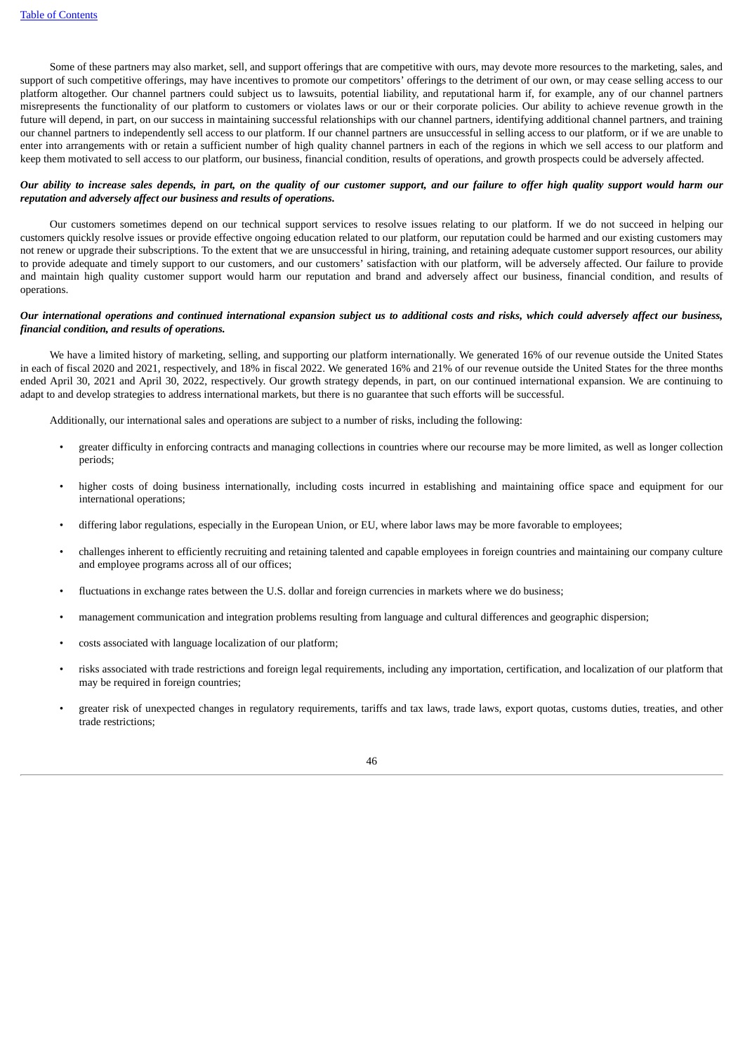Some of these partners may also market, sell, and support offerings that are competitive with ours, may devote more resources to the marketing, sales, and support of such competitive offerings, may have incentives to promote our competitors' offerings to the detriment of our own, or may cease selling access to our platform altogether. Our channel partners could subject us to lawsuits, potential liability, and reputational harm if, for example, any of our channel partners misrepresents the functionality of our platform to customers or violates laws or our or their corporate policies. Our ability to achieve revenue growth in the future will depend, in part, on our success in maintaining successful relationships with our channel partners, identifying additional channel partners, and training our channel partners to independently sell access to our platform. If our channel partners are unsuccessful in selling access to our platform, or if we are unable to enter into arrangements with or retain a sufficient number of high quality channel partners in each of the regions in which we sell access to our platform and keep them motivated to sell access to our platform, our business, financial condition, results of operations, and growth prospects could be adversely affected.

***Our ability to increase sales depends, in part, on the quality of our customer support, and our failure to offer high quality support would harm our reputation and adversely affect our business and results of operations.***

Our customers sometimes depend on our technical support services to resolve issues relating to our platform. If we do not succeed in helping our customers quickly resolve issues or provide effective ongoing education related to our platform, our reputation could be harmed and our existing customers may not renew or upgrade their subscriptions. To the extent that we are unsuccessful in hiring, training, and retaining adequate customer support resources, our ability to provide adequate and timely support to our customers, and our customers' satisfaction with our platform, will be adversely affected. Our failure to provide and maintain high quality customer support would harm our reputation and brand and adversely affect our business, financial condition, and results of operations.

***Our international operations and continued international expansion subject us to additional costs and risks, which could adversely affect our business, financial condition, and results of operations.***

We have a limited history of marketing, selling, and supporting our platform internationally. We generated 16% of our revenue outside the United States in each of fiscal 2020 and 2021, respectively, and 18% in fiscal 2022. We generated 16% and 21% of our revenue outside the United States for the three months ended April 30, 2021 and April 30, 2022, respectively. Our growth strategy depends, in part, on our continued international expansion. We are continuing to adapt to and develop strategies to address international markets, but there is no guarantee that such efforts will be successful.

Additionally, our international sales and operations are subject to a number of risks, including the following:

- greater difficulty in enforcing contracts and managing collections in countries where our recourse may be more limited, as well as longer collection periods;
- higher costs of doing business internationally, including costs incurred in establishing and maintaining office space and equipment for our international operations;
- differing labor regulations, especially in the European Union, or EU, where labor laws may be more favorable to employees;
- challenges inherent to efficiently recruiting and retaining talented and capable employees in foreign countries and maintaining our company culture and employee programs across all of our offices;
- fluctuations in exchange rates between the U.S. dollar and foreign currencies in markets where we do business;
- management communication and integration problems resulting from language and cultural differences and geographic dispersion;
- costs associated with language localization of our platform;
- risks associated with trade restrictions and foreign legal requirements, including any importation, certification, and localization of our platform that may be required in foreign countries;
- greater risk of unexpected changes in regulatory requirements, tariffs and tax laws, trade laws, export quotas, customs duties, treaties, and other trade restrictions;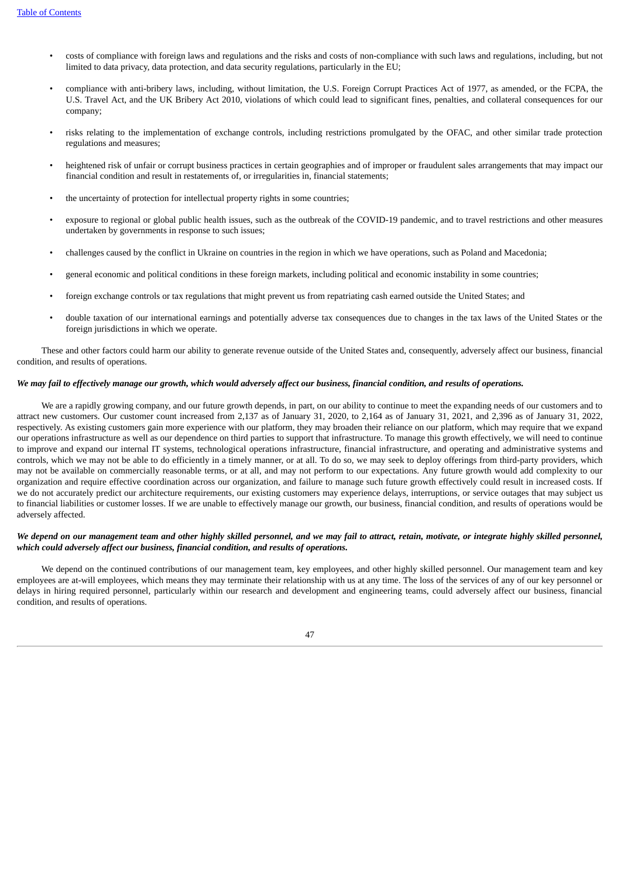- costs of compliance with foreign laws and regulations and the risks and costs of non-compliance with such laws and regulations, including, but not limited to data privacy, data protection, and data security regulations, particularly in the EU;
- compliance with anti-bribery laws, including, without limitation, the U.S. Foreign Corrupt Practices Act of 1977, as amended, or the FCPA, the U.S. Travel Act, and the UK Bribery Act 2010, violations of which could lead to significant fines, penalties, and collateral consequences for our company;
- risks relating to the implementation of exchange controls, including restrictions promulgated by the OFAC, and other similar trade protection regulations and measures;
- heightened risk of unfair or corrupt business practices in certain geographies and of improper or fraudulent sales arrangements that may impact our financial condition and result in restatements of, or irregularities in, financial statements;
- the uncertainty of protection for intellectual property rights in some countries;
- exposure to regional or global public health issues, such as the outbreak of the COVID-19 pandemic, and to travel restrictions and other measures undertaken by governments in response to such issues;
- challenges caused by the conflict in Ukraine on countries in the region in which we have operations, such as Poland and Macedonia;
- general economic and political conditions in these foreign markets, including political and economic instability in some countries;
- foreign exchange controls or tax regulations that might prevent us from repatriating cash earned outside the United States; and
- double taxation of our international earnings and potentially adverse tax consequences due to changes in the tax laws of the United States or the foreign jurisdictions in which we operate.

These and other factors could harm our ability to generate revenue outside of the United States and, consequently, adversely affect our business, financial condition, and results of operations.

***We may fail to effectively manage our growth, which would adversely affect our business, financial condition, and results of operations.***

We are a rapidly growing company, and our future growth depends, in part, on our ability to continue to meet the expanding needs of our customers and to attract new customers. Our customer count increased from 2,137 as of January 31, 2020, to 2,164 as of January 31, 2021, and 2,396 as of January 31, 2022, respectively. As existing customers gain more experience with our platform, they may broaden their reliance on our platform, which may require that we expand our operations infrastructure as well as our dependence on third parties to support that infrastructure. To manage this growth effectively, we will need to continue to improve and expand our internal IT systems, technological operations infrastructure, financial infrastructure, and operating and administrative systems and controls, which we may not be able to do efficiently in a timely manner, or at all. To do so, we may seek to deploy offerings from third-party providers, which may not be available on commercially reasonable terms, or at all, and may not perform to our expectations. Any future growth would add complexity to our organization and require effective coordination across our organization, and failure to manage such future growth effectively could result in increased costs. If we do not accurately predict our architecture requirements, our existing customers may experience delays, interruptions, or service outages that may subject us to financial liabilities or customer losses. If we are unable to effectively manage our growth, our business, financial condition, and results of operations would be adversely affected.

***We depend on our management team and other highly skilled personnel, and we may fail to attract, retain, motivate, or integrate highly skilled personnel, which could adversely affect our business, financial condition, and results of operations.***

We depend on the continued contributions of our management team, key employees, and other highly skilled personnel. Our management team and key employees are at-will employees, which means they may terminate their relationship with us at any time. The loss of the services of any of our key personnel or delays in hiring required personnel, particularly within our research and development and engineering teams, could adversely affect our business, financial condition, and results of operations.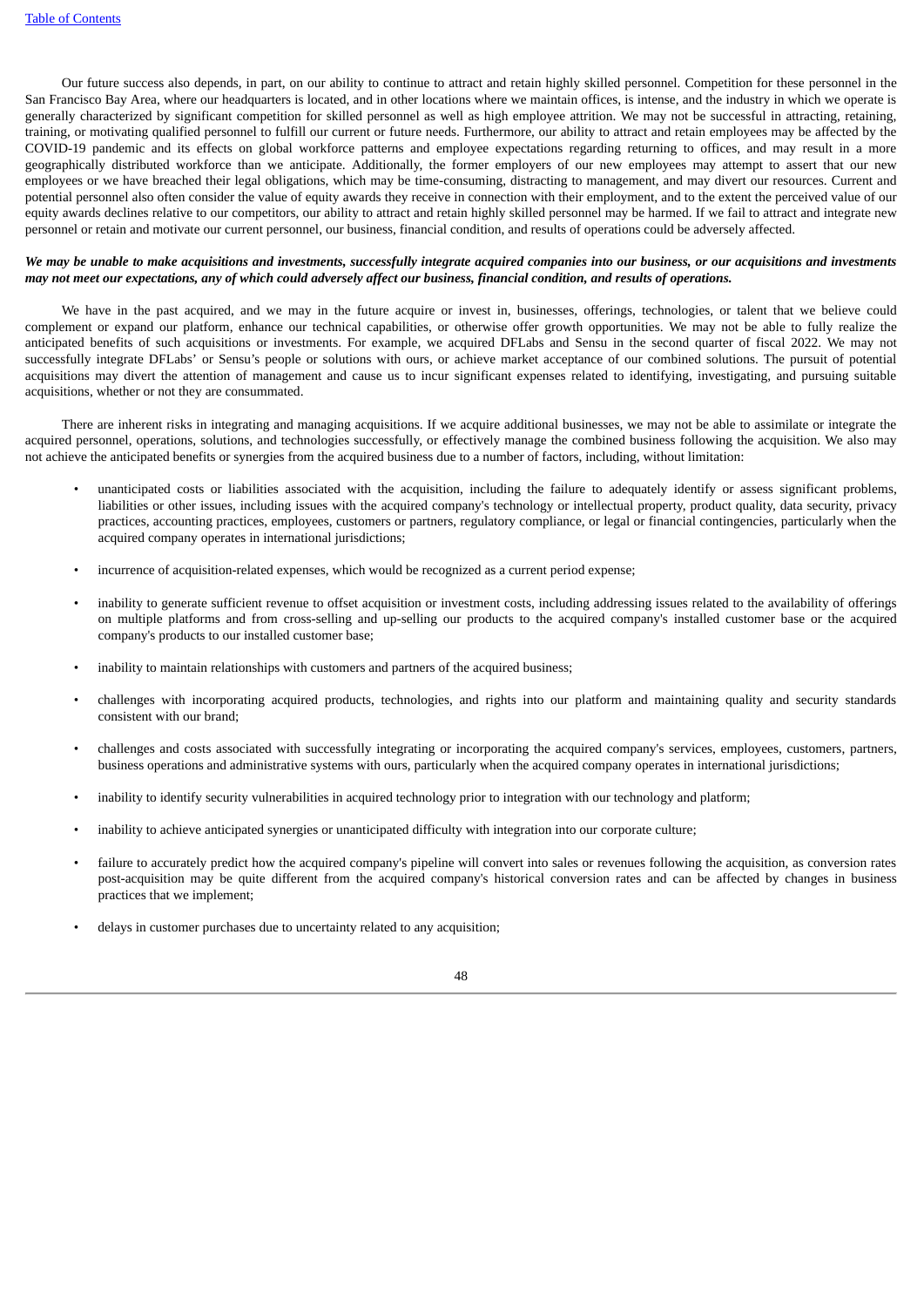Our future success also depends, in part, on our ability to continue to attract and retain highly skilled personnel. Competition for these personnel in the San Francisco Bay Area, where our headquarters is located, and in other locations where we maintain offices, is intense, and the industry in which we operate is generally characterized by significant competition for skilled personnel as well as high employee attrition. We may not be successful in attracting, retaining, training, or motivating qualified personnel to fulfill our current or future needs. Furthermore, our ability to attract and retain employees may be affected by the COVID-19 pandemic and its effects on global workforce patterns and employee expectations regarding returning to offices, and may result in a more geographically distributed workforce than we anticipate. Additionally, the former employers of our new employees may attempt to assert that our new employees or we have breached their legal obligations, which may be time-consuming, distracting to management, and may divert our resources. Current and potential personnel also often consider the value of equity awards they receive in connection with their employment, and to the extent the perceived value of our equity awards declines relative to our competitors, our ability to attract and retain highly skilled personnel may be harmed. If we fail to attract and integrate new personnel or retain and motivate our current personnel, our business, financial condition, and results of operations could be adversely affected.

***We may be unable to make acquisitions and investments, successfully integrate acquired companies into our business, or our acquisitions and investments may not meet our expectations, any of which could adversely affect our business, financial condition, and results of operations.***

We have in the past acquired, and we may in the future acquire or invest in, businesses, offerings, technologies, or talent that we believe could complement or expand our platform, enhance our technical capabilities, or otherwise offer growth opportunities. We may not be able to fully realize the anticipated benefits of such acquisitions or investments. For example, we acquired DFLabs and Sensu in the second quarter of fiscal 2022. We may not successfully integrate DFLabs' or Sensu's people or solutions with ours, or achieve market acceptance of our combined solutions. The pursuit of potential acquisitions may divert the attention of management and cause us to incur significant expenses related to identifying, investigating, and pursuing suitable acquisitions, whether or not they are consummated.

There are inherent risks in integrating and managing acquisitions. If we acquire additional businesses, we may not be able to assimilate or integrate the acquired personnel, operations, solutions, and technologies successfully, or effectively manage the combined business following the acquisition. We also may not achieve the anticipated benefits or synergies from the acquired business due to a number of factors, including, without limitation:

- unanticipated costs or liabilities associated with the acquisition, including the failure to adequately identify or assess significant problems, liabilities or other issues, including issues with the acquired company's technology or intellectual property, product quality, data security, privacy practices, accounting practices, employees, customers or partners, regulatory compliance, or legal or financial contingencies, particularly when the acquired company operates in international jurisdictions;
- incurrence of acquisition-related expenses, which would be recognized as a current period expense;
- inability to generate sufficient revenue to offset acquisition or investment costs, including addressing issues related to the availability of offerings on multiple platforms and from cross-selling and up-selling our products to the acquired company's installed customer base or the acquired company's products to our installed customer base;
- inability to maintain relationships with customers and partners of the acquired business;
- challenges with incorporating acquired products, technologies, and rights into our platform and maintaining quality and security standards consistent with our brand;
- challenges and costs associated with successfully integrating or incorporating the acquired company's services, employees, customers, partners, business operations and administrative systems with ours, particularly when the acquired company operates in international jurisdictions;
- inability to identify security vulnerabilities in acquired technology prior to integration with our technology and platform;
- inability to achieve anticipated synergies or unanticipated difficulty with integration into our corporate culture;
- failure to accurately predict how the acquired company's pipeline will convert into sales or revenues following the acquisition, as conversion rates post-acquisition may be quite different from the acquired company's historical conversion rates and can be affected by changes in business practices that we implement;
- delays in customer purchases due to uncertainty related to any acquisition;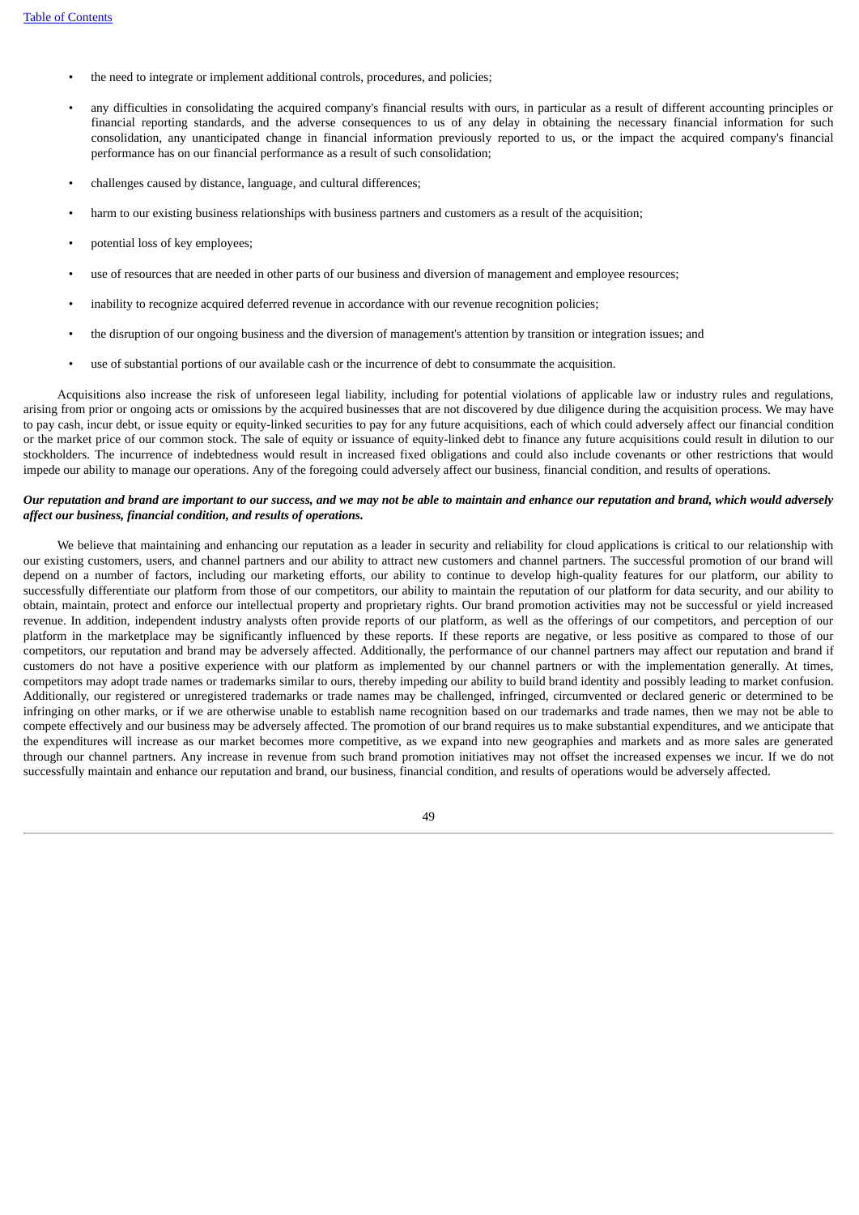- the need to integrate or implement additional controls, procedures, and policies;
- any difficulties in consolidating the acquired company's financial results with ours, in particular as a result of different accounting principles or financial reporting standards, and the adverse consequences to us of any delay in obtaining the necessary financial information for such consolidation, any unanticipated change in financial information previously reported to us, or the impact the acquired company's financial performance has on our financial performance as a result of such consolidation;
- challenges caused by distance, language, and cultural differences;
- harm to our existing business relationships with business partners and customers as a result of the acquisition;
- potential loss of key employees;
- use of resources that are needed in other parts of our business and diversion of management and employee resources;
- inability to recognize acquired deferred revenue in accordance with our revenue recognition policies;
- the disruption of our ongoing business and the diversion of management's attention by transition or integration issues; and
- use of substantial portions of our available cash or the incurrence of debt to consummate the acquisition.

Acquisitions also increase the risk of unforeseen legal liability, including for potential violations of applicable law or industry rules and regulations, arising from prior or ongoing acts or omissions by the acquired businesses that are not discovered by due diligence during the acquisition process. We may have to pay cash, incur debt, or issue equity or equity-linked securities to pay for any future acquisitions, each of which could adversely affect our financial condition or the market price of our common stock. The sale of equity or issuance of equity-linked debt to finance any future acquisitions could result in dilution to our stockholders. The incurrence of indebtedness would result in increased fixed obligations and could also include covenants or other restrictions that would impede our ability to manage our operations. Any of the foregoing could adversely affect our business, financial condition, and results of operations.

***Our reputation and brand are important to our success, and we may not be able to maintain and enhance our reputation and brand, which would adversely affect our business, financial condition, and results of operations.***

We believe that maintaining and enhancing our reputation as a leader in security and reliability for cloud applications is critical to our relationship with our existing customers, users, and channel partners and our ability to attract new customers and channel partners. The successful promotion of our brand will depend on a number of factors, including our marketing efforts, our ability to continue to develop high-quality features for our platform, our ability to successfully differentiate our platform from those of our competitors, our ability to maintain the reputation of our platform for data security, and our ability to obtain, maintain, protect and enforce our intellectual property and proprietary rights. Our brand promotion activities may not be successful or yield increased revenue. In addition, independent industry analysts often provide reports of our platform, as well as the offerings of our competitors, and perception of our platform in the marketplace may be significantly influenced by these reports. If these reports are negative, or less positive as compared to those of our competitors, our reputation and brand may be adversely affected. Additionally, the performance of our channel partners may affect our reputation and brand if customers do not have a positive experience with our platform as implemented by our channel partners or with the implementation generally. At times, competitors may adopt trade names or trademarks similar to ours, thereby impeding our ability to build brand identity and possibly leading to market confusion. Additionally, our registered or unregistered trademarks or trade names may be challenged, infringed, circumvented or declared generic or determined to be infringing on other marks, or if we are otherwise unable to establish name recognition based on our trademarks and trade names, then we may not be able to compete effectively and our business may be adversely affected. The promotion of our brand requires us to make substantial expenditures, and we anticipate that the expenditures will increase as our market becomes more competitive, as we expand into new geographies and markets and as more sales are generated through our channel partners. Any increase in revenue from such brand promotion initiatives may not offset the increased expenses we incur. If we do not successfully maintain and enhance our reputation and brand, our business, financial condition, and results of operations would be adversely affected.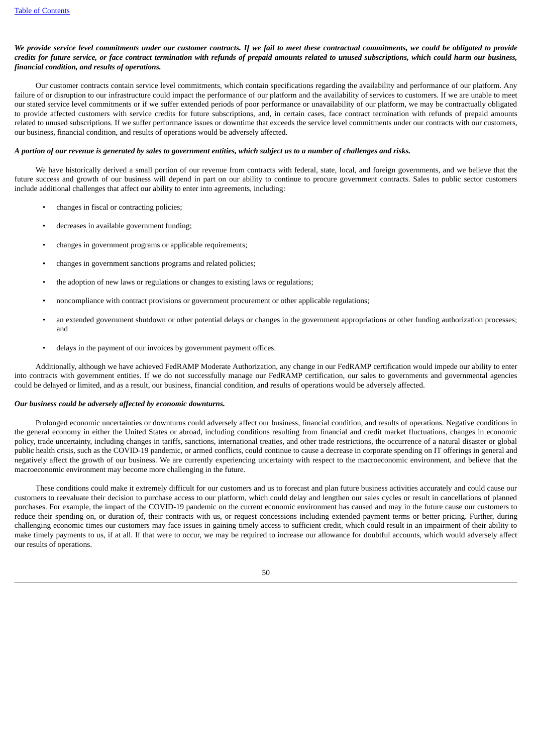***We provide service level commitments under our customer contracts. If we fail to meet these contractual commitments, we could be obligated to provide credits for future service, or face contract termination with refunds of prepaid amounts related to unused subscriptions, which could harm our business, financial condition, and results of operations.***

Our customer contracts contain service level commitments, which contain specifications regarding the availability and performance of our platform. Any failure of or disruption to our infrastructure could impact the performance of our platform and the availability of services to customers. If we are unable to meet our stated service level commitments or if we suffer extended periods of poor performance or unavailability of our platform, we may be contractually obligated to provide affected customers with service credits for future subscriptions, and, in certain cases, face contract termination with refunds of prepaid amounts related to unused subscriptions. If we suffer performance issues or downtime that exceeds the service level commitments under our contracts with our customers, our business, financial condition, and results of operations would be adversely affected.

***A portion of our revenue is generated by sales to government entities, which subject us to a number of challenges and risks.***

We have historically derived a small portion of our revenue from contracts with federal, state, local, and foreign governments, and we believe that the future success and growth of our business will depend in part on our ability to continue to procure government contracts. Sales to public sector customers include additional challenges that affect our ability to enter into agreements, including:

- changes in fiscal or contracting policies;
- decreases in available government funding;
- changes in government programs or applicable requirements;
- changes in government sanctions programs and related policies;
- the adoption of new laws or regulations or changes to existing laws or regulations;
- noncompliance with contract provisions or government procurement or other applicable regulations;
- an extended government shutdown or other potential delays or changes in the government appropriations or other funding authorization processes; and
- delays in the payment of our invoices by government payment offices.

Additionally, although we have achieved FedRAMP Moderate Authorization, any change in our FedRAMP certification would impede our ability to enter into contracts with government entities. If we do not successfully manage our FedRAMP certification, our sales to governments and governmental agencies could be delayed or limited, and as a result, our business, financial condition, and results of operations would be adversely affected.

***Our business could be adversely affected by economic downturns.***

Prolonged economic uncertainties or downturns could adversely affect our business, financial condition, and results of operations. Negative conditions in the general economy in either the United States or abroad, including conditions resulting from financial and credit market fluctuations, changes in economic policy, trade uncertainty, including changes in tariffs, sanctions, international treaties, and other trade restrictions, the occurrence of a natural disaster or global public health crisis, such as the COVID-19 pandemic, or armed conflicts, could continue to cause a decrease in corporate spending on IT offerings in general and negatively affect the growth of our business. We are currently experiencing uncertainty with respect to the macroeconomic environment, and believe that the macroeconomic environment may become more challenging in the future.

These conditions could make it extremely difficult for our customers and us to forecast and plan future business activities accurately and could cause our customers to reevaluate their decision to purchase access to our platform, which could delay and lengthen our sales cycles or result in cancellations of planned purchases. For example, the impact of the COVID-19 pandemic on the current economic environment has caused and may in the future cause our customers to reduce their spending on, or duration of, their contracts with us, or request concessions including extended payment terms or better pricing. Further, during challenging economic times our customers may face issues in gaining timely access to sufficient credit, which could result in an impairment of their ability to make timely payments to us, if at all. If that were to occur, we may be required to increase our allowance for doubtful accounts, which would adversely affect our results of operations.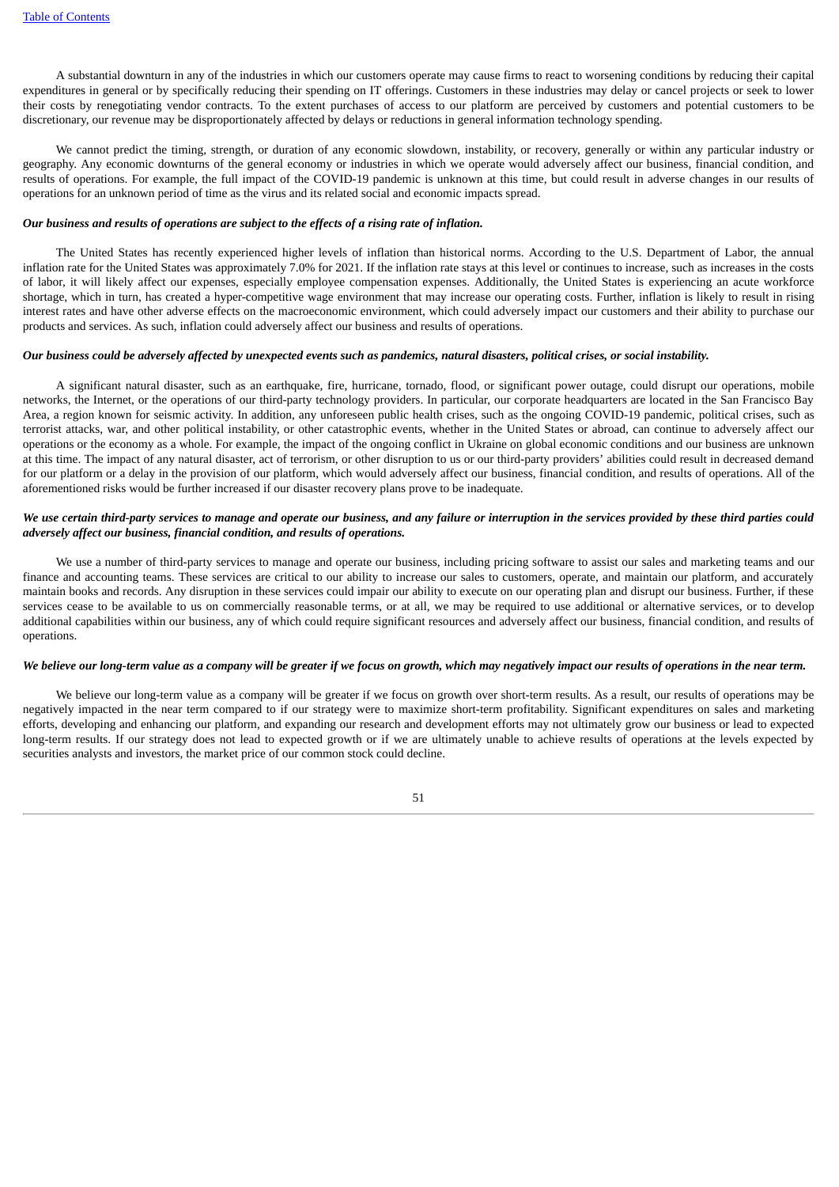A substantial downturn in any of the industries in which our customers operate may cause firms to react to worsening conditions by reducing their capital expenditures in general or by specifically reducing their spending on IT offerings. Customers in these industries may delay or cancel projects or seek to lower their costs by renegotiating vendor contracts. To the extent purchases of access to our platform are perceived by customers and potential customers to be discretionary, our revenue may be disproportionately affected by delays or reductions in general information technology spending.

We cannot predict the timing, strength, or duration of any economic slowdown, instability, or recovery, generally or within any particular industry or geography. Any economic downturns of the general economy or industries in which we operate would adversely affect our business, financial condition, and results of operations. For example, the full impact of the COVID-19 pandemic is unknown at this time, but could result in adverse changes in our results of operations for an unknown period of time as the virus and its related social and economic impacts spread.

***Our business and results of operations are subject to the effects of a rising rate of inflation.***

The United States has recently experienced higher levels of inflation than historical norms. According to the U.S. Department of Labor, the annual inflation rate for the United States was approximately 7.0% for 2021. If the inflation rate stays at this level or continues to increase, such as increases in the costs of labor, it will likely affect our expenses, especially employee compensation expenses. Additionally, the United States is experiencing an acute workforce shortage, which in turn, has created a hyper-competitive wage environment that may increase our operating costs. Further, inflation is likely to result in rising interest rates and have other adverse effects on the macroeconomic environment, which could adversely impact our customers and their ability to purchase our products and services. As such, inflation could adversely affect our business and results of operations.

***Our business could be adversely affected by unexpected events such as pandemics, natural disasters, political crises, or social instability.***

A significant natural disaster, such as an earthquake, fire, hurricane, tornado, flood, or significant power outage, could disrupt our operations, mobile networks, the Internet, or the operations of our third-party technology providers. In particular, our corporate headquarters are located in the San Francisco Bay Area, a region known for seismic activity. In addition, any unforeseen public health crises, such as the ongoing COVID-19 pandemic, political crises, such as terrorist attacks, war, and other political instability, or other catastrophic events, whether in the United States or abroad, can continue to adversely affect our operations or the economy as a whole. For example, the impact of the ongoing conflict in Ukraine on global economic conditions and our business are unknown at this time. The impact of any natural disaster, act of terrorism, or other disruption to us or our third-party providers' abilities could result in decreased demand for our platform or a delay in the provision of our platform, which would adversely affect our business, financial condition, and results of operations. All of the aforementioned risks would be further increased if our disaster recovery plans prove to be inadequate.

***We use certain third-party services to manage and operate our business, and any failure or interruption in the services provided by these third parties could adversely affect our business, financial condition, and results of operations.***

We use a number of third-party services to manage and operate our business, including pricing software to assist our sales and marketing teams and our finance and accounting teams. These services are critical to our ability to increase our sales to customers, operate, and maintain our platform, and accurately maintain books and records. Any disruption in these services could impair our ability to execute on our operating plan and disrupt our business. Further, if these services cease to be available to us on commercially reasonable terms, or at all, we may be required to use additional or alternative services, or to develop additional capabilities within our business, any of which could require significant resources and adversely affect our business, financial condition, and results of operations.

***We believe our long-term value as a company will be greater if we focus on growth, which may negatively impact our results of operations in the near term.***

We believe our long-term value as a company will be greater if we focus on growth over short-term results. As a result, our results of operations may be negatively impacted in the near term compared to if our strategy were to maximize short-term profitability. Significant expenditures on sales and marketing efforts, developing and enhancing our platform, and expanding our research and development efforts may not ultimately grow our business or lead to expected long-term results. If our strategy does not lead to expected growth or if we are ultimately unable to achieve results of operations at the levels expected by securities analysts and investors, the market price of our common stock could decline.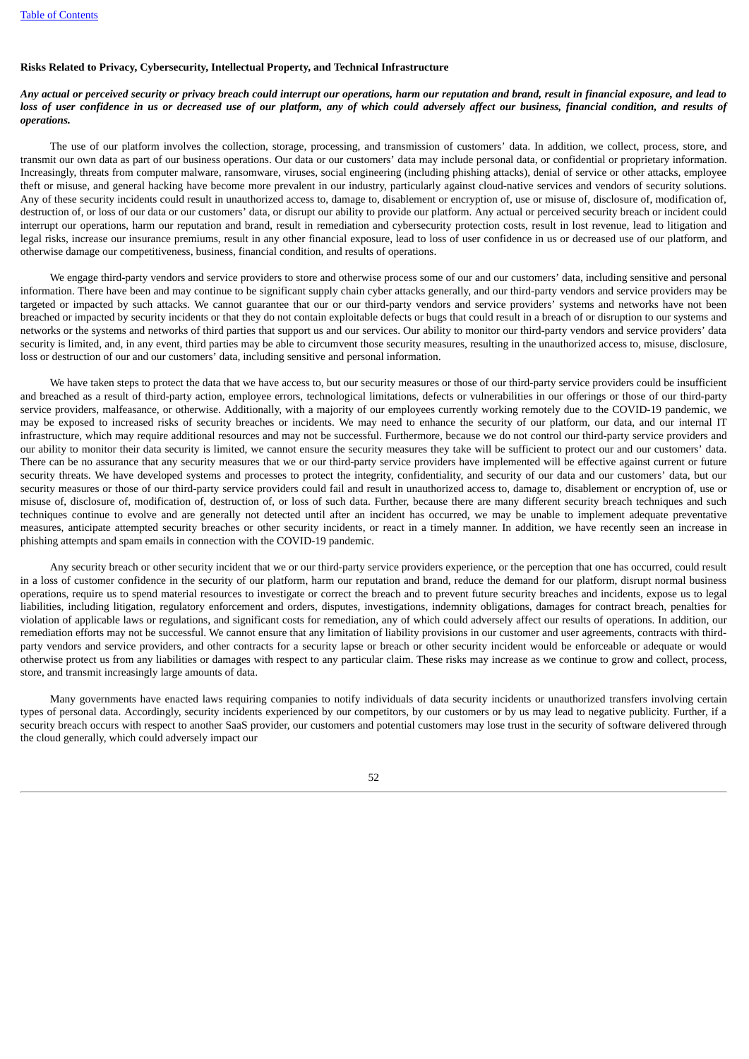**Risks Related to Privacy, Cybersecurity, Intellectual Property, and Technical Infrastructure**

***Any actual or perceived security or privacy breach could interrupt our operations, harm our reputation and brand, result in financial exposure, and lead to loss of user confidence in us or decreased use of our platform, any of which could adversely affect our business, financial condition, and results of operations.***

The use of our platform involves the collection, storage, processing, and transmission of customers' data. In addition, we collect, process, store, and transmit our own data as part of our business operations. Our data or our customers' data may include personal data, or confidential or proprietary information. Increasingly, threats from computer malware, ransomware, viruses, social engineering (including phishing attacks), denial of service or other attacks, employee theft or misuse, and general hacking have become more prevalent in our industry, particularly against cloud-native services and vendors of security solutions. Any of these security incidents could result in unauthorized access to, damage to, disablement or encryption of, use or misuse of, disclosure of, modification of, destruction of, or loss of our data or our customers' data, or disrupt our ability to provide our platform. Any actual or perceived security breach or incident could interrupt our operations, harm our reputation and brand, result in remediation and cybersecurity protection costs, result in lost revenue, lead to litigation and legal risks, increase our insurance premiums, result in any other financial exposure, lead to loss of user confidence in us or decreased use of our platform, and otherwise damage our competitiveness, business, financial condition, and results of operations.

We engage third-party vendors and service providers to store and otherwise process some of our and our customers' data, including sensitive and personal information. There have been and may continue to be significant supply chain cyber attacks generally, and our third-party vendors and service providers may be targeted or impacted by such attacks. We cannot guarantee that our or our third-party vendors and service providers' systems and networks have not been breached or impacted by security incidents or that they do not contain exploitable defects or bugs that could result in a breach of or disruption to our systems and networks or the systems and networks of third parties that support us and our services. Our ability to monitor our third-party vendors and service providers' data security is limited, and, in any event, third parties may be able to circumvent those security measures, resulting in the unauthorized access to, misuse, disclosure, loss or destruction of our and our customers' data, including sensitive and personal information.

We have taken steps to protect the data that we have access to, but our security measures or those of our third-party service providers could be insufficient and breached as a result of third-party action, employee errors, technological limitations, defects or vulnerabilities in our offerings or those of our third-party service providers, malfeasance, or otherwise. Additionally, with a majority of our employees currently working remotely due to the COVID-19 pandemic, we may be exposed to increased risks of security breaches or incidents. We may need to enhance the security of our platform, our data, and our internal IT infrastructure, which may require additional resources and may not be successful. Furthermore, because we do not control our third-party service providers and our ability to monitor their data security is limited, we cannot ensure the security measures they take will be sufficient to protect our and our customers' data. There can be no assurance that any security measures that we or our third-party service providers have implemented will be effective against current or future security threats. We have developed systems and processes to protect the integrity, confidentiality, and security of our data and our customers' data, but our security measures or those of our third-party service providers could fail and result in unauthorized access to, damage to, disablement or encryption of, use or misuse of, disclosure of, modification of, destruction of, or loss of such data. Further, because there are many different security breach techniques and such techniques continue to evolve and are generally not detected until after an incident has occurred, we may be unable to implement adequate preventative measures, anticipate attempted security breaches or other security incidents, or react in a timely manner. In addition, we have recently seen an increase in phishing attempts and spam emails in connection with the COVID-19 pandemic.

Any security breach or other security incident that we or our third-party service providers experience, or the perception that one has occurred, could result in a loss of customer confidence in the security of our platform, harm our reputation and brand, reduce the demand for our platform, disrupt normal business operations, require us to spend material resources to investigate or correct the breach and to prevent future security breaches and incidents, expose us to legal liabilities, including litigation, regulatory enforcement and orders, disputes, investigations, indemnity obligations, damages for contract breach, penalties for violation of applicable laws or regulations, and significant costs for remediation, any of which could adversely affect our results of operations. In addition, our remediation efforts may not be successful. We cannot ensure that any limitation of liability provisions in our customer and user agreements, contracts with third-party vendors and service providers, and other contracts for a security lapse or breach or other security incident would be enforceable or adequate or would otherwise protect us from any liabilities or damages with respect to any particular claim. These risks may increase as we continue to grow and collect, process, store, and transmit increasingly large amounts of data.

Many governments have enacted laws requiring companies to notify individuals of data security incidents or unauthorized transfers involving certain types of personal data. Accordingly, security incidents experienced by our competitors, by our customers or by us may lead to negative publicity. Further, if a security breach occurs with respect to another SaaS provider, our customers and potential customers may lose trust in the security of software delivered through the cloud generally, which could adversely impact our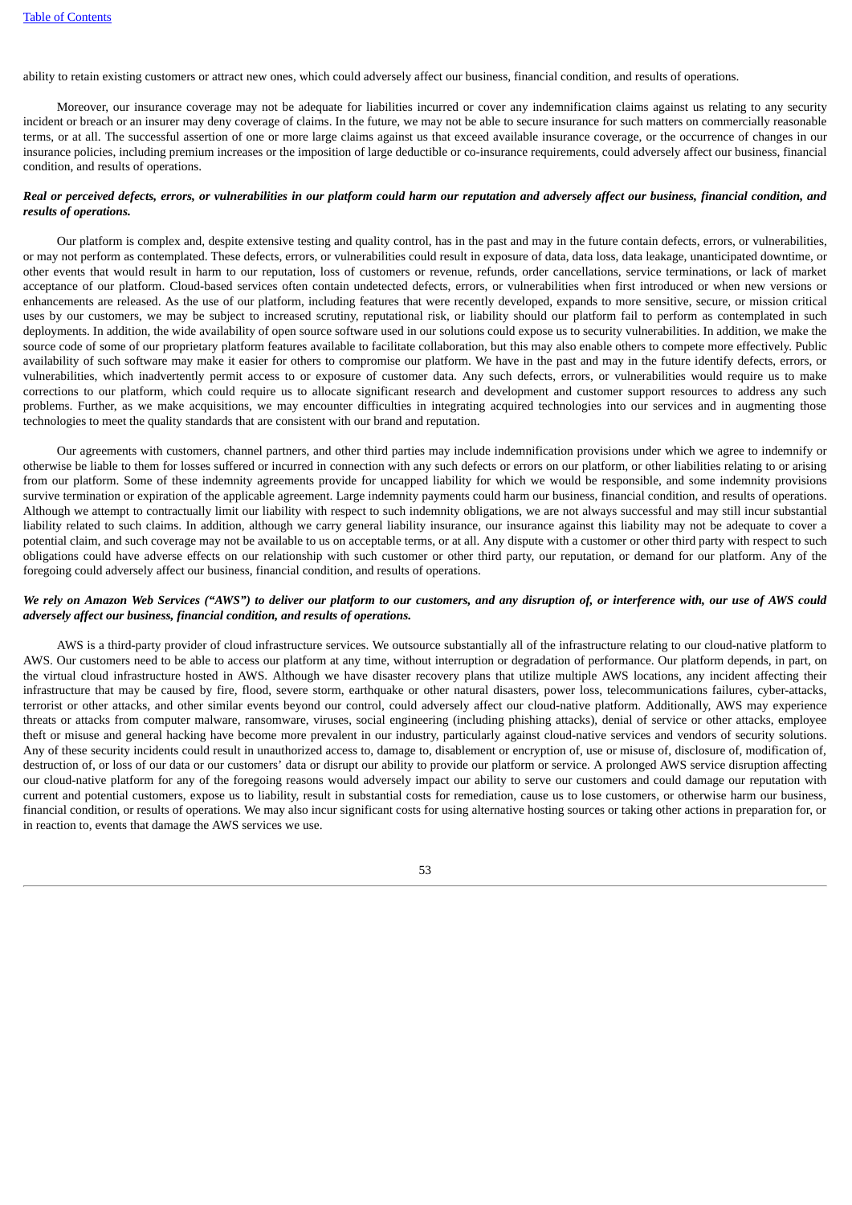ability to retain existing customers or attract new ones, which could adversely affect our business, financial condition, and results of operations.

Moreover, our insurance coverage may not be adequate for liabilities incurred or cover any indemnification claims against us relating to any security incident or breach or an insurer may deny coverage of claims. In the future, we may not be able to secure insurance for such matters on commercially reasonable terms, or at all. The successful assertion of one or more large claims against us that exceed available insurance coverage, or the occurrence of changes in our insurance policies, including premium increases or the imposition of large deductible or co-insurance requirements, could adversely affect our business, financial condition, and results of operations.

***Real or perceived defects, errors, or vulnerabilities in our platform could harm our reputation and adversely affect our business, financial condition, and results of operations.***

Our platform is complex and, despite extensive testing and quality control, has in the past and may in the future contain defects, errors, or vulnerabilities, or may not perform as contemplated. These defects, errors, or vulnerabilities could result in exposure of data, data loss, data leakage, unanticipated downtime, or other events that would result in harm to our reputation, loss of customers or revenue, refunds, order cancellations, service terminations, or lack of market acceptance of our platform. Cloud-based services often contain undetected defects, errors, or vulnerabilities when first introduced or when new versions or enhancements are released. As the use of our platform, including features that were recently developed, expands to more sensitive, secure, or mission critical uses by our customers, we may be subject to increased scrutiny, reputational risk, or liability should our platform fail to perform as contemplated in such deployments. In addition, the wide availability of open source software used in our solutions could expose us to security vulnerabilities. In addition, we make the source code of some of our proprietary platform features available to facilitate collaboration, but this may also enable others to compete more effectively. Public availability of such software may make it easier for others to compromise our platform. We have in the past and may in the future identify defects, errors, or vulnerabilities, which inadvertently permit access to or exposure of customer data. Any such defects, errors, or vulnerabilities would require us to make corrections to our platform, which could require us to allocate significant research and development and customer support resources to address any such problems. Further, as we make acquisitions, we may encounter difficulties in integrating acquired technologies into our services and in augmenting those technologies to meet the quality standards that are consistent with our brand and reputation.

Our agreements with customers, channel partners, and other third parties may include indemnification provisions under which we agree to indemnify or otherwise be liable to them for losses suffered or incurred in connection with any such defects or errors on our platform, or other liabilities relating to or arising from our platform. Some of these indemnity agreements provide for uncapped liability for which we would be responsible, and some indemnity provisions survive termination or expiration of the applicable agreement. Large indemnity payments could harm our business, financial condition, and results of operations. Although we attempt to contractually limit our liability with respect to such indemnity obligations, we are not always successful and may still incur substantial liability related to such claims. In addition, although we carry general liability insurance, our insurance against this liability may not be adequate to cover a potential claim, and such coverage may not be available to us on acceptable terms, or at all. Any dispute with a customer or other third party with respect to such obligations could have adverse effects on our relationship with such customer or other third party, our reputation, or demand for our platform. Any of the foregoing could adversely affect our business, financial condition, and results of operations.

***We rely on Amazon Web Services ("AWS") to deliver our platform to our customers, and any disruption of, or interference with, our use of AWS could adversely affect our business, financial condition, and results of operations.***

AWS is a third-party provider of cloud infrastructure services. We outsource substantially all of the infrastructure relating to our cloud-native platform to AWS. Our customers need to be able to access our platform at any time, without interruption or degradation of performance. Our platform depends, in part, on the virtual cloud infrastructure hosted in AWS. Although we have disaster recovery plans that utilize multiple AWS locations, any incident affecting their infrastructure that may be caused by fire, flood, severe storm, earthquake or other natural disasters, power loss, telecommunications failures, cyber-attacks, terrorist or other attacks, and other similar events beyond our control, could adversely affect our cloud-native platform. Additionally, AWS may experience threats or attacks from computer malware, ransomware, viruses, social engineering (including phishing attacks), denial of service or other attacks, employee theft or misuse and general hacking have become more prevalent in our industry, particularly against cloud-native services and vendors of security solutions. Any of these security incidents could result in unauthorized access to, damage to, disablement or encryption of, use or misuse of, disclosure of, modification of, destruction of, or loss of our data or our customers' data or disrupt our ability to provide our platform or service. A prolonged AWS service disruption affecting our cloud-native platform for any of the foregoing reasons would adversely impact our ability to serve our customers and could damage our reputation with current and potential customers, expose us to liability, result in substantial costs for remediation, cause us to lose customers, or otherwise harm our business, financial condition, or results of operations. We may also incur significant costs for using alternative hosting sources or taking other actions in preparation for, or in reaction to, events that damage the AWS services we use.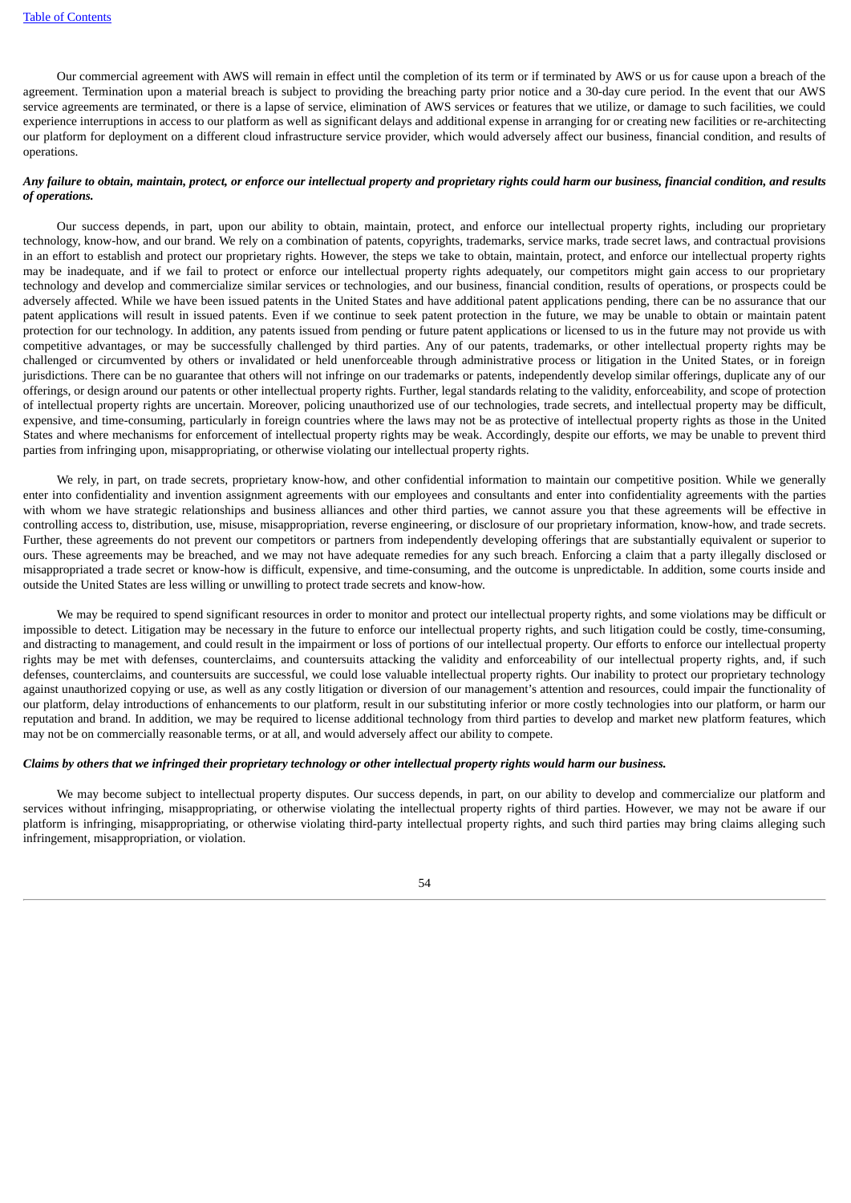Our commercial agreement with AWS will remain in effect until the completion of its term or if terminated by AWS or us for cause upon a breach of the agreement. Termination upon a material breach is subject to providing the breaching party prior notice and a 30-day cure period. In the event that our AWS service agreements are terminated, or there is a lapse of service, elimination of AWS services or features that we utilize, or damage to such facilities, we could experience interruptions in access to our platform as well as significant delays and additional expense in arranging for or creating new facilities or re-architecting our platform for deployment on a different cloud infrastructure service provider, which would adversely affect our business, financial condition, and results of operations.

***Any failure to obtain, maintain, protect, or enforce our intellectual property and proprietary rights could harm our business, financial condition, and results of operations.***

Our success depends, in part, upon our ability to obtain, maintain, protect, and enforce our intellectual property rights, including our proprietary technology, know-how, and our brand. We rely on a combination of patents, copyrights, trademarks, service marks, trade secret laws, and contractual provisions in an effort to establish and protect our proprietary rights. However, the steps we take to obtain, maintain, protect, and enforce our intellectual property rights may be inadequate, and if we fail to protect or enforce our intellectual property rights adequately, our competitors might gain access to our proprietary technology and develop and commercialize similar services or technologies, and our business, financial condition, results of operations, or prospects could be adversely affected. While we have been issued patents in the United States and have additional patent applications pending, there can be no assurance that our patent applications will result in issued patents. Even if we continue to seek patent protection in the future, we may be unable to obtain or maintain patent protection for our technology. In addition, any patents issued from pending or future patent applications or licensed to us in the future may not provide us with competitive advantages, or may be successfully challenged by third parties. Any of our patents, trademarks, or other intellectual property rights may be challenged or circumvented by others or invalidated or held unenforceable through administrative process or litigation in the United States, or in foreign jurisdictions. There can be no guarantee that others will not infringe on our trademarks or patents, independently develop similar offerings, duplicate any of our offerings, or design around our patents or other intellectual property rights. Further, legal standards relating to the validity, enforceability, and scope of protection of intellectual property rights are uncertain. Moreover, policing unauthorized use of our technologies, trade secrets, and intellectual property may be difficult, expensive, and time-consuming, particularly in foreign countries where the laws may not be as protective of intellectual property rights as those in the United States and where mechanisms for enforcement of intellectual property rights may be weak. Accordingly, despite our efforts, we may be unable to prevent third parties from infringing upon, misappropriating, or otherwise violating our intellectual property rights.

We rely, in part, on trade secrets, proprietary know-how, and other confidential information to maintain our competitive position. While we generally enter into confidentiality and invention assignment agreements with our employees and consultants and enter into confidentiality agreements with the parties with whom we have strategic relationships and business alliances and other third parties, we cannot assure you that these agreements will be effective in controlling access to, distribution, use, misuse, misappropriation, reverse engineering, or disclosure of our proprietary information, know-how, and trade secrets. Further, these agreements do not prevent our competitors or partners from independently developing offerings that are substantially equivalent or superior to ours. These agreements may be breached, and we may not have adequate remedies for any such breach. Enforcing a claim that a party illegally disclosed or misappropriated a trade secret or know-how is difficult, expensive, and time-consuming, and the outcome is unpredictable. In addition, some courts inside and outside the United States are less willing or unwilling to protect trade secrets and know-how.

We may be required to spend significant resources in order to monitor and protect our intellectual property rights, and some violations may be difficult or impossible to detect. Litigation may be necessary in the future to enforce our intellectual property rights, and such litigation could be costly, time-consuming, and distracting to management, and could result in the impairment or loss of portions of our intellectual property. Our efforts to enforce our intellectual property rights may be met with defenses, counterclaims, and countersuits attacking the validity and enforceability of our intellectual property rights, and, if such defenses, counterclaims, and countersuits are successful, we could lose valuable intellectual property rights. Our inability to protect our proprietary technology against unauthorized copying or use, as well as any costly litigation or diversion of our management's attention and resources, could impair the functionality of our platform, delay introductions of enhancements to our platform, result in our substituting inferior or more costly technologies into our platform, or harm our reputation and brand. In addition, we may be required to license additional technology from third parties to develop and market new platform features, which may not be on commercially reasonable terms, or at all, and would adversely affect our ability to compete.

***Claims by others that we infringed their proprietary technology or other intellectual property rights would harm our business.***

We may become subject to intellectual property disputes. Our success depends, in part, on our ability to develop and commercialize our platform and services without infringing, misappropriating, or otherwise violating the intellectual property rights of third parties. However, we may not be aware if our platform is infringing, misappropriating, or otherwise violating third-party intellectual property rights, and such third parties may bring claims alleging such infringement, misappropriation, or violation.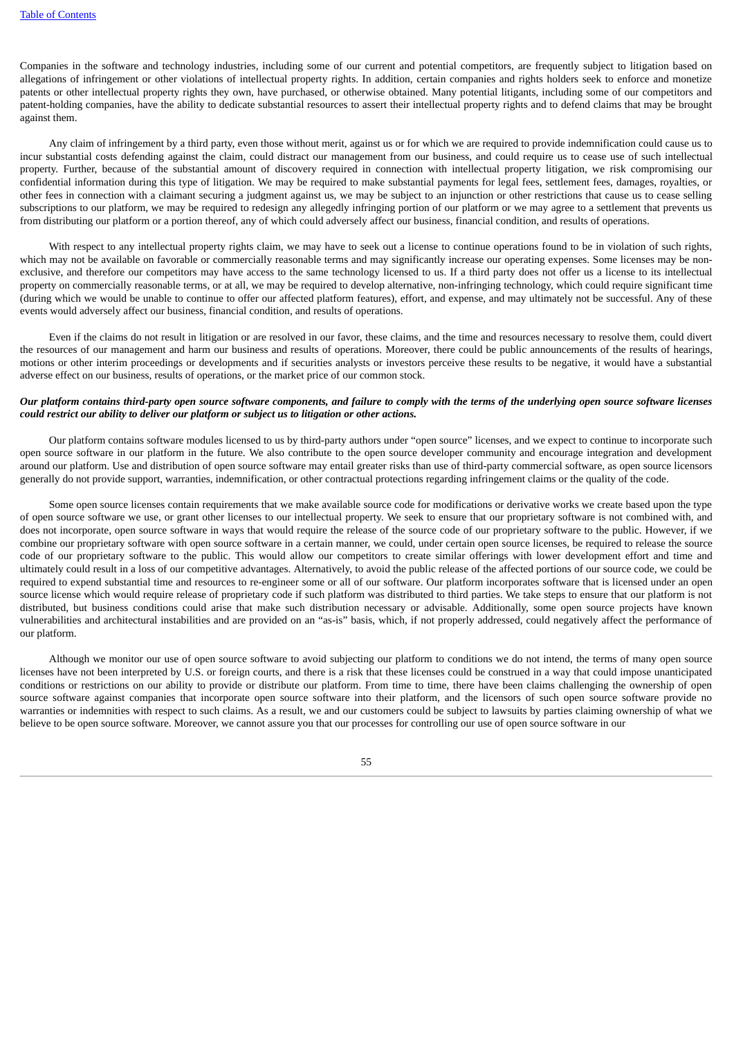Companies in the software and technology industries, including some of our current and potential competitors, are frequently subject to litigation based on allegations of infringement or other violations of intellectual property rights. In addition, certain companies and rights holders seek to enforce and monetize patents or other intellectual property rights they own, have purchased, or otherwise obtained. Many potential litigants, including some of our competitors and patent-holding companies, have the ability to dedicate substantial resources to assert their intellectual property rights and to defend claims that may be brought against them.

Any claim of infringement by a third party, even those without merit, against us or for which we are required to provide indemnification could cause us to incur substantial costs defending against the claim, could distract our management from our business, and could require us to cease use of such intellectual property. Further, because of the substantial amount of discovery required in connection with intellectual property litigation, we risk compromising our confidential information during this type of litigation. We may be required to make substantial payments for legal fees, settlement fees, damages, royalties, or other fees in connection with a claimant securing a judgment against us, we may be subject to an injunction or other restrictions that cause us to cease selling subscriptions to our platform, we may be required to redesign any allegedly infringing portion of our platform or we may agree to a settlement that prevents us from distributing our platform or a portion thereof, any of which could adversely affect our business, financial condition, and results of operations.

With respect to any intellectual property rights claim, we may have to seek out a license to continue operations found to be in violation of such rights, which may not be available on favorable or commercially reasonable terms and may significantly increase our operating expenses. Some licenses may be non-exclusive, and therefore our competitors may have access to the same technology licensed to us. If a third party does not offer us a license to its intellectual property on commercially reasonable terms, or at all, we may be required to develop alternative, non-infringing technology, which could require significant time (during which we would be unable to continue to offer our affected platform features), effort, and expense, and may ultimately not be successful. Any of these events would adversely affect our business, financial condition, and results of operations.

Even if the claims do not result in litigation or are resolved in our favor, these claims, and the time and resources necessary to resolve them, could divert the resources of our management and harm our business and results of operations. Moreover, there could be public announcements of the results of hearings, motions or other interim proceedings or developments and if securities analysts or investors perceive these results to be negative, it would have a substantial adverse effect on our business, results of operations, or the market price of our common stock.

***Our platform contains third-party open source software components, and failure to comply with the terms of the underlying open source software licenses could restrict our ability to deliver our platform or subject us to litigation or other actions.***

Our platform contains software modules licensed to us by third-party authors under "open source" licenses, and we expect to continue to incorporate such open source software in our platform in the future. We also contribute to the open source developer community and encourage integration and development around our platform. Use and distribution of open source software may entail greater risks than use of third-party commercial software, as open source licensors generally do not provide support, warranties, indemnification, or other contractual protections regarding infringement claims or the quality of the code.

Some open source licenses contain requirements that we make available source code for modifications or derivative works we create based upon the type of open source software we use, or grant other licenses to our intellectual property. We seek to ensure that our proprietary software is not combined with, and does not incorporate, open source software in ways that would require the release of the source code of our proprietary software to the public. However, if we combine our proprietary software with open source software in a certain manner, we could, under certain open source licenses, be required to release the source code of our proprietary software to the public. This would allow our competitors to create similar offerings with lower development effort and time and ultimately could result in a loss of our competitive advantages. Alternatively, to avoid the public release of the affected portions of our source code, we could be required to expend substantial time and resources to re-engineer some or all of our software. Our platform incorporates software that is licensed under an open source license which would require release of proprietary code if such platform was distributed to third parties. We take steps to ensure that our platform is not distributed, but business conditions could arise that make such distribution necessary or advisable. Additionally, some open source projects have known vulnerabilities and architectural instabilities and are provided on an "as-is" basis, which, if not properly addressed, could negatively affect the performance of our platform.

Although we monitor our use of open source software to avoid subjecting our platform to conditions we do not intend, the terms of many open source licenses have not been interpreted by U.S. or foreign courts, and there is a risk that these licenses could be construed in a way that could impose unanticipated conditions or restrictions on our ability to provide or distribute our platform. From time to time, there have been claims challenging the ownership of open source software against companies that incorporate open source software into their platform, and the licensors of such open source software provide no warranties or indemnities with respect to such claims. As a result, we and our customers could be subject to lawsuits by parties claiming ownership of what we believe to be open source software. Moreover, we cannot assure you that our processes for controlling our use of open source software in our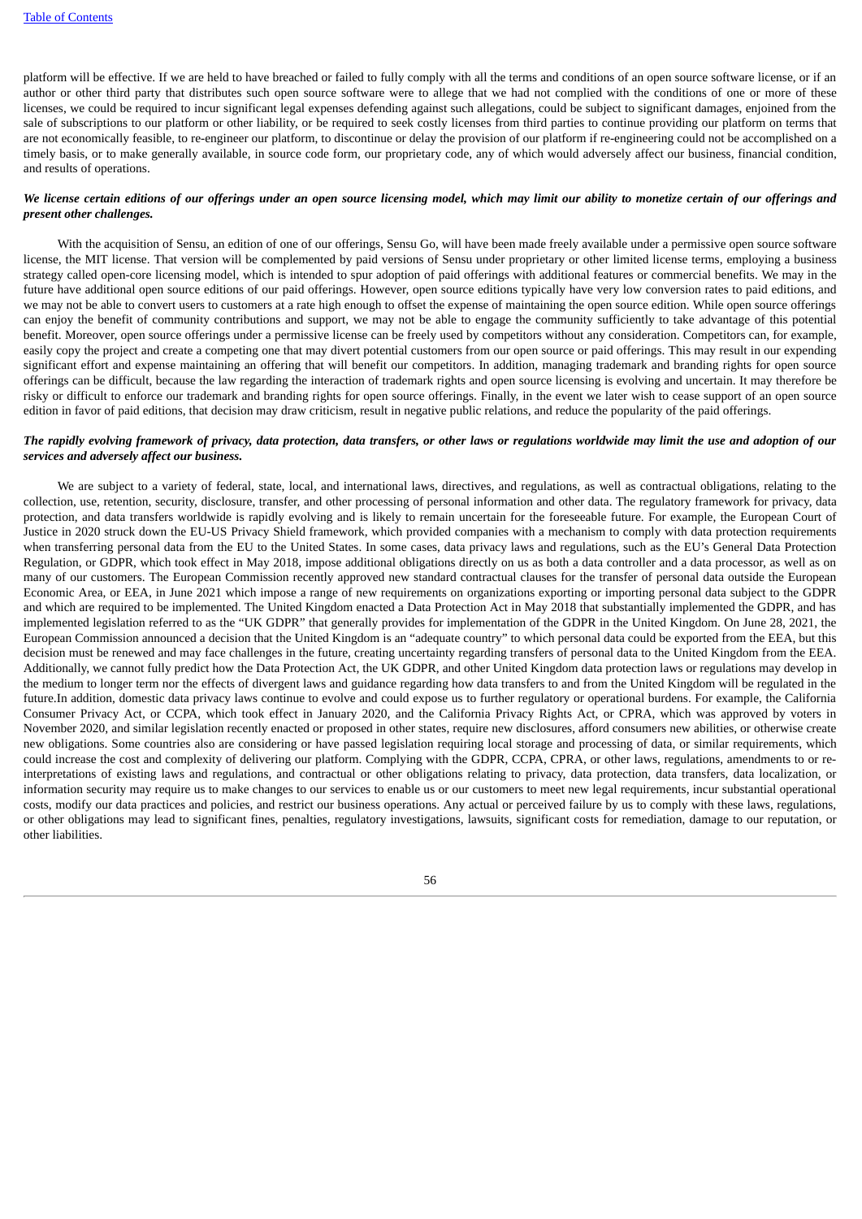platform will be effective. If we are held to have breached or failed to fully comply with all the terms and conditions of an open source software license, or if an author or other third party that distributes such open source software were to allege that we had not complied with the conditions of one or more of these licenses, we could be required to incur significant legal expenses defending against such allegations, could be subject to significant damages, enjoined from the sale of subscriptions to our platform or other liability, or be required to seek costly licenses from third parties to continue providing our platform on terms that are not economically feasible, to re-engineer our platform, to discontinue or delay the provision of our platform if re-engineering could not be accomplished on a timely basis, or to make generally available, in source code form, our proprietary code, any of which would adversely affect our business, financial condition, and results of operations.

***We license certain editions of our offerings under an open source licensing model, which may limit our ability to monetize certain of our offerings and present other challenges.***

With the acquisition of Sensu, an edition of one of our offerings, Sensu Go, will have been made freely available under a permissive open source software license, the MIT license. That version will be complemented by paid versions of Sensu under proprietary or other limited license terms, employing a business strategy called open-core licensing model, which is intended to spur adoption of paid offerings with additional features or commercial benefits. We may in the future have additional open source editions of our paid offerings. However, open source editions typically have very low conversion rates to paid editions, and we may not be able to convert users to customers at a rate high enough to offset the expense of maintaining the open source edition. While open source offerings can enjoy the benefit of community contributions and support, we may not be able to engage the community sufficiently to take advantage of this potential benefit. Moreover, open source offerings under a permissive license can be freely used by competitors without any consideration. Competitors can, for example, easily copy the project and create a competing one that may divert potential customers from our open source or paid offerings. This may result in our expending significant effort and expense maintaining an offering that will benefit our competitors. In addition, managing trademark and branding rights for open source offerings can be difficult, because the law regarding the interaction of trademark rights and open source licensing is evolving and uncertain. It may therefore be risky or difficult to enforce our trademark and branding rights for open source offerings. Finally, in the event we later wish to cease support of an open source edition in favor of paid editions, that decision may draw criticism, result in negative public relations, and reduce the popularity of the paid offerings.

***The rapidly evolving framework of privacy, data protection, data transfers, or other laws or regulations worldwide may limit the use and adoption of our services and adversely affect our business.***

We are subject to a variety of federal, state, local, and international laws, directives, and regulations, as well as contractual obligations, relating to the collection, use, retention, security, disclosure, transfer, and other processing of personal information and other data. The regulatory framework for privacy, data protection, and data transfers worldwide is rapidly evolving and is likely to remain uncertain for the foreseeable future. For example, the European Court of Justice in 2020 struck down the EU-US Privacy Shield framework, which provided companies with a mechanism to comply with data protection requirements when transferring personal data from the EU to the United States. In some cases, data privacy laws and regulations, such as the EU's General Data Protection Regulation, or GDPR, which took effect in May 2018, impose additional obligations directly on us as both a data controller and a data processor, as well as on many of our customers. The European Commission recently approved new standard contractual clauses for the transfer of personal data outside the European Economic Area, or EEA, in June 2021 which impose a range of new requirements on organizations exporting or importing personal data subject to the GDPR and which are required to be implemented. The United Kingdom enacted a Data Protection Act in May 2018 that substantially implemented the GDPR, and has implemented legislation referred to as the "UK GDPR" that generally provides for implementation of the GDPR in the United Kingdom. On June 28, 2021, the European Commission announced a decision that the United Kingdom is an "adequate country" to which personal data could be exported from the EEA, but this decision must be renewed and may face challenges in the future, creating uncertainty regarding transfers of personal data to the United Kingdom from the EEA. Additionally, we cannot fully predict how the Data Protection Act, the UK GDPR, and other United Kingdom data protection laws or regulations may develop in the medium to longer term nor the effects of divergent laws and guidance regarding how data transfers to and from the United Kingdom will be regulated in the future.In addition, domestic data privacy laws continue to evolve and could expose us to further regulatory or operational burdens. For example, the California Consumer Privacy Act, or CCPA, which took effect in January 2020, and the California Privacy Rights Act, or CPRA, which was approved by voters in November 2020, and similar legislation recently enacted or proposed in other states, require new disclosures, afford consumers new abilities, or otherwise create new obligations. Some countries also are considering or have passed legislation requiring local storage and processing of data, or similar requirements, which could increase the cost and complexity of delivering our platform. Complying with the GDPR, CCPA, CPRA, or other laws, regulations, amendments to or re-interpretations of existing laws and regulations, and contractual or other obligations relating to privacy, data protection, data transfers, data localization, or information security may require us to make changes to our services to enable us or our customers to meet new legal requirements, incur substantial operational costs, modify our data practices and policies, and restrict our business operations. Any actual or perceived failure by us to comply with these laws, regulations, or other obligations may lead to significant fines, penalties, regulatory investigations, lawsuits, significant costs for remediation, damage to our reputation, or other liabilities.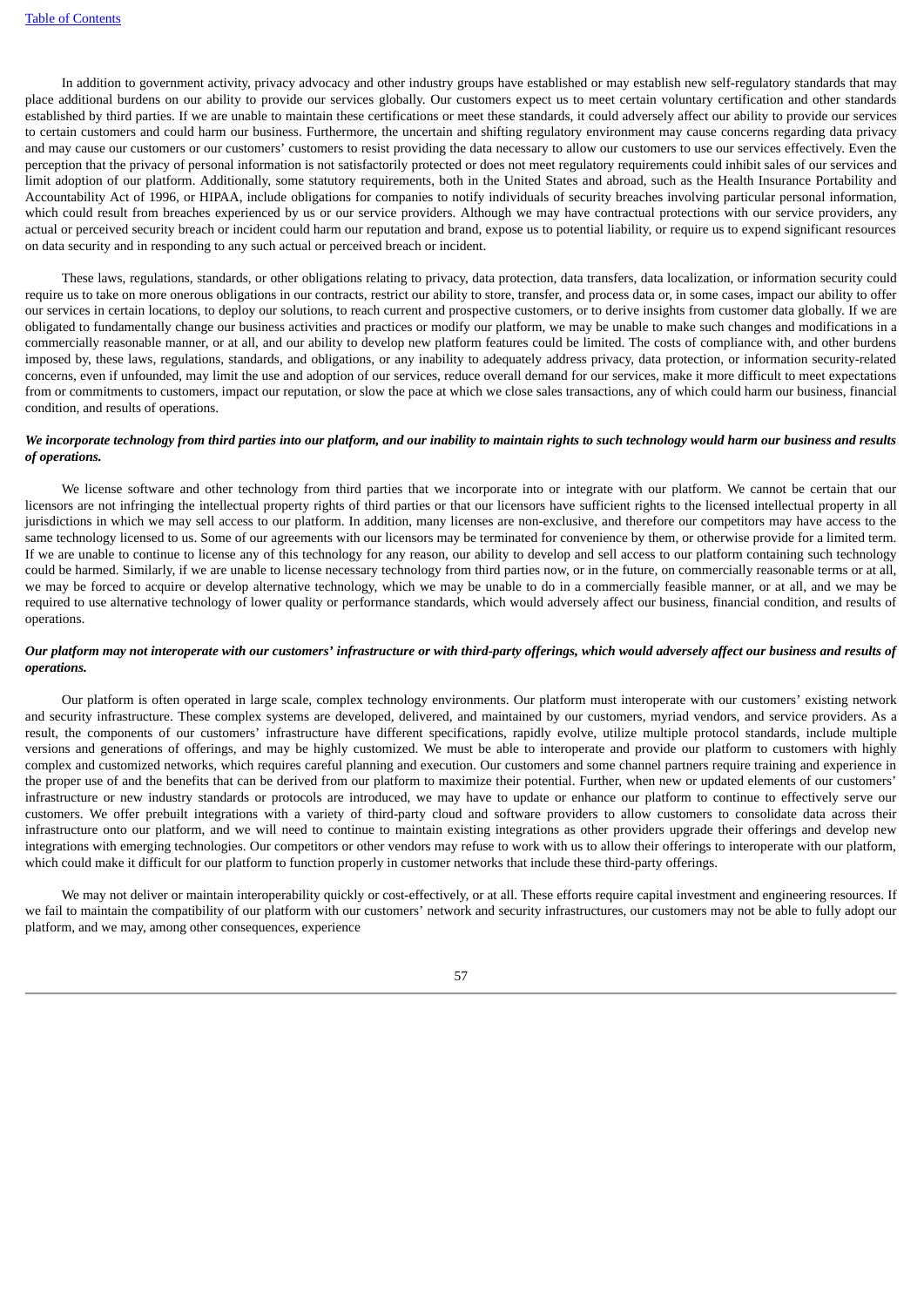In addition to government activity, privacy advocacy and other industry groups have established or may establish new self-regulatory standards that may place additional burdens on our ability to provide our services globally. Our customers expect us to meet certain voluntary certification and other standards established by third parties. If we are unable to maintain these certifications or meet these standards, it could adversely affect our ability to provide our services to certain customers and could harm our business. Furthermore, the uncertain and shifting regulatory environment may cause concerns regarding data privacy and may cause our customers or our customers' customers to resist providing the data necessary to allow our customers to use our services effectively. Even the perception that the privacy of personal information is not satisfactorily protected or does not meet regulatory requirements could inhibit sales of our services and limit adoption of our platform. Additionally, some statutory requirements, both in the United States and abroad, such as the Health Insurance Portability and Accountability Act of 1996, or HIPAA, include obligations for companies to notify individuals of security breaches involving particular personal information, which could result from breaches experienced by us or our service providers. Although we may have contractual protections with our service providers, any actual or perceived security breach or incident could harm our reputation and brand, expose us to potential liability, or require us to expend significant resources on data security and in responding to any such actual or perceived breach or incident.

These laws, regulations, standards, or other obligations relating to privacy, data protection, data transfers, data localization, or information security could require us to take on more onerous obligations in our contracts, restrict our ability to store, transfer, and process data or, in some cases, impact our ability to offer our services in certain locations, to deploy our solutions, to reach current and prospective customers, or to derive insights from customer data globally. If we are obligated to fundamentally change our business activities and practices or modify our platform, we may be unable to make such changes and modifications in a commercially reasonable manner, or at all, and our ability to develop new platform features could be limited. The costs of compliance with, and other burdens imposed by, these laws, regulations, standards, and obligations, or any inability to adequately address privacy, data protection, or information security-related concerns, even if unfounded, may limit the use and adoption of our services, reduce overall demand for our services, make it more difficult to meet expectations from or commitments to customers, impact our reputation, or slow the pace at which we close sales transactions, any of which could harm our business, financial condition, and results of operations.

***We incorporate technology from third parties into our platform, and our inability to maintain rights to such technology would harm our business and results of operations.***

We license software and other technology from third parties that we incorporate into or integrate with our platform. We cannot be certain that our licensors are not infringing the intellectual property rights of third parties or that our licensors have sufficient rights to the licensed intellectual property in all jurisdictions in which we may sell access to our platform. In addition, many licenses are non-exclusive, and therefore our competitors may have access to the same technology licensed to us. Some of our agreements with our licensors may be terminated for convenience by them, or otherwise provide for a limited term. If we are unable to continue to license any of this technology for any reason, our ability to develop and sell access to our platform containing such technology could be harmed. Similarly, if we are unable to license necessary technology from third parties now, or in the future, on commercially reasonable terms or at all, we may be forced to acquire or develop alternative technology, which we may be unable to do in a commercially feasible manner, or at all, and we may be required to use alternative technology of lower quality or performance standards, which would adversely affect our business, financial condition, and results of operations.

***Our platform may not interoperate with our customers' infrastructure or with third-party offerings, which would adversely affect our business and results of operations.***

Our platform is often operated in large scale, complex technology environments. Our platform must interoperate with our customers' existing network and security infrastructure. These complex systems are developed, delivered, and maintained by our customers, myriad vendors, and service providers. As a result, the components of our customers' infrastructure have different specifications, rapidly evolve, utilize multiple protocol standards, include multiple versions and generations of offerings, and may be highly customized. We must be able to interoperate and provide our platform to customers with highly complex and customized networks, which requires careful planning and execution. Our customers and some channel partners require training and experience in the proper use of and the benefits that can be derived from our platform to maximize their potential. Further, when new or updated elements of our customers' infrastructure or new industry standards or protocols are introduced, we may have to update or enhance our platform to continue to effectively serve our customers. We offer prebuilt integrations with a variety of third-party cloud and software providers to allow customers to consolidate data across their infrastructure onto our platform, and we will need to continue to maintain existing integrations as other providers upgrade their offerings and develop new integrations with emerging technologies. Our competitors or other vendors may refuse to work with us to allow their offerings to interoperate with our platform, which could make it difficult for our platform to function properly in customer networks that include these third-party offerings.

We may not deliver or maintain interoperability quickly or cost-effectively, or at all. These efforts require capital investment and engineering resources. If we fail to maintain the compatibility of our platform with our customers' network and security infrastructures, our customers may not be able to fully adopt our platform, and we may, among other consequences, experience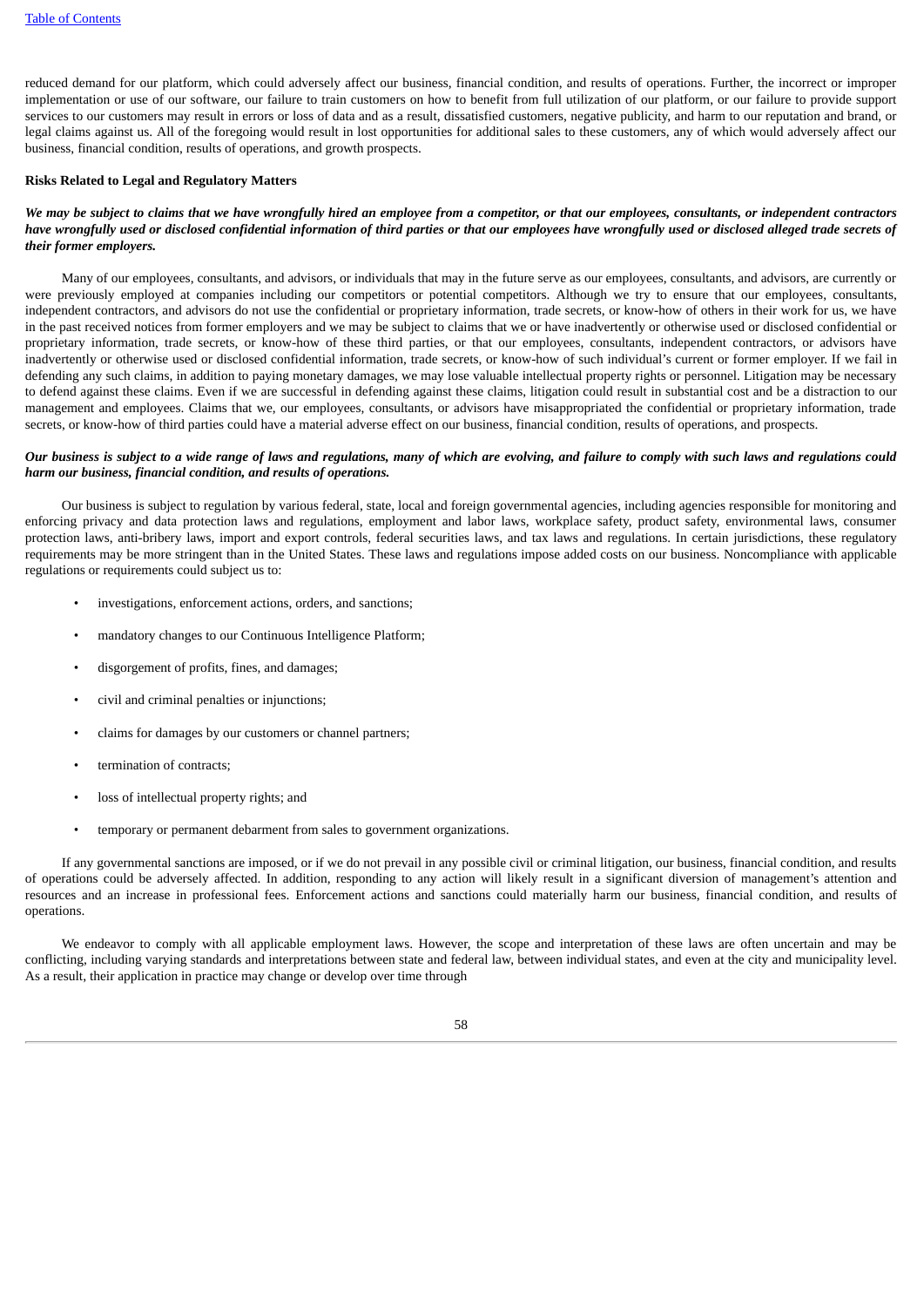reduced demand for our platform, which could adversely affect our business, financial condition, and results of operations. Further, the incorrect or improper implementation or use of our software, our failure to train customers on how to benefit from full utilization of our platform, or our failure to provide support services to our customers may result in errors or loss of data and as a result, dissatisfied customers, negative publicity, and harm to our reputation and brand, or legal claims against us. All of the foregoing would result in lost opportunities for additional sales to these customers, any of which would adversely affect our business, financial condition, results of operations, and growth prospects.

**Risks Related to Legal and Regulatory Matters**

***We may be subject to claims that we have wrongfully hired an employee from a competitor, or that our employees, consultants, or independent contractors have wrongfully used or disclosed confidential information of third parties or that our employees have wrongfully used or disclosed alleged trade secrets of their former employers.***

Many of our employees, consultants, and advisors, or individuals that may in the future serve as our employees, consultants, and advisors, are currently or were previously employed at companies including our competitors or potential competitors. Although we try to ensure that our employees, consultants, independent contractors, and advisors do not use the confidential or proprietary information, trade secrets, or know-how of others in their work for us, we have in the past received notices from former employers and we may be subject to claims that we or have inadvertently or otherwise used or disclosed confidential or proprietary information, trade secrets, or know-how of these third parties, or that our employees, consultants, independent contractors, or advisors have inadvertently or otherwise used or disclosed confidential information, trade secrets, or know-how of such individual's current or former employer. If we fail in defending any such claims, in addition to paying monetary damages, we may lose valuable intellectual property rights or personnel. Litigation may be necessary to defend against these claims. Even if we are successful in defending against these claims, litigation could result in substantial cost and be a distraction to our management and employees. Claims that we, our employees, consultants, or advisors have misappropriated the confidential or proprietary information, trade secrets, or know-how of third parties could have a material adverse effect on our business, financial condition, results of operations, and prospects.

***Our business is subject to a wide range of laws and regulations, many of which are evolving, and failure to comply with such laws and regulations could harm our business, financial condition, and results of operations.***

Our business is subject to regulation by various federal, state, local and foreign governmental agencies, including agencies responsible for monitoring and enforcing privacy and data protection laws and regulations, employment and labor laws, workplace safety, product safety, environmental laws, consumer protection laws, anti-bribery laws, import and export controls, federal securities laws, and tax laws and regulations. In certain jurisdictions, these regulatory requirements may be more stringent than in the United States. These laws and regulations impose added costs on our business. Noncompliance with applicable regulations or requirements could subject us to:

- investigations, enforcement actions, orders, and sanctions;
- mandatory changes to our Continuous Intelligence Platform;
- disgorgement of profits, fines, and damages;
- civil and criminal penalties or injunctions;
- claims for damages by our customers or channel partners;
- termination of contracts;
- loss of intellectual property rights; and
- temporary or permanent debarment from sales to government organizations.

If any governmental sanctions are imposed, or if we do not prevail in any possible civil or criminal litigation, our business, financial condition, and results of operations could be adversely affected. In addition, responding to any action will likely result in a significant diversion of management's attention and resources and an increase in professional fees. Enforcement actions and sanctions could materially harm our business, financial condition, and results of operations.

We endeavor to comply with all applicable employment laws. However, the scope and interpretation of these laws are often uncertain and may be conflicting, including varying standards and interpretations between state and federal law, between individual states, and even at the city and municipality level. As a result, their application in practice may change or develop over time through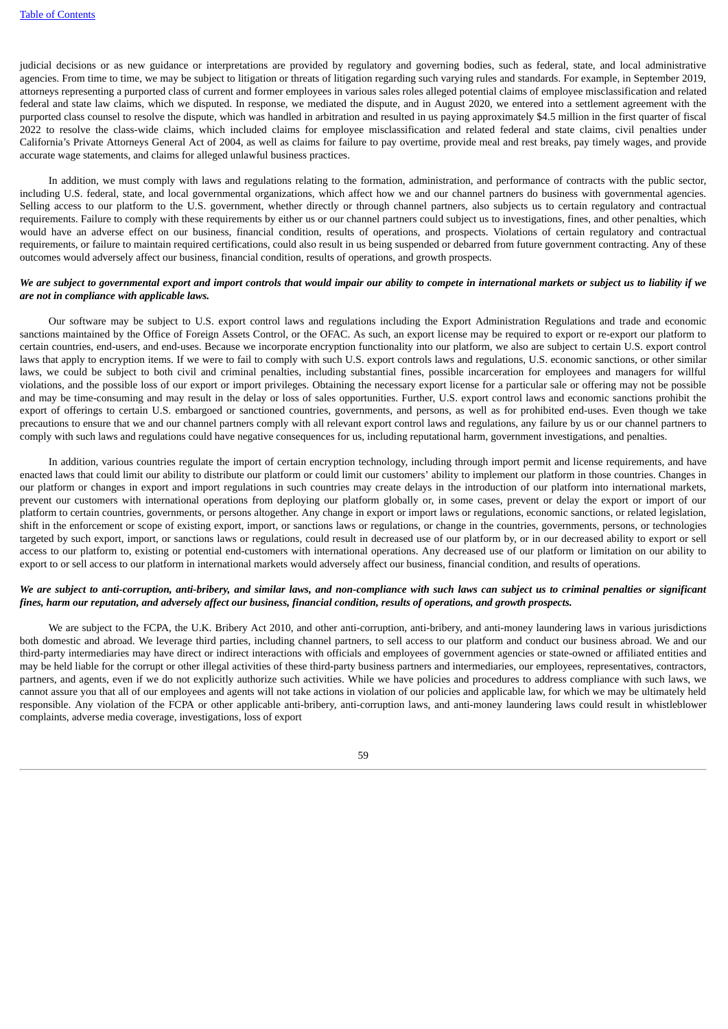judicial decisions or as new guidance or interpretations are provided by regulatory and governing bodies, such as federal, state, and local administrative agencies. From time to time, we may be subject to litigation or threats of litigation regarding such varying rules and standards. For example, in September 2019, attorneys representing a purported class of current and former employees in various sales roles alleged potential claims of employee misclassification and related federal and state law claims, which we disputed. In response, we mediated the dispute, and in August 2020, we entered into a settlement agreement with the purported class counsel to resolve the dispute, which was handled in arbitration and resulted in us paying approximately $4.5 million in the first quarter of fiscal 2022 to resolve the class-wide claims, which included claims for employee misclassification and related federal and state claims, civil penalties under California's Private Attorneys General Act of 2004, as well as claims for failure to pay overtime, provide meal and rest breaks, pay timely wages, and provide accurate wage statements, and claims for alleged unlawful business practices.

In addition, we must comply with laws and regulations relating to the formation, administration, and performance of contracts with the public sector, including U.S. federal, state, and local governmental organizations, which affect how we and our channel partners do business with governmental agencies. Selling access to our platform to the U.S. government, whether directly or through channel partners, also subjects us to certain regulatory and contractual requirements. Failure to comply with these requirements by either us or our channel partners could subject us to investigations, fines, and other penalties, which would have an adverse effect on our business, financial condition, results of operations, and prospects. Violations of certain regulatory and contractual requirements, or failure to maintain required certifications, could also result in us being suspended or debarred from future government contracting. Any of these outcomes would adversely affect our business, financial condition, results of operations, and growth prospects.

***We are subject to governmental export and import controls that would impair our ability to compete in international markets or subject us to liability if we are not in compliance with applicable laws.***

Our software may be subject to U.S. export control laws and regulations including the Export Administration Regulations and trade and economic sanctions maintained by the Office of Foreign Assets Control, or the OFAC. As such, an export license may be required to export or re-export our platform to certain countries, end-users, and end-uses. Because we incorporate encryption functionality into our platform, we also are subject to certain U.S. export control laws that apply to encryption items. If we were to fail to comply with such U.S. export controls laws and regulations, U.S. economic sanctions, or other similar laws, we could be subject to both civil and criminal penalties, including substantial fines, possible incarceration for employees and managers for willful violations, and the possible loss of our export or import privileges. Obtaining the necessary export license for a particular sale or offering may not be possible and may be time-consuming and may result in the delay or loss of sales opportunities. Further, U.S. export control laws and economic sanctions prohibit the export of offerings to certain U.S. embargoed or sanctioned countries, governments, and persons, as well as for prohibited end-uses. Even though we take precautions to ensure that we and our channel partners comply with all relevant export control laws and regulations, any failure by us or our channel partners to comply with such laws and regulations could have negative consequences for us, including reputational harm, government investigations, and penalties.

In addition, various countries regulate the import of certain encryption technology, including through import permit and license requirements, and have enacted laws that could limit our ability to distribute our platform or could limit our customers' ability to implement our platform in those countries. Changes in our platform or changes in export and import regulations in such countries may create delays in the introduction of our platform into international markets, prevent our customers with international operations from deploying our platform globally or, in some cases, prevent or delay the export or import of our platform to certain countries, governments, or persons altogether. Any change in export or import laws or regulations, economic sanctions, or related legislation, shift in the enforcement or scope of existing export, import, or sanctions laws or regulations, or change in the countries, governments, persons, or technologies targeted by such export, import, or sanctions laws or regulations, could result in decreased use of our platform by, or in our decreased ability to export or sell access to our platform to, existing or potential end-customers with international operations. Any decreased use of our platform or limitation on our ability to export to or sell access to our platform in international markets would adversely affect our business, financial condition, and results of operations.

***We are subject to anti-corruption, anti-bribery, and similar laws, and non-compliance with such laws can subject us to criminal penalties or significant fines, harm our reputation, and adversely affect our business, financial condition, results of operations, and growth prospects.***

We are subject to the FCPA, the U.K. Bribery Act 2010, and other anti-corruption, anti-bribery, and anti-money laundering laws in various jurisdictions both domestic and abroad. We leverage third parties, including channel partners, to sell access to our platform and conduct our business abroad. We and our third-party intermediaries may have direct or indirect interactions with officials and employees of government agencies or state-owned or affiliated entities and may be held liable for the corrupt or other illegal activities of these third-party business partners and intermediaries, our employees, representatives, contractors, partners, and agents, even if we do not explicitly authorize such activities. While we have policies and procedures to address compliance with such laws, we cannot assure you that all of our employees and agents will not take actions in violation of our policies and applicable law, for which we may be ultimately held responsible. Any violation of the FCPA or other applicable anti-bribery, anti-corruption laws, and anti-money laundering laws could result in whistleblower complaints, adverse media coverage, investigations, loss of export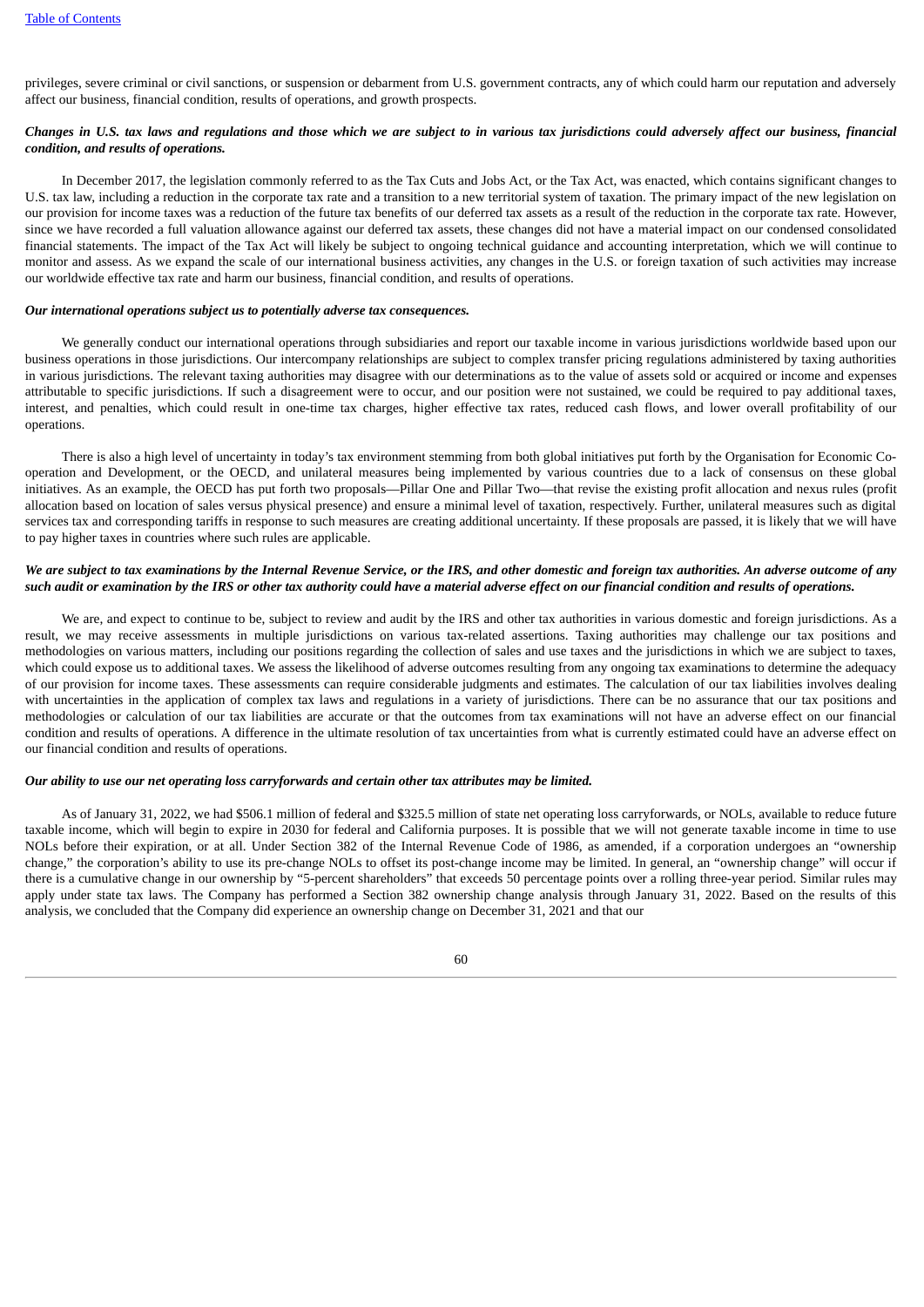privileges, severe criminal or civil sanctions, or suspension or debarment from U.S. government contracts, any of which could harm our reputation and adversely affect our business, financial condition, results of operations, and growth prospects.

***Changes in U.S. tax laws and regulations and those which we are subject to in various tax jurisdictions could adversely affect our business, financial condition, and results of operations.***

In December 2017, the legislation commonly referred to as the Tax Cuts and Jobs Act, or the Tax Act, was enacted, which contains significant changes to U.S. tax law, including a reduction in the corporate tax rate and a transition to a new territorial system of taxation. The primary impact of the new legislation on our provision for income taxes was a reduction of the future tax benefits of our deferred tax assets as a result of the reduction in the corporate tax rate. However, since we have recorded a full valuation allowance against our deferred tax assets, these changes did not have a material impact on our condensed consolidated financial statements. The impact of the Tax Act will likely be subject to ongoing technical guidance and accounting interpretation, which we will continue to monitor and assess. As we expand the scale of our international business activities, any changes in the U.S. or foreign taxation of such activities may increase our worldwide effective tax rate and harm our business, financial condition, and results of operations.

***Our international operations subject us to potentially adverse tax consequences.***

We generally conduct our international operations through subsidiaries and report our taxable income in various jurisdictions worldwide based upon our business operations in those jurisdictions. Our intercompany relationships are subject to complex transfer pricing regulations administered by taxing authorities in various jurisdictions. The relevant taxing authorities may disagree with our determinations as to the value of assets sold or acquired or income and expenses attributable to specific jurisdictions. If such a disagreement were to occur, and our position were not sustained, we could be required to pay additional taxes, interest, and penalties, which could result in one-time tax charges, higher effective tax rates, reduced cash flows, and lower overall profitability of our operations.

There is also a high level of uncertainty in today's tax environment stemming from both global initiatives put forth by the Organisation for Economic Co-operation and Development, or the OECD, and unilateral measures being implemented by various countries due to a lack of consensus on these global initiatives. As an example, the OECD has put forth two proposals—Pillar One and Pillar Two—that revise the existing profit allocation and nexus rules (profit allocation based on location of sales versus physical presence) and ensure a minimal level of taxation, respectively. Further, unilateral measures such as digital services tax and corresponding tariffs in response to such measures are creating additional uncertainty. If these proposals are passed, it is likely that we will have to pay higher taxes in countries where such rules are applicable.

***We are subject to tax examinations by the Internal Revenue Service, or the IRS, and other domestic and foreign tax authorities. An adverse outcome of any such audit or examination by the IRS or other tax authority could have a material adverse effect on our financial condition and results of operations.***

We are, and expect to continue to be, subject to review and audit by the IRS and other tax authorities in various domestic and foreign jurisdictions. As a result, we may receive assessments in multiple jurisdictions on various tax-related assertions. Taxing authorities may challenge our tax positions and methodologies on various matters, including our positions regarding the collection of sales and use taxes and the jurisdictions in which we are subject to taxes, which could expose us to additional taxes. We assess the likelihood of adverse outcomes resulting from any ongoing tax examinations to determine the adequacy of our provision for income taxes. These assessments can require considerable judgments and estimates. The calculation of our tax liabilities involves dealing with uncertainties in the application of complex tax laws and regulations in a variety of jurisdictions. There can be no assurance that our tax positions and methodologies or calculation of our tax liabilities are accurate or that the outcomes from tax examinations will not have an adverse effect on our financial condition and results of operations. A difference in the ultimate resolution of tax uncertainties from what is currently estimated could have an adverse effect on our financial condition and results of operations.

***Our ability to use our net operating loss carryforwards and certain other tax attributes may be limited.***

As of January 31, 2022, we had $506.1 million of federal and $325.5 million of state net operating loss carryforwards, or NOLs, available to reduce future taxable income, which will begin to expire in 2030 for federal and California purposes. It is possible that we will not generate taxable income in time to use NOLs before their expiration, or at all. Under Section 382 of the Internal Revenue Code of 1986, as amended, if a corporation undergoes an "ownership change," the corporation's ability to use its pre-change NOLs to offset its post-change income may be limited. In general, an "ownership change" will occur if there is a cumulative change in our ownership by "5-percent shareholders" that exceeds 50 percentage points over a rolling three-year period. Similar rules may apply under state tax laws. The Company has performed a Section 382 ownership change analysis through January 31, 2022. Based on the results of this analysis, we concluded that the Company did experience an ownership change on December 31, 2021 and that our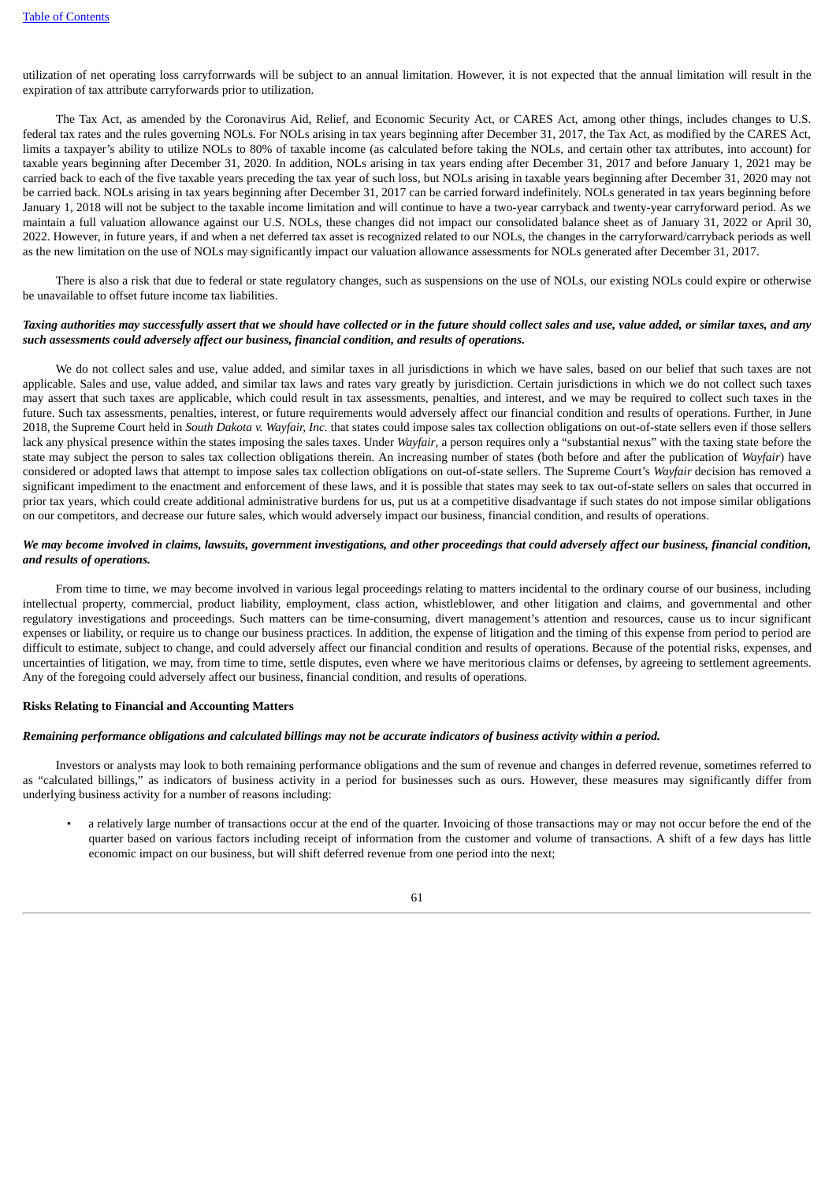utilization of net operating loss carryforrwards will be subject to an annual limitation. However, it is not expected that the annual limitation will result in the expiration of tax attribute carryforwards prior to utilization.

The Tax Act, as amended by the Coronavirus Aid, Relief, and Economic Security Act, or CARES Act, among other things, includes changes to U.S. federal tax rates and the rules governing NOLs. For NOLs arising in tax years beginning after December 31, 2017, the Tax Act, as modified by the CARES Act, limits a taxpayer's ability to utilize NOLs to 80% of taxable income (as calculated before taking the NOLs, and certain other tax attributes, into account) for taxable years beginning after December 31, 2020. In addition, NOLs arising in tax years ending after December 31, 2017 and before January 1, 2021 may be carried back to each of the five taxable years preceding the tax year of such loss, but NOLs arising in taxable years beginning after December 31, 2020 may not be carried back. NOLs arising in tax years beginning after December 31, 2017 can be carried forward indefinitely. NOLs generated in tax years beginning before January 1, 2018 will not be subject to the taxable income limitation and will continue to have a two-year carryback and twenty-year carryforward period. As we maintain a full valuation allowance against our U.S. NOLs, these changes did not impact our consolidated balance sheet as of January 31, 2022 or April 30, 2022. However, in future years, if and when a net deferred tax asset is recognized related to our NOLs, the changes in the carryforward/carryback periods as well as the new limitation on the use of NOLs may significantly impact our valuation allowance assessments for NOLs generated after December 31, 2017.

There is also a risk that due to federal or state regulatory changes, such as suspensions on the use of NOLs, our existing NOLs could expire or otherwise be unavailable to offset future income tax liabilities.

***Taxing authorities may successfully assert that we should have collected or in the future should collect sales and use, value added, or similar taxes, and any such assessments could adversely affect our business, financial condition, and results of operations.***

We do not collect sales and use, value added, and similar taxes in all jurisdictions in which we have sales, based on our belief that such taxes are not applicable. Sales and use, value added, and similar tax laws and rates vary greatly by jurisdiction. Certain jurisdictions in which we do not collect such taxes may assert that such taxes are applicable, which could result in tax assessments, penalties, and interest, and we may be required to collect such taxes in the future. Such tax assessments, penalties, interest, or future requirements would adversely affect our financial condition and results of operations. Further, in June 2018, the Supreme Court held in *South Dakota v. Wayfair, Inc.* that states could impose sales tax collection obligations on out-of-state sellers even if those sellers lack any physical presence within the states imposing the sales taxes. Under *Wayfair*, a person requires only a "substantial nexus" with the taxing state before the state may subject the person to sales tax collection obligations therein. An increasing number of states (both before and after the publication of *Wayfair*) have considered or adopted laws that attempt to impose sales tax collection obligations on out-of-state sellers. The Supreme Court's *Wayfair* decision has removed a significant impediment to the enactment and enforcement of these laws, and it is possible that states may seek to tax out-of-state sellers on sales that occurred in prior tax years, which could create additional administrative burdens for us, put us at a competitive disadvantage if such states do not impose similar obligations on our competitors, and decrease our future sales, which would adversely impact our business, financial condition, and results of operations.

***We may become involved in claims, lawsuits, government investigations, and other proceedings that could adversely affect our business, financial condition, and results of operations.***

From time to time, we may become involved in various legal proceedings relating to matters incidental to the ordinary course of our business, including intellectual property, commercial, product liability, employment, class action, whistleblower, and other litigation and claims, and governmental and other regulatory investigations and proceedings. Such matters can be time-consuming, divert management's attention and resources, cause us to incur significant expenses or liability, or require us to change our business practices. In addition, the expense of litigation and the timing of this expense from period to period are difficult to estimate, subject to change, and could adversely affect our financial condition and results of operations. Because of the potential risks, expenses, and uncertainties of litigation, we may, from time to time, settle disputes, even where we have meritorious claims or defenses, by agreeing to settlement agreements. Any of the foregoing could adversely affect our business, financial condition, and results of operations.

**Risks Relating to Financial and Accounting Matters**

***Remaining performance obligations and calculated billings may not be accurate indicators of business activity within a period.***

Investors or analysts may look to both remaining performance obligations and the sum of revenue and changes in deferred revenue, sometimes referred to as "calculated billings," as indicators of business activity in a period for businesses such as ours. However, these measures may significantly differ from underlying business activity for a number of reasons including:

- a relatively large number of transactions occur at the end of the quarter. Invoicing of those transactions may or may not occur before the end of the quarter based on various factors including receipt of information from the customer and volume of transactions. A shift of a few days has little economic impact on our business, but will shift deferred revenue from one period into the next;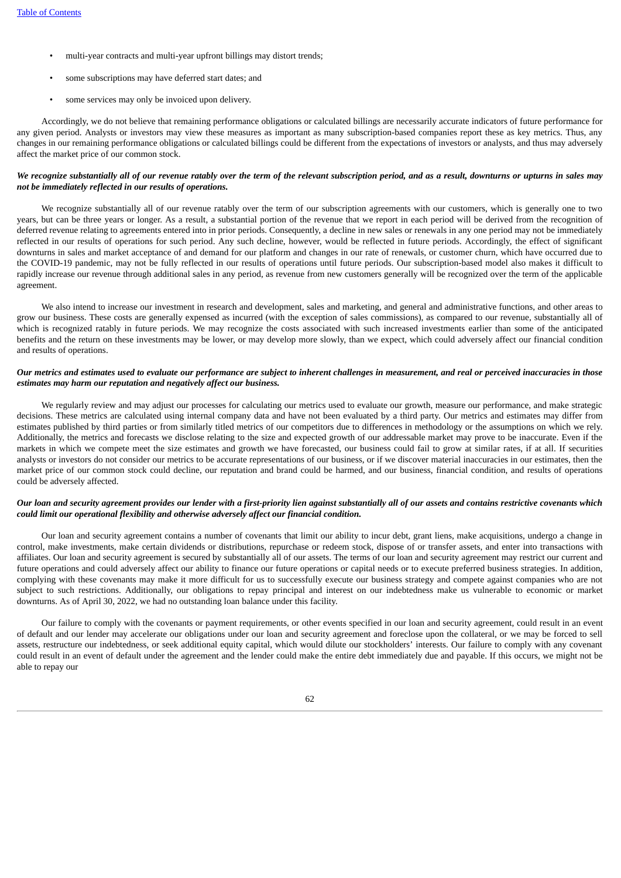- multi-year contracts and multi-year upfront billings may distort trends;
- some subscriptions may have deferred start dates; and
- some services may only be invoiced upon delivery.

Accordingly, we do not believe that remaining performance obligations or calculated billings are necessarily accurate indicators of future performance for any given period. Analysts or investors may view these measures as important as many subscription-based companies report these as key metrics. Thus, any changes in our remaining performance obligations or calculated billings could be different from the expectations of investors or analysts, and thus may adversely affect the market price of our common stock.

***We recognize substantially all of our revenue ratably over the term of the relevant subscription period, and as a result, downturns or upturns in sales may not be immediately reflected in our results of operations.***

We recognize substantially all of our revenue ratably over the term of our subscription agreements with our customers, which is generally one to two years, but can be three years or longer. As a result, a substantial portion of the revenue that we report in each period will be derived from the recognition of deferred revenue relating to agreements entered into in prior periods. Consequently, a decline in new sales or renewals in any one period may not be immediately reflected in our results of operations for such period. Any such decline, however, would be reflected in future periods. Accordingly, the effect of significant downturns in sales and market acceptance of and demand for our platform and changes in our rate of renewals, or customer churn, which have occurred due to the COVID-19 pandemic, may not be fully reflected in our results of operations until future periods. Our subscription-based model also makes it difficult to rapidly increase our revenue through additional sales in any period, as revenue from new customers generally will be recognized over the term of the applicable agreement.

We also intend to increase our investment in research and development, sales and marketing, and general and administrative functions, and other areas to grow our business. These costs are generally expensed as incurred (with the exception of sales commissions), as compared to our revenue, substantially all of which is recognized ratably in future periods. We may recognize the costs associated with such increased investments earlier than some of the anticipated benefits and the return on these investments may be lower, or may develop more slowly, than we expect, which could adversely affect our financial condition and results of operations.

***Our metrics and estimates used to evaluate our performance are subject to inherent challenges in measurement, and real or perceived inaccuracies in those estimates may harm our reputation and negatively affect our business.***

We regularly review and may adjust our processes for calculating our metrics used to evaluate our growth, measure our performance, and make strategic decisions. These metrics are calculated using internal company data and have not been evaluated by a third party. Our metrics and estimates may differ from estimates published by third parties or from similarly titled metrics of our competitors due to differences in methodology or the assumptions on which we rely. Additionally, the metrics and forecasts we disclose relating to the size and expected growth of our addressable market may prove to be inaccurate. Even if the markets in which we compete meet the size estimates and growth we have forecasted, our business could fail to grow at similar rates, if at all. If securities analysts or investors do not consider our metrics to be accurate representations of our business, or if we discover material inaccuracies in our estimates, then the market price of our common stock could decline, our reputation and brand could be harmed, and our business, financial condition, and results of operations could be adversely affected.

***Our loan and security agreement provides our lender with a first-priority lien against substantially all of our assets and contains restrictive covenants which could limit our operational flexibility and otherwise adversely affect our financial condition.***

Our loan and security agreement contains a number of covenants that limit our ability to incur debt, grant liens, make acquisitions, undergo a change in control, make investments, make certain dividends or distributions, repurchase or redeem stock, dispose of or transfer assets, and enter into transactions with affiliates. Our loan and security agreement is secured by substantially all of our assets. The terms of our loan and security agreement may restrict our current and future operations and could adversely affect our ability to finance our future operations or capital needs or to execute preferred business strategies. In addition, complying with these covenants may make it more difficult for us to successfully execute our business strategy and compete against companies who are not subject to such restrictions. Additionally, our obligations to repay principal and interest on our indebtedness make us vulnerable to economic or market downturns. As of April 30, 2022, we had no outstanding loan balance under this facility.

Our failure to comply with the covenants or payment requirements, or other events specified in our loan and security agreement, could result in an event of default and our lender may accelerate our obligations under our loan and security agreement and foreclose upon the collateral, or we may be forced to sell assets, restructure our indebtedness, or seek additional equity capital, which would dilute our stockholders' interests. Our failure to comply with any covenant could result in an event of default under the agreement and the lender could make the entire debt immediately due and payable. If this occurs, we might not be able to repay our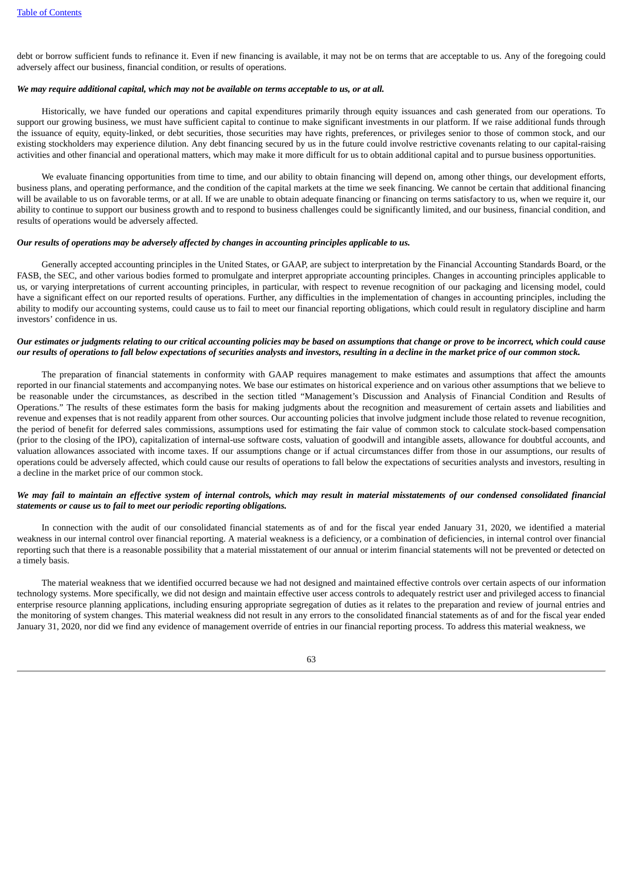debt or borrow sufficient funds to refinance it. Even if new financing is available, it may not be on terms that are acceptable to us. Any of the foregoing could adversely affect our business, financial condition, or results of operations.

***We may require additional capital, which may not be available on terms acceptable to us, or at all.***

Historically, we have funded our operations and capital expenditures primarily through equity issuances and cash generated from our operations. To support our growing business, we must have sufficient capital to continue to make significant investments in our platform. If we raise additional funds through the issuance of equity, equity-linked, or debt securities, those securities may have rights, preferences, or privileges senior to those of common stock, and our existing stockholders may experience dilution. Any debt financing secured by us in the future could involve restrictive covenants relating to our capital-raising activities and other financial and operational matters, which may make it more difficult for us to obtain additional capital and to pursue business opportunities.

We evaluate financing opportunities from time to time, and our ability to obtain financing will depend on, among other things, our development efforts, business plans, and operating performance, and the condition of the capital markets at the time we seek financing. We cannot be certain that additional financing will be available to us on favorable terms, or at all. If we are unable to obtain adequate financing or financing on terms satisfactory to us, when we require it, our ability to continue to support our business growth and to respond to business challenges could be significantly limited, and our business, financial condition, and results of operations would be adversely affected.

***Our results of operations may be adversely affected by changes in accounting principles applicable to us.***

Generally accepted accounting principles in the United States, or GAAP, are subject to interpretation by the Financial Accounting Standards Board, or the FASB, the SEC, and other various bodies formed to promulgate and interpret appropriate accounting principles. Changes in accounting principles applicable to us, or varying interpretations of current accounting principles, in particular, with respect to revenue recognition of our packaging and licensing model, could have a significant effect on our reported results of operations. Further, any difficulties in the implementation of changes in accounting principles, including the ability to modify our accounting systems, could cause us to fail to meet our financial reporting obligations, which could result in regulatory discipline and harm investors' confidence in us.

***Our estimates or judgments relating to our critical accounting policies may be based on assumptions that change or prove to be incorrect, which could cause our results of operations to fall below expectations of securities analysts and investors, resulting in a decline in the market price of our common stock.***

The preparation of financial statements in conformity with GAAP requires management to make estimates and assumptions that affect the amounts reported in our financial statements and accompanying notes. We base our estimates on historical experience and on various other assumptions that we believe to be reasonable under the circumstances, as described in the section titled "Management's Discussion and Analysis of Financial Condition and Results of Operations." The results of these estimates form the basis for making judgments about the recognition and measurement of certain assets and liabilities and revenue and expenses that is not readily apparent from other sources. Our accounting policies that involve judgment include those related to revenue recognition, the period of benefit for deferred sales commissions, assumptions used for estimating the fair value of common stock to calculate stock-based compensation (prior to the closing of the IPO), capitalization of internal-use software costs, valuation of goodwill and intangible assets, allowance for doubtful accounts, and valuation allowances associated with income taxes. If our assumptions change or if actual circumstances differ from those in our assumptions, our results of operations could be adversely affected, which could cause our results of operations to fall below the expectations of securities analysts and investors, resulting in a decline in the market price of our common stock.

***We may fail to maintain an effective system of internal controls, which may result in material misstatements of our condensed consolidated financial statements or cause us to fail to meet our periodic reporting obligations.***

In connection with the audit of our consolidated financial statements as of and for the fiscal year ended January 31, 2020, we identified a material weakness in our internal control over financial reporting. A material weakness is a deficiency, or a combination of deficiencies, in internal control over financial reporting such that there is a reasonable possibility that a material misstatement of our annual or interim financial statements will not be prevented or detected on a timely basis.

The material weakness that we identified occurred because we had not designed and maintained effective controls over certain aspects of our information technology systems. More specifically, we did not design and maintain effective user access controls to adequately restrict user and privileged access to financial enterprise resource planning applications, including ensuring appropriate segregation of duties as it relates to the preparation and review of journal entries and the monitoring of system changes. This material weakness did not result in any errors to the consolidated financial statements as of and for the fiscal year ended January 31, 2020, nor did we find any evidence of management override of entries in our financial reporting process. To address this material weakness, we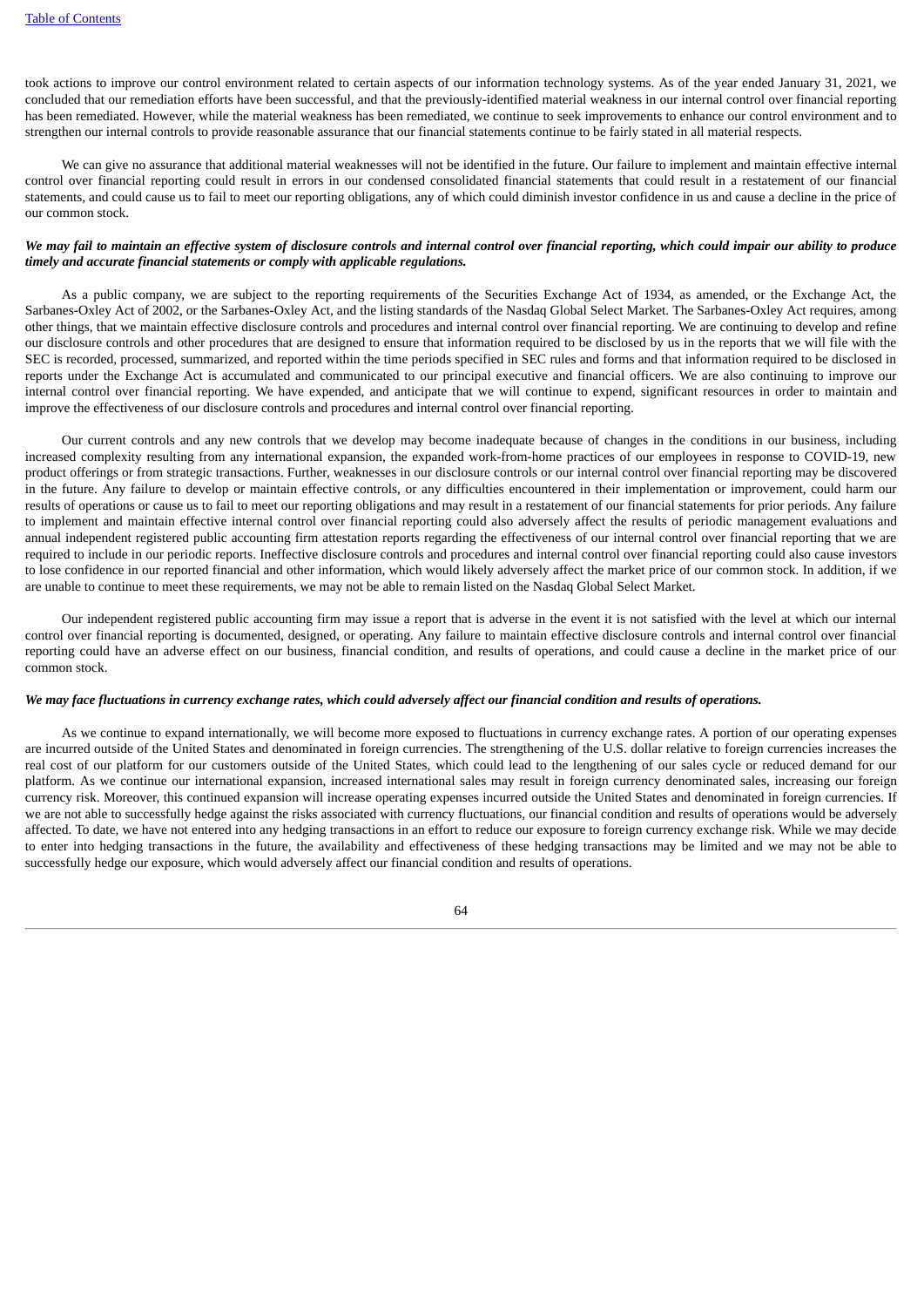took actions to improve our control environment related to certain aspects of our information technology systems. As of the year ended January 31, 2021, we concluded that our remediation efforts have been successful, and that the previously-identified material weakness in our internal control over financial reporting has been remediated. However, while the material weakness has been remediated, we continue to seek improvements to enhance our control environment and to strengthen our internal controls to provide reasonable assurance that our financial statements continue to be fairly stated in all material respects.

We can give no assurance that additional material weaknesses will not be identified in the future. Our failure to implement and maintain effective internal control over financial reporting could result in errors in our condensed consolidated financial statements that could result in a restatement of our financial statements, and could cause us to fail to meet our reporting obligations, any of which could diminish investor confidence in us and cause a decline in the price of our common stock.

***We may fail to maintain an effective system of disclosure controls and internal control over financial reporting, which could impair our ability to produce timely and accurate financial statements or comply with applicable regulations.***

As a public company, we are subject to the reporting requirements of the Securities Exchange Act of 1934, as amended, or the Exchange Act, the Sarbanes-Oxley Act of 2002, or the Sarbanes-Oxley Act, and the listing standards of the Nasdaq Global Select Market. The Sarbanes-Oxley Act requires, among other things, that we maintain effective disclosure controls and procedures and internal control over financial reporting. We are continuing to develop and refine our disclosure controls and other procedures that are designed to ensure that information required to be disclosed by us in the reports that we will file with the SEC is recorded, processed, summarized, and reported within the time periods specified in SEC rules and forms and that information required to be disclosed in reports under the Exchange Act is accumulated and communicated to our principal executive and financial officers. We are also continuing to improve our internal control over financial reporting. We have expended, and anticipate that we will continue to expend, significant resources in order to maintain and improve the effectiveness of our disclosure controls and procedures and internal control over financial reporting.

Our current controls and any new controls that we develop may become inadequate because of changes in the conditions in our business, including increased complexity resulting from any international expansion, the expanded work-from-home practices of our employees in response to COVID-19, new product offerings or from strategic transactions. Further, weaknesses in our disclosure controls or our internal control over financial reporting may be discovered in the future. Any failure to develop or maintain effective controls, or any difficulties encountered in their implementation or improvement, could harm our results of operations or cause us to fail to meet our reporting obligations and may result in a restatement of our financial statements for prior periods. Any failure to implement and maintain effective internal control over financial reporting could also adversely affect the results of periodic management evaluations and annual independent registered public accounting firm attestation reports regarding the effectiveness of our internal control over financial reporting that we are required to include in our periodic reports. Ineffective disclosure controls and procedures and internal control over financial reporting could also cause investors to lose confidence in our reported financial and other information, which would likely adversely affect the market price of our common stock. In addition, if we are unable to continue to meet these requirements, we may not be able to remain listed on the Nasdaq Global Select Market.

Our independent registered public accounting firm may issue a report that is adverse in the event it is not satisfied with the level at which our internal control over financial reporting is documented, designed, or operating. Any failure to maintain effective disclosure controls and internal control over financial reporting could have an adverse effect on our business, financial condition, and results of operations, and could cause a decline in the market price of our common stock.

***We may face fluctuations in currency exchange rates, which could adversely affect our financial condition and results of operations.***

As we continue to expand internationally, we will become more exposed to fluctuations in currency exchange rates. A portion of our operating expenses are incurred outside of the United States and denominated in foreign currencies. The strengthening of the U.S. dollar relative to foreign currencies increases the real cost of our platform for our customers outside of the United States, which could lead to the lengthening of our sales cycle or reduced demand for our platform. As we continue our international expansion, increased international sales may result in foreign currency denominated sales, increasing our foreign currency risk. Moreover, this continued expansion will increase operating expenses incurred outside the United States and denominated in foreign currencies. If we are not able to successfully hedge against the risks associated with currency fluctuations, our financial condition and results of operations would be adversely affected. To date, we have not entered into any hedging transactions in an effort to reduce our exposure to foreign currency exchange risk. While we may decide to enter into hedging transactions in the future, the availability and effectiveness of these hedging transactions may be limited and we may not be able to successfully hedge our exposure, which would adversely affect our financial condition and results of operations.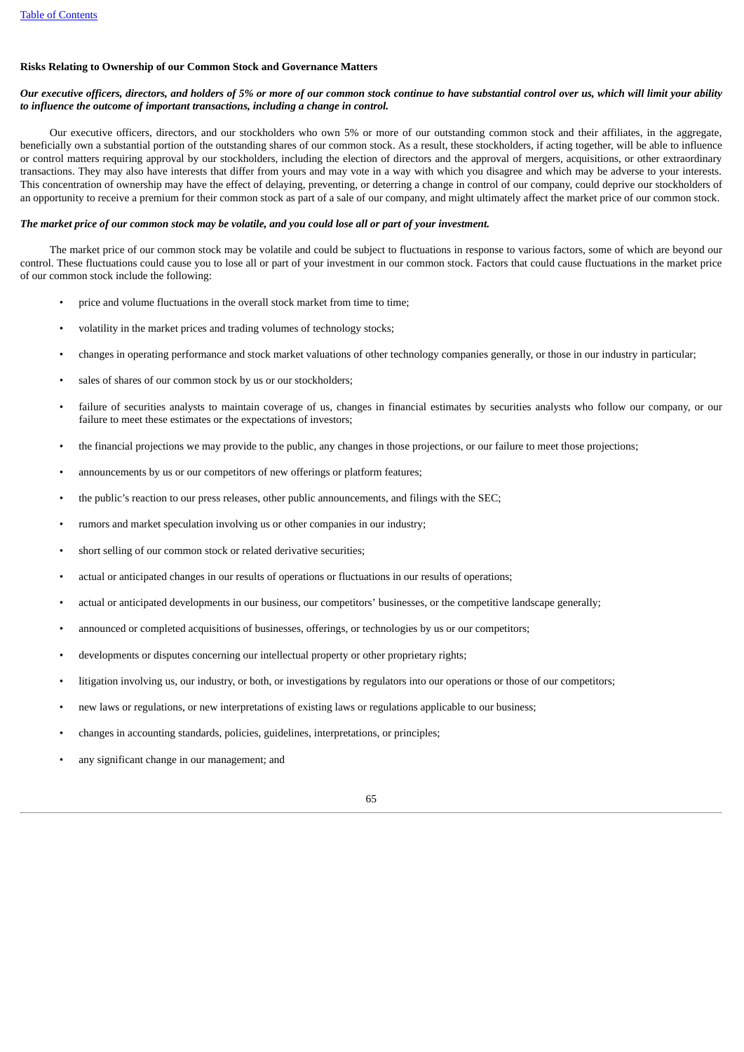### Risks Relating to Ownership of our Common Stock and Governance Matters

***Our executive officers, directors, and holders of 5% or more of our common stock continue to have substantial control over us, which will limit your ability to influence the outcome of important transactions, including a change in control.***

Our executive officers, directors, and our stockholders who own 5% or more of our outstanding common stock and their affiliates, in the aggregate, beneficially own a substantial portion of the outstanding shares of our common stock. As a result, these stockholders, if acting together, will be able to influence or control matters requiring approval by our stockholders, including the election of directors and the approval of mergers, acquisitions, or other extraordinary transactions. They may also have interests that differ from yours and may vote in a way with which you disagree and which may be adverse to your interests. This concentration of ownership may have the effect of delaying, preventing, or deterring a change in control of our company, could deprive our stockholders of an opportunity to receive a premium for their common stock as part of a sale of our company, and might ultimately affect the market price of our common stock.

***The market price of our common stock may be volatile, and you could lose all or part of your investment.***

The market price of our common stock may be volatile and could be subject to fluctuations in response to various factors, some of which are beyond our control. These fluctuations could cause you to lose all or part of your investment in our common stock. Factors that could cause fluctuations in the market price of our common stock include the following:

- price and volume fluctuations in the overall stock market from time to time;
- volatility in the market prices and trading volumes of technology stocks;
- changes in operating performance and stock market valuations of other technology companies generally, or those in our industry in particular;
- sales of shares of our common stock by us or our stockholders;
- failure of securities analysts to maintain coverage of us, changes in financial estimates by securities analysts who follow our company, or our failure to meet these estimates or the expectations of investors;
- the financial projections we may provide to the public, any changes in those projections, or our failure to meet those projections;
- announcements by us or our competitors of new offerings or platform features;
- the public's reaction to our press releases, other public announcements, and filings with the SEC;
- rumors and market speculation involving us or other companies in our industry;
- short selling of our common stock or related derivative securities;
- actual or anticipated changes in our results of operations or fluctuations in our results of operations;
- actual or anticipated developments in our business, our competitors' businesses, or the competitive landscape generally;
- announced or completed acquisitions of businesses, offerings, or technologies by us or our competitors;
- developments or disputes concerning our intellectual property or other proprietary rights;
- litigation involving us, our industry, or both, or investigations by regulators into our operations or those of our competitors;
- new laws or regulations, or new interpretations of existing laws or regulations applicable to our business;
- changes in accounting standards, policies, guidelines, interpretations, or principles;
- any significant change in our management; and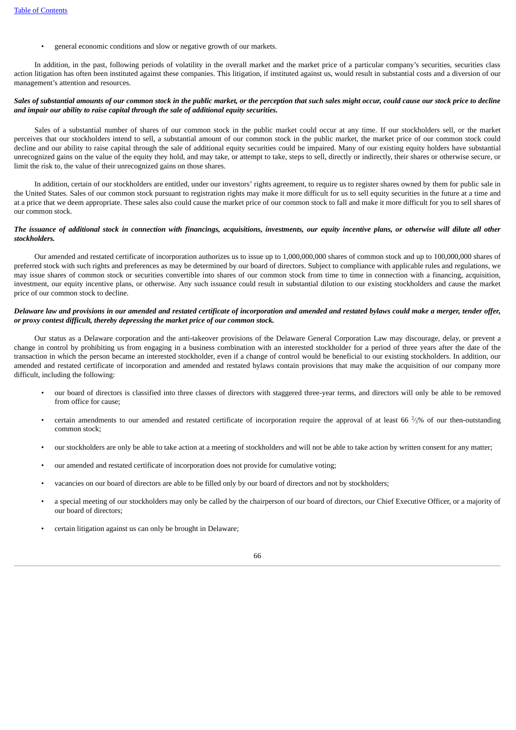- general economic conditions and slow or negative growth of our markets.

In addition, in the past, following periods of volatility in the overall market and the market price of a particular company's securities, securities class action litigation has often been instituted against these companies. This litigation, if instituted against us, would result in substantial costs and a diversion of our management's attention and resources.

***Sales of substantial amounts of our common stock in the public market, or the perception that such sales might occur, could cause our stock price to decline and impair our ability to raise capital through the sale of additional equity securities.***

Sales of a substantial number of shares of our common stock in the public market could occur at any time. If our stockholders sell, or the market perceives that our stockholders intend to sell, a substantial amount of our common stock in the public market, the market price of our common stock could decline and our ability to raise capital through the sale of additional equity securities could be impaired. Many of our existing equity holders have substantial unrecognized gains on the value of the equity they hold, and may take, or attempt to take, steps to sell, directly or indirectly, their shares or otherwise secure, or limit the risk to, the value of their unrecognized gains on those shares.

In addition, certain of our stockholders are entitled, under our investors' rights agreement, to require us to register shares owned by them for public sale in the United States. Sales of our common stock pursuant to registration rights may make it more difficult for us to sell equity securities in the future at a time and at a price that we deem appropriate. These sales also could cause the market price of our common stock to fall and make it more difficult for you to sell shares of our common stock.

***The issuance of additional stock in connection with financings, acquisitions, investments, our equity incentive plans, or otherwise will dilute all other stockholders.***

Our amended and restated certificate of incorporation authorizes us to issue up to 1,000,000,000 shares of common stock and up to 100,000,000 shares of preferred stock with such rights and preferences as may be determined by our board of directors. Subject to compliance with applicable rules and regulations, we may issue shares of common stock or securities convertible into shares of our common stock from time to time in connection with a financing, acquisition, investment, our equity incentive plans, or otherwise. Any such issuance could result in substantial dilution to our existing stockholders and cause the market price of our common stock to decline.

***Delaware law and provisions in our amended and restated certificate of incorporation and amended and restated bylaws could make a merger, tender offer, or proxy contest difficult, thereby depressing the market price of our common stock.***

Our status as a Delaware corporation and the anti-takeover provisions of the Delaware General Corporation Law may discourage, delay, or prevent a change in control by prohibiting us from engaging in a business combination with an interested stockholder for a period of three years after the date of the transaction in which the person became an interested stockholder, even if a change of control would be beneficial to our existing stockholders. In addition, our amended and restated certificate of incorporation and amended and restated bylaws contain provisions that may make the acquisition of our company more difficult, including the following:

- our board of directors is classified into three classes of directors with staggered three-year terms, and directors will only be able to be removed from office for cause;
- certain amendments to our amended and restated certificate of incorporation require the approval of at least 66 ⅔% of our then-outstanding common stock;
- our stockholders are only be able to take action at a meeting of stockholders and will not be able to take action by written consent for any matter;
- our amended and restated certificate of incorporation does not provide for cumulative voting;
- vacancies on our board of directors are able to be filled only by our board of directors and not by stockholders;
- a special meeting of our stockholders may only be called by the chairperson of our board of directors, our Chief Executive Officer, or a majority of our board of directors;
- certain litigation against us can only be brought in Delaware;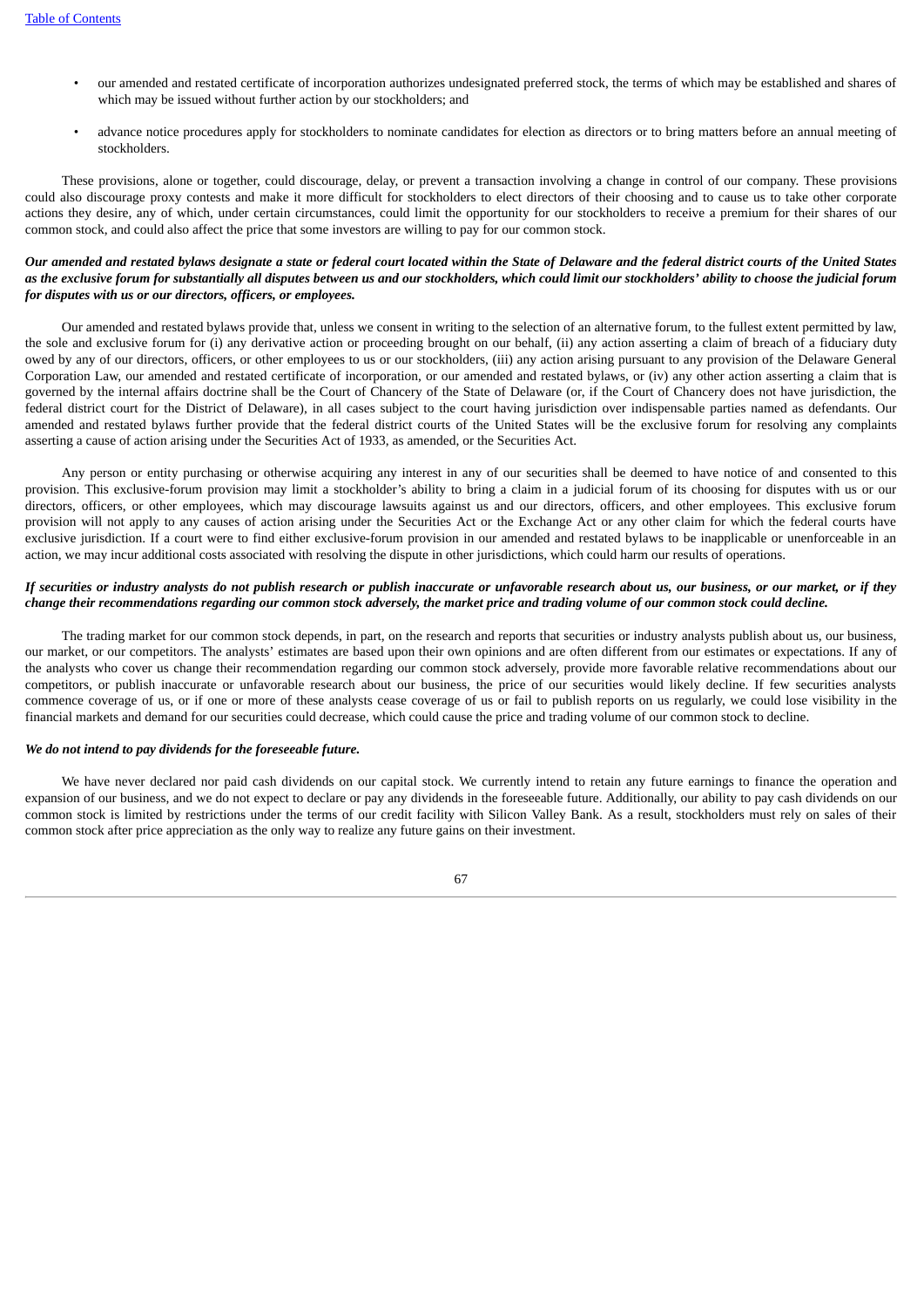- our amended and restated certificate of incorporation authorizes undesignated preferred stock, the terms of which may be established and shares of which may be issued without further action by our stockholders; and
- advance notice procedures apply for stockholders to nominate candidates for election as directors or to bring matters before an annual meeting of stockholders.

These provisions, alone or together, could discourage, delay, or prevent a transaction involving a change in control of our company. These provisions could also discourage proxy contests and make it more difficult for stockholders to elect directors of their choosing and to cause us to take other corporate actions they desire, any of which, under certain circumstances, could limit the opportunity for our stockholders to receive a premium for their shares of our common stock, and could also affect the price that some investors are willing to pay for our common stock.

***Our amended and restated bylaws designate a state or federal court located within the State of Delaware and the federal district courts of the United States as the exclusive forum for substantially all disputes between us and our stockholders, which could limit our stockholders' ability to choose the judicial forum for disputes with us or our directors, officers, or employees.***

Our amended and restated bylaws provide that, unless we consent in writing to the selection of an alternative forum, to the fullest extent permitted by law, the sole and exclusive forum for (i) any derivative action or proceeding brought on our behalf, (ii) any action asserting a claim of breach of a fiduciary duty owed by any of our directors, officers, or other employees to us or our stockholders, (iii) any action arising pursuant to any provision of the Delaware General Corporation Law, our amended and restated certificate of incorporation, or our amended and restated bylaws, or (iv) any other action asserting a claim that is governed by the internal affairs doctrine shall be the Court of Chancery of the State of Delaware (or, if the Court of Chancery does not have jurisdiction, the federal district court for the District of Delaware), in all cases subject to the court having jurisdiction over indispensable parties named as defendants. Our amended and restated bylaws further provide that the federal district courts of the United States will be the exclusive forum for resolving any complaints asserting a cause of action arising under the Securities Act of 1933, as amended, or the Securities Act.

Any person or entity purchasing or otherwise acquiring any interest in any of our securities shall be deemed to have notice of and consented to this provision. This exclusive-forum provision may limit a stockholder's ability to bring a claim in a judicial forum of its choosing for disputes with us or our directors, officers, or other employees, which may discourage lawsuits against us and our directors, officers, and other employees. This exclusive forum provision will not apply to any causes of action arising under the Securities Act or the Exchange Act or any other claim for which the federal courts have exclusive jurisdiction. If a court were to find either exclusive-forum provision in our amended and restated bylaws to be inapplicable or unenforceable in an action, we may incur additional costs associated with resolving the dispute in other jurisdictions, which could harm our results of operations.

***If securities or industry analysts do not publish research or publish inaccurate or unfavorable research about us, our business, or our market, or if they change their recommendations regarding our common stock adversely, the market price and trading volume of our common stock could decline.***

The trading market for our common stock depends, in part, on the research and reports that securities or industry analysts publish about us, our business, our market, or our competitors. The analysts' estimates are based upon their own opinions and are often different from our estimates or expectations. If any of the analysts who cover us change their recommendation regarding our common stock adversely, provide more favorable relative recommendations about our competitors, or publish inaccurate or unfavorable research about our business, the price of our securities would likely decline. If few securities analysts commence coverage of us, or if one or more of these analysts cease coverage of us or fail to publish reports on us regularly, we could lose visibility in the financial markets and demand for our securities could decrease, which could cause the price and trading volume of our common stock to decline.

***We do not intend to pay dividends for the foreseeable future.***

We have never declared nor paid cash dividends on our capital stock. We currently intend to retain any future earnings to finance the operation and expansion of our business, and we do not expect to declare or pay any dividends in the foreseeable future. Additionally, our ability to pay cash dividends on our common stock is limited by restrictions under the terms of our credit facility with Silicon Valley Bank. As a result, stockholders must rely on sales of their common stock after price appreciation as the only way to realize any future gains on their investment.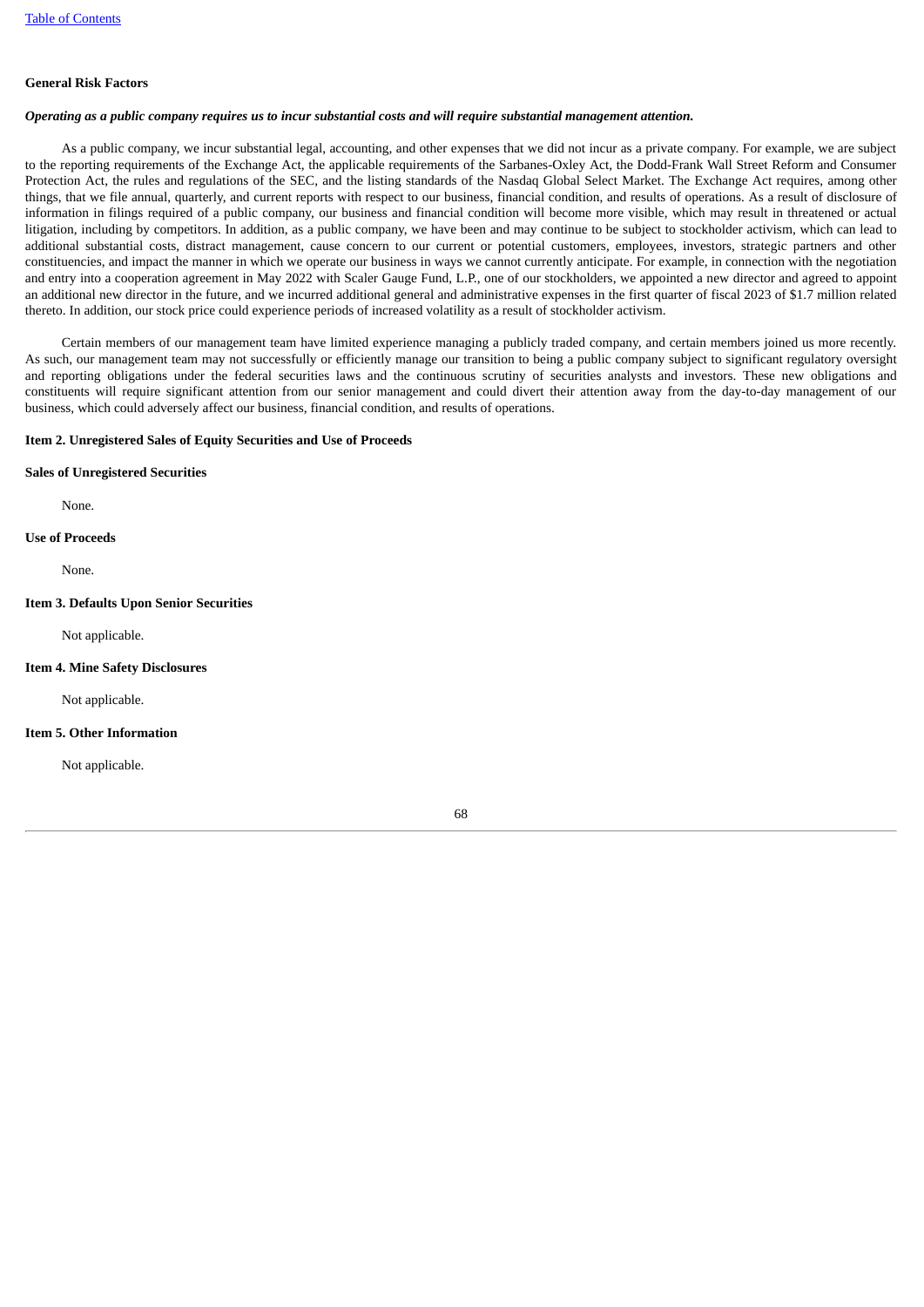### General Risk Factors

***Operating as a public company requires us to incur substantial costs and will require substantial management attention.***

As a public company, we incur substantial legal, accounting, and other expenses that we did not incur as a private company. For example, we are subject to the reporting requirements of the Exchange Act, the applicable requirements of the Sarbanes-Oxley Act, the Dodd-Frank Wall Street Reform and Consumer Protection Act, the rules and regulations of the SEC, and the listing standards of the Nasdaq Global Select Market. The Exchange Act requires, among other things, that we file annual, quarterly, and current reports with respect to our business, financial condition, and results of operations. As a result of disclosure of information in filings required of a public company, our business and financial condition will become more visible, which may result in threatened or actual litigation, including by competitors. In addition, as a public company, we have been and may continue to be subject to stockholder activism, which can lead to additional substantial costs, distract management, cause concern to our current or potential customers, employees, investors, strategic partners and other constituencies, and impact the manner in which we operate our business in ways we cannot currently anticipate. For example, in connection with the negotiation and entry into a cooperation agreement in May 2022 with Scaler Gauge Fund, L.P., one of our stockholders, we appointed a new director and agreed to appoint an additional new director in the future, and we incurred additional general and administrative expenses in the first quarter of fiscal 2023 of $1.7 million related thereto. In addition, our stock price could experience periods of increased volatility as a result of stockholder activism.

Certain members of our management team have limited experience managing a publicly traded company, and certain members joined us more recently. As such, our management team may not successfully or efficiently manage our transition to being a public company subject to significant regulatory oversight and reporting obligations under the federal securities laws and the continuous scrutiny of securities analysts and investors. These new obligations and constituents will require significant attention from our senior management and could divert their attention away from the day-to-day management of our business, which could adversely affect our business, financial condition, and results of operations.

## Item 2. Unregistered Sales of Equity Securities and Use of Proceeds

### Sales of Unregistered Securities

None.

### Use of Proceeds

None.

## Item 3. Defaults Upon Senior Securities

Not applicable.

## Item 4. Mine Safety Disclosures

Not applicable.

## Item 5. Other Information

Not applicable.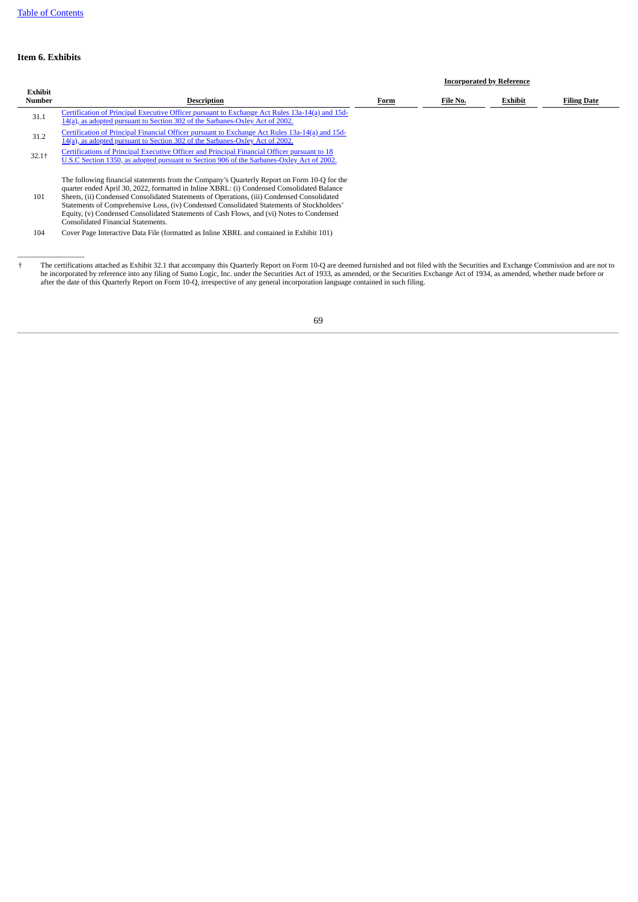## Item 6. Exhibits

| Exhibit Number | Description | Incorporated by Reference | | | |
|---|---|---|---|---|---|
| | | Form | File No. | Exhibit | Filing Date |
| 31.1 | Certification of Principal Executive Officer pursuant to Exchange Act Rules 13a-14(a) and 15d-14(a), as adopted pursuant to Section 302 of the Sarbanes-Oxley Act of 2002. | | | | |
| 31.2 | Certification of Principal Financial Officer pursuant to Exchange Act Rules 13a-14(a) and 15d-14(a), as adopted pursuant to Section 302 of the Sarbanes-Oxley Act of 2002. | | | | |
| 32.1† | Certifications of Principal Executive Officer and Principal Financial Officer pursuant to 18 U.S.C Section 1350, as adopted pursuant to Section 906 of the Sarbanes-Oxley Act of 2002. | | | | |
| 101 | The following financial statements from the Company's Quarterly Report on Form 10-Q for the quarter ended April 30, 2022, formatted in Inline XBRL: (i) Condensed Consolidated Balance Sheets, (ii) Condensed Consolidated Statements of Operations, (iii) Condensed Consolidated Statements of Comprehensive Loss, (iv) Condensed Consolidated Statements of Stockholders' Equity, (v) Condensed Consolidated Statements of Cash Flows, and (vi) Notes to Condensed Consolidated Financial Statements. | | | | |
| 104 | Cover Page Interactive Data File (formatted as Inline XBRL and contained in Exhibit 101) | | | | |

† The certifications attached as Exhibit 32.1 that accompany this Quarterly Report on Form 10-Q are deemed furnished and not filed with the Securities and Exchange Commission and are not to be incorporated by reference into any filing of Sumo Logic, Inc. under the Securities Act of 1933, as amended, or the Securities Exchange Act of 1934, as amended, whether made before or after the date of this Quarterly Report on Form 10-Q, irrespective of any general incorporation language contained in such filing.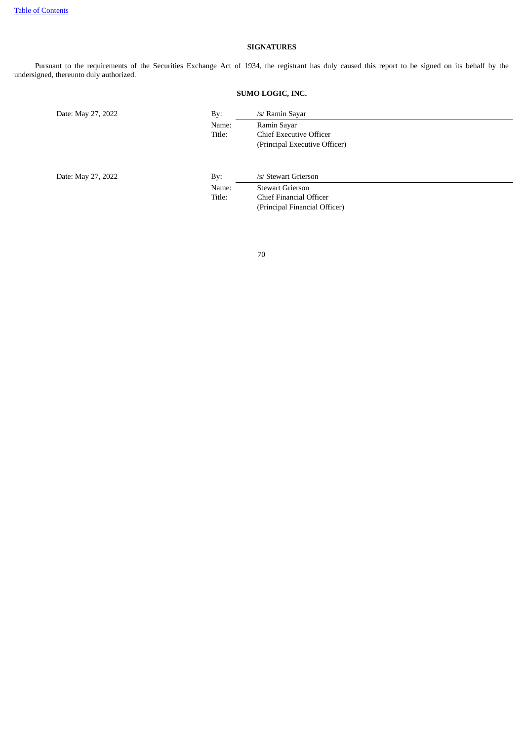## SIGNATURES

Pursuant to the requirements of the Securities Exchange Act of 1934, the registrant has duly caused this report to be signed on its behalf by the undersigned, thereunto duly authorized.

**SUMO LOGIC, INC.**

| | | |
|---|---|---|
| Date: May 27, 2022 | By: | /s/ Ramin Sayar |
| | Name: | Ramin Sayar |
| | Title: | Chief Executive Officer<br>(Principal Executive Officer) |
| | | |
| Date: May 27, 2022 | By: | /s/ Stewart Grierson |
| | Name: | Stewart Grierson |
| | Title: | Chief Financial Officer<br>(Principal Financial Officer) |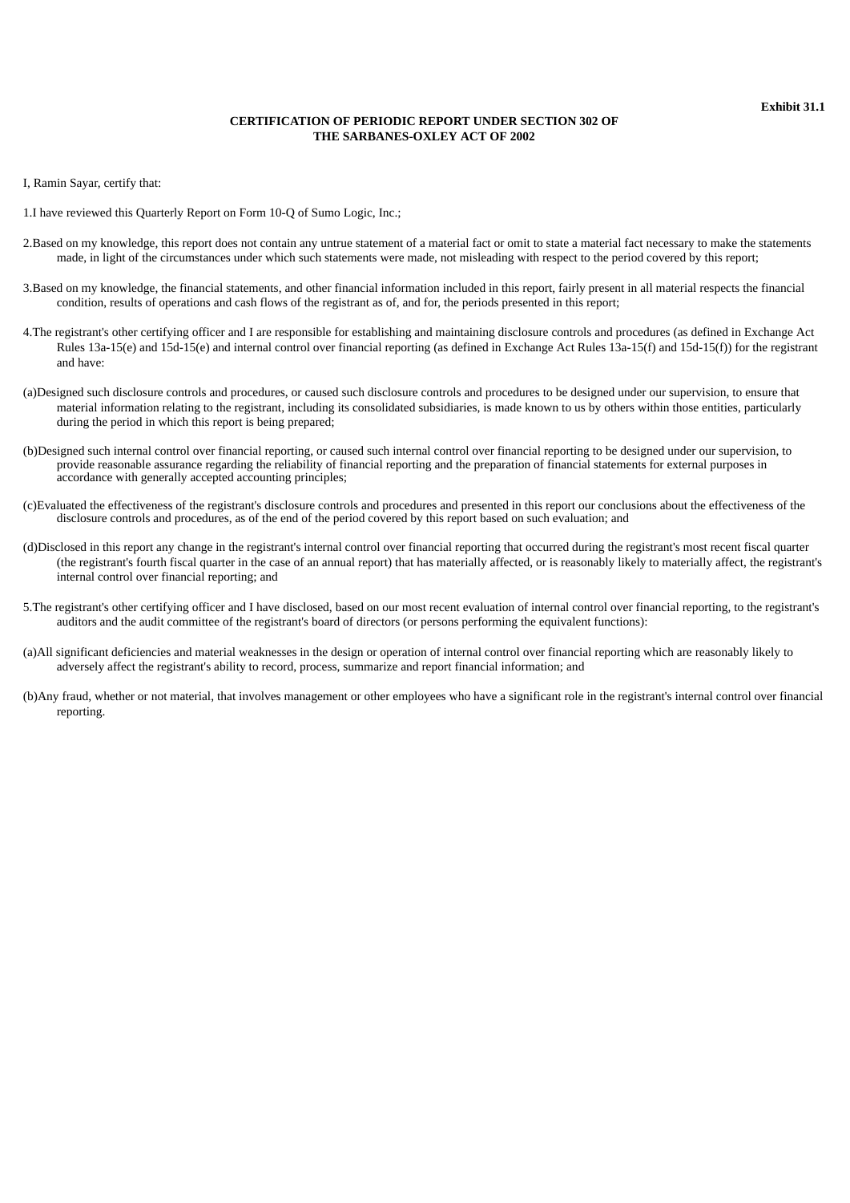**Exhibit 31.1**

**CERTIFICATION OF PERIODIC REPORT UNDER SECTION 302 OF THE SARBANES-OXLEY ACT OF 2002**

I, Ramin Sayar, certify that:

1.I have reviewed this Quarterly Report on Form 10-Q of Sumo Logic, Inc.;

2.Based on my knowledge, this report does not contain any untrue statement of a material fact or omit to state a material fact necessary to make the statements made, in light of the circumstances under which such statements were made, not misleading with respect to the period covered by this report;

3.Based on my knowledge, the financial statements, and other financial information included in this report, fairly present in all material respects the financial condition, results of operations and cash flows of the registrant as of, and for, the periods presented in this report;

4.The registrant's other certifying officer and I are responsible for establishing and maintaining disclosure controls and procedures (as defined in Exchange Act Rules 13a-15(e) and 15d-15(e) and internal control over financial reporting (as defined in Exchange Act Rules 13a-15(f) and 15d-15(f)) for the registrant and have:

(a)Designed such disclosure controls and procedures, or caused such disclosure controls and procedures to be designed under our supervision, to ensure that material information relating to the registrant, including its consolidated subsidiaries, is made known to us by others within those entities, particularly during the period in which this report is being prepared;

(b)Designed such internal control over financial reporting, or caused such internal control over financial reporting to be designed under our supervision, to provide reasonable assurance regarding the reliability of financial reporting and the preparation of financial statements for external purposes in accordance with generally accepted accounting principles;

(c)Evaluated the effectiveness of the registrant's disclosure controls and procedures and presented in this report our conclusions about the effectiveness of the disclosure controls and procedures, as of the end of the period covered by this report based on such evaluation; and

(d)Disclosed in this report any change in the registrant's internal control over financial reporting that occurred during the registrant's most recent fiscal quarter (the registrant's fourth fiscal quarter in the case of an annual report) that has materially affected, or is reasonably likely to materially affect, the registrant's internal control over financial reporting; and

5.The registrant's other certifying officer and I have disclosed, based on our most recent evaluation of internal control over financial reporting, to the registrant's auditors and the audit committee of the registrant's board of directors (or persons performing the equivalent functions):

(a)All significant deficiencies and material weaknesses in the design or operation of internal control over financial reporting which are reasonably likely to adversely affect the registrant's ability to record, process, summarize and report financial information; and

(b)Any fraud, whether or not material, that involves management or other employees who have a significant role in the registrant's internal control over financial reporting.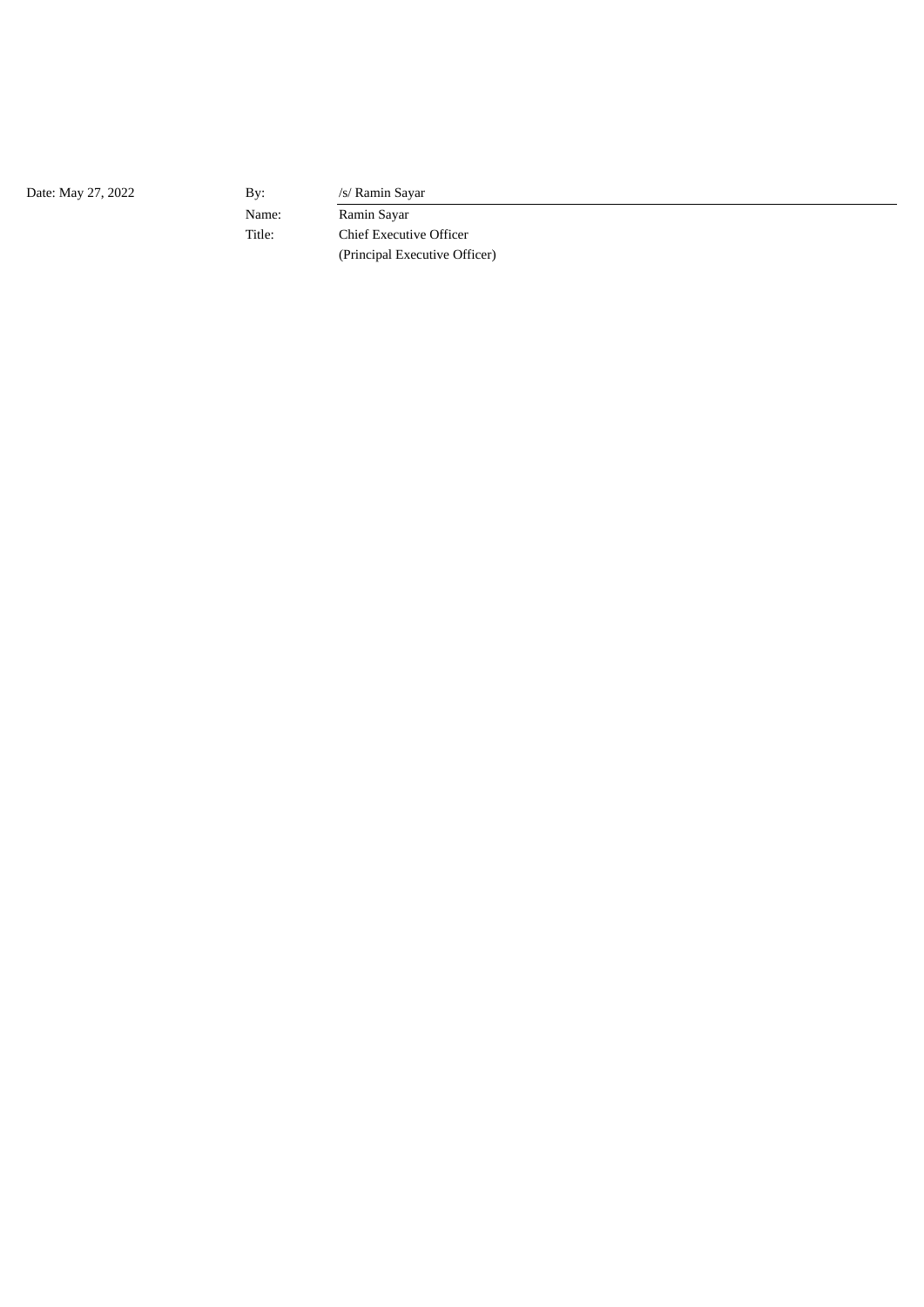| Date: May 27, 2022 | By: | /s/ Ramin Sayar |
| --- | --- | --- |
| | Name: | Ramin Sayar |
| | Title: | Chief Executive Officer |
| | | (Principal Executive Officer) |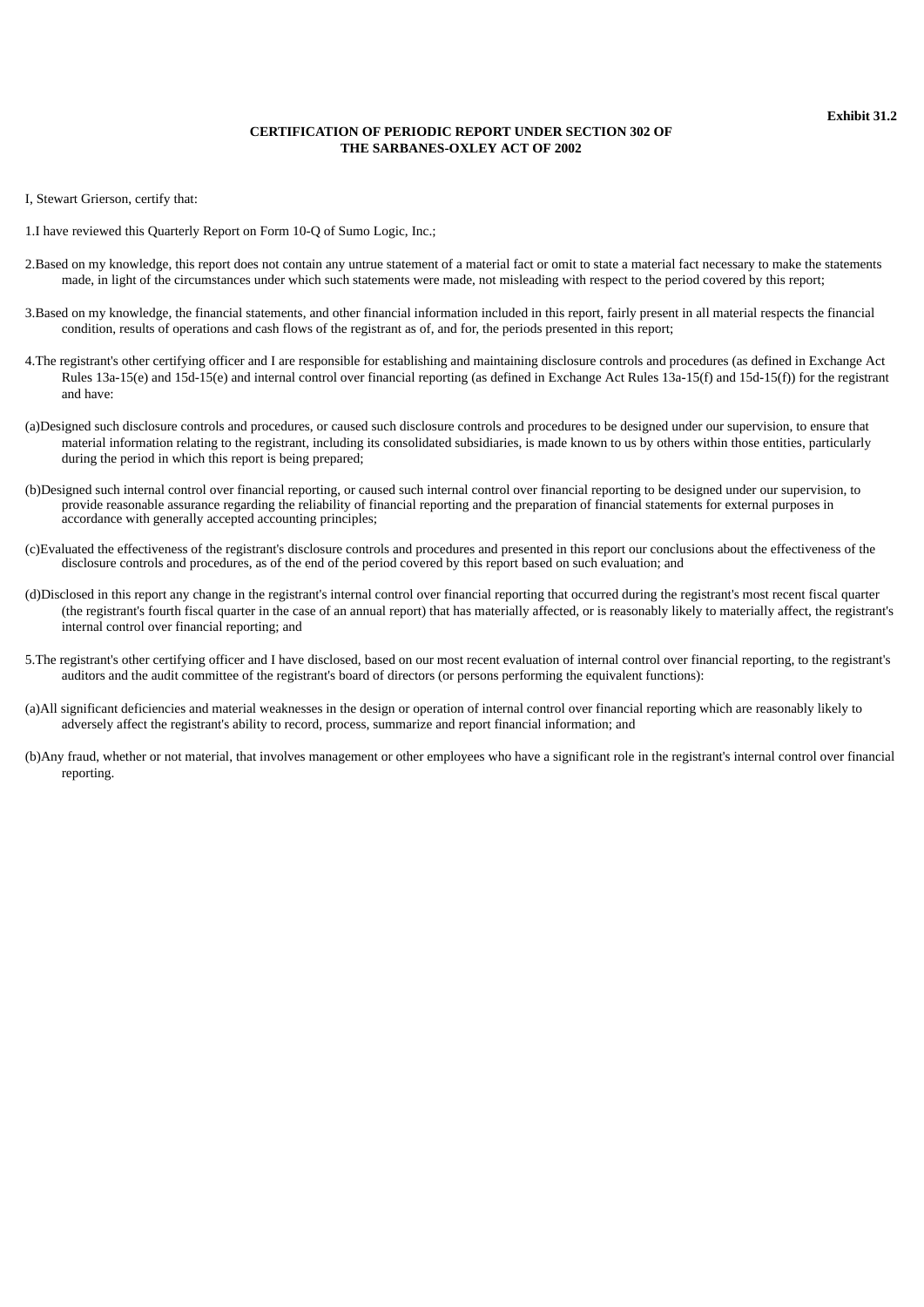Exhibit 31.2

**CERTIFICATION OF PERIODIC REPORT UNDER SECTION 302 OF THE SARBANES-OXLEY ACT OF 2002**

I, Stewart Grierson, certify that:

1.I have reviewed this Quarterly Report on Form 10-Q of Sumo Logic, Inc.;

2.Based on my knowledge, this report does not contain any untrue statement of a material fact or omit to state a material fact necessary to make the statements made, in light of the circumstances under which such statements were made, not misleading with respect to the period covered by this report;

3.Based on my knowledge, the financial statements, and other financial information included in this report, fairly present in all material respects the financial condition, results of operations and cash flows of the registrant as of, and for, the periods presented in this report;

4.The registrant's other certifying officer and I are responsible for establishing and maintaining disclosure controls and procedures (as defined in Exchange Act Rules 13a-15(e) and 15d-15(e) and internal control over financial reporting (as defined in Exchange Act Rules 13a-15(f) and 15d-15(f)) for the registrant and have:

(a)Designed such disclosure controls and procedures, or caused such disclosure controls and procedures to be designed under our supervision, to ensure that material information relating to the registrant, including its consolidated subsidiaries, is made known to us by others within those entities, particularly during the period in which this report is being prepared;

(b)Designed such internal control over financial reporting, or caused such internal control over financial reporting to be designed under our supervision, to provide reasonable assurance regarding the reliability of financial reporting and the preparation of financial statements for external purposes in accordance with generally accepted accounting principles;

(c)Evaluated the effectiveness of the registrant's disclosure controls and procedures and presented in this report our conclusions about the effectiveness of the disclosure controls and procedures, as of the end of the period covered by this report based on such evaluation; and

(d)Disclosed in this report any change in the registrant's internal control over financial reporting that occurred during the registrant's most recent fiscal quarter (the registrant's fourth fiscal quarter in the case of an annual report) that has materially affected, or is reasonably likely to materially affect, the registrant's internal control over financial reporting; and

5.The registrant's other certifying officer and I have disclosed, based on our most recent evaluation of internal control over financial reporting, to the registrant's auditors and the audit committee of the registrant's board of directors (or persons performing the equivalent functions):

(a)All significant deficiencies and material weaknesses in the design or operation of internal control over financial reporting which are reasonably likely to adversely affect the registrant's ability to record, process, summarize and report financial information; and

(b)Any fraud, whether or not material, that involves management or other employees who have a significant role in the registrant's internal control over financial reporting.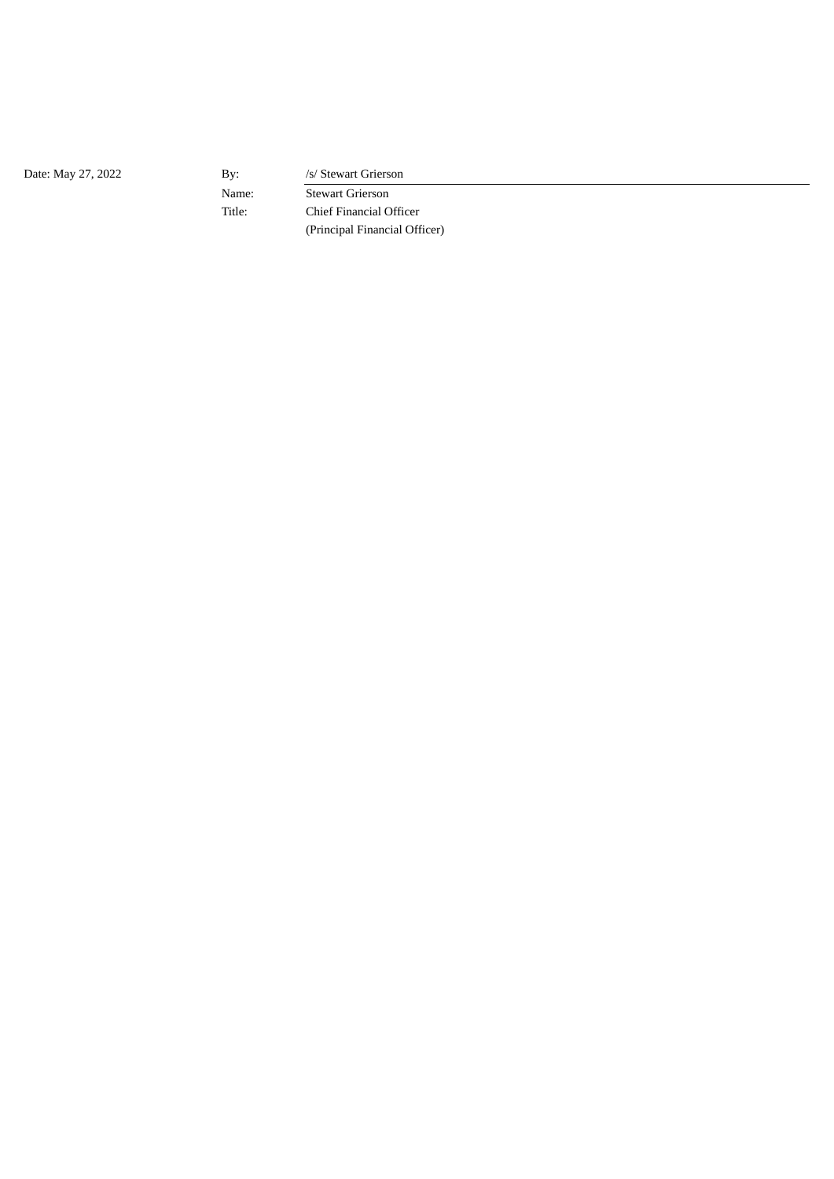| Date: May 27, 2022 | By: | /s/ Stewart Grierson |
| --- | --- | --- |
| | Name: | Stewart Grierson |
| | Title: | Chief Financial Officer |
| | | (Principal Financial Officer) |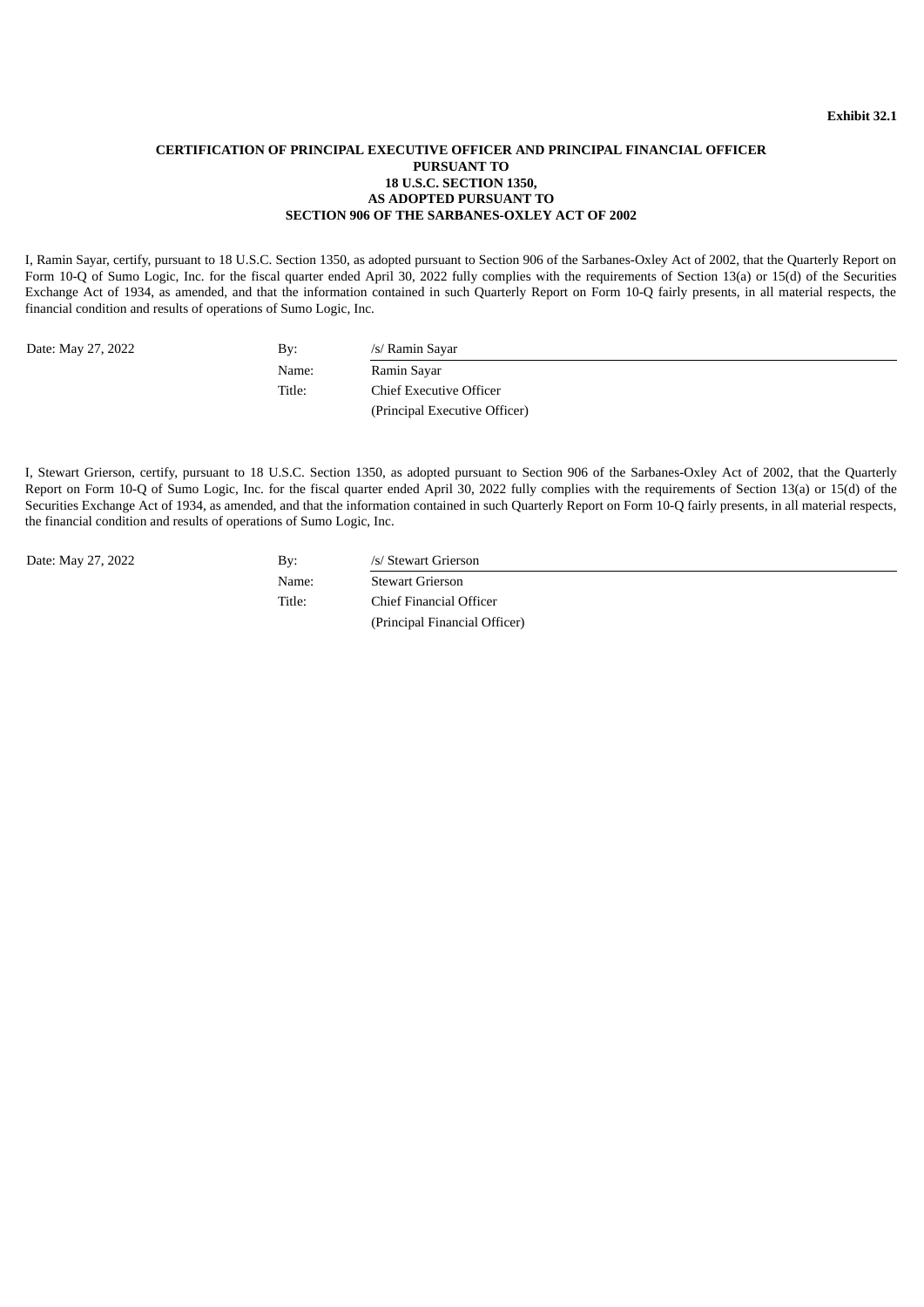**Exhibit 32.1**

**CERTIFICATION OF PRINCIPAL EXECUTIVE OFFICER AND PRINCIPAL FINANCIAL OFFICER PURSUANT TO 18 U.S.C. SECTION 1350, AS ADOPTED PURSUANT TO SECTION 906 OF THE SARBANES-OXLEY ACT OF 2002**

I, Ramin Sayar, certify, pursuant to 18 U.S.C. Section 1350, as adopted pursuant to Section 906 of the Sarbanes-Oxley Act of 2002, that the Quarterly Report on Form 10-Q of Sumo Logic, Inc. for the fiscal quarter ended April 30, 2022 fully complies with the requirements of Section 13(a) or 15(d) of the Securities Exchange Act of 1934, as amended, and that the information contained in such Quarterly Report on Form 10-Q fairly presents, in all material respects, the financial condition and results of operations of Sumo Logic, Inc.

| | | |
|---|---|---|
| Date: May 27, 2022 | By: | /s/ Ramin Sayar |
| | Name: | Ramin Sayar |
| | Title: | Chief Executive Officer |
| | | (Principal Executive Officer) |

I, Stewart Grierson, certify, pursuant to 18 U.S.C. Section 1350, as adopted pursuant to Section 906 of the Sarbanes-Oxley Act of 2002, that the Quarterly Report on Form 10-Q of Sumo Logic, Inc. for the fiscal quarter ended April 30, 2022 fully complies with the requirements of Section 13(a) or 15(d) of the Securities Exchange Act of 1934, as amended, and that the information contained in such Quarterly Report on Form 10-Q fairly presents, in all material respects, the financial condition and results of operations of Sumo Logic, Inc.

| | | |
|---|---|---|
| Date: May 27, 2022 | By: | /s/ Stewart Grierson |
| | Name: | Stewart Grierson |
| | Title: | Chief Financial Officer |
| | | (Principal Financial Officer) |